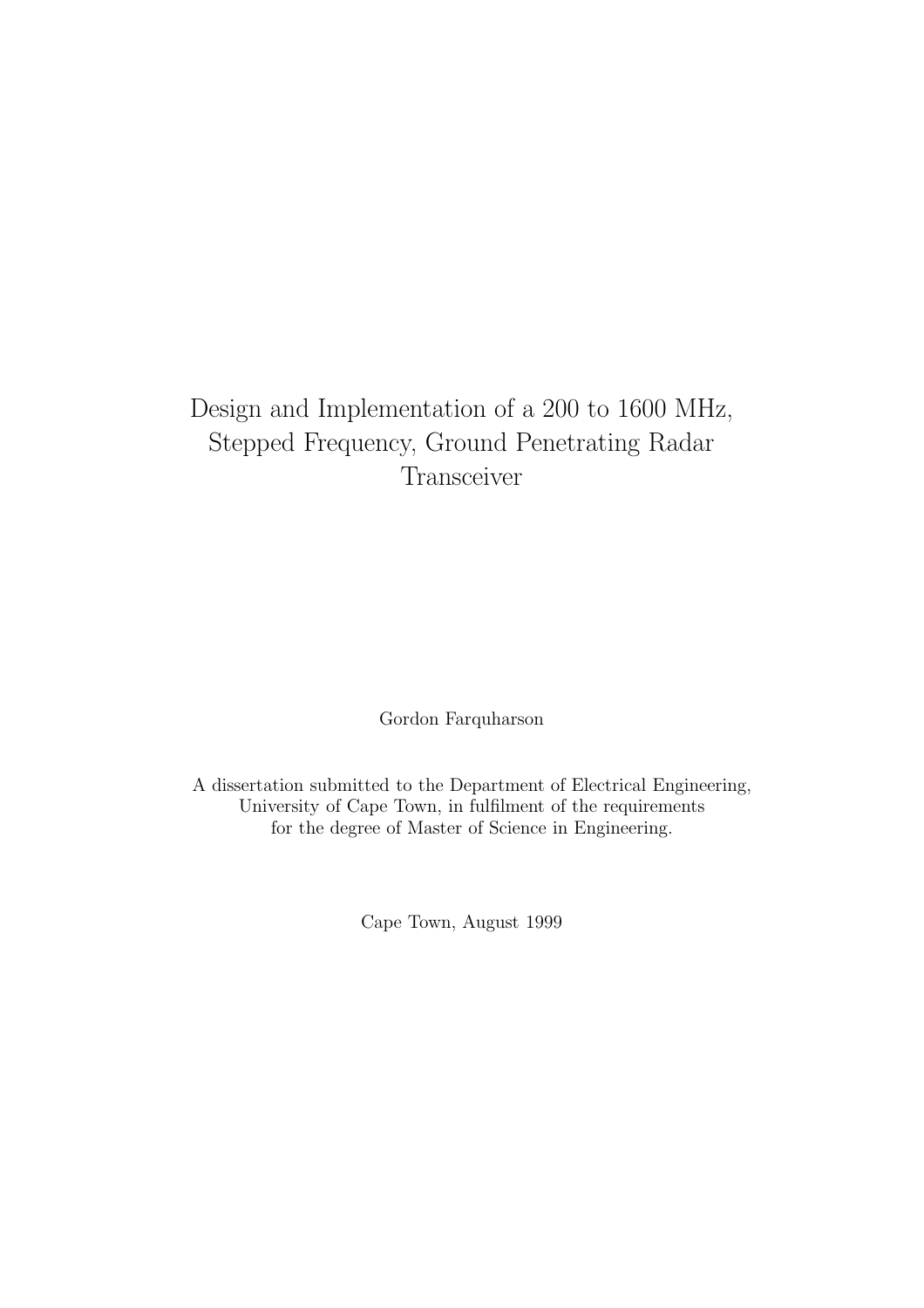# Design and Implementation of a 200 to 1600 MHz, Stepped Frequency, Ground Penetrating Radar Transceiver

Gordon Farquharson

A dissertation submitted to the Department of Electrical Engineering, University of Cape Town, in fulfilment of the requirements for the degree of Master of Science in Engineering.

Cape Town, August 1999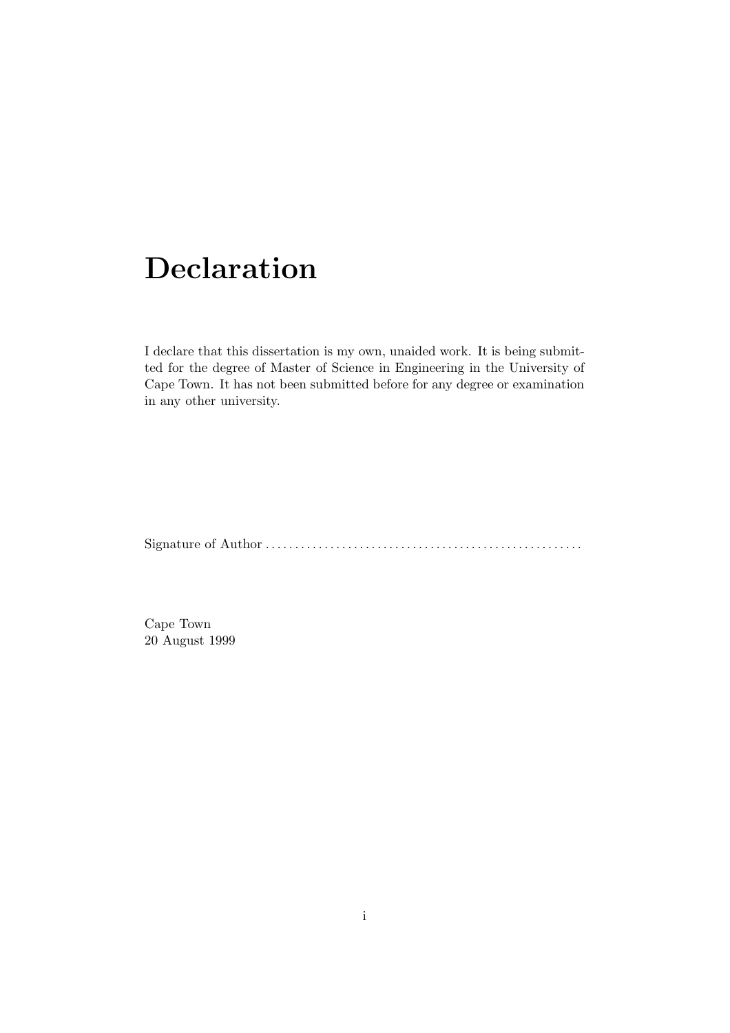# Declaration

I declare that this dissertation is my own, unaided work. It is being submitted for the degree of Master of Science in Engineering in the University of Cape Town. It has not been submitted before for any degree or examination in any other university.

Signature of Author .......................................................

Cape Town
20 August 1999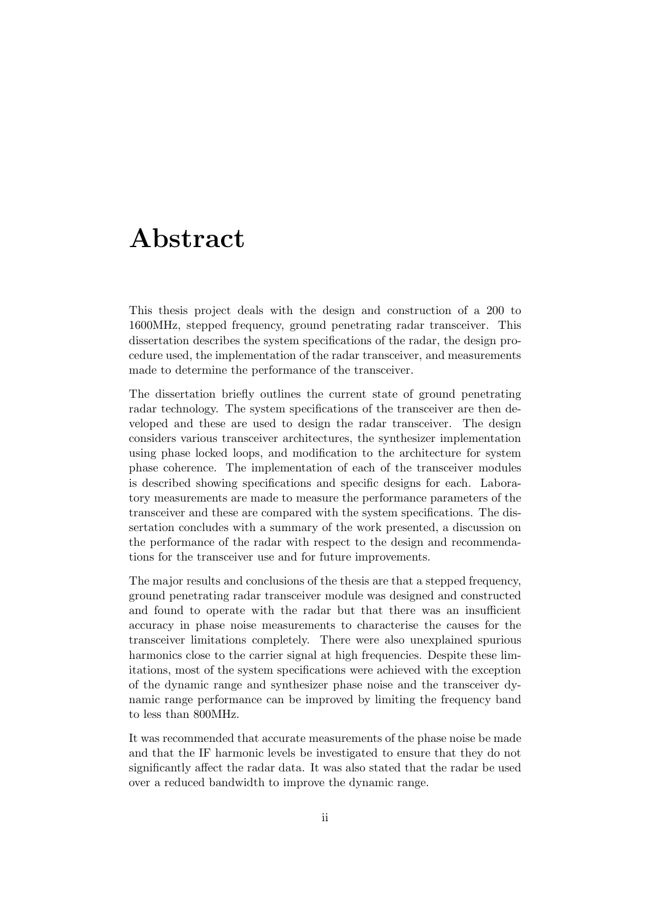# Abstract

This thesis project deals with the design and construction of a 200 to 1600MHz, stepped frequency, ground penetrating radar transceiver. This dissertation describes the system specifications of the radar, the design procedure used, the implementation of the radar transceiver, and measurements made to determine the performance of the transceiver.

The dissertation briefly outlines the current state of ground penetrating radar technology. The system specifications of the transceiver are then developed and these are used to design the radar transceiver. The design considers various transceiver architectures, the synthesizer implementation using phase locked loops, and modification to the architecture for system phase coherence. The implementation of each of the transceiver modules is described showing specifications and specific designs for each. Laboratory measurements are made to measure the performance parameters of the transceiver and these are compared with the system specifications. The dissertation concludes with a summary of the work presented, a discussion on the performance of the radar with respect to the design and recommendations for the transceiver use and for future improvements.

The major results and conclusions of the thesis are that a stepped frequency, ground penetrating radar transceiver module was designed and constructed and found to operate with the radar but that there was an insufficient accuracy in phase noise measurements to characterise the causes for the transceiver limitations completely. There were also unexplained spurious harmonics close to the carrier signal at high frequencies. Despite these limitations, most of the system specifications were achieved with the exception of the dynamic range and synthesizer phase noise and the transceiver dynamic range performance can be improved by limiting the frequency band to less than 800MHz.

It was recommended that accurate measurements of the phase noise be made and that the IF harmonic levels be investigated to ensure that they do not significantly affect the radar data. It was also stated that the radar be used over a reduced bandwidth to improve the dynamic range.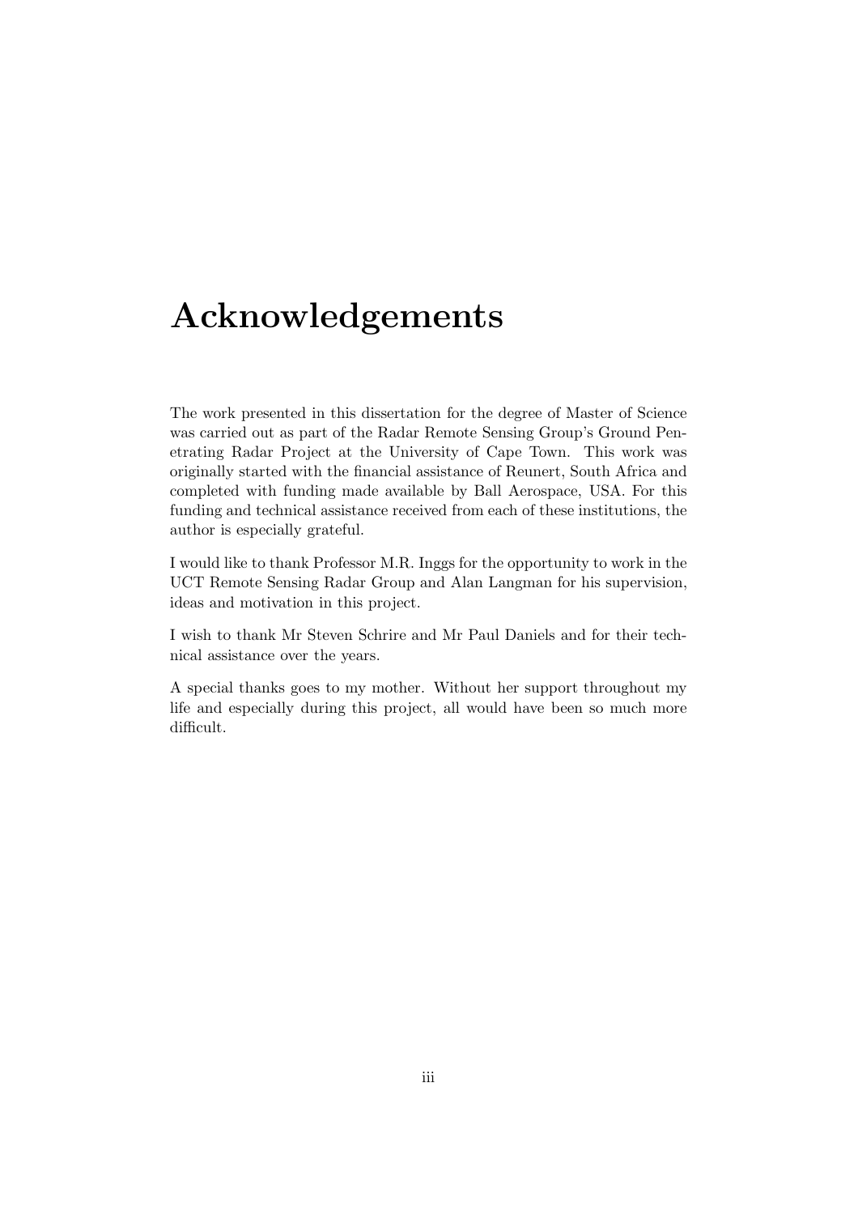# Acknowledgements

The work presented in this dissertation for the degree of Master of Science was carried out as part of the Radar Remote Sensing Group's Ground Penetrating Radar Project at the University of Cape Town. This work was originally started with the financial assistance of Reunert, South Africa and completed with funding made available by Ball Aerospace, USA. For this funding and technical assistance received from each of these institutions, the author is especially grateful.

I would like to thank Professor M.R. Inggs for the opportunity to work in the UCT Remote Sensing Radar Group and Alan Langman for his supervision, ideas and motivation in this project.

I wish to thank Mr Steven Schrire and Mr Paul Daniels and for their technical assistance over the years.

A special thanks goes to my mother. Without her support throughout my life and especially during this project, all would have been so much more difficult.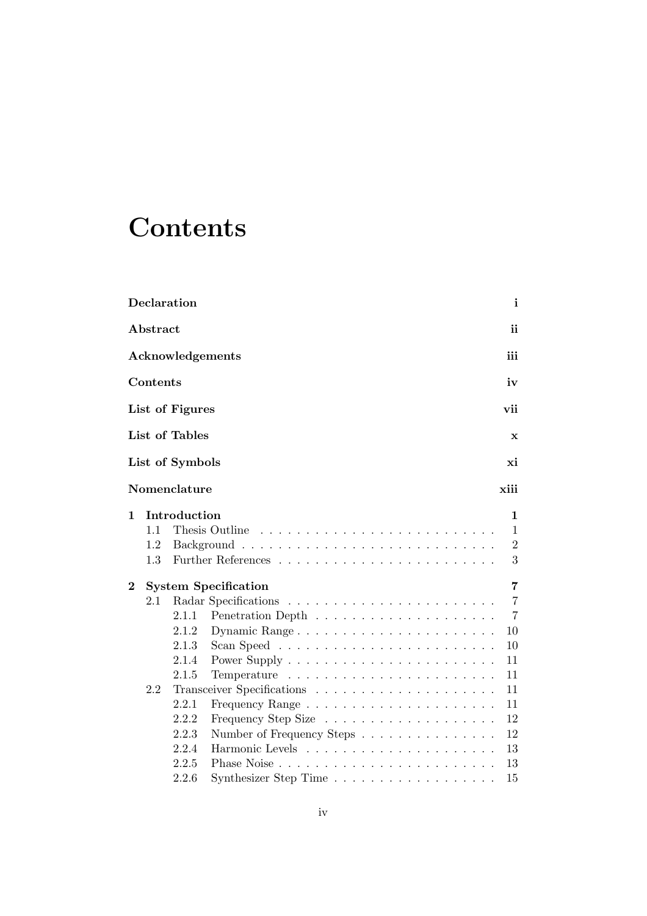// Contents

| | |
|---|---|
| **Declaration** | **i** |
| **Abstract** | **ii** |
| **Acknowledgements** | **iii** |
| **Contents** | **iv** |
| **List of Figures** | **vii** |
| **List of Tables** | **x** |
| **List of Symbols** | **xi** |
| **Nomenclature** | **xiii** |
| **1 Introduction** | **1** |
| 1.1 Thesis Outline | 1 |
| 1.2 Background | 2 |
| 1.3 Further References | 3 |
| **2 System Specification** | **7** |
| 2.1 Radar Specifications | 7 |
| 2.1.1 Penetration Depth | 7 |
| 2.1.2 Dynamic Range | 10 |
| 2.1.3 Scan Speed | 10 |
| 2.1.4 Power Supply | 11 |
| 2.1.5 Temperature | 11 |
| 2.2 Transceiver Specifications | 11 |
| 2.2.1 Frequency Range | 11 |
| 2.2.2 Frequency Step Size | 12 |
| 2.2.3 Number of Frequency Steps | 12 |
| 2.2.4 Harmonic Levels | 13 |
| 2.2.5 Phase Noise | 13 |
| 2.2.6 Synthesizer Step Time | 15 |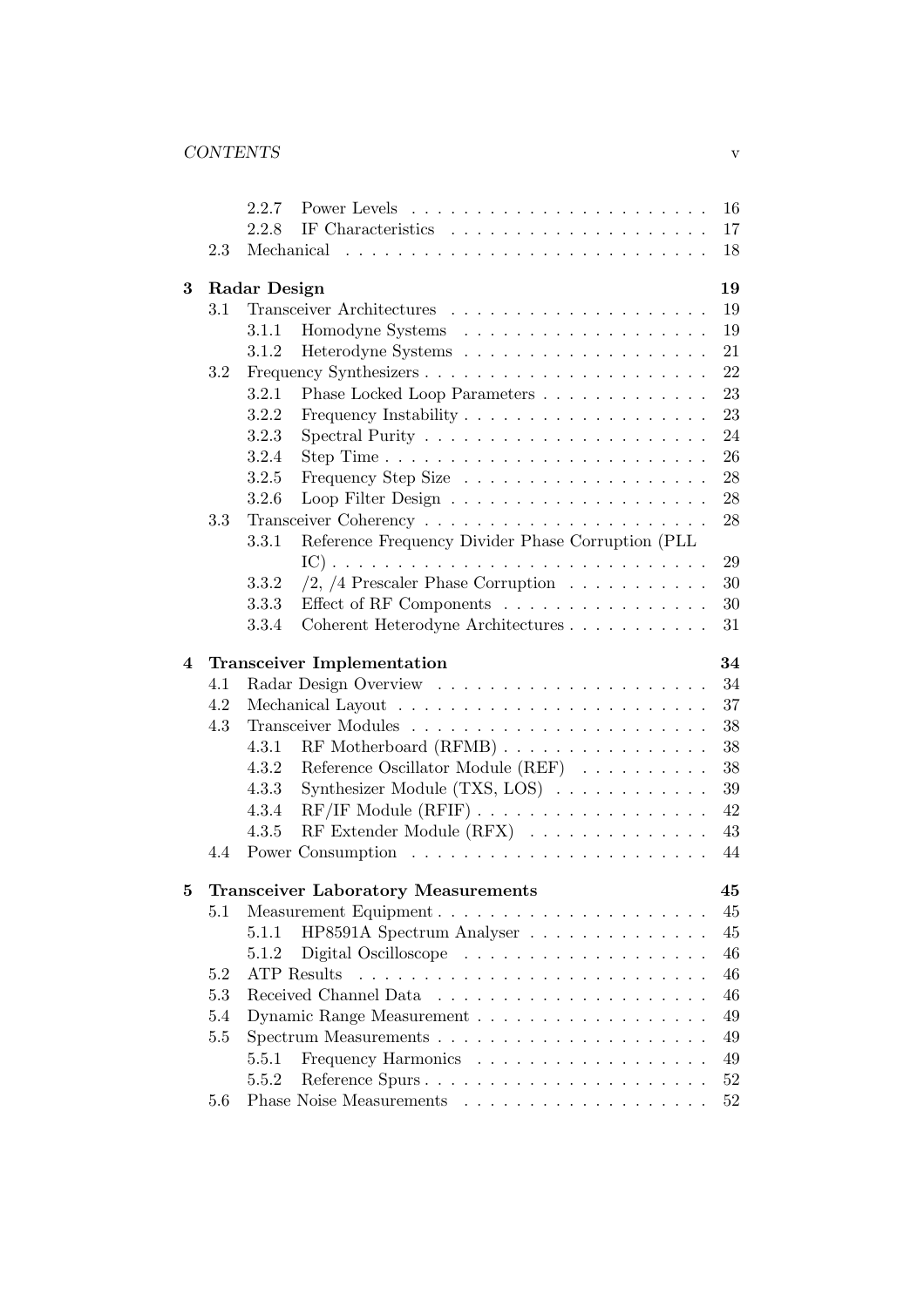| | | | |
|---|---|---|---|
| | 2.2.7 | Power Levels | 16 |
| | 2.2.8 | IF Characteristics | 17 |
| 2.3 | | Mechanical | 18 |
| **3** | | **Radar Design** | **19** |
| 3.1 | | Transceiver Architectures | 19 |
| | 3.1.1 | Homodyne Systems | 19 |
| | 3.1.2 | Heterodyne Systems | 21 |
| 3.2 | | Frequency Synthesizers | 22 |
| | 3.2.1 | Phase Locked Loop Parameters | 23 |
| | 3.2.2 | Frequency Instability | 23 |
| | 3.2.3 | Spectral Purity | 24 |
| | 3.2.4 | Step Time | 26 |
| | 3.2.5 | Frequency Step Size | 28 |
| | 3.2.6 | Loop Filter Design | 28 |
| 3.3 | | Transceiver Coherency | 28 |
| | 3.3.1 | Reference Frequency Divider Phase Corruption (PLL IC) | 29 |
| | 3.3.2 | /2, /4 Prescaler Phase Corruption | 30 |
| | 3.3.3 | Effect of RF Components | 30 |
| | 3.3.4 | Coherent Heterodyne Architectures | 31 |
| **4** | | **Transceiver Implementation** | **34** |
| 4.1 | | Radar Design Overview | 34 |
| 4.2 | | Mechanical Layout | 37 |
| 4.3 | | Transceiver Modules | 38 |
| | 4.3.1 | RF Motherboard (RFMB) | 38 |
| | 4.3.2 | Reference Oscillator Module (REF) | 38 |
| | 4.3.3 | Synthesizer Module (TXS, LOS) | 39 |
| | 4.3.4 | RF/IF Module (RFIF) | 42 |
| | 4.3.5 | RF Extender Module (RFX) | 43 |
| 4.4 | | Power Consumption | 44 |
| **5** | | **Transceiver Laboratory Measurements** | **45** |
| 5.1 | | Measurement Equipment | 45 |
| | 5.1.1 | HP8591A Spectrum Analyser | 45 |
| | 5.1.2 | Digital Oscilloscope | 46 |
| 5.2 | | ATP Results | 46 |
| 5.3 | | Received Channel Data | 46 |
| 5.4 | | Dynamic Range Measurement | 49 |
| 5.5 | | Spectrum Measurements | 49 |
| | 5.5.1 | Frequency Harmonics | 49 |
| | 5.5.2 | Reference Spurs | 52 |
| 5.6 | | Phase Noise Measurements | 52 |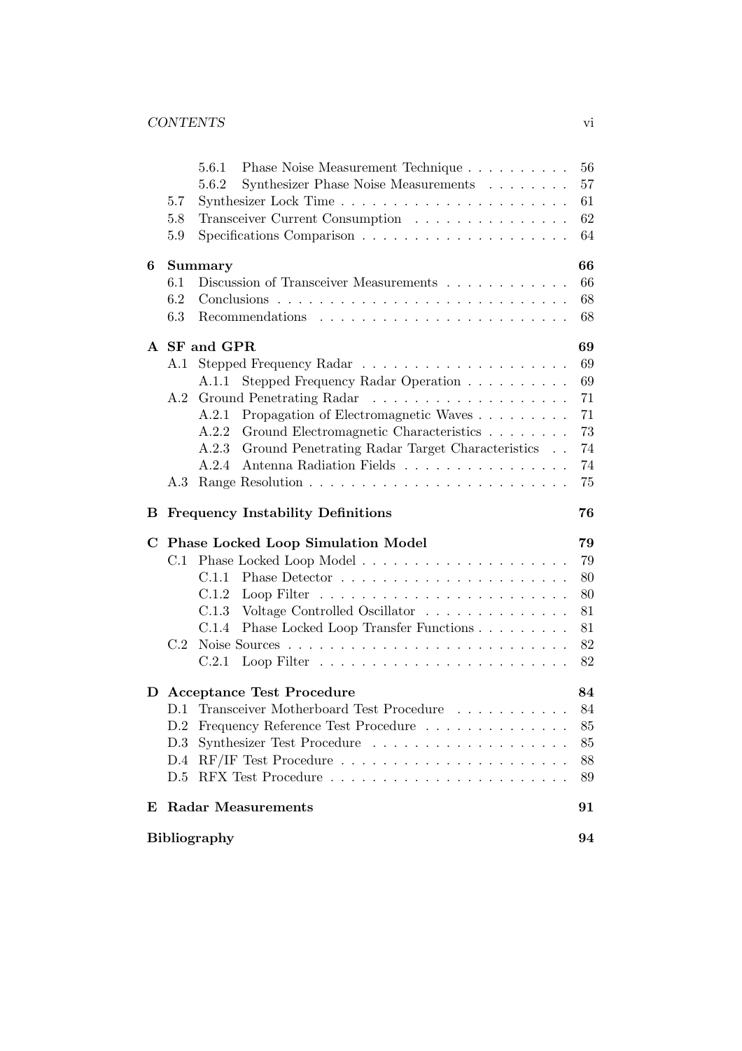- 5.6.1 Phase Noise Measurement Technique . . . . . . . . . . 56
- 5.6.2 Synthesizer Phase Noise Measurements . . . . . . . . 57
- 5.7 Synthesizer Lock Time . . . . . . . . . . . . . . . . . . . . . . 61
- 5.8 Transceiver Current Consumption . . . . . . . . . . . . . . . 62
- 5.9 Specifications Comparison . . . . . . . . . . . . . . . . . . . . 64

**6 Summary** **66**

- 6.1 Discussion of Transceiver Measurements . . . . . . . . . . . . 66
- 6.2 Conclusions . . . . . . . . . . . . . . . . . . . . . . . . . . . 68
- 6.3 Recommendations . . . . . . . . . . . . . . . . . . . . . . . 68

**A SF and GPR** **69**

- A.1 Stepped Frequency Radar . . . . . . . . . . . . . . . . . . . . 69
  - A.1.1 Stepped Frequency Radar Operation . . . . . . . . . . 69
- A.2 Ground Penetrating Radar . . . . . . . . . . . . . . . . . . . 71
  - A.2.1 Propagation of Electromagnetic Waves . . . . . . . . . 71
  - A.2.2 Ground Electromagnetic Characteristics . . . . . . . . 73
  - A.2.3 Ground Penetrating Radar Target Characteristics . . 74
  - A.2.4 Antenna Radiation Fields . . . . . . . . . . . . . . . . 74
- A.3 Range Resolution . . . . . . . . . . . . . . . . . . . . . . . . 75

**B Frequency Instability Definitions** **76**

**C Phase Locked Loop Simulation Model** **79**

- C.1 Phase Locked Loop Model . . . . . . . . . . . . . . . . . . . . 79
  - C.1.1 Phase Detector . . . . . . . . . . . . . . . . . . . . . . 80
  - C.1.2 Loop Filter . . . . . . . . . . . . . . . . . . . . . . . . 80
  - C.1.3 Voltage Controlled Oscillator . . . . . . . . . . . . . . 81
  - C.1.4 Phase Locked Loop Transfer Functions . . . . . . . . . 81
- C.2 Noise Sources . . . . . . . . . . . . . . . . . . . . . . . . . . 82
  - C.2.1 Loop Filter . . . . . . . . . . . . . . . . . . . . . . . . 82

**D Acceptance Test Procedure** **84**

- D.1 Transceiver Motherboard Test Procedure . . . . . . . . . . . 84
- D.2 Frequency Reference Test Procedure . . . . . . . . . . . . . . 85
- D.3 Synthesizer Test Procedure . . . . . . . . . . . . . . . . . . . 85
- D.4 RF/IF Test Procedure . . . . . . . . . . . . . . . . . . . . . . 88
- D.5 RFX Test Procedure . . . . . . . . . . . . . . . . . . . . . . . 89

**E Radar Measurements** **91**

**Bibliography** **94**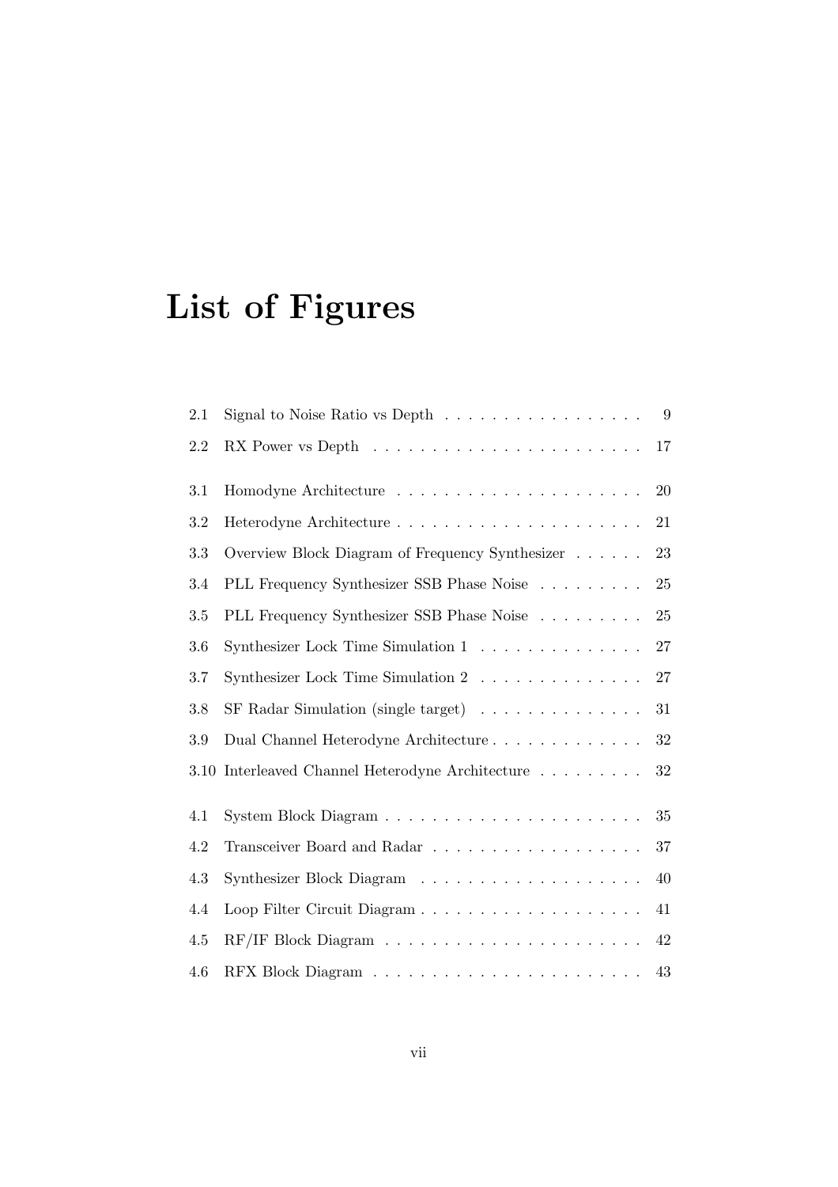# List of Figures

| | | |
|---|---|---|
| 2.1 | Signal to Noise Ratio vs Depth | 9 |
| 2.2 | RX Power vs Depth | 17 |
| 3.1 | Homodyne Architecture | 20 |
| 3.2 | Heterodyne Architecture | 21 |
| 3.3 | Overview Block Diagram of Frequency Synthesizer | 23 |
| 3.4 | PLL Frequency Synthesizer SSB Phase Noise | 25 |
| 3.5 | PLL Frequency Synthesizer SSB Phase Noise | 25 |
| 3.6 | Synthesizer Lock Time Simulation 1 | 27 |
| 3.7 | Synthesizer Lock Time Simulation 2 | 27 |
| 3.8 | SF Radar Simulation (single target) | 31 |
| 3.9 | Dual Channel Heterodyne Architecture | 32 |
| 3.10 | Interleaved Channel Heterodyne Architecture | 32 |
| 4.1 | System Block Diagram | 35 |
| 4.2 | Transceiver Board and Radar | 37 |
| 4.3 | Synthesizer Block Diagram | 40 |
| 4.4 | Loop Filter Circuit Diagram | 41 |
| 4.5 | RF/IF Block Diagram | 42 |
| 4.6 | RFX Block Diagram | 43 |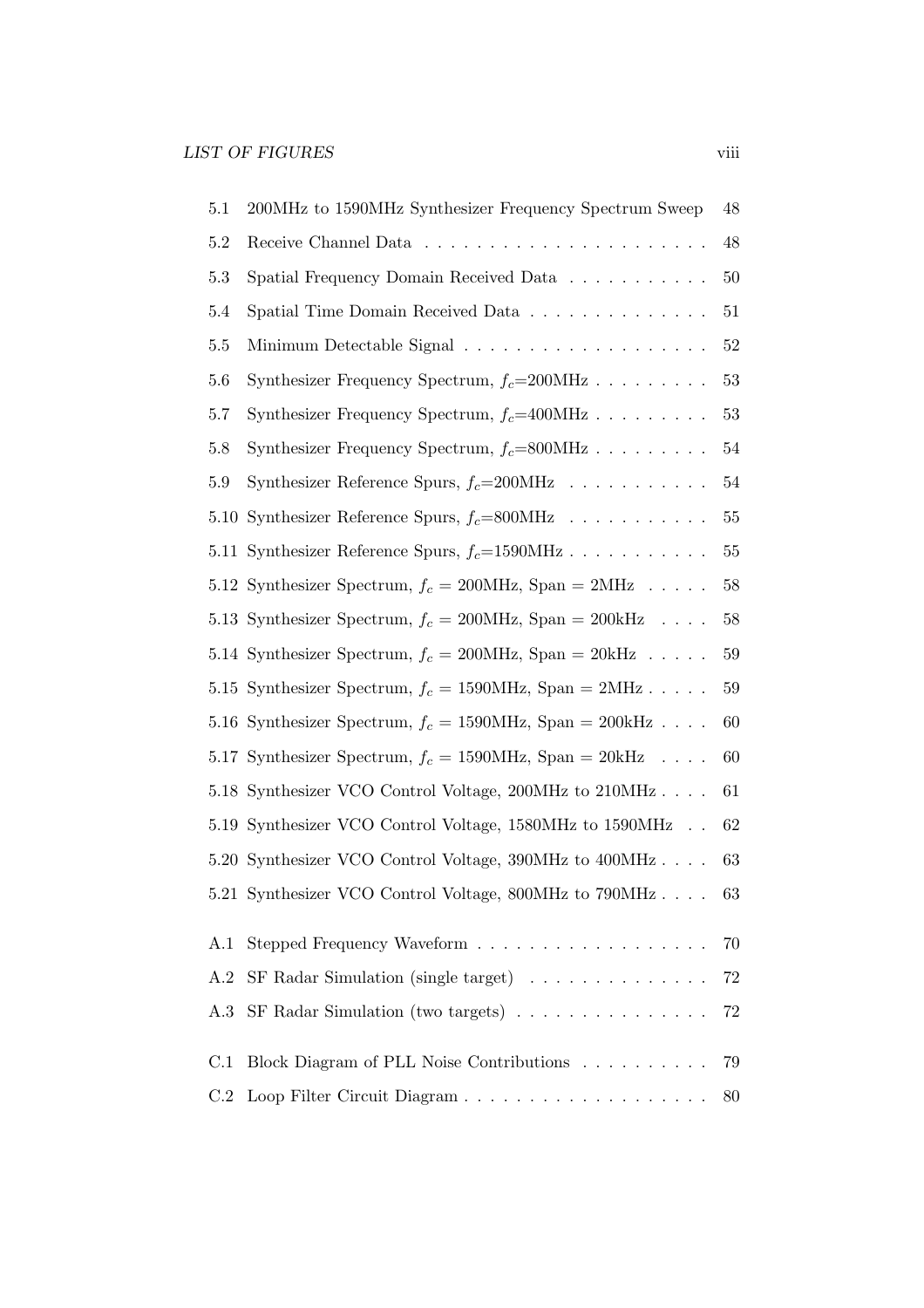| | | |
|---|---|---|
| 5.1 | 200MHz to 1590MHz Synthesizer Frequency Spectrum Sweep | 48 |
| 5.2 | Receive Channel Data | 48 |
| 5.3 | Spatial Frequency Domain Received Data | 50 |
| 5.4 | Spatial Time Domain Received Data | 51 |
| 5.5 | Minimum Detectable Signal | 52 |
| 5.6 | Synthesizer Frequency Spectrum, $f_c$=200MHz | 53 |
| 5.7 | Synthesizer Frequency Spectrum, $f_c$=400MHz | 53 |
| 5.8 | Synthesizer Frequency Spectrum, $f_c$=800MHz | 54 |
| 5.9 | Synthesizer Reference Spurs, $f_c$=200MHz | 54 |
| 5.10 | Synthesizer Reference Spurs, $f_c$=800MHz | 55 |
| 5.11 | Synthesizer Reference Spurs, $f_c$=1590MHz | 55 |
| 5.12 | Synthesizer Spectrum, $f_c$ = 200MHz, Span = 2MHz | 58 |
| 5.13 | Synthesizer Spectrum, $f_c$ = 200MHz, Span = 200kHz | 58 |
| 5.14 | Synthesizer Spectrum, $f_c$ = 200MHz, Span = 20kHz | 59 |
| 5.15 | Synthesizer Spectrum, $f_c$ = 1590MHz, Span = 2MHz | 59 |
| 5.16 | Synthesizer Spectrum, $f_c$ = 1590MHz, Span = 200kHz | 60 |
| 5.17 | Synthesizer Spectrum, $f_c$ = 1590MHz, Span = 20kHz | 60 |
| 5.18 | Synthesizer VCO Control Voltage, 200MHz to 210MHz | 61 |
| 5.19 | Synthesizer VCO Control Voltage, 1580MHz to 1590MHz | 62 |
| 5.20 | Synthesizer VCO Control Voltage, 390MHz to 400MHz | 63 |
| 5.21 | Synthesizer VCO Control Voltage, 800MHz to 790MHz | 63 |
| A.1 | Stepped Frequency Waveform | 70 |
| A.2 | SF Radar Simulation (single target) | 72 |
| A.3 | SF Radar Simulation (two targets) | 72 |
| C.1 | Block Diagram of PLL Noise Contributions | 79 |
| C.2 | Loop Filter Circuit Diagram | 80 |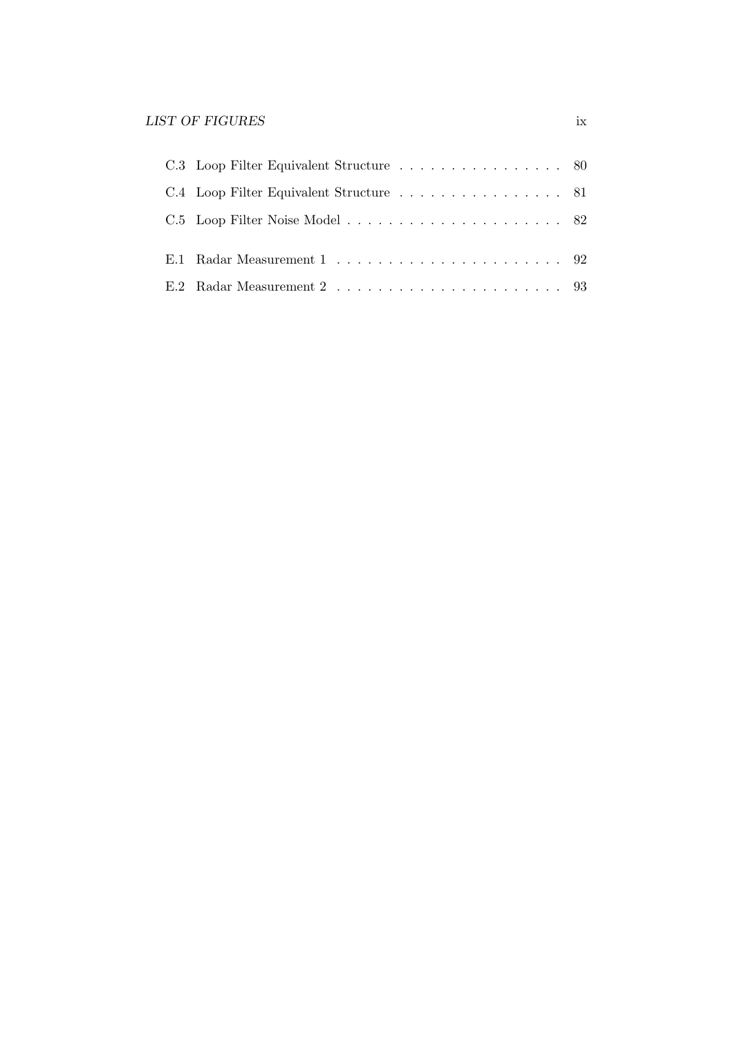C.3 Loop Filter Equivalent Structure . . . . . . . . . . . . . . . . 80

C.4 Loop Filter Equivalent Structure . . . . . . . . . . . . . . . . 81

C.5 Loop Filter Noise Model . . . . . . . . . . . . . . . . . . . . . . 82

E.1 Radar Measurement 1 . . . . . . . . . . . . . . . . . . . . . . 92

E.2 Radar Measurement 2 . . . . . . . . . . . . . . . . . . . . . . 93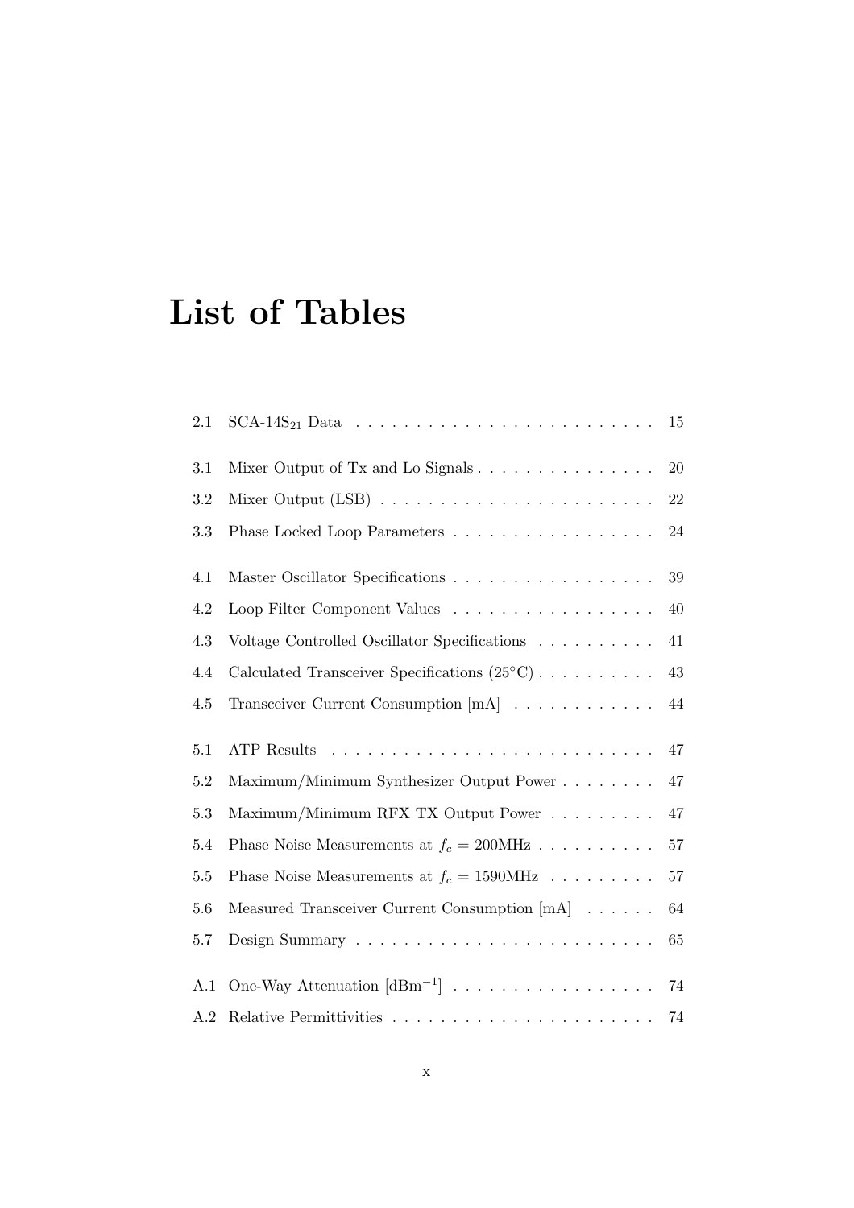# List of Tables

2.1 SCA-14$S_{21}$ Data . . . . . . . . . . . . . . . . . . . . . . . . . 15

3.1 Mixer Output of Tx and Lo Signals . . . . . . . . . . . . . . . 20

3.2 Mixer Output (LSB) . . . . . . . . . . . . . . . . . . . . . . . 22

3.3 Phase Locked Loop Parameters . . . . . . . . . . . . . . . . . 24

4.1 Master Oscillator Specifications . . . . . . . . . . . . . . . . . 39

4.2 Loop Filter Component Values . . . . . . . . . . . . . . . . . 40

4.3 Voltage Controlled Oscillator Specifications . . . . . . . . . . 41

4.4 Calculated Transceiver Specifications (25°C) . . . . . . . . . . 43

4.5 Transceiver Current Consumption [mA] . . . . . . . . . . . . 44

5.1 ATP Results . . . . . . . . . . . . . . . . . . . . . . . . . . . 47

5.2 Maximum/Minimum Synthesizer Output Power . . . . . . . . 47

5.3 Maximum/Minimum RFX TX Output Power . . . . . . . . . 47

5.4 Phase Noise Measurements at $f_c = 200$MHz . . . . . . . . . . 57

5.5 Phase Noise Measurements at $f_c = 1590$MHz . . . . . . . . . 57

5.6 Measured Transceiver Current Consumption [mA] . . . . . . 64

5.7 Design Summary . . . . . . . . . . . . . . . . . . . . . . . . . 65

A.1 One-Way Attenuation [$\text{dBm}^{-1}$] . . . . . . . . . . . . . . . . . 74

A.2 Relative Permittivities . . . . . . . . . . . . . . . . . . . . . . 74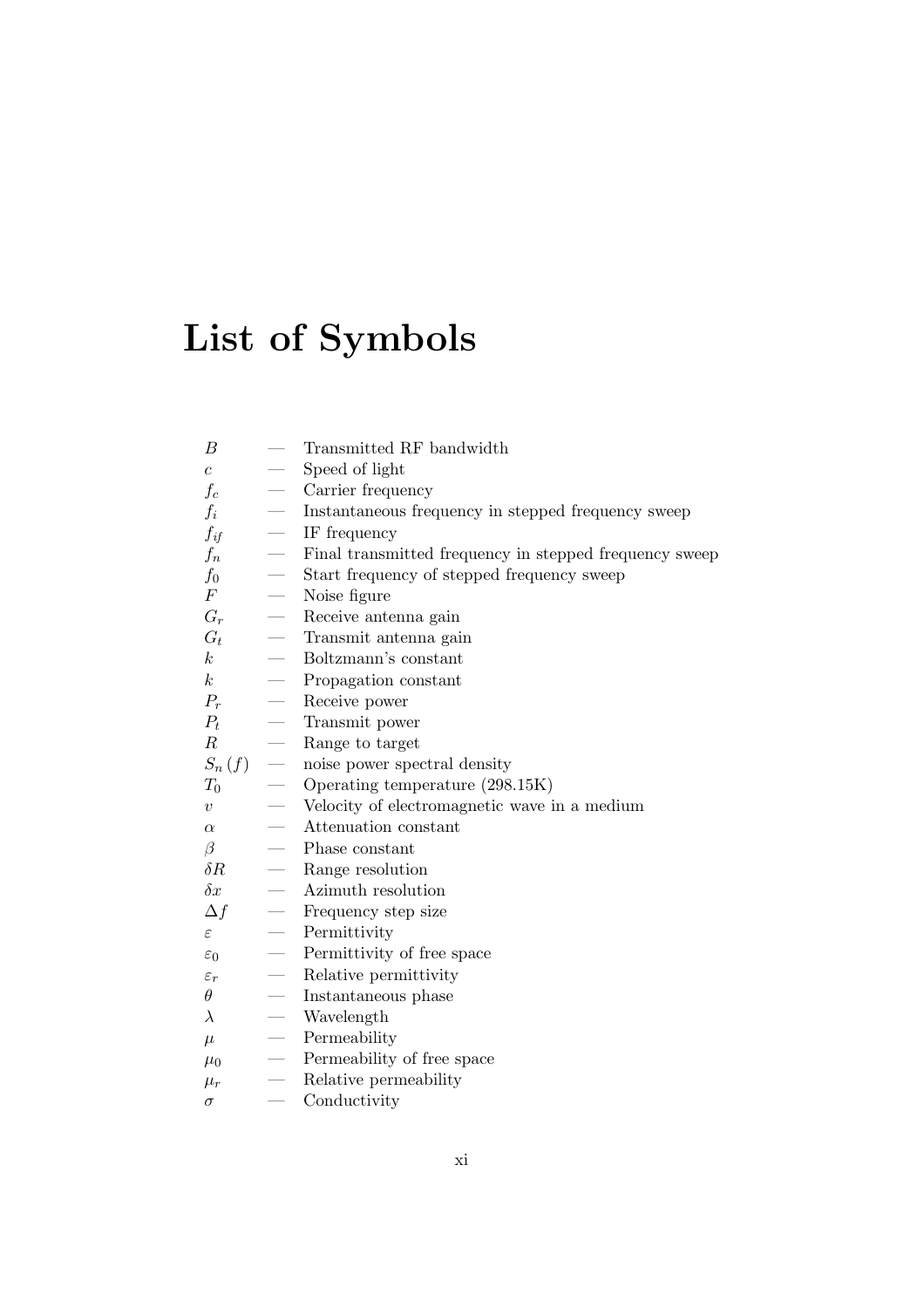# List of Symbols

| | | |
|---|---|---|
| $B$ | — | Transmitted RF bandwidth |
| $c$ | — | Speed of light |
| $f_c$ | — | Carrier frequency |
| $f_i$ | — | Instantaneous frequency in stepped frequency sweep |
| $f_{if}$ | — | IF frequency |
| $f_n$ | — | Final transmitted frequency in stepped frequency sweep |
| $f_0$ | — | Start frequency of stepped frequency sweep |
| $F$ | — | Noise figure |
| $G_r$ | — | Receive antenna gain |
| $G_t$ | — | Transmit antenna gain |
| $k$ | — | Boltzmann's constant |
| $k$ | — | Propagation constant |
| $P_r$ | — | Receive power |
| $P_t$ | — | Transmit power |
| $R$ | — | Range to target |
| $S_n(f)$ | — | noise power spectral density |
| $T_0$ | — | Operating temperature (298.15K) |
| $v$ | — | Velocity of electromagnetic wave in a medium |
| $\alpha$ | — | Attenuation constant |
| $\beta$ | — | Phase constant |
| $\delta R$ | — | Range resolution |
| $\delta x$ | — | Azimuth resolution |
| $\Delta f$ | — | Frequency step size |
| $\varepsilon$ | — | Permittivity |
| $\varepsilon_0$ | — | Permittivity of free space |
| $\varepsilon_r$ | — | Relative permittivity |
| $\theta$ | — | Instantaneous phase |
| $\lambda$ | — | Wavelength |
| $\mu$ | — | Permeability |
| $\mu_0$ | — | Permeability of free space |
| $\mu_r$ | — | Relative permeability |
| $\sigma$ | — | Conductivity |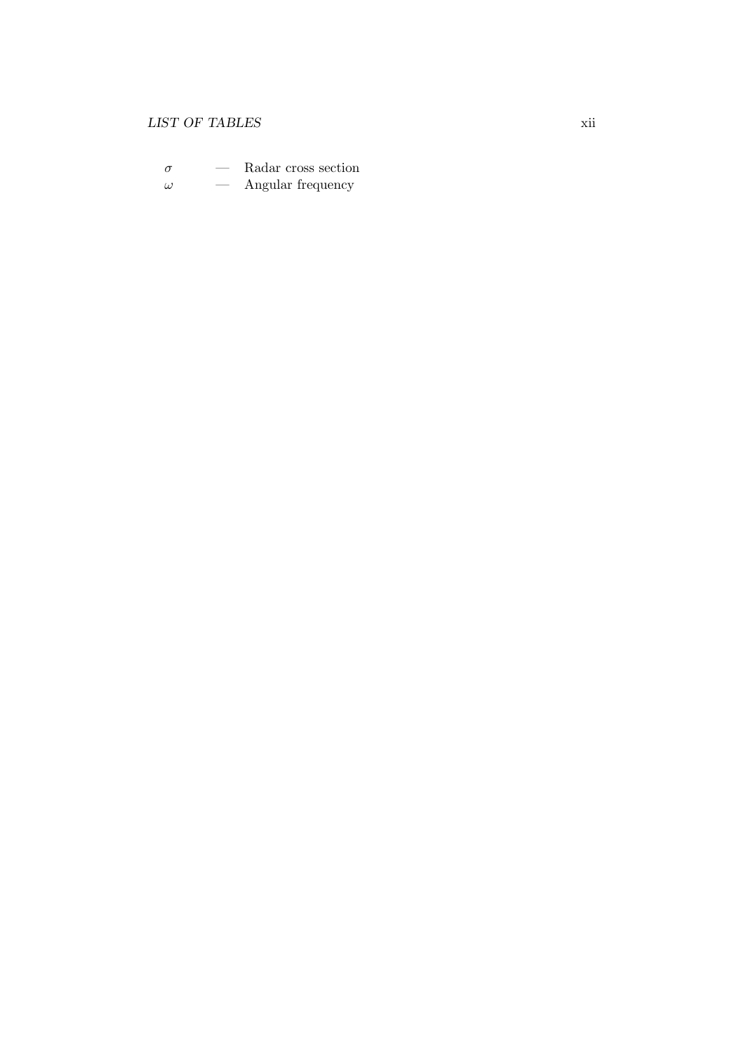| | | |
|---|---|---|
| $\sigma$ | — | Radar cross section |
| $\omega$ | — | Angular frequency |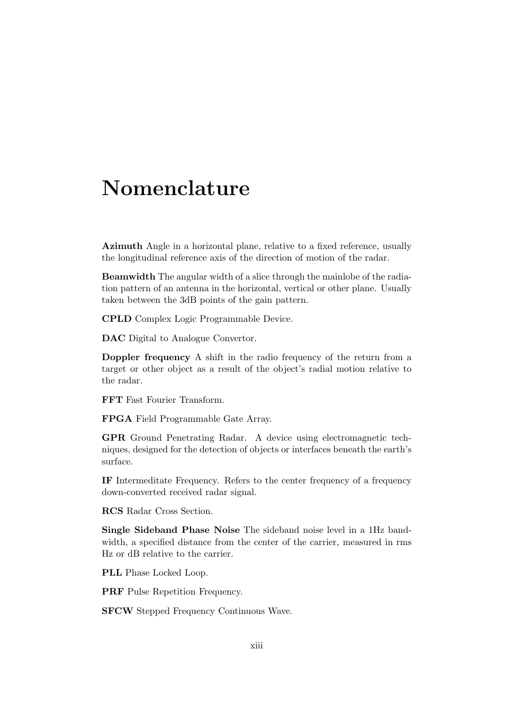# Nomenclature

**Azimuth** Angle in a horizontal plane, relative to a fixed reference, usually the longitudinal reference axis of the direction of motion of the radar.

**Beamwidth** The angular width of a slice through the mainlobe of the radiation pattern of an antenna in the horizontal, vertical or other plane. Usually taken between the 3dB points of the gain pattern.

**CPLD** Complex Logic Programmable Device.

**DAC** Digital to Analogue Convertor.

**Doppler frequency** A shift in the radio frequency of the return from a target or other object as a result of the object's radial motion relative to the radar.

**FFT** Fast Fourier Transform.

**FPGA** Field Programmable Gate Array.

**GPR** Ground Penetrating Radar. A device using electromagnetic techniques, designed for the detection of objects or interfaces beneath the earth's surface.

**IF** Intermeditate Frequency. Refers to the center frequency of a frequency down-converted received radar signal.

**RCS** Radar Cross Section.

**Single Sideband Phase Noise** The sideband noise level in a 1Hz bandwidth, a specified distance from the center of the carrier, measured in rms Hz or dB relative to the carrier.

**PLL** Phase Locked Loop.

**PRF** Pulse Repetition Frequency.

**SFCW** Stepped Frequency Continuous Wave.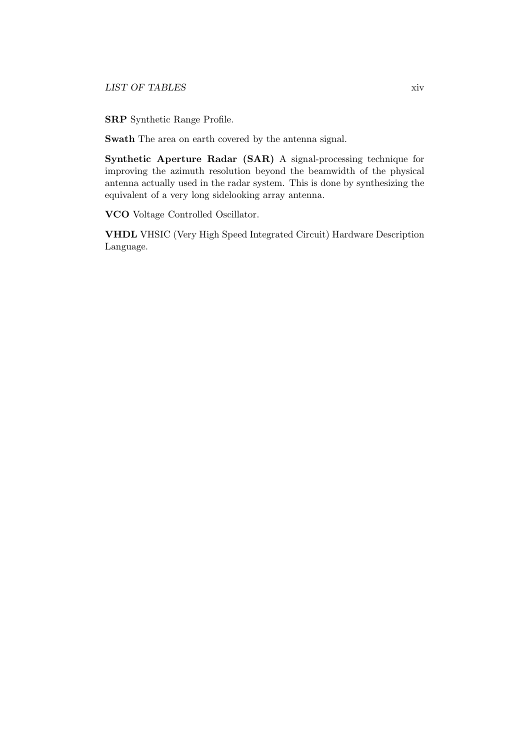**SRP** Synthetic Range Profile.

**Swath** The area on earth covered by the antenna signal.

**Synthetic Aperture Radar (SAR)** A signal-processing technique for improving the azimuth resolution beyond the beamwidth of the physical antenna actually used in the radar system. This is done by synthesizing the equivalent of a very long sidelooking array antenna.

**VCO** Voltage Controlled Oscillator.

**VHDL** VHSIC (Very High Speed Integrated Circuit) Hardware Description Language.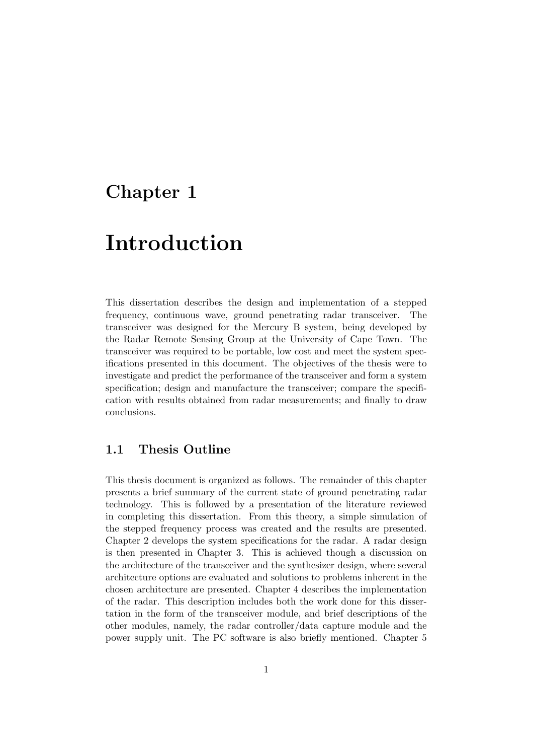# Chapter 1

# Introduction

This dissertation describes the design and implementation of a stepped frequency, continuous wave, ground penetrating radar transceiver. The transceiver was designed for the Mercury B system, being developed by the Radar Remote Sensing Group at the University of Cape Town. The transceiver was required to be portable, low cost and meet the system specifications presented in this document. The objectives of the thesis were to investigate and predict the performance of the transceiver and form a system specification; design and manufacture the transceiver; compare the specification with results obtained from radar measurements; and finally to draw conclusions.

## 1.1 Thesis Outline

This thesis document is organized as follows. The remainder of this chapter presents a brief summary of the current state of ground penetrating radar technology. This is followed by a presentation of the literature reviewed in completing this dissertation. From this theory, a simple simulation of the stepped frequency process was created and the results are presented. Chapter 2 develops the system specifications for the radar. A radar design is then presented in Chapter 3. This is achieved though a discussion on the architecture of the transceiver and the synthesizer design, where several architecture options are evaluated and solutions to problems inherent in the chosen architecture are presented. Chapter 4 describes the implementation of the radar. This description includes both the work done for this dissertation in the form of the transceiver module, and brief descriptions of the other modules, namely, the radar controller/data capture module and the power supply unit. The PC software is also briefly mentioned. Chapter 5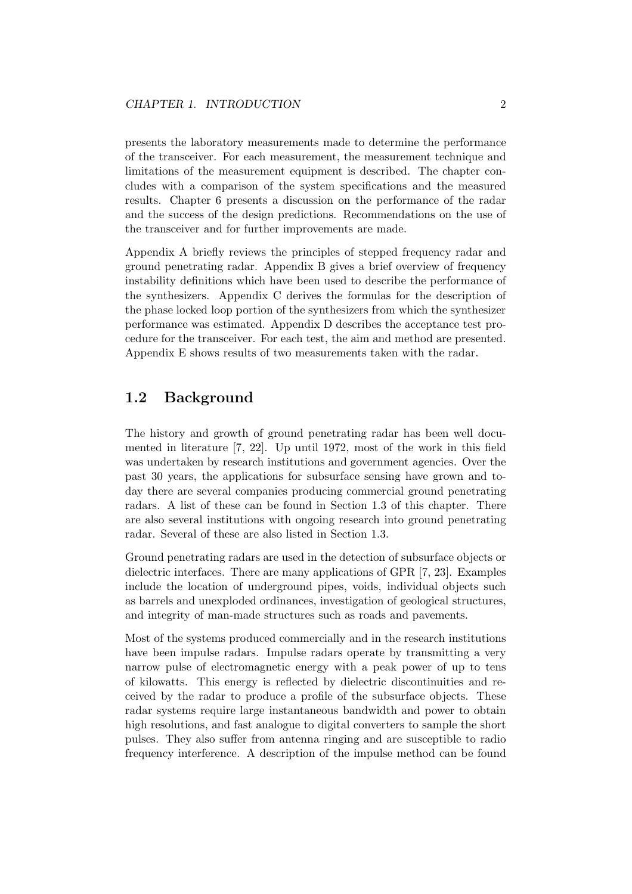presents the laboratory measurements made to determine the performance of the transceiver. For each measurement, the measurement technique and limitations of the measurement equipment is described. The chapter concludes with a comparison of the system specifications and the measured results. Chapter 6 presents a discussion on the performance of the radar and the success of the design predictions. Recommendations on the use of the transceiver and for further improvements are made.

Appendix A briefly reviews the principles of stepped frequency radar and ground penetrating radar. Appendix B gives a brief overview of frequency instability definitions which have been used to describe the performance of the synthesizers. Appendix C derives the formulas for the description of the phase locked loop portion of the synthesizers from which the synthesizer performance was estimated. Appendix D describes the acceptance test procedure for the transceiver. For each test, the aim and method are presented. Appendix E shows results of two measurements taken with the radar.

## 1.2 Background

The history and growth of ground penetrating radar has been well documented in literature [7, 22]. Up until 1972, most of the work in this field was undertaken by research institutions and government agencies. Over the past 30 years, the applications for subsurface sensing have grown and today there are several companies producing commercial ground penetrating radars. A list of these can be found in Section 1.3 of this chapter. There are also several institutions with ongoing research into ground penetrating radar. Several of these are also listed in Section 1.3.

Ground penetrating radars are used in the detection of subsurface objects or dielectric interfaces. There are many applications of GPR [7, 23]. Examples include the location of underground pipes, voids, individual objects such as barrels and unexploded ordinances, investigation of geological structures, and integrity of man-made structures such as roads and pavements.

Most of the systems produced commercially and in the research institutions have been impulse radars. Impulse radars operate by transmitting a very narrow pulse of electromagnetic energy with a peak power of up to tens of kilowatts. This energy is reflected by dielectric discontinuities and received by the radar to produce a profile of the subsurface objects. These radar systems require large instantaneous bandwidth and power to obtain high resolutions, and fast analogue to digital converters to sample the short pulses. They also suffer from antenna ringing and are susceptible to radio frequency interference. A description of the impulse method can be found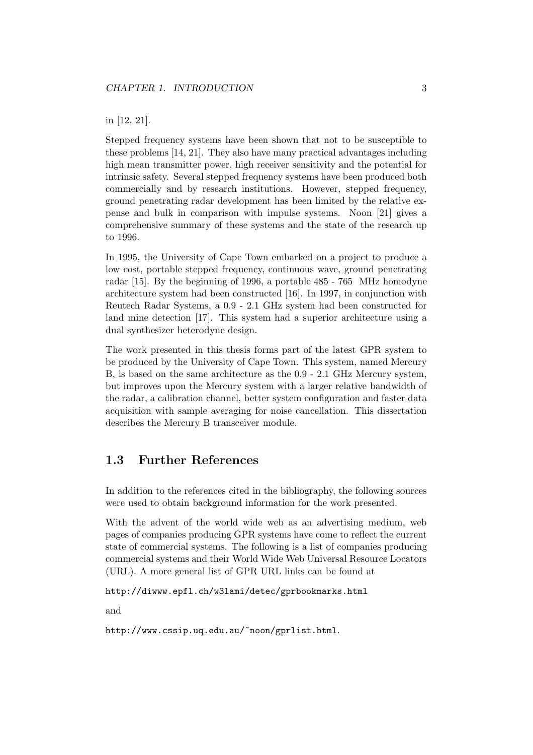in [12, 21].

Stepped frequency systems have been shown that not to be susceptible to these problems [14, 21]. They also have many practical advantages including high mean transmitter power, high receiver sensitivity and the potential for intrinsic safety. Several stepped frequency systems have been produced both commercially and by research institutions. However, stepped frequency, ground penetrating radar development has been limited by the relative expense and bulk in comparison with impulse systems. Noon [21] gives a comprehensive summary of these systems and the state of the research up to 1996.

In 1995, the University of Cape Town embarked on a project to produce a low cost, portable stepped frequency, continuous wave, ground penetrating radar [15]. By the beginning of 1996, a portable 485 - 765 MHz homodyne architecture system had been constructed [16]. In 1997, in conjunction with Reutech Radar Systems, a 0.9 - 2.1 GHz system had been constructed for land mine detection [17]. This system had a superior architecture using a dual synthesizer heterodyne design.

The work presented in this thesis forms part of the latest GPR system to be produced by the University of Cape Town. This system, named Mercury B, is based on the same architecture as the 0.9 - 2.1 GHz Mercury system, but improves upon the Mercury system with a larger relative bandwidth of the radar, a calibration channel, better system configuration and faster data acquisition with sample averaging for noise cancellation. This dissertation describes the Mercury B transceiver module.

## 1.3 Further References

In addition to the references cited in the bibliography, the following sources were used to obtain background information for the work presented.

With the advent of the world wide web as an advertising medium, web pages of companies producing GPR systems have come to reflect the current state of commercial systems. The following is a list of companies producing commercial systems and their World Wide Web Universal Resource Locators (URL). A more general list of GPR URL links can be found at

`http://diwww.epfl.ch/w3lami/detec/gprbookmarks.html`

and

`http://www.cssip.uq.edu.au/~noon/gprlist.html`.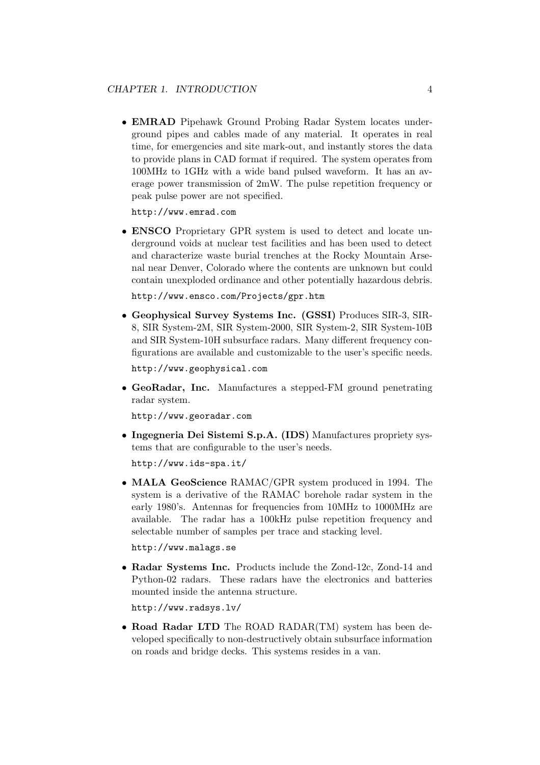- **EMRAD** Pipehawk Ground Probing Radar System locates underground pipes and cables made of any material. It operates in real time, for emergencies and site mark-out, and instantly stores the data to provide plans in CAD format if required. The system operates from 100MHz to 1GHz with a wide band pulsed waveform. It has an average power transmission of 2mW. The pulse repetition frequency or peak pulse power are not specified.

  http://www.emrad.com

- **ENSCO** Proprietary GPR system is used to detect and locate underground voids at nuclear test facilities and has been used to detect and characterize waste burial trenches at the Rocky Mountain Arsenal near Denver, Colorado where the contents are unknown but could contain unexploded ordinance and other potentially hazardous debris.

  http://www.ensco.com/Projects/gpr.htm

- **Geophysical Survey Systems Inc. (GSSI)** Produces SIR-3, SIR-8, SIR System-2M, SIR System-2000, SIR System-2, SIR System-10B and SIR System-10H subsurface radars. Many different frequency configurations are available and customizable to the user's specific needs.

  http://www.geophysical.com

- **GeoRadar, Inc.** Manufactures a stepped-FM ground penetrating radar system.

  http://www.georadar.com

- **Ingegneria Dei Sistemi S.p.A. (IDS)** Manufactures propriety systems that are configurable to the user's needs.

  http://www.ids-spa.it/

- **MALA GeoScience** RAMAC/GPR system produced in 1994. The system is a derivative of the RAMAC borehole radar system in the early 1980's. Antennas for frequencies from 10MHz to 1000MHz are available. The radar has a 100kHz pulse repetition frequency and selectable number of samples per trace and stacking level.

  http://www.malags.se

- **Radar Systems Inc.** Products include the Zond-12c, Zond-14 and Python-02 radars. These radars have the electronics and batteries mounted inside the antenna structure.

  http://www.radsys.lv/

- **Road Radar LTD** The ROAD RADAR(TM) system has been developed specifically to non-destructively obtain subsurface information on roads and bridge decks. This systems resides in a van.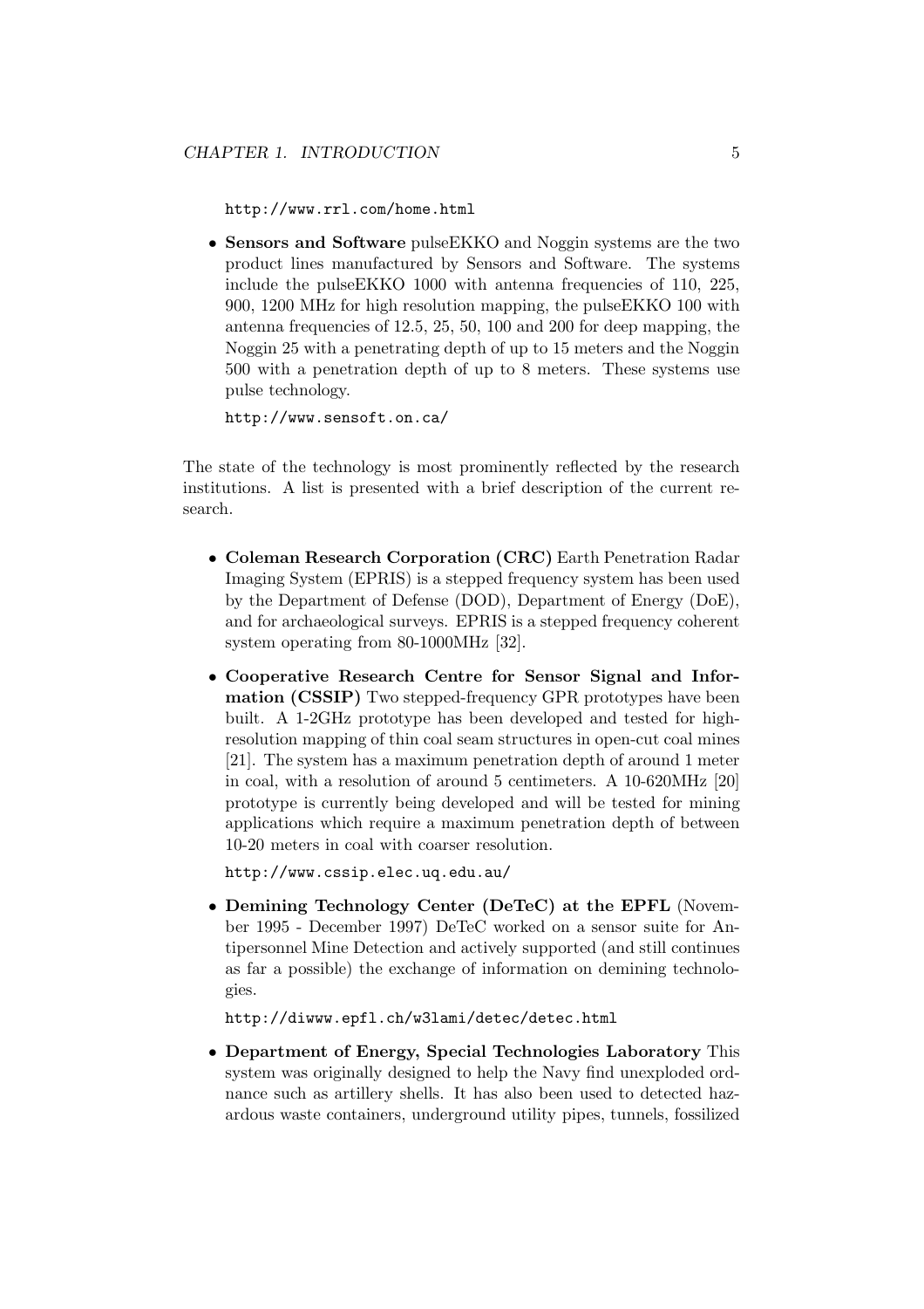http://www.rrl.com/home.html

- **Sensors and Software** pulseEKKO and Noggin systems are the two product lines manufactured by Sensors and Software. The systems include the pulseEKKO 1000 with antenna frequencies of 110, 225, 900, 1200 MHz for high resolution mapping, the pulseEKKO 100 with antenna frequencies of 12.5, 25, 50, 100 and 200 for deep mapping, the Noggin 25 with a penetrating depth of up to 15 meters and the Noggin 500 with a penetration depth of up to 8 meters. These systems use pulse technology.

  http://www.sensoft.on.ca/

The state of the technology is most prominently reflected by the research institutions. A list is presented with a brief description of the current research.

- **Coleman Research Corporation (CRC)** Earth Penetration Radar Imaging System (EPRIS) is a stepped frequency system has been used by the Department of Defense (DOD), Department of Energy (DoE), and for archaeological surveys. EPRIS is a stepped frequency coherent system operating from 80-1000MHz [32].

- **Cooperative Research Centre for Sensor Signal and Information (CSSIP)** Two stepped-frequency GPR prototypes have been built. A 1-2GHz prototype has been developed and tested for high-resolution mapping of thin coal seam structures in open-cut coal mines [21]. The system has a maximum penetration depth of around 1 meter in coal, with a resolution of around 5 centimeters. A 10-620MHz [20] prototype is currently being developed and will be tested for mining applications which require a maximum penetration depth of between 10-20 meters in coal with coarser resolution.

  http://www.cssip.elec.uq.edu.au/

- **Demining Technology Center (DeTeC) at the EPFL** (November 1995 - December 1997) DeTeC worked on a sensor suite for Antipersonnel Mine Detection and actively supported (and still continues as far a possible) the exchange of information on demining technologies.

  http://diwww.epfl.ch/w3lami/detec/detec.html

- **Department of Energy, Special Technologies Laboratory** This system was originally designed to help the Navy find unexploded ordnance such as artillery shells. It has also been used to detected hazardous waste containers, underground utility pipes, tunnels, fossilized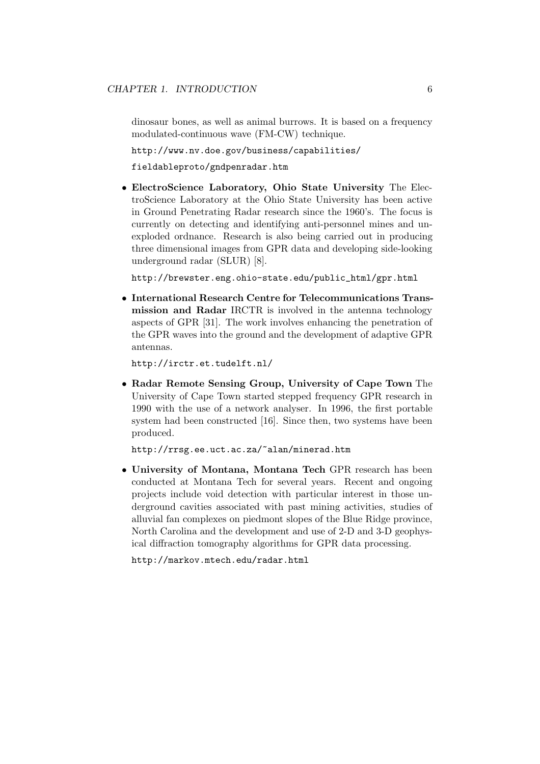dinosaur bones, as well as animal burrows. It is based on a frequency modulated-continuous wave (FM-CW) technique.

http://www.nv.doe.gov/business/capabilities/fieldableproto/gndpenradar.htm

- **ElectroScience Laboratory, Ohio State University** The ElectroScience Laboratory at the Ohio State University has been active in Ground Penetrating Radar research since the 1960's. The focus is currently on detecting and identifying anti-personnel mines and unexploded ordnance. Research is also being carried out in producing three dimensional images from GPR data and developing side-looking underground radar (SLUR) [8].

  http://brewster.eng.ohio-state.edu/public_html/gpr.html

- **International Research Centre for Telecommunications Transmission and Radar** IRCTR is involved in the antenna technology aspects of GPR [31]. The work involves enhancing the penetration of the GPR waves into the ground and the development of adaptive GPR antennas.

  http://irctr.et.tudelft.nl/

- **Radar Remote Sensing Group, University of Cape Town** The University of Cape Town started stepped frequency GPR research in 1990 with the use of a network analyser. In 1996, the first portable system had been constructed [16]. Since then, two systems have been produced.

  http://rrsg.ee.uct.ac.za/~alan/minerad.htm

- **University of Montana, Montana Tech** GPR research has been conducted at Montana Tech for several years. Recent and ongoing projects include void detection with particular interest in those underground cavities associated with past mining activities, studies of alluvial fan complexes on piedmont slopes of the Blue Ridge province, North Carolina and the development and use of 2-D and 3-D geophysical diffraction tomography algorithms for GPR data processing.

  http://markov.mtech.edu/radar.html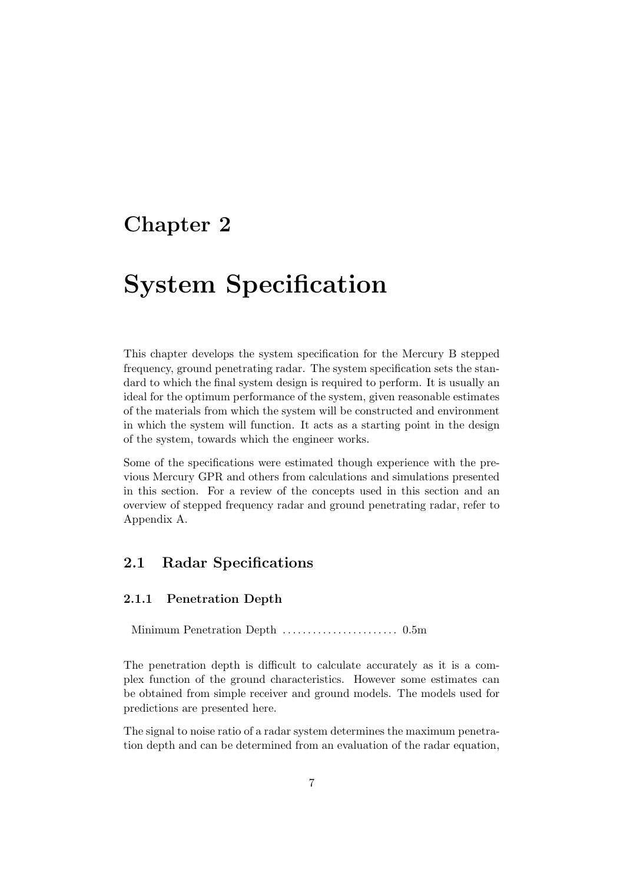# Chapter 2

# System Specification

This chapter develops the system specification for the Mercury B stepped frequency, ground penetrating radar. The system specification sets the standard to which the final system design is required to perform. It is usually an ideal for the optimum performance of the system, given reasonable estimates of the materials from which the system will be constructed and environment in which the system will function. It acts as a starting point in the design of the system, towards which the engineer works.

Some of the specifications were estimated though experience with the previous Mercury GPR and others from calculations and simulations presented in this section. For a review of the concepts used in this section and an overview of stepped frequency radar and ground penetrating radar, refer to Appendix A.

## 2.1 Radar Specifications

### 2.1.1 Penetration Depth

Minimum Penetration Depth ....................... 0.5m

The penetration depth is difficult to calculate accurately as it is a complex function of the ground characteristics. However some estimates can be obtained from simple receiver and ground models. The models used for predictions are presented here.

The signal to noise ratio of a radar system determines the maximum penetration depth and can be determined from an evaluation of the radar equation,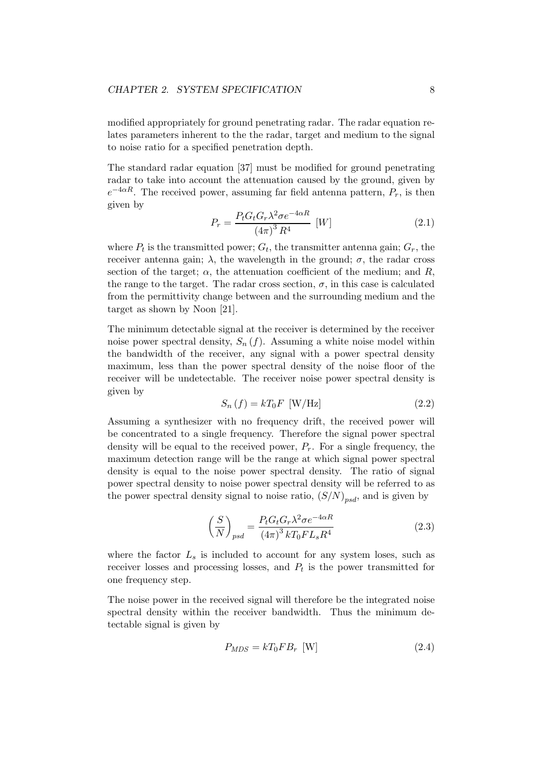modified appropriately for ground penetrating radar. The radar equation relates parameters inherent to the the radar, target and medium to the signal to noise ratio for a specified penetration depth.

The standard radar equation [37] must be modified for ground penetrating radar to take into account the attenuation caused by the ground, given by $e^{-4\alpha R}$. The received power, assuming far field antenna pattern, $P_r$, is then given by

$$P_r = \frac{P_t G_t G_r \lambda^2 \sigma e^{-4\alpha R}}{(4\pi)^3 R^4} \; [W] \tag{2.1}$$

where $P_t$ is the transmitted power; $G_t$, the transmitter antenna gain; $G_r$, the receiver antenna gain; $\lambda$, the wavelength in the ground; $\sigma$, the radar cross section of the target; $\alpha$, the attenuation coefficient of the medium; and $R$, the range to the target. The radar cross section, $\sigma$, in this case is calculated from the permittivity change between and the surrounding medium and the target as shown by Noon [21].

The minimum detectable signal at the receiver is determined by the receiver noise power spectral density, $S_n(f)$. Assuming a white noise model within the bandwidth of the receiver, any signal with a power spectral density maximum, less than the power spectral density of the noise floor of the receiver will be undetectable. The receiver noise power spectral density is given by

$$S_n(f) = kT_0 F \;\; [\text{W/Hz}] \tag{2.2}$$

Assuming a synthesizer with no frequency drift, the received power will be concentrated to a single frequency. Therefore the signal power spectral density will be equal to the received power, $P_r$. For a single frequency, the maximum detection range will be the range at which signal power spectral density is equal to the noise power spectral density. The ratio of signal power spectral density to noise power spectral density will be referred to as the power spectral density signal to noise ratio, $(S/N)_{psd}$, and is given by

$$\left(\frac{S}{N}\right)_{psd} = \frac{P_t G_t G_r \lambda^2 \sigma e^{-4\alpha R}}{(4\pi)^3 kT_0 F L_s R^4} \tag{2.3}$$

where the factor $L_s$ is included to account for any system loses, such as receiver losses and processing losses, and $P_t$ is the power transmitted for one frequency step.

The noise power in the received signal will therefore be the integrated noise spectral density within the receiver bandwidth. Thus the minimum detectable signal is given by

$$P_{MDS} = kT_0 F B_r \;\; [\text{W}] \tag{2.4}$$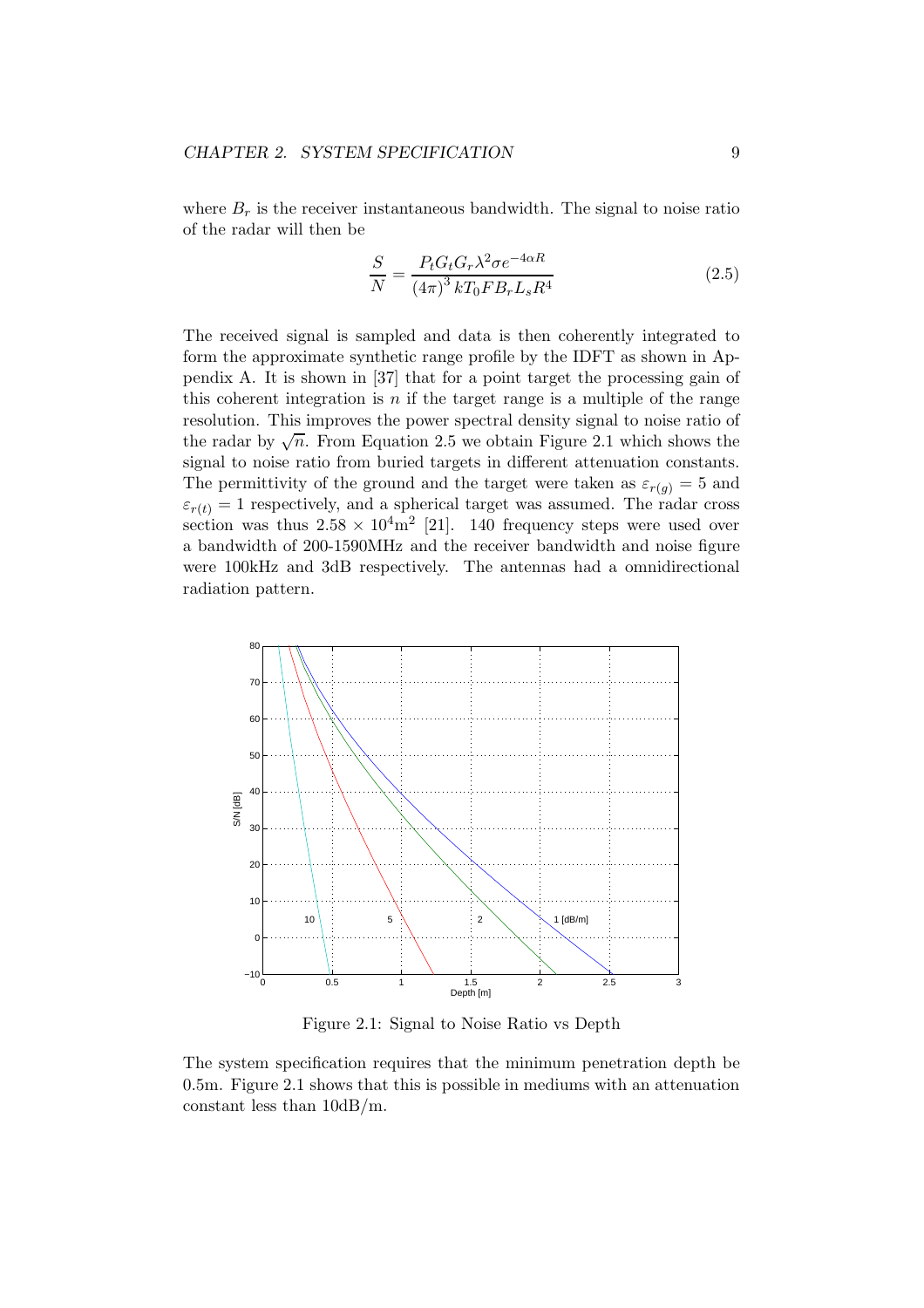where $B_r$ is the receiver instantaneous bandwidth. The signal to noise ratio of the radar will then be

$$\frac{S}{N} = \frac{P_t G_t G_r \lambda^2 \sigma e^{-4\alpha R}}{(4\pi)^3 k T_0 F B_r L_s R^4} \tag{2.5}$$

The received signal is sampled and data is then coherently integrated to form the approximate synthetic range profile by the IDFT as shown in Appendix A. It is shown in [37] that for a point target the processing gain of this coherent integration is $n$ if the target range is a multiple of the range resolution. This improves the power spectral density signal to noise ratio of the radar by $\sqrt{n}$. From Equation 2.5 we obtain Figure 2.1 which shows the signal to noise ratio from buried targets in different attenuation constants. The permittivity of the ground and the target were taken as $\varepsilon_{r(g)} = 5$ and $\varepsilon_{r(t)} = 1$ respectively, and a spherical target was assumed. The radar cross section was thus $2.58 \times 10^4 \text{m}^2$ [21]. 140 frequency steps were used over a bandwidth of 200-1590MHz and the receiver bandwidth and noise figure were 100kHz and 3dB respectively. The antennas had a omnidirectional radiation pattern.

Figure 2.1: Signal to Noise Ratio vs Depth

The system specification requires that the minimum penetration depth be 0.5m. Figure 2.1 shows that this is possible in mediums with an attenuation constant less than 10dB/m.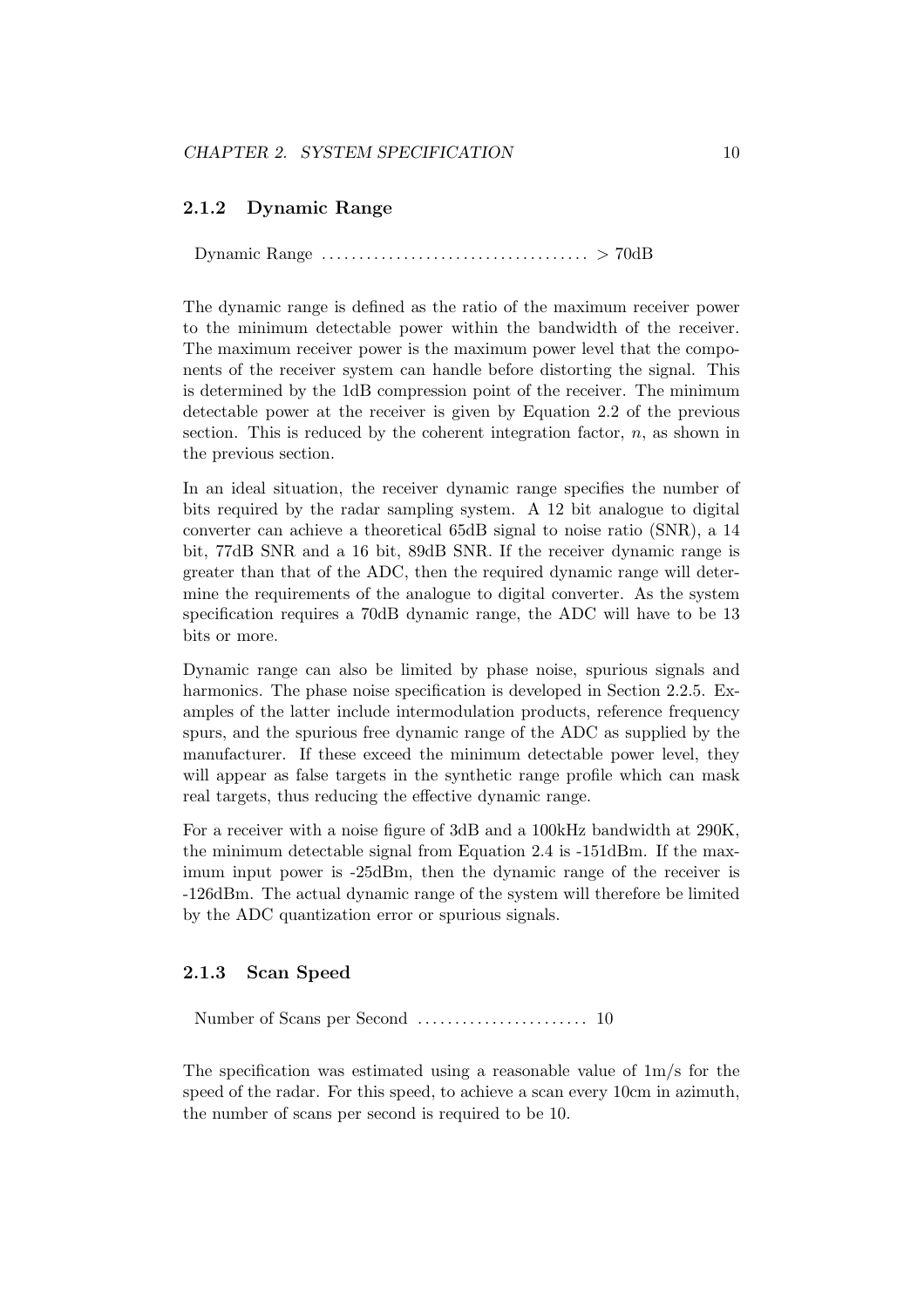### 2.1.2 Dynamic Range

Dynamic Range .................................... > 70dB

The dynamic range is defined as the ratio of the maximum receiver power to the minimum detectable power within the bandwidth of the receiver. The maximum receiver power is the maximum power level that the components of the receiver system can handle before distorting the signal. This is determined by the 1dB compression point of the receiver. The minimum detectable power at the receiver is given by Equation 2.2 of the previous section. This is reduced by the coherent integration factor, $n$, as shown in the previous section.

In an ideal situation, the receiver dynamic range specifies the number of bits required by the radar sampling system. A 12 bit analogue to digital converter can achieve a theoretical 65dB signal to noise ratio (SNR), a 14 bit, 77dB SNR and a 16 bit, 89dB SNR. If the receiver dynamic range is greater than that of the ADC, then the required dynamic range will determine the requirements of the analogue to digital converter. As the system specification requires a 70dB dynamic range, the ADC will have to be 13 bits or more.

Dynamic range can also be limited by phase noise, spurious signals and harmonics. The phase noise specification is developed in Section 2.2.5. Examples of the latter include intermodulation products, reference frequency spurs, and the spurious free dynamic range of the ADC as supplied by the manufacturer. If these exceed the minimum detectable power level, they will appear as false targets in the synthetic range profile which can mask real targets, thus reducing the effective dynamic range.

For a receiver with a noise figure of 3dB and a 100kHz bandwidth at 290K, the minimum detectable signal from Equation 2.4 is -151dBm. If the maximum input power is -25dBm, then the dynamic range of the receiver is -126dBm. The actual dynamic range of the system will therefore be limited by the ADC quantization error or spurious signals.

### 2.1.3 Scan Speed

Number of Scans per Second ....................... 10

The specification was estimated using a reasonable value of 1m/s for the speed of the radar. For this speed, to achieve a scan every 10cm in azimuth, the number of scans per second is required to be 10.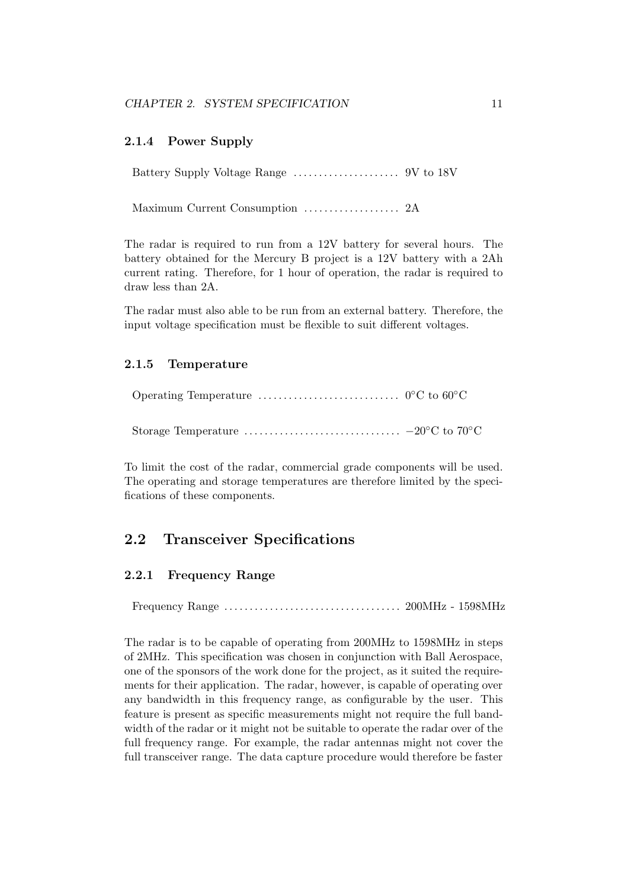### 2.1.4 Power Supply

Battery Supply Voltage Range .................... 9V to 18V

Maximum Current Consumption .................. 2A

The radar is required to run from a 12V battery for several hours. The battery obtained for the Mercury B project is a 12V battery with a 2Ah current rating. Therefore, for 1 hour of operation, the radar is required to draw less than 2A.

The radar must also able to be run from an external battery. Therefore, the input voltage specification must be flexible to suit different voltages.

### 2.1.5 Temperature

Operating Temperature ........................... 0°C to 60°C

Storage Temperature .............................. −20°C to 70°C

To limit the cost of the radar, commercial grade components will be used. The operating and storage temperatures are therefore limited by the specifications of these components.

## 2.2 Transceiver Specifications

### 2.2.1 Frequency Range

Frequency Range .................................. 200MHz - 1598MHz

The radar is to be capable of operating from 200MHz to 1598MHz in steps of 2MHz. This specification was chosen in conjunction with Ball Aerospace, one of the sponsors of the work done for the project, as it suited the requirements for their application. The radar, however, is capable of operating over any bandwidth in this frequency range, as configurable by the user. This feature is present as specific measurements might not require the full bandwidth of the radar or it might not be suitable to operate the radar over of the full frequency range. For example, the radar antennas might not cover the full transceiver range. The data capture procedure would therefore be faster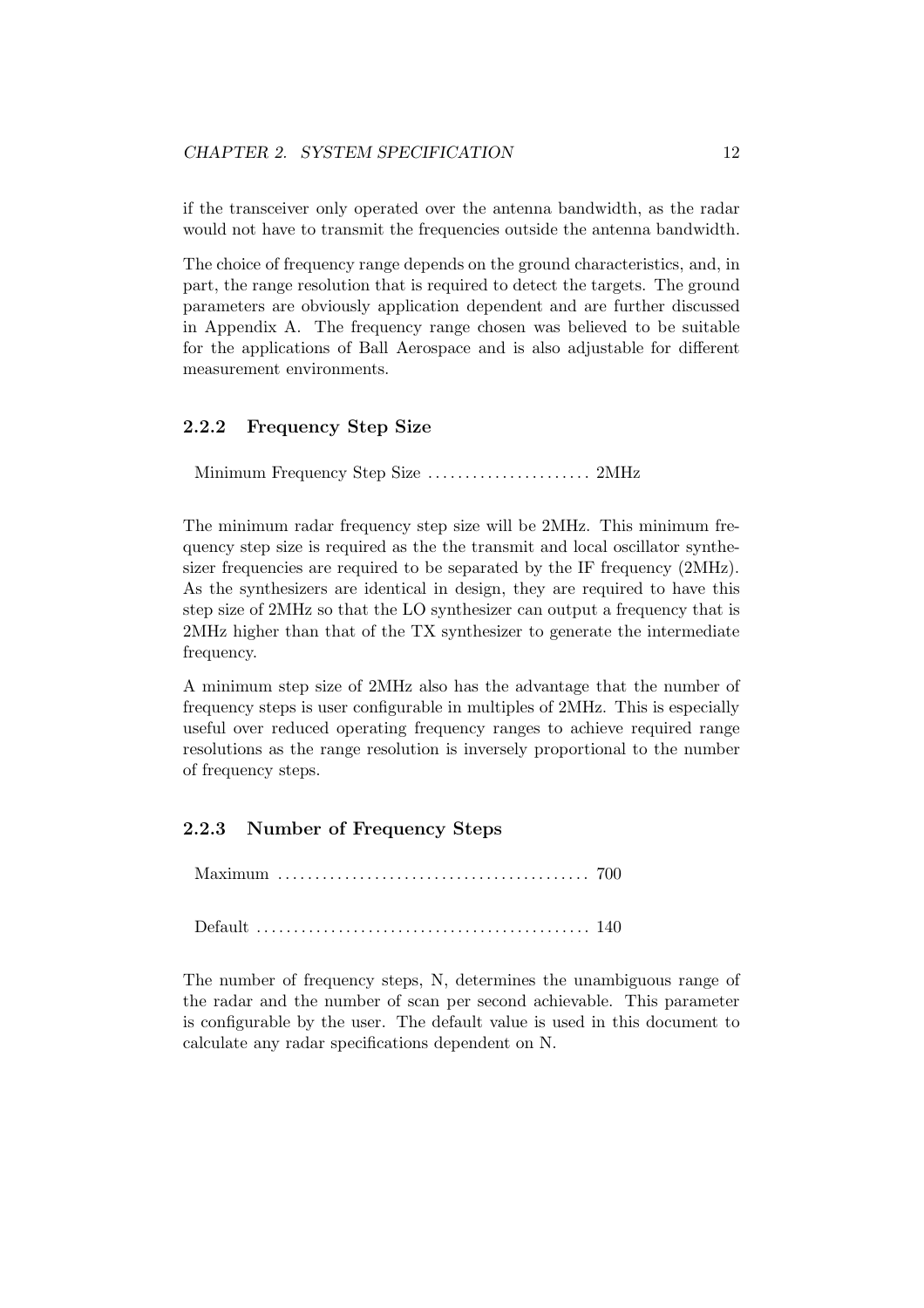if the transceiver only operated over the antenna bandwidth, as the radar would not have to transmit the frequencies outside the antenna bandwidth.

The choice of frequency range depends on the ground characteristics, and, in part, the range resolution that is required to detect the targets. The ground parameters are obviously application dependent and are further discussed in Appendix A. The frequency range chosen was believed to be suitable for the applications of Ball Aerospace and is also adjustable for different measurement environments.

### 2.2.2 Frequency Step Size

Minimum Frequency Step Size ...................... 2MHz

The minimum radar frequency step size will be 2MHz. This minimum frequency step size is required as the the transmit and local oscillator synthesizer frequencies are required to be separated by the IF frequency (2MHz). As the synthesizers are identical in design, they are required to have this step size of 2MHz so that the LO synthesizer can output a frequency that is 2MHz higher than that of the TX synthesizer to generate the intermediate frequency.

A minimum step size of 2MHz also has the advantage that the number of frequency steps is user configurable in multiples of 2MHz. This is especially useful over reduced operating frequency ranges to achieve required range resolutions as the range resolution is inversely proportional to the number of frequency steps.

### 2.2.3 Number of Frequency Steps

Maximum ......................................... 700

Default ............................................ 140

The number of frequency steps, N, determines the unambiguous range of the radar and the number of scan per second achievable. This parameter is configurable by the user. The default value is used in this document to calculate any radar specifications dependent on N.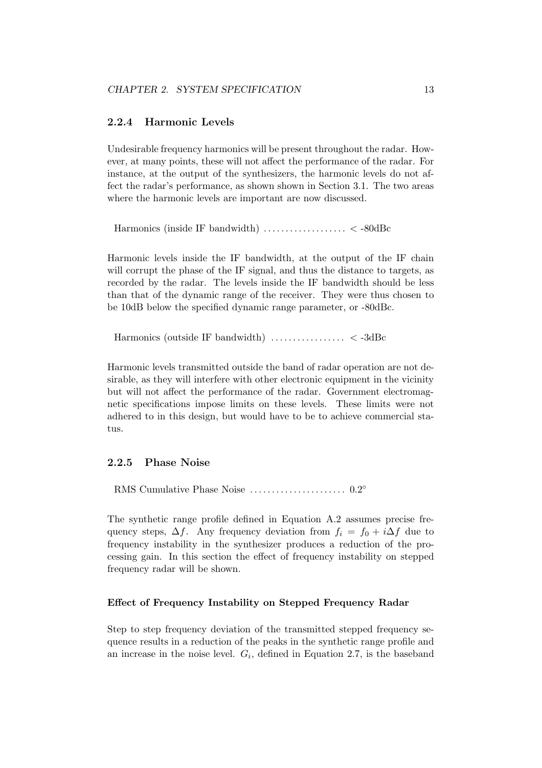### 2.2.4 Harmonic Levels

Undesirable frequency harmonics will be present throughout the radar. However, at many points, these will not affect the performance of the radar. For instance, at the output of the synthesizers, the harmonic levels do not affect the radar's performance, as shown shown in Section 3.1. The two areas where the harmonic levels are important are now discussed.

Harmonics (inside IF bandwidth) .................. < -80dBc

Harmonic levels inside the IF bandwidth, at the output of the IF chain will corrupt the phase of the IF signal, and thus the distance to targets, as recorded by the radar. The levels inside the IF bandwidth should be less than that of the dynamic range of the receiver. They were thus chosen to be 10dB below the specified dynamic range parameter, or -80dBc.

Harmonics (outside IF bandwidth) ................ < -3dBc

Harmonic levels transmitted outside the band of radar operation are not desirable, as they will interfere with other electronic equipment in the vicinity but will not affect the performance of the radar. Government electromagnetic specifications impose limits on these levels. These limits were not adhered to in this design, but would have to be to achieve commercial status.

### 2.2.5 Phase Noise

RMS Cumulative Phase Noise ...................... $0.2^{\circ}$

The synthetic range profile defined in Equation A.2 assumes precise frequency steps, $\Delta f$. Any frequency deviation from $f_i = f_0 + i\Delta f$ due to frequency instability in the synthesizer produces a reduction of the processing gain. In this section the effect of frequency instability on stepped frequency radar will be shown.

#### Effect of Frequency Instability on Stepped Frequency Radar

Step to step frequency deviation of the transmitted stepped frequency sequence results in a reduction of the peaks in the synthetic range profile and an increase in the noise level. $G_i$, defined in Equation 2.7, is the baseband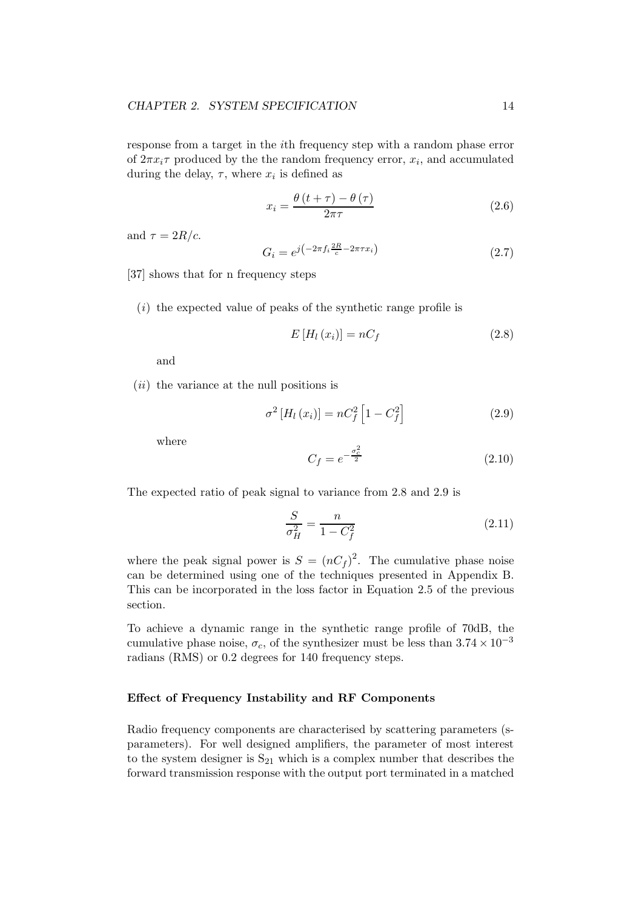response from a target in the $i$th frequency step with a random phase error of $2\pi x_i \tau$ produced by the the random frequency error, $x_i$, and accumulated during the delay, $\tau$, where $x_i$ is defined as

$$x_i = \frac{\theta(t+\tau) - \theta(\tau)}{2\pi\tau} \tag{2.6}$$

and $\tau = 2R/c$.

$$G_i = e^{j\left(-2\pi f_i \frac{2R}{c} - 2\pi\tau x_i\right)} \tag{2.7}$$

[37] shows that for n frequency steps

($i$) the expected value of peaks of the synthetic range profile is

$$E\left[H_l(x_i)\right] = nC_f \tag{2.8}$$

and

($ii$) the variance at the null positions is

$$\sigma^2\left[H_l(x_i)\right] = nC_f^2\left[1 - C_f^2\right] \tag{2.9}$$

where

$$C_f = e^{-\frac{\sigma_c^2}{2}} \tag{2.10}$$

The expected ratio of peak signal to variance from 2.8 and 2.9 is

$$\frac{S}{\sigma_H^2} = \frac{n}{1 - C_f^2} \tag{2.11}$$

where the peak signal power is $S = (nC_f)^2$. The cumulative phase noise can be determined using one of the techniques presented in Appendix B. This can be incorporated in the loss factor in Equation 2.5 of the previous section.

To achieve a dynamic range in the synthetic range profile of 70dB, the cumulative phase noise, $\sigma_c$, of the synthesizer must be less than $3.74 \times 10^{-3}$ radians (RMS) or 0.2 degrees for 140 frequency steps.

#### Effect of Frequency Instability and RF Components

Radio frequency components are characterised by scattering parameters (s-parameters). For well designed amplifiers, the parameter of most interest to the system designer is $S_{21}$ which is a complex number that describes the forward transmission response with the output port terminated in a matched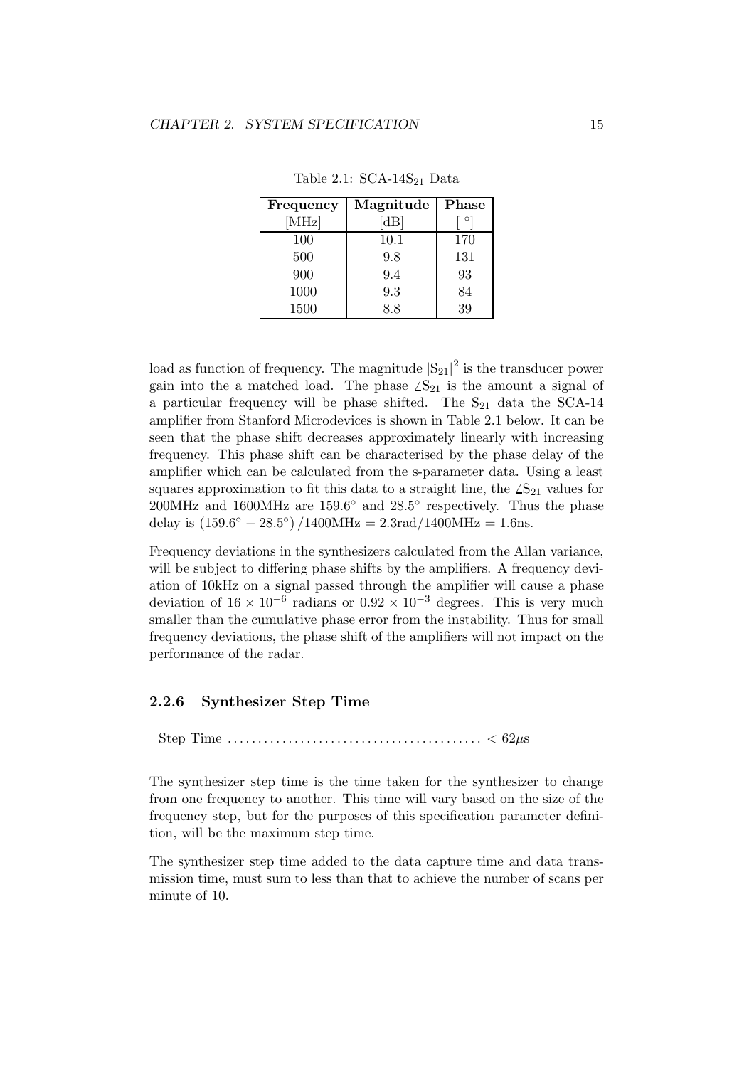Table 2.1: SCA-14$S_{21}$ Data

| Frequency [MHz] | Magnitude [dB] | Phase [ ° ] |
|---|---|---|
| 100 | 10.1 | 170 |
| 500 | 9.8 | 131 |
| 900 | 9.4 | 93 |
| 1000 | 9.3 | 84 |
| 1500 | 8.8 | 39 |

load as function of frequency. The magnitude $|S_{21}|^2$ is the transducer power gain into the a matched load. The phase $\angle S_{21}$ is the amount a signal of a particular frequency will be phase shifted. The $S_{21}$ data the SCA-14 amplifier from Stanford Microdevices is shown in Table 2.1 below. It can be seen that the phase shift decreases approximately linearly with increasing frequency. This phase shift can be characterised by the phase delay of the amplifier which can be calculated from the s-parameter data. Using a least squares approximation to fit this data to a straight line, the $\angle S_{21}$ values for 200MHz and 1600MHz are $159.6^\circ$ and $28.5^\circ$ respectively. Thus the phase delay is $(159.6^\circ - 28.5^\circ)/1400\text{MHz} = 2.3\text{rad}/1400\text{MHz} = 1.6\text{ns}$.

Frequency deviations in the synthesizers calculated from the Allan variance, will be subject to differing phase shifts by the amplifiers. A frequency deviation of 10kHz on a signal passed through the amplifier will cause a phase deviation of $16 \times 10^{-6}$ radians or $0.92 \times 10^{-3}$ degrees. This is very much smaller than the cumulative phase error from the instability. Thus for small frequency deviations, the phase shift of the amplifiers will not impact on the performance of the radar.

### 2.2.6 Synthesizer Step Time

Step Time .......................................... $< 62\mu$s

The synthesizer step time is the time taken for the synthesizer to change from one frequency to another. This time will vary based on the size of the frequency step, but for the purposes of this specification parameter definition, will be the maximum step time.

The synthesizer step time added to the data capture time and data transmission time, must sum to less than that to achieve the number of scans per minute of 10.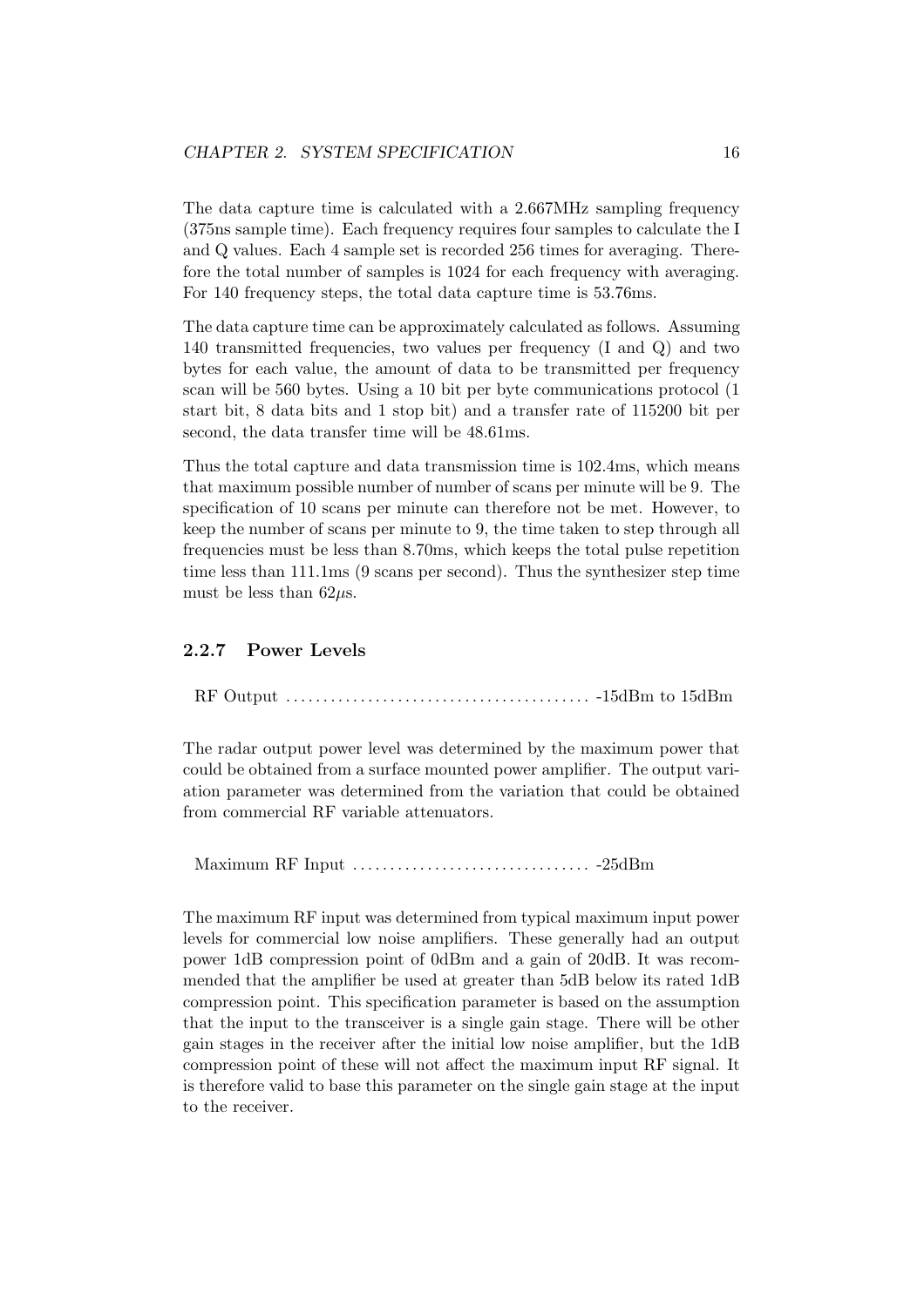The data capture time is calculated with a 2.667MHz sampling frequency (375ns sample time). Each frequency requires four samples to calculate the I and Q values. Each 4 sample set is recorded 256 times for averaging. Therefore the total number of samples is 1024 for each frequency with averaging. For 140 frequency steps, the total data capture time is 53.76ms.

The data capture time can be approximately calculated as follows. Assuming 140 transmitted frequencies, two values per frequency (I and Q) and two bytes for each value, the amount of data to be transmitted per frequency scan will be 560 bytes. Using a 10 bit per byte communications protocol (1 start bit, 8 data bits and 1 stop bit) and a transfer rate of 115200 bit per second, the data transfer time will be 48.61ms.

Thus the total capture and data transmission time is 102.4ms, which means that maximum possible number of number of scans per minute will be 9. The specification of 10 scans per minute can therefore not be met. However, to keep the number of scans per minute to 9, the time taken to step through all frequencies must be less than 8.70ms, which keeps the total pulse repetition time less than 111.1ms (9 scans per second). Thus the synthesizer step time must be less than 62$\mu$s.

### 2.2.7 Power Levels

RF Output ........................................ -15dBm to 15dBm

The radar output power level was determined by the maximum power that could be obtained from a surface mounted power amplifier. The output variation parameter was determined from the variation that could be obtained from commercial RF variable attenuators.

Maximum RF Input ................................ -25dBm

The maximum RF input was determined from typical maximum input power levels for commercial low noise amplifiers. These generally had an output power 1dB compression point of 0dBm and a gain of 20dB. It was recommended that the amplifier be used at greater than 5dB below its rated 1dB compression point. This specification parameter is based on the assumption that the input to the transceiver is a single gain stage. There will be other gain stages in the receiver after the initial low noise amplifier, but the 1dB compression point of these will not affect the maximum input RF signal. It is therefore valid to base this parameter on the single gain stage at the input to the receiver.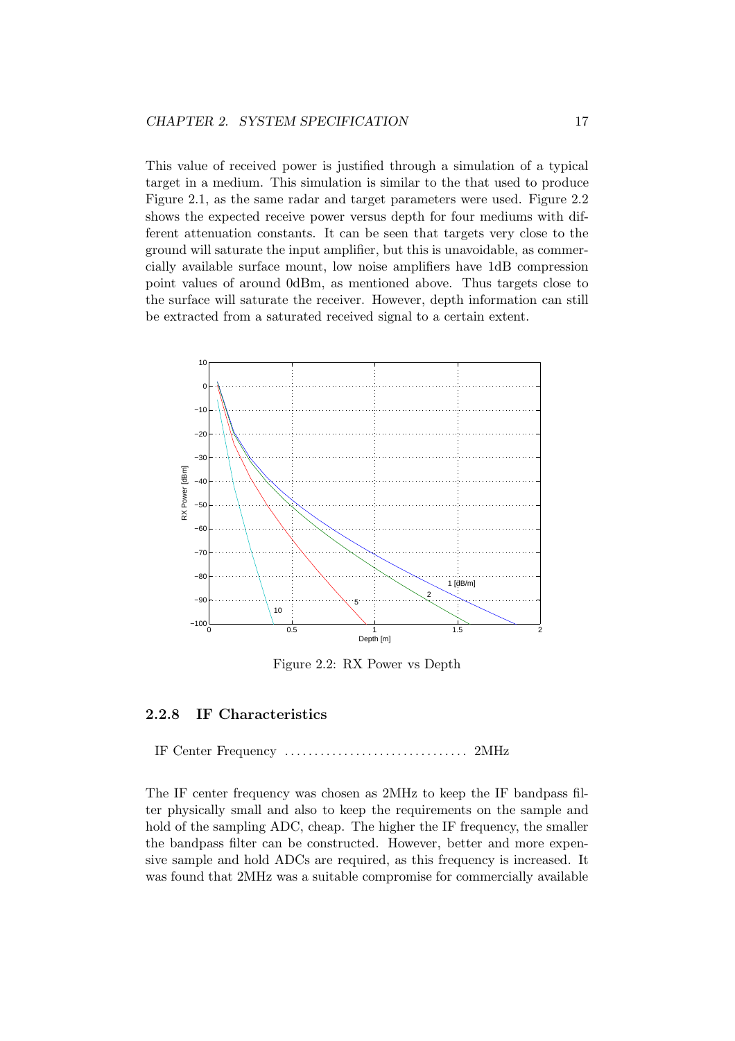This value of received power is justified through a simulation of a typical target in a medium. This simulation is similar to the that used to produce Figure 2.1, as the same radar and target parameters were used. Figure 2.2 shows the expected receive power versus depth for four mediums with different attenuation constants. It can be seen that targets very close to the ground will saturate the input amplifier, but this is unavoidable, as commercially available surface mount, low noise amplifiers have 1dB compression point values of around 0dBm, as mentioned above. Thus targets close to the surface will saturate the receiver. However, depth information can still be extracted from a saturated received signal to a certain extent.

Figure 2.2: RX Power vs Depth

### 2.2.8 IF Characteristics

IF Center Frequency ............................... 2MHz

The IF center frequency was chosen as 2MHz to keep the IF bandpass filter physically small and also to keep the requirements on the sample and hold of the sampling ADC, cheap. The higher the IF frequency, the smaller the bandpass filter can be constructed. However, better and more expensive sample and hold ADCs are required, as this frequency is increased. It was found that 2MHz was a suitable compromise for commercially available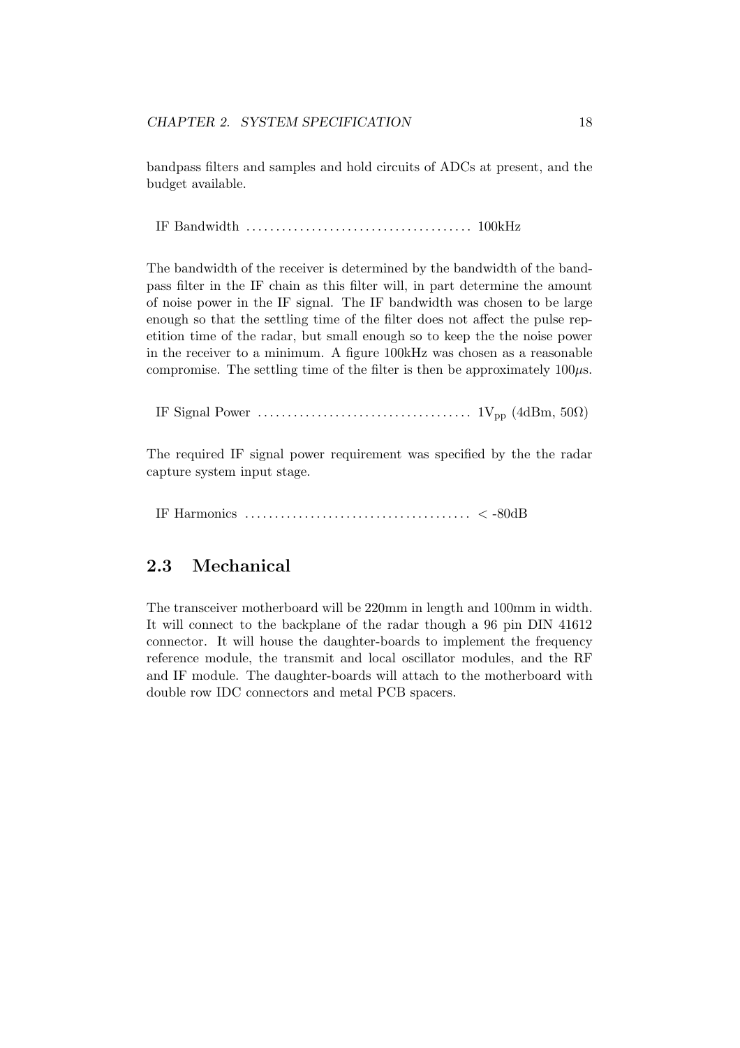bandpass filters and samples and hold circuits of ADCs at present, and the budget available.

IF Bandwidth .................................... 100kHz

The bandwidth of the receiver is determined by the bandwidth of the bandpass filter in the IF chain as this filter will, in part determine the amount of noise power in the IF signal. The IF bandwidth was chosen to be large enough so that the settling time of the filter does not affect the pulse repetition time of the radar, but small enough so to keep the the noise power in the receiver to a minimum. A figure 100kHz was chosen as a reasonable compromise. The settling time of the filter is then be approximately $100\mu$s.

IF Signal Power .................................. $1V_{pp}$ (4dBm, $50\Omega$)

The required IF signal power requirement was specified by the the radar capture system input stage.

IF Harmonics .................................... < -80dB

## 2.3 Mechanical

The transceiver motherboard will be 220mm in length and 100mm in width. It will connect to the backplane of the radar though a 96 pin DIN 41612 connector. It will house the daughter-boards to implement the frequency reference module, the transmit and local oscillator modules, and the RF and IF module. The daughter-boards will attach to the motherboard with double row IDC connectors and metal PCB spacers.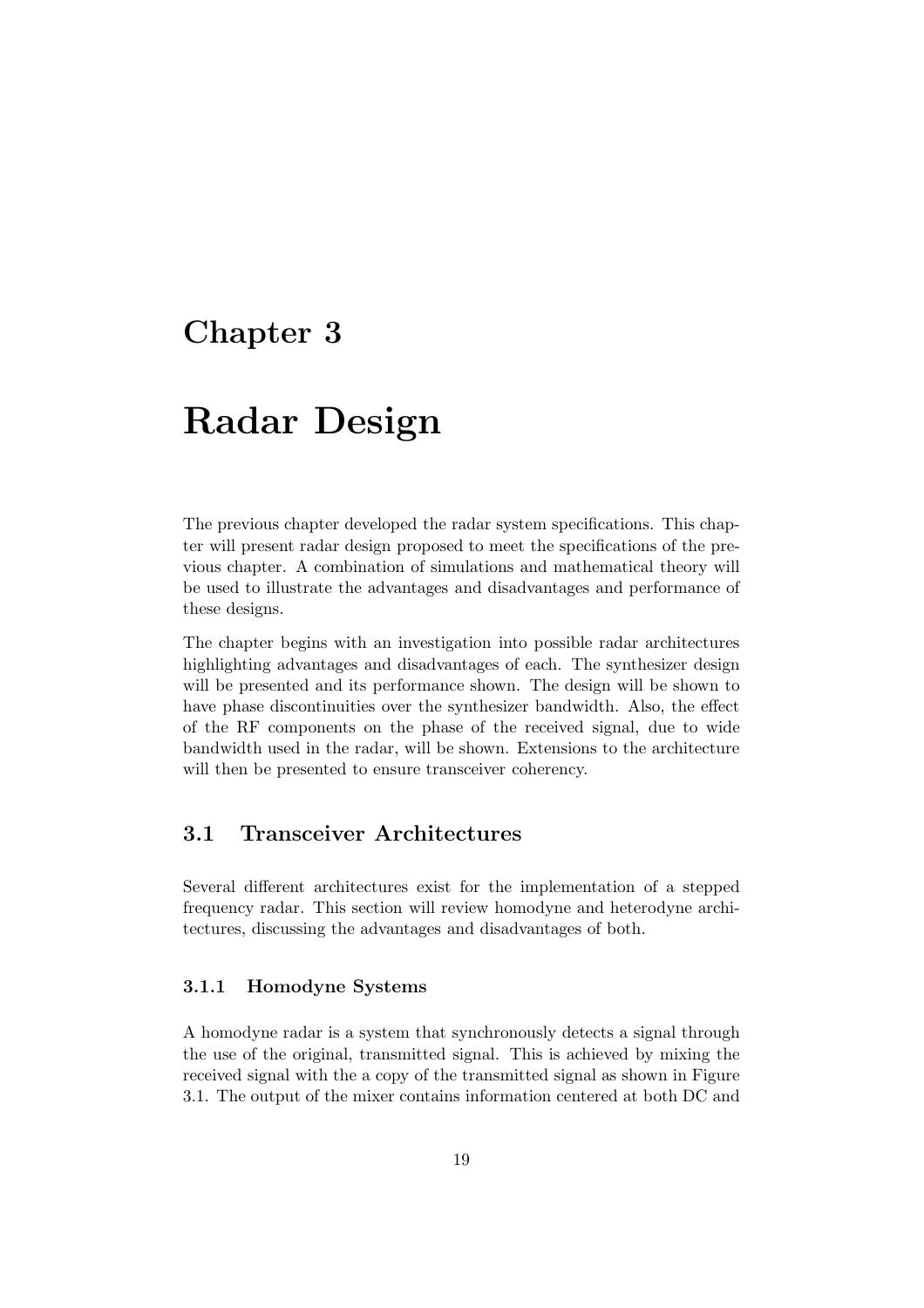# Chapter 3

# Radar Design

The previous chapter developed the radar system specifications. This chapter will present radar design proposed to meet the specifications of the previous chapter. A combination of simulations and mathematical theory will be used to illustrate the advantages and disadvantages and performance of these designs.

The chapter begins with an investigation into possible radar architectures highlighting advantages and disadvantages of each. The synthesizer design will be presented and its performance shown. The design will be shown to have phase discontinuities over the synthesizer bandwidth. Also, the effect of the RF components on the phase of the received signal, due to wide bandwidth used in the radar, will be shown. Extensions to the architecture will then be presented to ensure transceiver coherency.

## 3.1 Transceiver Architectures

Several different architectures exist for the implementation of a stepped frequency radar. This section will review homodyne and heterodyne architectures, discussing the advantages and disadvantages of both.

### 3.1.1 Homodyne Systems

A homodyne radar is a system that synchronously detects a signal through the use of the original, transmitted signal. This is achieved by mixing the received signal with the a copy of the transmitted signal as shown in Figure 3.1. The output of the mixer contains information centered at both DC and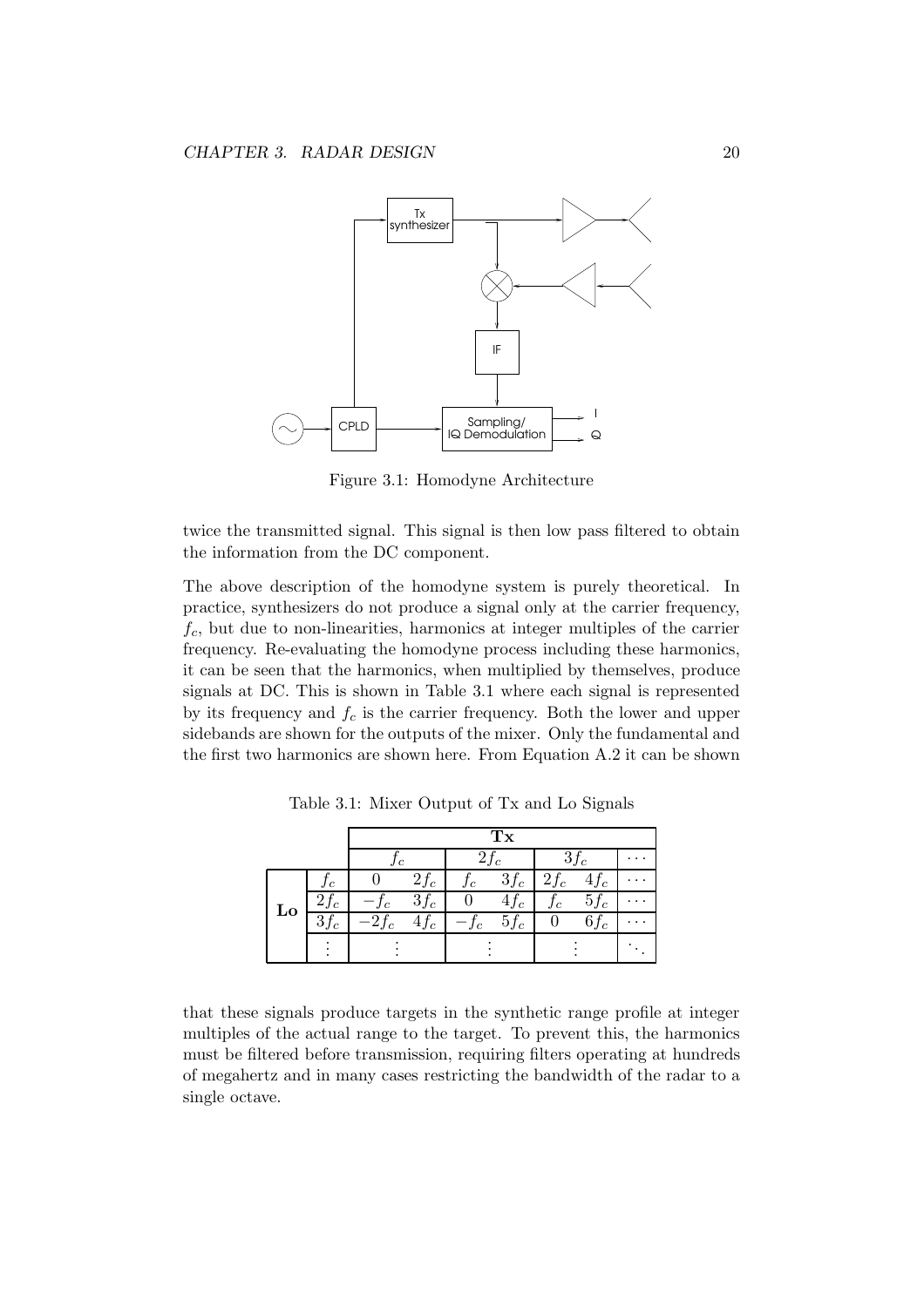Figure 3.1: Homodyne Architecture

twice the transmitted signal. This signal is then low pass filtered to obtain the information from the DC component.

The above description of the homodyne system is purely theoretical. In practice, synthesizers do not produce a signal only at the carrier frequency, $f_c$, but due to non-linearities, harmonics at integer multiples of the carrier frequency. Re-evaluating the homodyne process including these harmonics, it can be seen that the harmonics, when multiplied by themselves, produce signals at DC. This is shown in Table 3.1 where each signal is represented by its frequency and $f_c$ is the carrier frequency. Both the lower and upper sidebands are shown for the outputs of the mixer. Only the fundamental and the first two harmonics are shown here. From Equation A.2 it can be shown

Table 3.1: Mixer Output of Tx and Lo Signals

| | | **Tx** | | | | | | |
|---|---|---|---|---|---|---|---|---|
| | | $f_c$ | | $2f_c$ | | $3f_c$ | | $\cdots$ |
| **Lo** | $f_c$ | $0$ | $2f_c$ | $f_c$ | $3f_c$ | $2f_c$ | $4f_c$ | $\cdots$ |
| | $2f_c$ | $-f_c$ | $3f_c$ | $0$ | $4f_c$ | $f_c$ | $5f_c$ | $\cdots$ |
| | $3f_c$ | $-2f_c$ | $4f_c$ | $-f_c$ | $5f_c$ | $0$ | $6f_c$ | $\cdots$ |
| | $\vdots$ | $\vdots$ | | $\vdots$ | | $\vdots$ | | $\ddots$ |

that these signals produce targets in the synthetic range profile at integer multiples of the actual range to the target. To prevent this, the harmonics must be filtered before transmission, requiring filters operating at hundreds of megahertz and in many cases restricting the bandwidth of the radar to a single octave.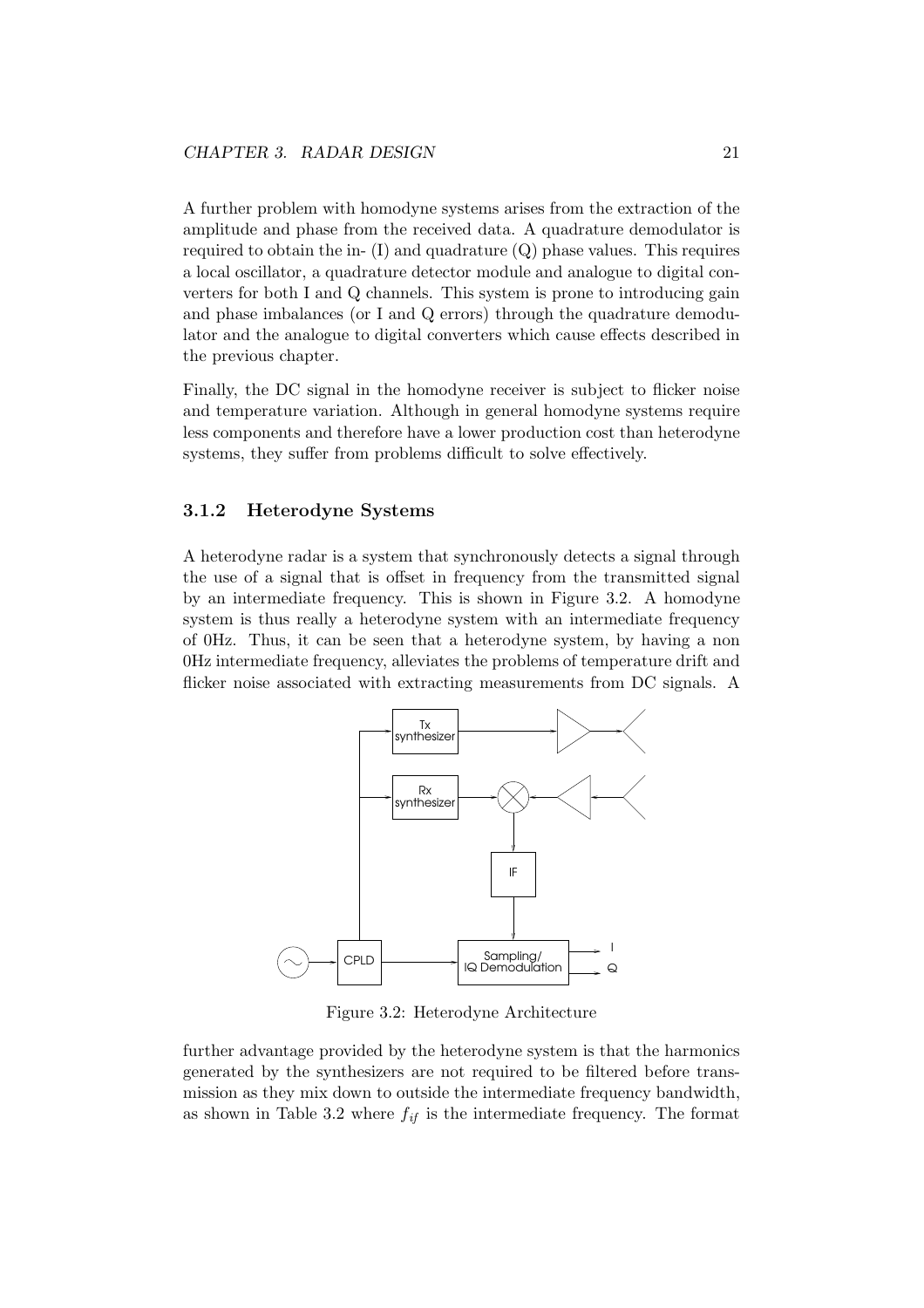A further problem with homodyne systems arises from the extraction of the amplitude and phase from the received data. A quadrature demodulator is required to obtain the in- (I) and quadrature (Q) phase values. This requires a local oscillator, a quadrature detector module and analogue to digital converters for both I and Q channels. This system is prone to introducing gain and phase imbalances (or I and Q errors) through the quadrature demodulator and the analogue to digital converters which cause effects described in the previous chapter.

Finally, the DC signal in the homodyne receiver is subject to flicker noise and temperature variation. Although in general homodyne systems require less components and therefore have a lower production cost than heterodyne systems, they suffer from problems difficult to solve effectively.

### 3.1.2 Heterodyne Systems

A heterodyne radar is a system that synchronously detects a signal through the use of a signal that is offset in frequency from the transmitted signal by an intermediate frequency. This is shown in Figure 3.2. A homodyne system is thus really a heterodyne system with an intermediate frequency of 0Hz. Thus, it can be seen that a heterodyne system, by having a non 0Hz intermediate frequency, alleviates the problems of temperature drift and flicker noise associated with extracting measurements from DC signals. A further advantage provided by the heterodyne system is that the harmonics generated by the synthesizers are not required to be filtered before transmission as they mix down to outside the intermediate frequency bandwidth, as shown in Table 3.2 where $f_{if}$ is the intermediate frequency. The format

Figure 3.2: Heterodyne Architecture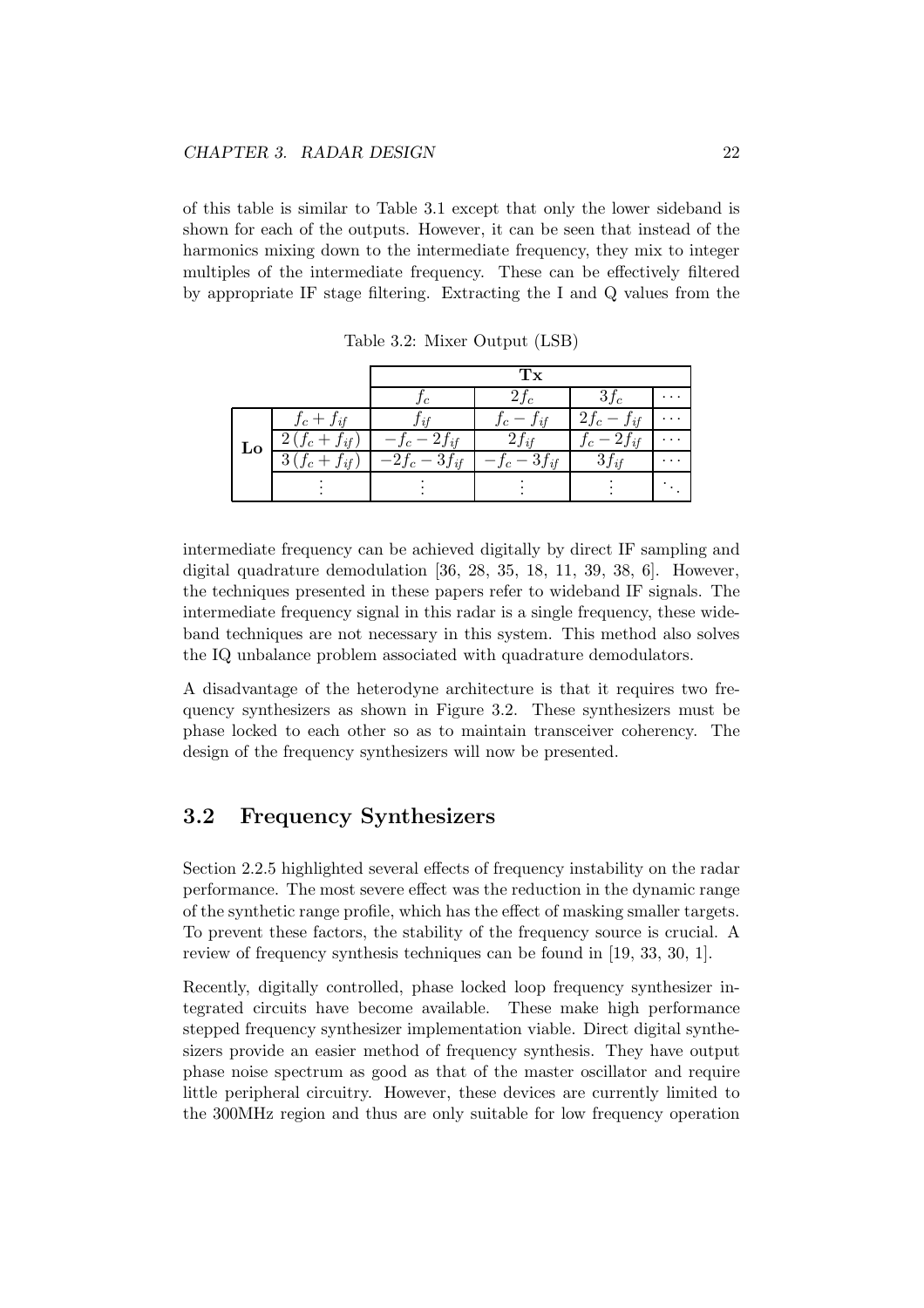of this table is similar to Table 3.1 except that only the lower sideband is shown for each of the outputs. However, it can be seen that instead of the harmonics mixing down to the intermediate frequency, they mix to integer multiples of the intermediate frequency. These can be effectively filtered by appropriate IF stage filtering. Extracting the I and Q values from the

Table 3.2: Mixer Output (LSB)

| | | **Tx** | | | |
|---|---|---|---|---|---|
| | | $f_c$ | $2f_c$ | $3f_c$ | $\cdots$ |
| **Lo** | $f_c + f_{if}$ | $f_{if}$ | $f_c - f_{if}$ | $2f_c - f_{if}$ | $\cdots$ |
| | $2(f_c + f_{if})$ | $-f_c - 2f_{if}$ | $2f_{if}$ | $f_c - 2f_{if}$ | $\cdots$ |
| | $3(f_c + f_{if})$ | $-2f_c - 3f_{if}$ | $-f_c - 3f_{if}$ | $3f_{if}$ | $\cdots$ |
| | $\vdots$ | $\vdots$ | $\vdots$ | $\vdots$ | $\ddots$ |

intermediate frequency can be achieved digitally by direct IF sampling and digital quadrature demodulation [36, 28, 35, 18, 11, 39, 38, 6]. However, the techniques presented in these papers refer to wideband IF signals. The intermediate frequency signal in this radar is a single frequency, these wideband techniques are not necessary in this system. This method also solves the IQ unbalance problem associated with quadrature demodulators.

A disadvantage of the heterodyne architecture is that it requires two frequency synthesizers as shown in Figure 3.2. These synthesizers must be phase locked to each other so as to maintain transceiver coherency. The design of the frequency synthesizers will now be presented.

## 3.2 Frequency Synthesizers

Section 2.2.5 highlighted several effects of frequency instability on the radar performance. The most severe effect was the reduction in the dynamic range of the synthetic range profile, which has the effect of masking smaller targets. To prevent these factors, the stability of the frequency source is crucial. A review of frequency synthesis techniques can be found in [19, 33, 30, 1].

Recently, digitally controlled, phase locked loop frequency synthesizer integrated circuits have become available. These make high performance stepped frequency synthesizer implementation viable. Direct digital synthesizers provide an easier method of frequency synthesis. They have output phase noise spectrum as good as that of the master oscillator and require little peripheral circuitry. However, these devices are currently limited to the 300MHz region and thus are only suitable for low frequency operation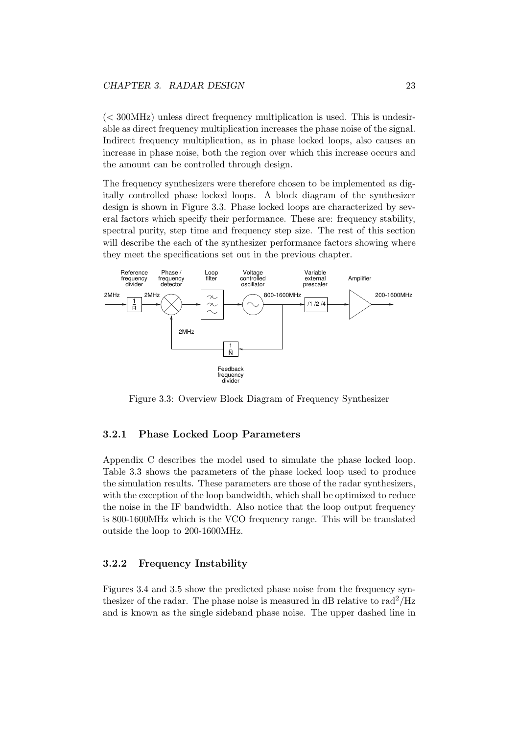(< 300MHz) unless direct frequency multiplication is used. This is undesirable as direct frequency multiplication increases the phase noise of the signal. Indirect frequency multiplication, as in phase locked loops, also causes an increase in phase noise, both the region over which this increase occurs and the amount can be controlled through design.

The frequency synthesizers were therefore chosen to be implemented as digitally controlled phase locked loops. A block diagram of the synthesizer design is shown in Figure 3.3. Phase locked loops are characterized by several factors which specify their performance. These are: frequency stability, spectral purity, step time and frequency step size. The rest of this section will describe the each of the synthesizer performance factors showing where they meet the specifications set out in the previous chapter.

Figure 3.3: Overview Block Diagram of Frequency Synthesizer

### 3.2.1 Phase Locked Loop Parameters

Appendix C describes the model used to simulate the phase locked loop. Table 3.3 shows the parameters of the phase locked loop used to produce the simulation results. These parameters are those of the radar synthesizers, with the exception of the loop bandwidth, which shall be optimized to reduce the noise in the IF bandwidth. Also notice that the loop output frequency is 800-1600MHz which is the VCO frequency range. This will be translated outside the loop to 200-1600MHz.

### 3.2.2 Frequency Instability

Figures 3.4 and 3.5 show the predicted phase noise from the frequency synthesizer of the radar. The phase noise is measured in dB relative to $\text{rad}^2/\text{Hz}$ and is known as the single sideband phase noise. The upper dashed line in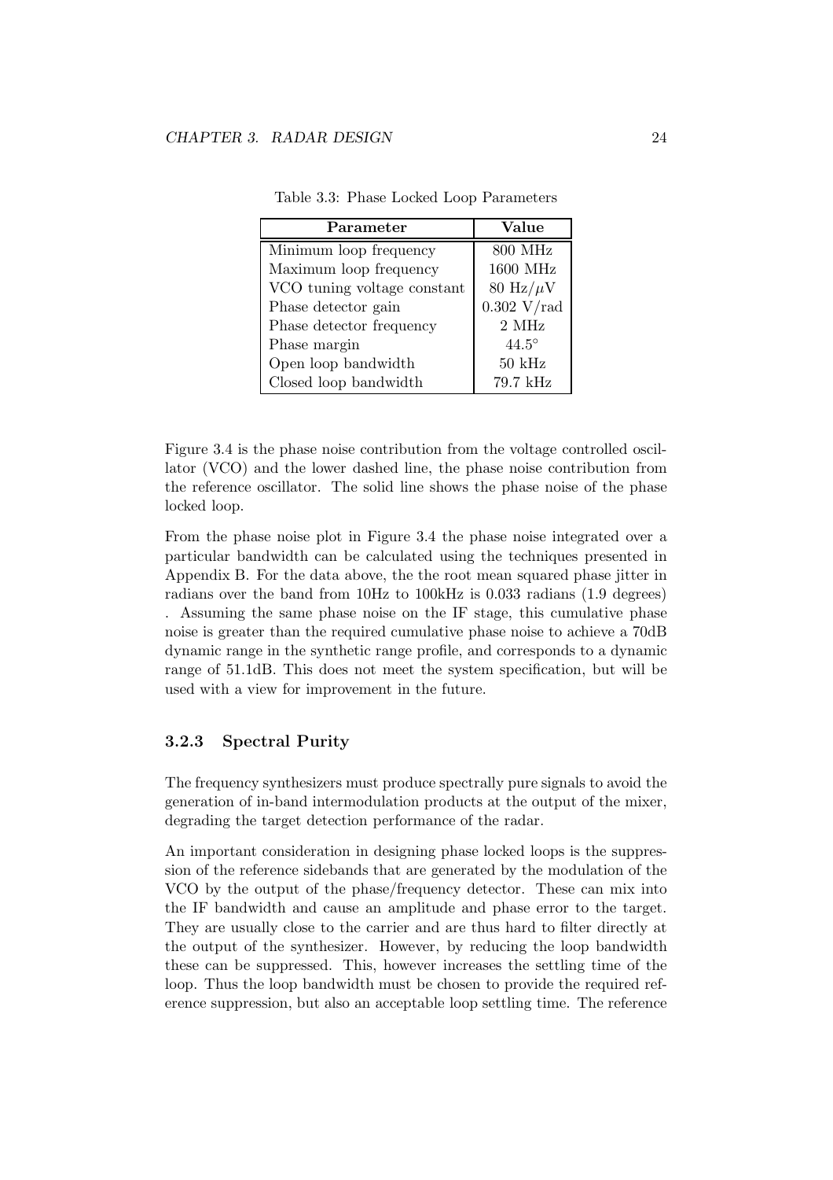Table 3.3: Phase Locked Loop Parameters

| Parameter | Value |
|---|---|
| Minimum loop frequency | 800 MHz |
| Maximum loop frequency | 1600 MHz |
| VCO tuning voltage constant | 80 Hz/$\mu$V |
| Phase detector gain | 0.302 V/rad |
| Phase detector frequency | 2 MHz |
| Phase margin | $44.5^{\circ}$ |
| Open loop bandwidth | 50 kHz |
| Closed loop bandwidth | 79.7 kHz |

Figure 3.4 is the phase noise contribution from the voltage controlled oscillator (VCO) and the lower dashed line, the phase noise contribution from the reference oscillator. The solid line shows the phase noise of the phase locked loop.

From the phase noise plot in Figure 3.4 the phase noise integrated over a particular bandwidth can be calculated using the techniques presented in Appendix B. For the data above, the the root mean squared phase jitter in radians over the band from 10Hz to 100kHz is 0.033 radians (1.9 degrees) . Assuming the same phase noise on the IF stage, this cumulative phase noise is greater than the required cumulative phase noise to achieve a 70dB dynamic range in the synthetic range profile, and corresponds to a dynamic range of 51.1dB. This does not meet the system specification, but will be used with a view for improvement in the future.

### 3.2.3 Spectral Purity

The frequency synthesizers must produce spectrally pure signals to avoid the generation of in-band intermodulation products at the output of the mixer, degrading the target detection performance of the radar.

An important consideration in designing phase locked loops is the suppression of the reference sidebands that are generated by the modulation of the VCO by the output of the phase/frequency detector. These can mix into the IF bandwidth and cause an amplitude and phase error to the target. They are usually close to the carrier and are thus hard to filter directly at the output of the synthesizer. However, by reducing the loop bandwidth these can be suppressed. This, however increases the settling time of the loop. Thus the loop bandwidth must be chosen to provide the required reference suppression, but also an acceptable loop settling time. The reference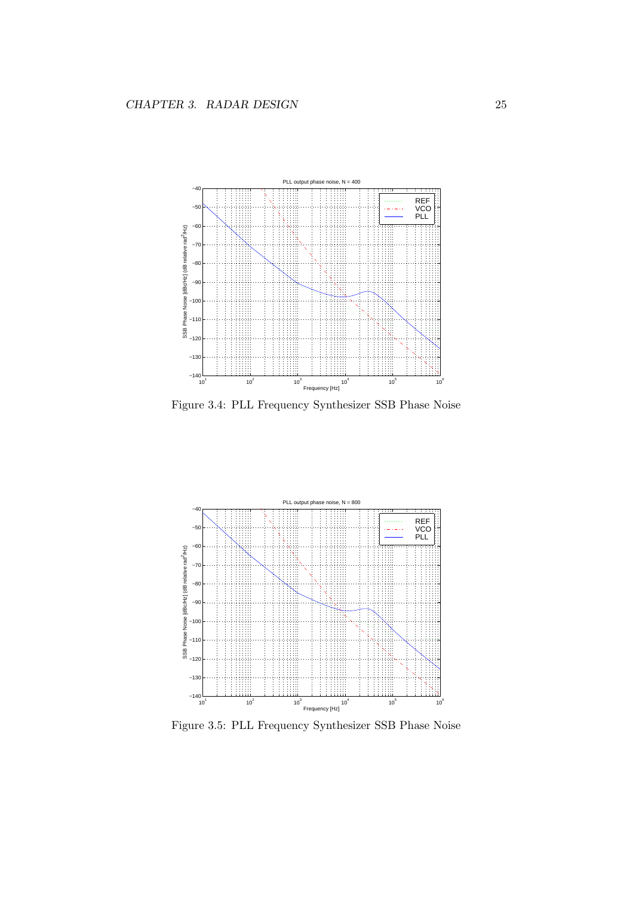Figure 3.4: PLL Frequency Synthesizer SSB Phase Noise

Figure 3.5: PLL Frequency Synthesizer SSB Phase Noise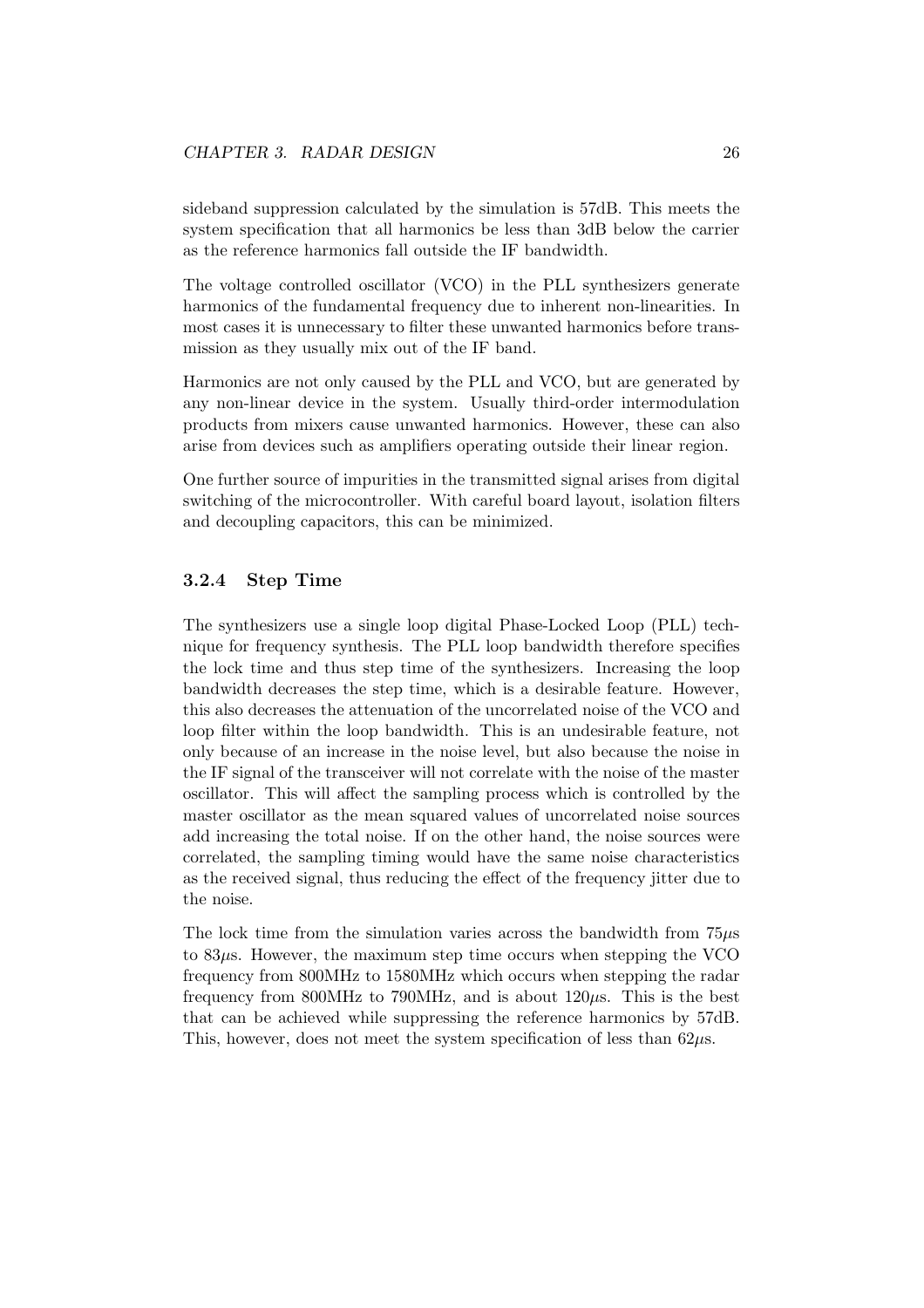sideband suppression calculated by the simulation is 57dB. This meets the system specification that all harmonics be less than 3dB below the carrier as the reference harmonics fall outside the IF bandwidth.

The voltage controlled oscillator (VCO) in the PLL synthesizers generate harmonics of the fundamental frequency due to inherent non-linearities. In most cases it is unnecessary to filter these unwanted harmonics before transmission as they usually mix out of the IF band.

Harmonics are not only caused by the PLL and VCO, but are generated by any non-linear device in the system. Usually third-order intermodulation products from mixers cause unwanted harmonics. However, these can also arise from devices such as amplifiers operating outside their linear region.

One further source of impurities in the transmitted signal arises from digital switching of the microcontroller. With careful board layout, isolation filters and decoupling capacitors, this can be minimized.

### 3.2.4 Step Time

The synthesizers use a single loop digital Phase-Locked Loop (PLL) technique for frequency synthesis. The PLL loop bandwidth therefore specifies the lock time and thus step time of the synthesizers. Increasing the loop bandwidth decreases the step time, which is a desirable feature. However, this also decreases the attenuation of the uncorrelated noise of the VCO and loop filter within the loop bandwidth. This is an undesirable feature, not only because of an increase in the noise level, but also because the noise in the IF signal of the transceiver will not correlate with the noise of the master oscillator. This will affect the sampling process which is controlled by the master oscillator as the mean squared values of uncorrelated noise sources add increasing the total noise. If on the other hand, the noise sources were correlated, the sampling timing would have the same noise characteristics as the received signal, thus reducing the effect of the frequency jitter due to the noise.

The lock time from the simulation varies across the bandwidth from $75\mu$s to $83\mu$s. However, the maximum step time occurs when stepping the VCO frequency from 800MHz to 1580MHz which occurs when stepping the radar frequency from 800MHz to 790MHz, and is about $120\mu$s. This is the best that can be achieved while suppressing the reference harmonics by 57dB. This, however, does not meet the system specification of less than $62\mu$s.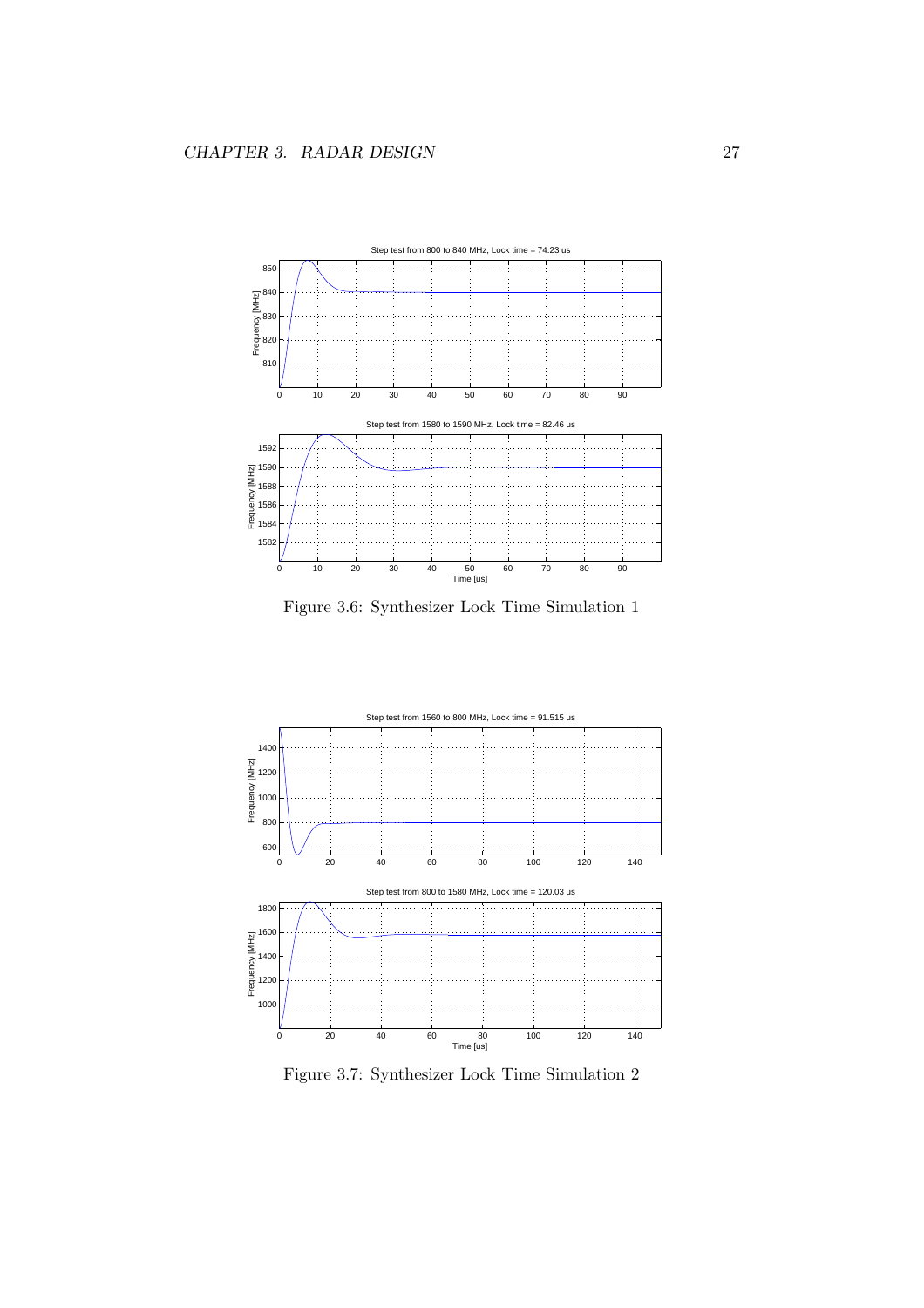Figure 3.6: Synthesizer Lock Time Simulation 1

Figure 3.7: Synthesizer Lock Time Simulation 2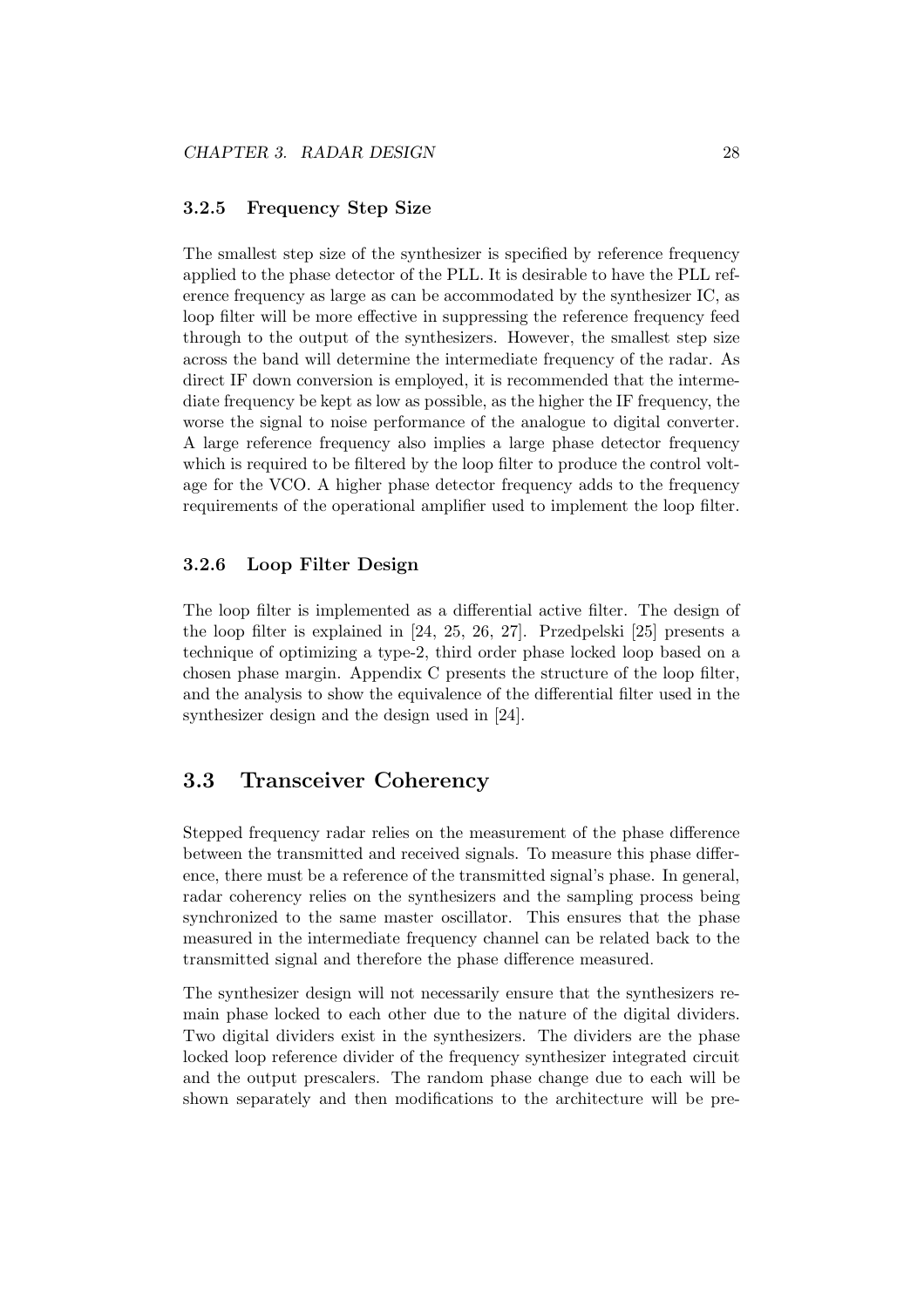### 3.2.5 Frequency Step Size

The smallest step size of the synthesizer is specified by reference frequency applied to the phase detector of the PLL. It is desirable to have the PLL reference frequency as large as can be accommodated by the synthesizer IC, as loop filter will be more effective in suppressing the reference frequency feed through to the output of the synthesizers. However, the smallest step size across the band will determine the intermediate frequency of the radar. As direct IF down conversion is employed, it is recommended that the intermediate frequency be kept as low as possible, as the higher the IF frequency, the worse the signal to noise performance of the analogue to digital converter. A large reference frequency also implies a large phase detector frequency which is required to be filtered by the loop filter to produce the control voltage for the VCO. A higher phase detector frequency adds to the frequency requirements of the operational amplifier used to implement the loop filter.

### 3.2.6 Loop Filter Design

The loop filter is implemented as a differential active filter. The design of the loop filter is explained in [24, 25, 26, 27]. Przedpelski [25] presents a technique of optimizing a type-2, third order phase locked loop based on a chosen phase margin. Appendix C presents the structure of the loop filter, and the analysis to show the equivalence of the differential filter used in the synthesizer design and the design used in [24].

## 3.3 Transceiver Coherency

Stepped frequency radar relies on the measurement of the phase difference between the transmitted and received signals. To measure this phase difference, there must be a reference of the transmitted signal's phase. In general, radar coherency relies on the synthesizers and the sampling process being synchronized to the same master oscillator. This ensures that the phase measured in the intermediate frequency channel can be related back to the transmitted signal and therefore the phase difference measured.

The synthesizer design will not necessarily ensure that the synthesizers remain phase locked to each other due to the nature of the digital dividers. Two digital dividers exist in the synthesizers. The dividers are the phase locked loop reference divider of the frequency synthesizer integrated circuit and the output prescalers. The random phase change due to each will be shown separately and then modifications to the architecture will be pre-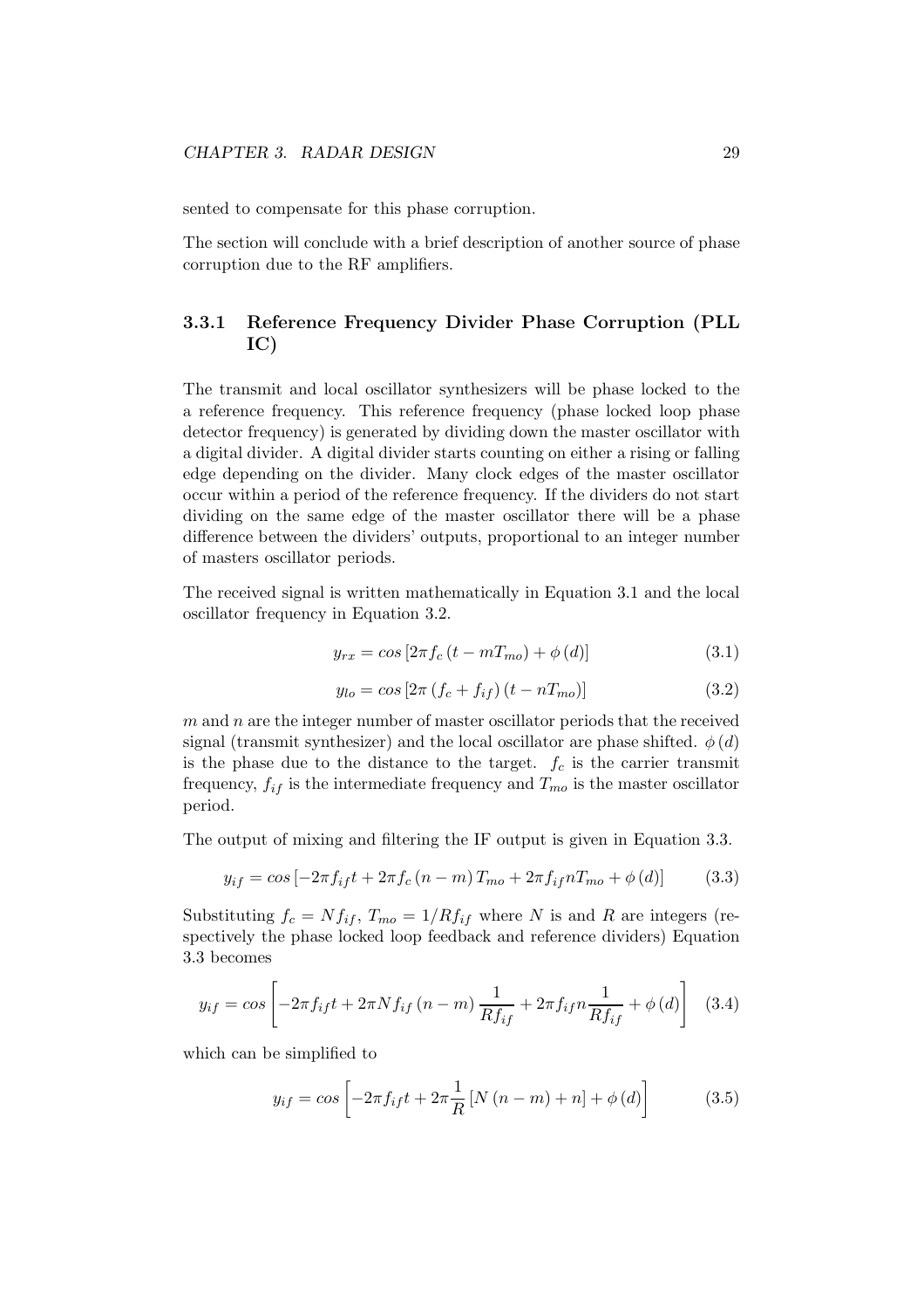sented to compensate for this phase corruption.

The section will conclude with a brief description of another source of phase corruption due to the RF amplifiers.

### 3.3.1 Reference Frequency Divider Phase Corruption (PLL IC)

The transmit and local oscillator synthesizers will be phase locked to the a reference frequency. This reference frequency (phase locked loop phase detector frequency) is generated by dividing down the master oscillator with a digital divider. A digital divider starts counting on either a rising or falling edge depending on the divider. Many clock edges of the master oscillator occur within a period of the reference frequency. If the dividers do not start dividing on the same edge of the master oscillator there will be a phase difference between the dividers' outputs, proportional to an integer number of masters oscillator periods.

The received signal is written mathematically in Equation 3.1 and the local oscillator frequency in Equation 3.2.

$$y_{rx} = cos\left[2\pi f_c \left(t - mT_{mo}\right) + \phi\left(d\right)\right] \tag{3.1}$$

$$y_{lo} = cos\left[2\pi \left(f_c + f_{if}\right)\left(t - nT_{mo}\right)\right] \tag{3.2}$$

$m$ and $n$ are the integer number of master oscillator periods that the received signal (transmit synthesizer) and the local oscillator are phase shifted. $\phi(d)$ is the phase due to the distance to the target. $f_c$ is the carrier transmit frequency, $f_{if}$ is the intermediate frequency and $T_{mo}$ is the master oscillator period.

The output of mixing and filtering the IF output is given in Equation 3.3.

$$y_{if} = cos\left[-2\pi f_{if} t + 2\pi f_c \left(n - m\right) T_{mo} + 2\pi f_{if} n T_{mo} + \phi\left(d\right)\right] \tag{3.3}$$

Substituting $f_c = N f_{if}$, $T_{mo} = 1/R f_{if}$ where $N$ is and $R$ are integers (respectively the phase locked loop feedback and reference dividers) Equation 3.3 becomes

$$y_{if} = cos\left[-2\pi f_{if} t + 2\pi N f_{if} \left(n - m\right) \frac{1}{R f_{if}} + 2\pi f_{if} n \frac{1}{R f_{if}} + \phi\left(d\right)\right] \tag{3.4}$$

which can be simplified to

$$y_{if} = cos\left[-2\pi f_{if} t + 2\pi \frac{1}{R}\left[N\left(n - m\right) + n\right] + \phi\left(d\right)\right] \tag{3.5}$$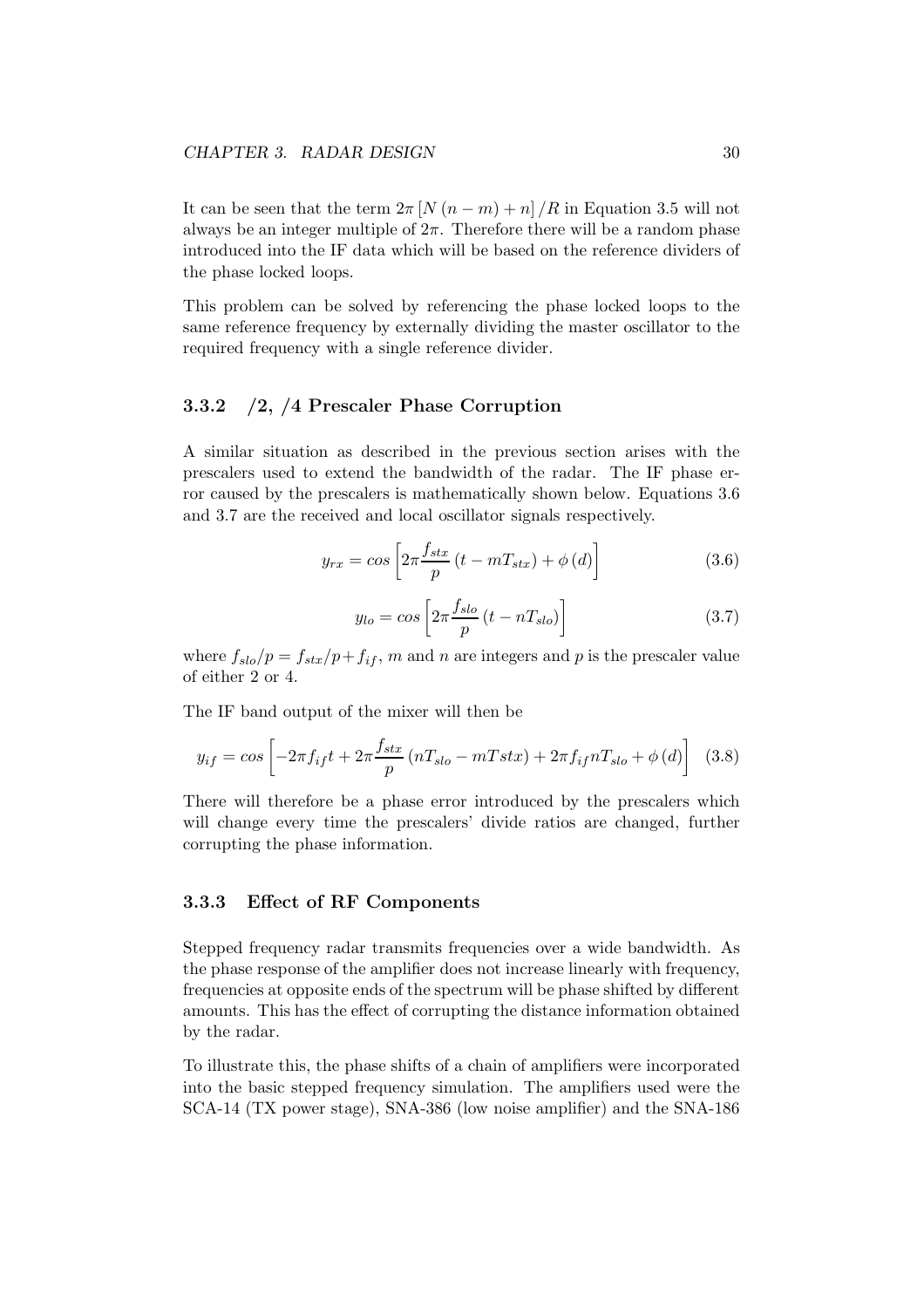It can be seen that the term $2\pi [N(n-m)+n]/R$ in Equation 3.5 will not always be an integer multiple of $2\pi$. Therefore there will be a random phase introduced into the IF data which will be based on the reference dividers of the phase locked loops.

This problem can be solved by referencing the phase locked loops to the same reference frequency by externally dividing the master oscillator to the required frequency with a single reference divider.

### 3.3.2 /2, /4 Prescaler Phase Corruption

A similar situation as described in the previous section arises with the prescalers used to extend the bandwidth of the radar. The IF phase error caused by the prescalers is mathematically shown below. Equations 3.6 and 3.7 are the received and local oscillator signals respectively.

$$y_{rx} = cos\left[2\pi \frac{f_{stx}}{p}(t - mT_{stx}) + \phi(d)\right] \tag{3.6}$$

$$y_{lo} = cos\left[2\pi \frac{f_{slo}}{p}(t - nT_{slo})\right] \tag{3.7}$$

where $f_{slo}/p = f_{stx}/p + f_{if}$, $m$ and $n$ are integers and $p$ is the prescaler value of either 2 or 4.

The IF band output of the mixer will then be

$$y_{if} = cos\left[-2\pi f_{if}t + 2\pi \frac{f_{stx}}{p}(nT_{slo} - mTstx) + 2\pi f_{if} nT_{slo} + \phi(d)\right] \tag{3.8}$$

There will therefore be a phase error introduced by the prescalers which will change every time the prescalers' divide ratios are changed, further corrupting the phase information.

### 3.3.3 Effect of RF Components

Stepped frequency radar transmits frequencies over a wide bandwidth. As the phase response of the amplifier does not increase linearly with frequency, frequencies at opposite ends of the spectrum will be phase shifted by different amounts. This has the effect of corrupting the distance information obtained by the radar.

To illustrate this, the phase shifts of a chain of amplifiers were incorporated into the basic stepped frequency simulation. The amplifiers used were the SCA-14 (TX power stage), SNA-386 (low noise amplifier) and the SNA-186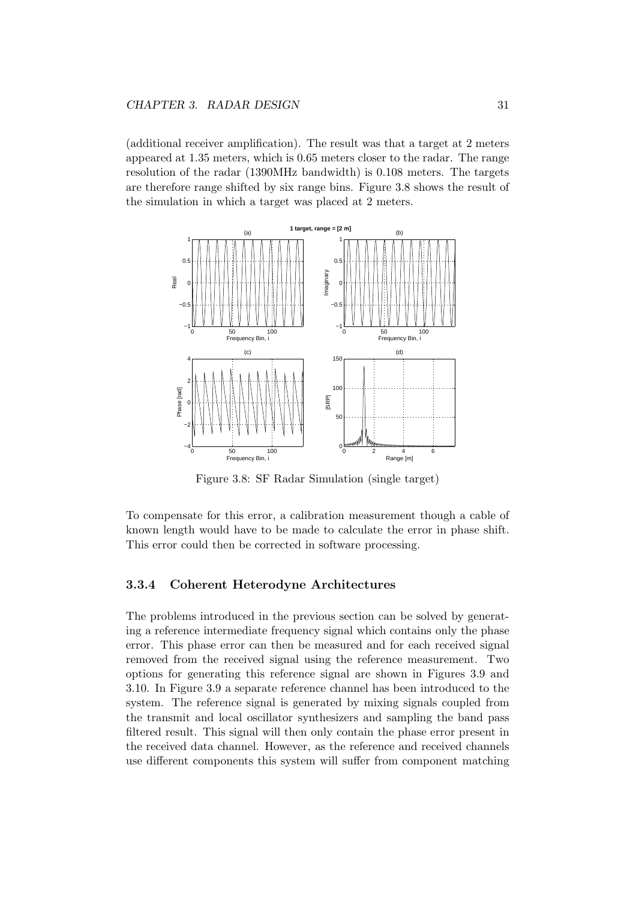(additional receiver amplification). The result was that a target at 2 meters appeared at 1.35 meters, which is 0.65 meters closer to the radar. The range resolution of the radar (1390MHz bandwidth) is 0.108 meters. The targets are therefore range shifted by six range bins. Figure 3.8 shows the result of the simulation in which a target was placed at 2 meters.

Figure 3.8: SF Radar Simulation (single target)

To compensate for this error, a calibration measurement though a cable of known length would have to be made to calculate the error in phase shift. This error could then be corrected in software processing.

### 3.3.4 Coherent Heterodyne Architectures

The problems introduced in the previous section can be solved by generating a reference intermediate frequency signal which contains only the phase error. This phase error can then be measured and for each received signal removed from the received signal using the reference measurement. Two options for generating this reference signal are shown in Figures 3.9 and 3.10. In Figure 3.9 a separate reference channel has been introduced to the system. The reference signal is generated by mixing signals coupled from the transmit and local oscillator synthesizers and sampling the band pass filtered result. This signal will then only contain the phase error present in the received data channel. However, as the reference and received channels use different components this system will suffer from component matching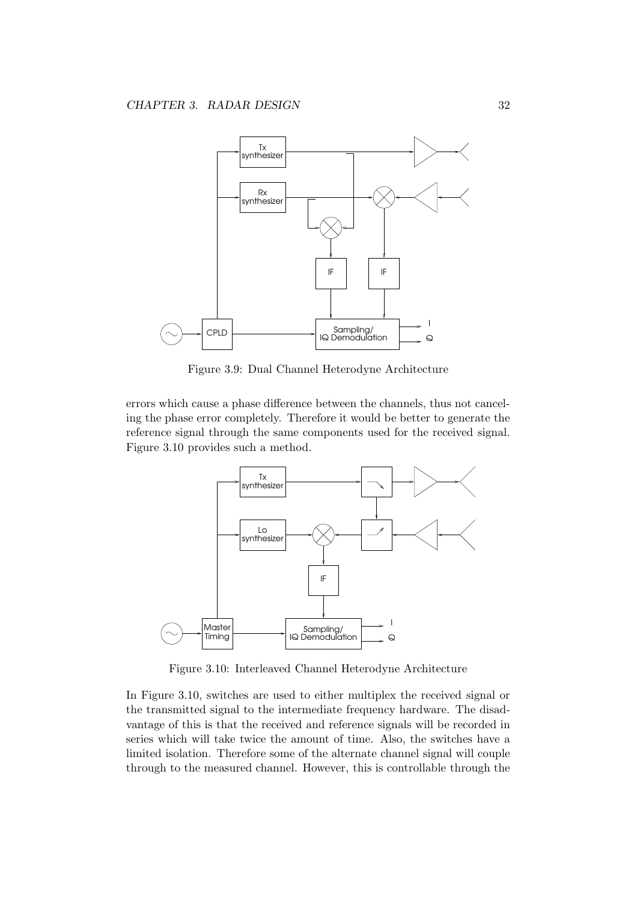Figure 3.9: Dual Channel Heterodyne Architecture

errors which cause a phase difference between the channels, thus not canceling the phase error completely. Therefore it would be better to generate the reference signal through the same components used for the received signal. Figure 3.10 provides such a method.

Figure 3.10: Interleaved Channel Heterodyne Architecture

In Figure 3.10, switches are used to either multiplex the received signal or the transmitted signal to the intermediate frequency hardware. The disadvantage of this is that the received and reference signals will be recorded in series which will take twice the amount of time. Also, the switches have a limited isolation. Therefore some of the alternate channel signal will couple through to the measured channel. However, this is controllable through the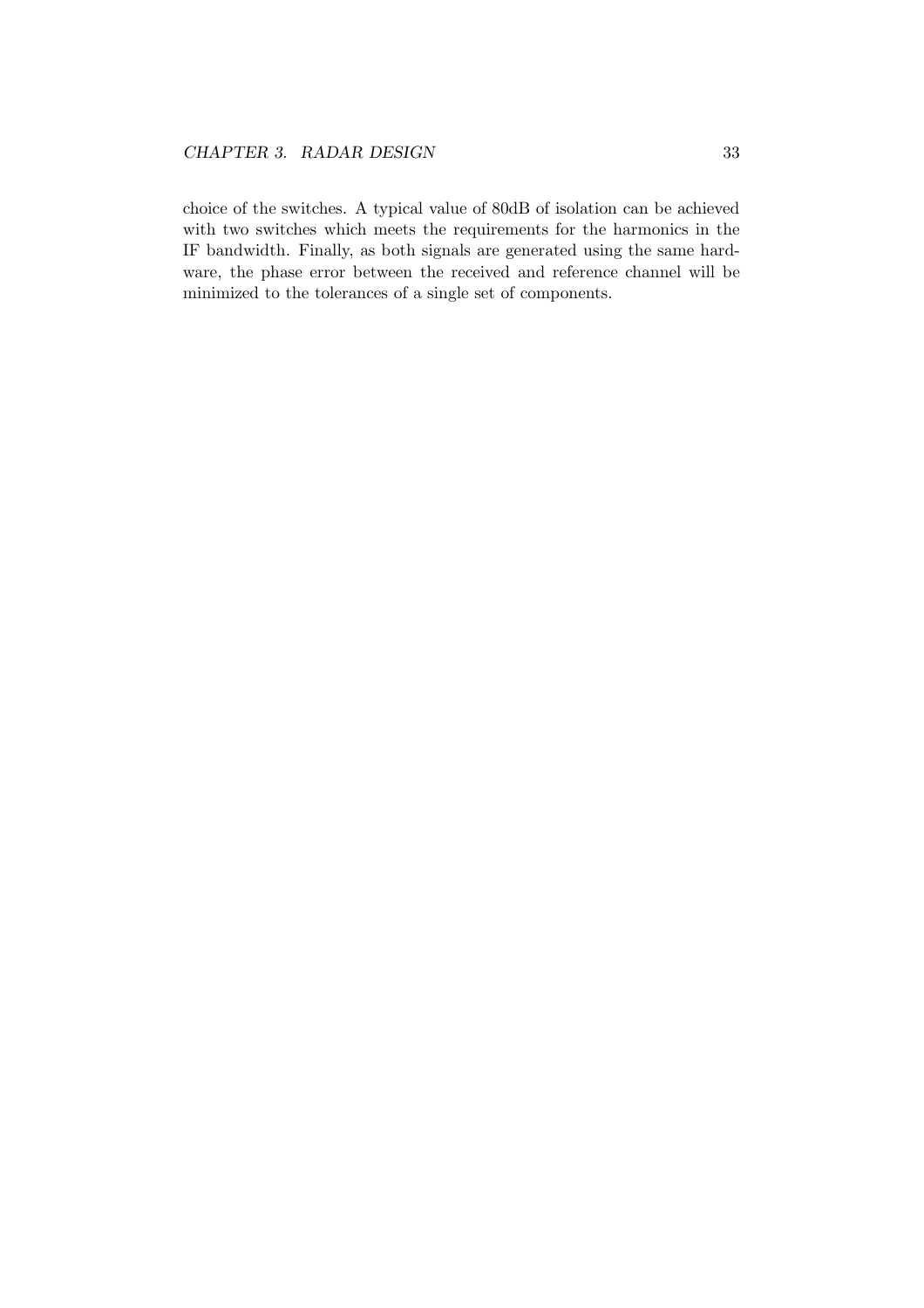choice of the switches. A typical value of 80dB of isolation can be achieved with two switches which meets the requirements for the harmonics in the IF bandwidth. Finally, as both signals are generated using the same hardware, the phase error between the received and reference channel will be minimized to the tolerances of a single set of components.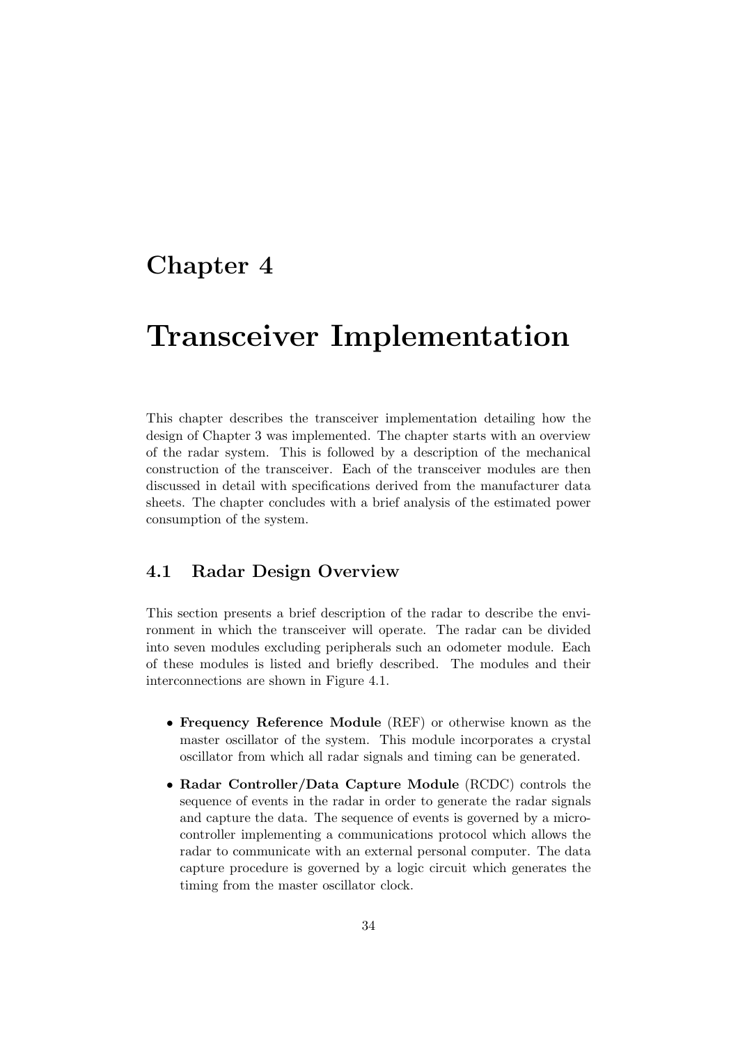# Chapter 4

# Transceiver Implementation

This chapter describes the transceiver implementation detailing how the design of Chapter 3 was implemented. The chapter starts with an overview of the radar system. This is followed by a description of the mechanical construction of the transceiver. Each of the transceiver modules are then discussed in detail with specifications derived from the manufacturer data sheets. The chapter concludes with a brief analysis of the estimated power consumption of the system.

## 4.1 Radar Design Overview

This section presents a brief description of the radar to describe the environment in which the transceiver will operate. The radar can be divided into seven modules excluding peripherals such an odometer module. Each of these modules is listed and briefly described. The modules and their interconnections are shown in Figure 4.1.

- **Frequency Reference Module** (REF) or otherwise known as the master oscillator of the system. This module incorporates a crystal oscillator from which all radar signals and timing can be generated.
- **Radar Controller/Data Capture Module** (RCDC) controls the sequence of events in the radar in order to generate the radar signals and capture the data. The sequence of events is governed by a microcontroller implementing a communications protocol which allows the radar to communicate with an external personal computer. The data capture procedure is governed by a logic circuit which generates the timing from the master oscillator clock.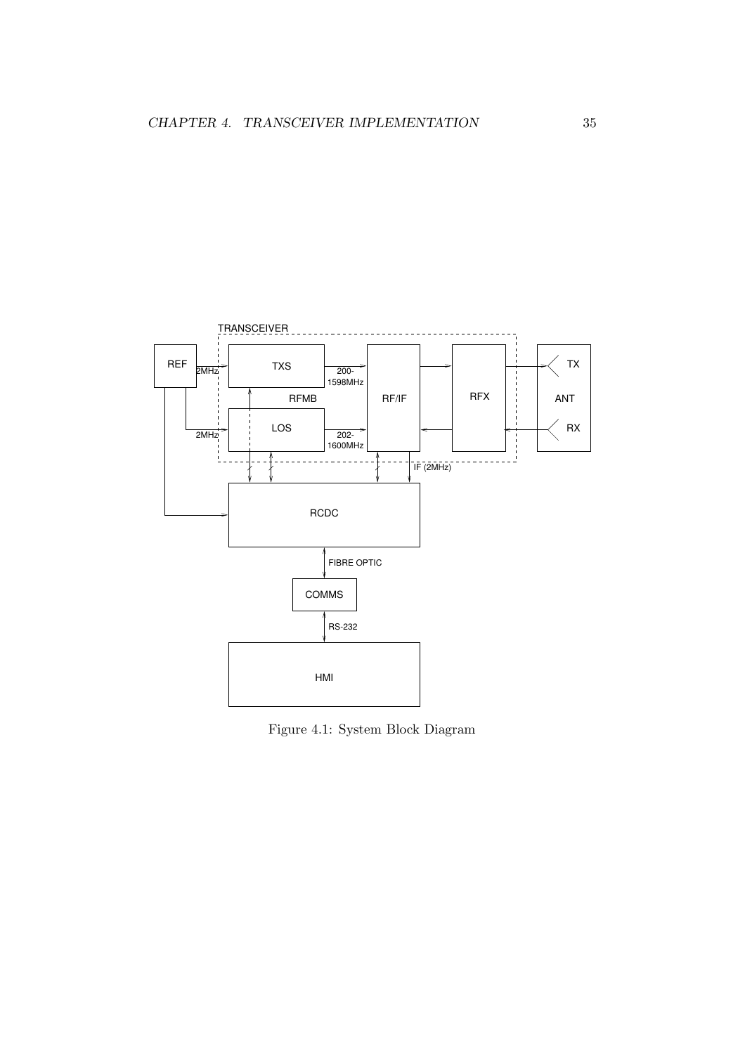Figure 4.1: System Block Diagram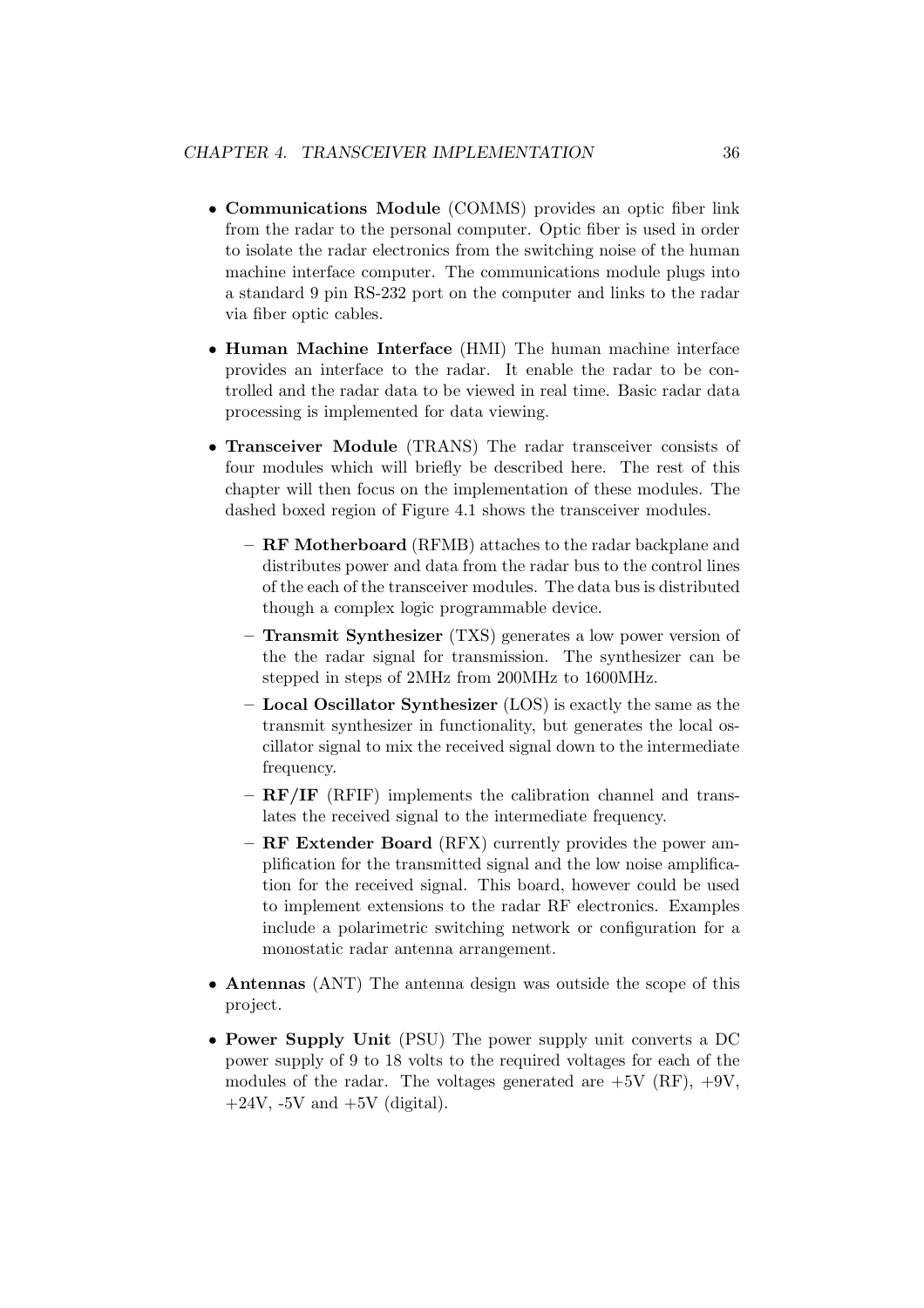- **Communications Module** (COMMS) provides an optic fiber link from the radar to the personal computer. Optic fiber is used in order to isolate the radar electronics from the switching noise of the human machine interface computer. The communications module plugs into a standard 9 pin RS-232 port on the computer and links to the radar via fiber optic cables.

- **Human Machine Interface** (HMI) The human machine interface provides an interface to the radar. It enable the radar to be controlled and the radar data to be viewed in real time. Basic radar data processing is implemented for data viewing.

- **Transceiver Module** (TRANS) The radar transceiver consists of four modules which will briefly be described here. The rest of this chapter will then focus on the implementation of these modules. The dashed boxed region of Figure 4.1 shows the transceiver modules.

  - **RF Motherboard** (RFMB) attaches to the radar backplane and distributes power and data from the radar bus to the control lines of the each of the transceiver modules. The data bus is distributed though a complex logic programmable device.

  - **Transmit Synthesizer** (TXS) generates a low power version of the the radar signal for transmission. The synthesizer can be stepped in steps of 2MHz from 200MHz to 1600MHz.

  - **Local Oscillator Synthesizer** (LOS) is exactly the same as the transmit synthesizer in functionality, but generates the local oscillator signal to mix the received signal down to the intermediate frequency.

  - **RF/IF** (RFIF) implements the calibration channel and translates the received signal to the intermediate frequency.

  - **RF Extender Board** (RFX) currently provides the power amplification for the transmitted signal and the low noise amplification for the received signal. This board, however could be used to implement extensions to the radar RF electronics. Examples include a polarimetric switching network or configuration for a monostatic radar antenna arrangement.

- **Antennas** (ANT) The antenna design was outside the scope of this project.

- **Power Supply Unit** (PSU) The power supply unit converts a DC power supply of 9 to 18 volts to the required voltages for each of the modules of the radar. The voltages generated are +5V (RF), +9V, +24V, -5V and +5V (digital).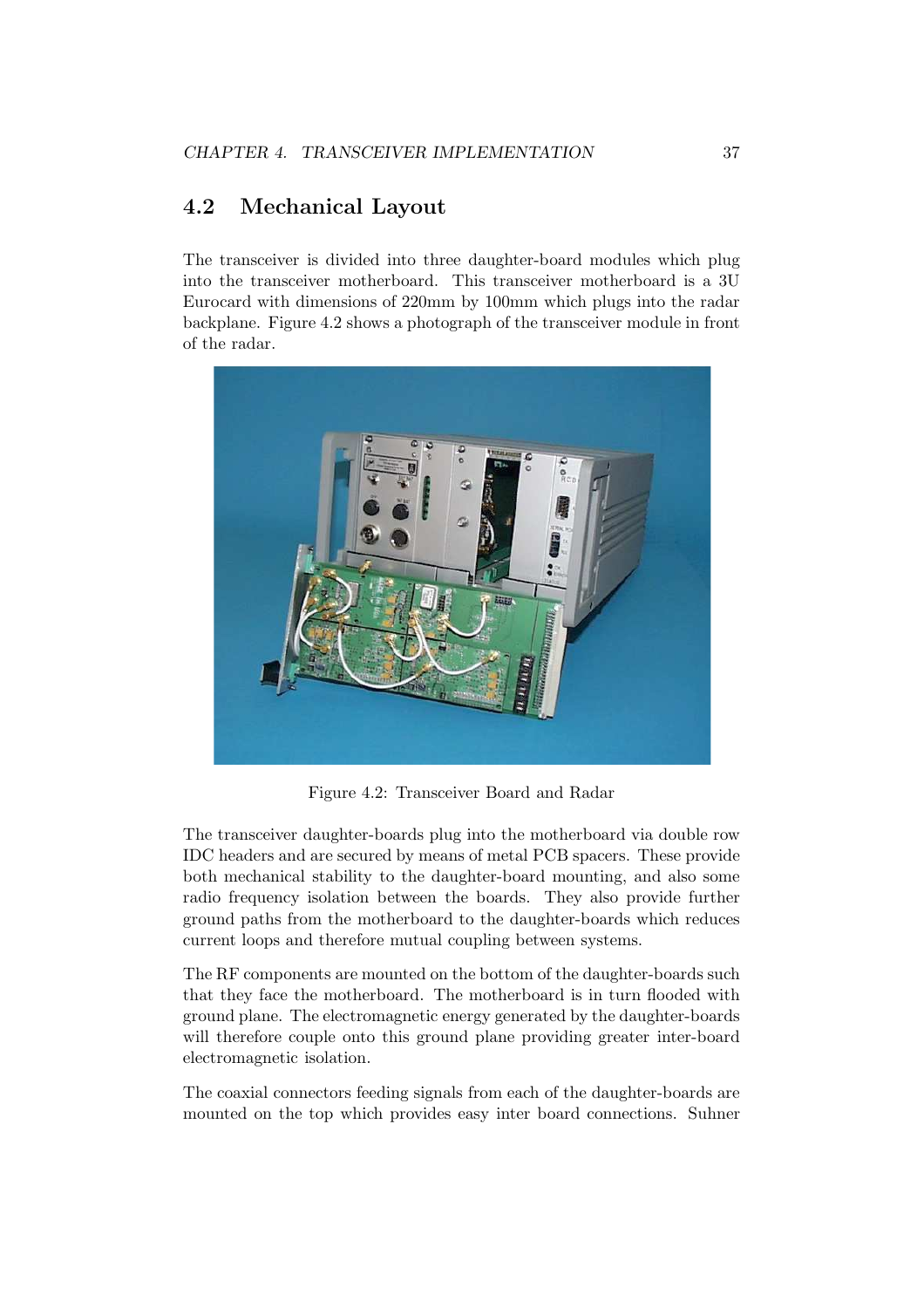## 4.2 Mechanical Layout

The transceiver is divided into three daughter-board modules which plug into the transceiver motherboard. This transceiver motherboard is a 3U Eurocard with dimensions of 220mm by 100mm which plugs into the radar backplane. Figure 4.2 shows a photograph of the transceiver module in front of the radar.

Figure 4.2: Transceiver Board and Radar

The transceiver daughter-boards plug into the motherboard via double row IDC headers and are secured by means of metal PCB spacers. These provide both mechanical stability to the daughter-board mounting, and also some radio frequency isolation between the boards. They also provide further ground paths from the motherboard to the daughter-boards which reduces current loops and therefore mutual coupling between systems.

The RF components are mounted on the bottom of the daughter-boards such that they face the motherboard. The motherboard is in turn flooded with ground plane. The electromagnetic energy generated by the daughter-boards will therefore couple onto this ground plane providing greater inter-board electromagnetic isolation.

The coaxial connectors feeding signals from each of the daughter-boards are mounted on the top which provides easy inter board connections. Suhner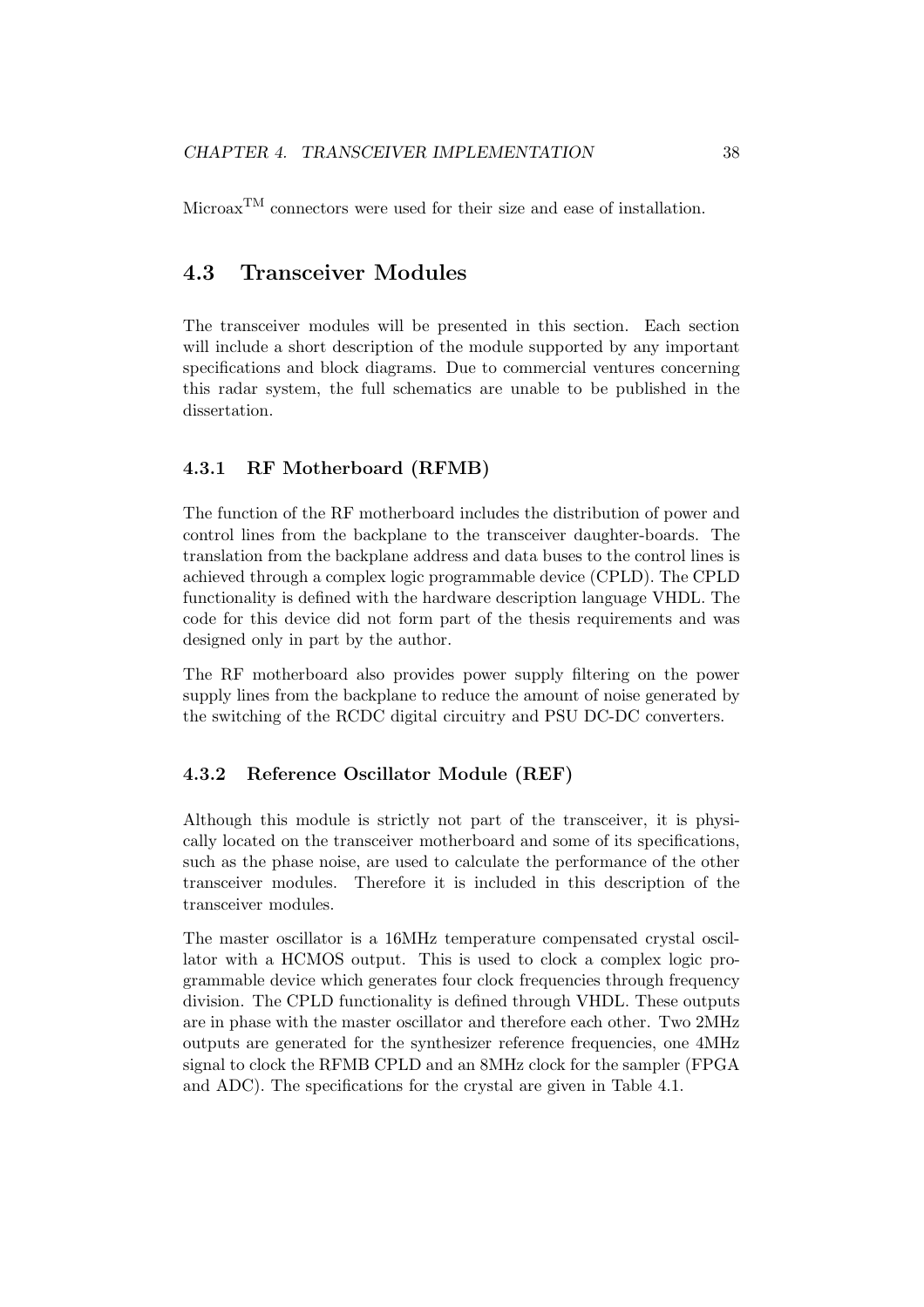Microax$^{\text{TM}}$ connectors were used for their size and ease of installation.

## 4.3 Transceiver Modules

The transceiver modules will be presented in this section. Each section will include a short description of the module supported by any important specifications and block diagrams. Due to commercial ventures concerning this radar system, the full schematics are unable to be published in the dissertation.

### 4.3.1 RF Motherboard (RFMB)

The function of the RF motherboard includes the distribution of power and control lines from the backplane to the transceiver daughter-boards. The translation from the backplane address and data buses to the control lines is achieved through a complex logic programmable device (CPLD). The CPLD functionality is defined with the hardware description language VHDL. The code for this device did not form part of the thesis requirements and was designed only in part by the author.

The RF motherboard also provides power supply filtering on the power supply lines from the backplane to reduce the amount of noise generated by the switching of the RCDC digital circuitry and PSU DC-DC converters.

### 4.3.2 Reference Oscillator Module (REF)

Although this module is strictly not part of the transceiver, it is physically located on the transceiver motherboard and some of its specifications, such as the phase noise, are used to calculate the performance of the other transceiver modules. Therefore it is included in this description of the transceiver modules.

The master oscillator is a 16MHz temperature compensated crystal oscillator with a HCMOS output. This is used to clock a complex logic programmable device which generates four clock frequencies through frequency division. The CPLD functionality is defined through VHDL. These outputs are in phase with the master oscillator and therefore each other. Two 2MHz outputs are generated for the synthesizer reference frequencies, one 4MHz signal to clock the RFMB CPLD and an 8MHz clock for the sampler (FPGA and ADC). The specifications for the crystal are given in Table 4.1.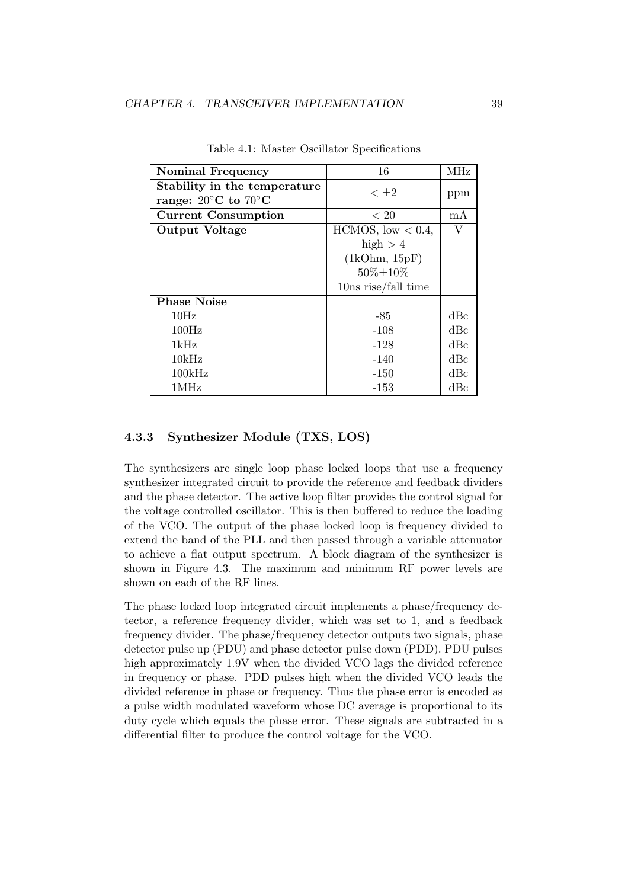Table 4.1: Master Oscillator Specifications

| | | |
|---|---|---|
| **Nominal Frequency** | 16 | MHz |
| **Stability in the temperature range: 20°C to 70°C** | < ±2 | ppm |
| **Current Consumption** | < 20 | mA |
| **Output Voltage** | HCMOS, low < 0.4, high > 4 (1kOhm, 15pF) 50%±10% 10ns rise/fall time | V |
| **Phase Noise** | | |
| 10Hz | -85 | dBc |
| 100Hz | -108 | dBc |
| 1kHz | -128 | dBc |
| 10kHz | -140 | dBc |
| 100kHz | -150 | dBc |
| 1MHz | -153 | dBc |

### 4.3.3 Synthesizer Module (TXS, LOS)

The synthesizers are single loop phase locked loops that use a frequency synthesizer integrated circuit to provide the reference and feedback dividers and the phase detector. The active loop filter provides the control signal for the voltage controlled oscillator. This is then buffered to reduce the loading of the VCO. The output of the phase locked loop is frequency divided to extend the band of the PLL and then passed through a variable attenuator to achieve a flat output spectrum. A block diagram of the synthesizer is shown in Figure 4.3. The maximum and minimum RF power levels are shown on each of the RF lines.

The phase locked loop integrated circuit implements a phase/frequency detector, a reference frequency divider, which was set to 1, and a feedback frequency divider. The phase/frequency detector outputs two signals, phase detector pulse up (PDU) and phase detector pulse down (PDD). PDU pulses high approximately 1.9V when the divided VCO lags the divided reference in frequency or phase. PDD pulses high when the divided VCO leads the divided reference in phase or frequency. Thus the phase error is encoded as a pulse width modulated waveform whose DC average is proportional to its duty cycle which equals the phase error. These signals are subtracted in a differential filter to produce the control voltage for the VCO.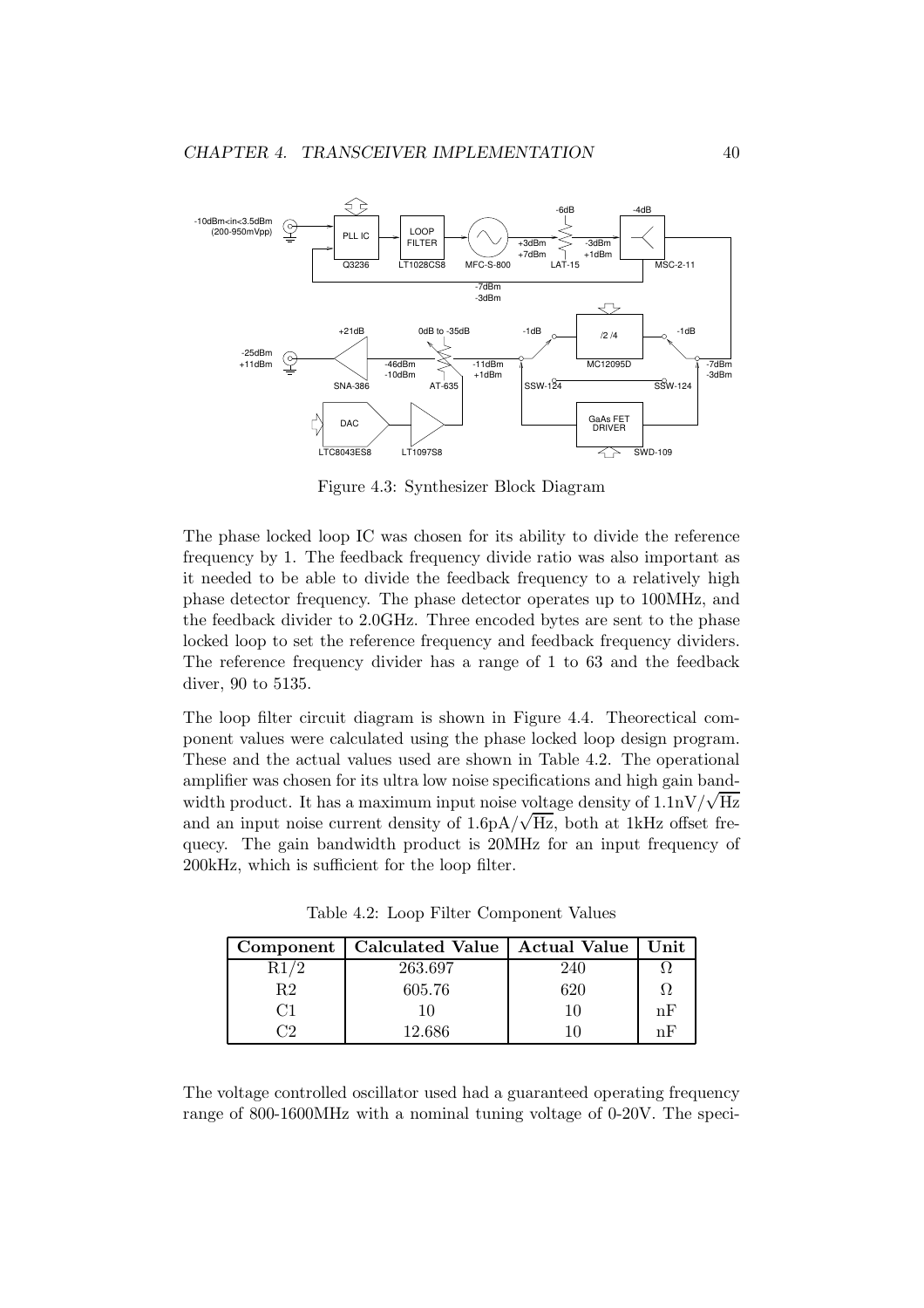Figure 4.3: Synthesizer Block Diagram

The phase locked loop IC was chosen for its ability to divide the reference frequency by 1. The feedback frequency divide ratio was also important as it needed to be able to divide the feedback frequency to a relatively high phase detector frequency. The phase detector operates up to 100MHz, and the feedback divider to 2.0GHz. Three encoded bytes are sent to the phase locked loop to set the reference frequency and feedback frequency dividers. The reference frequency divider has a range of 1 to 63 and the feedback diver, 90 to 5135.

The loop filter circuit diagram is shown in Figure 4.4. Theorectical component values were calculated using the phase locked loop design program. These and the actual values used are shown in Table 4.2. The operational amplifier was chosen for its ultra low noise specifications and high gain bandwidth product. It has a maximum input noise voltage density of $1.1\text{nV}/\sqrt{\text{Hz}}$ and an input noise current density of $1.6\text{pA}/\sqrt{\text{Hz}}$, both at 1kHz offset frequecy. The gain bandwidth product is 20MHz for an input frequency of 200kHz, which is sufficient for the loop filter.

Table 4.2: Loop Filter Component Values

| Component | Calculated Value | Actual Value | Unit |
|---|---|---|---|
| R1/2 | 263.697 | 240 | Ω |
| R2 | 605.76 | 620 | Ω |
| C1 | 10 | 10 | nF |
| C2 | 12.686 | 10 | nF |

The voltage controlled oscillator used had a guaranteed operating frequency range of 800-1600MHz with a nominal tuning voltage of 0-20V. The speci-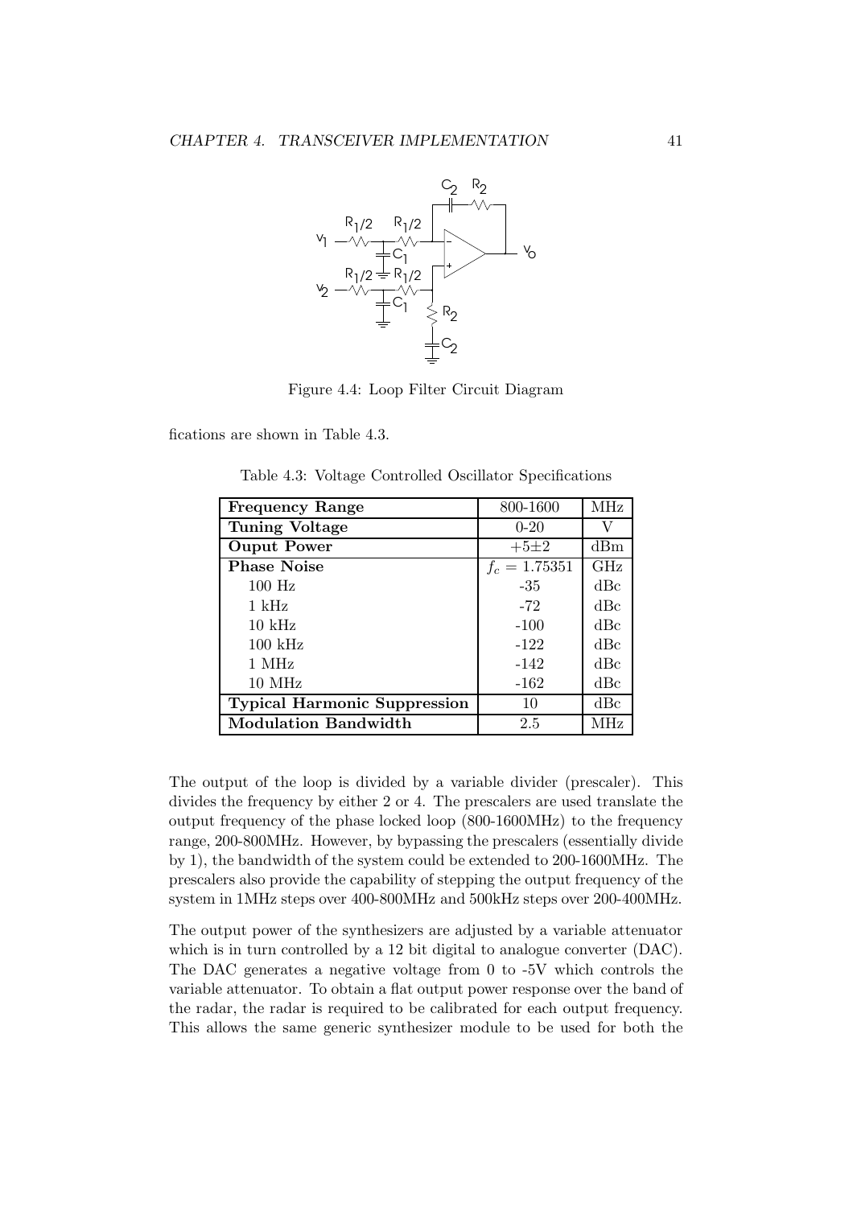Figure 4.4: Loop Filter Circuit Diagram

fications are shown in Table 4.3.

Table 4.3: Voltage Controlled Oscillator Specifications

| | | |
|---|---|---|
| **Frequency Range** | 800-1600 | MHz |
| **Tuning Voltage** | 0-20 | V |
| **Ouput Power** | +5±2 | dBm |
| **Phase Noise** | $f_c = 1.75351$ | GHz |
| 100 Hz | -35 | dBc |
| 1 kHz | -72 | dBc |
| 10 kHz | -100 | dBc |
| 100 kHz | -122 | dBc |
| 1 MHz | -142 | dBc |
| 10 MHz | -162 | dBc |
| **Typical Harmonic Suppression** | 10 | dBc |
| **Modulation Bandwidth** | 2.5 | MHz |

The output of the loop is divided by a variable divider (prescaler). This divides the frequency by either 2 or 4. The prescalers are used translate the output frequency of the phase locked loop (800-1600MHz) to the frequency range, 200-800MHz. However, by bypassing the prescalers (essentially divide by 1), the bandwidth of the system could be extended to 200-1600MHz. The prescalers also provide the capability of stepping the output frequency of the system in 1MHz steps over 400-800MHz and 500kHz steps over 200-400MHz.

The output power of the synthesizers are adjusted by a variable attenuator which is in turn controlled by a 12 bit digital to analogue converter (DAC). The DAC generates a negative voltage from 0 to -5V which controls the variable attenuator. To obtain a flat output power response over the band of the radar, the radar is required to be calibrated for each output frequency. This allows the same generic synthesizer module to be used for both the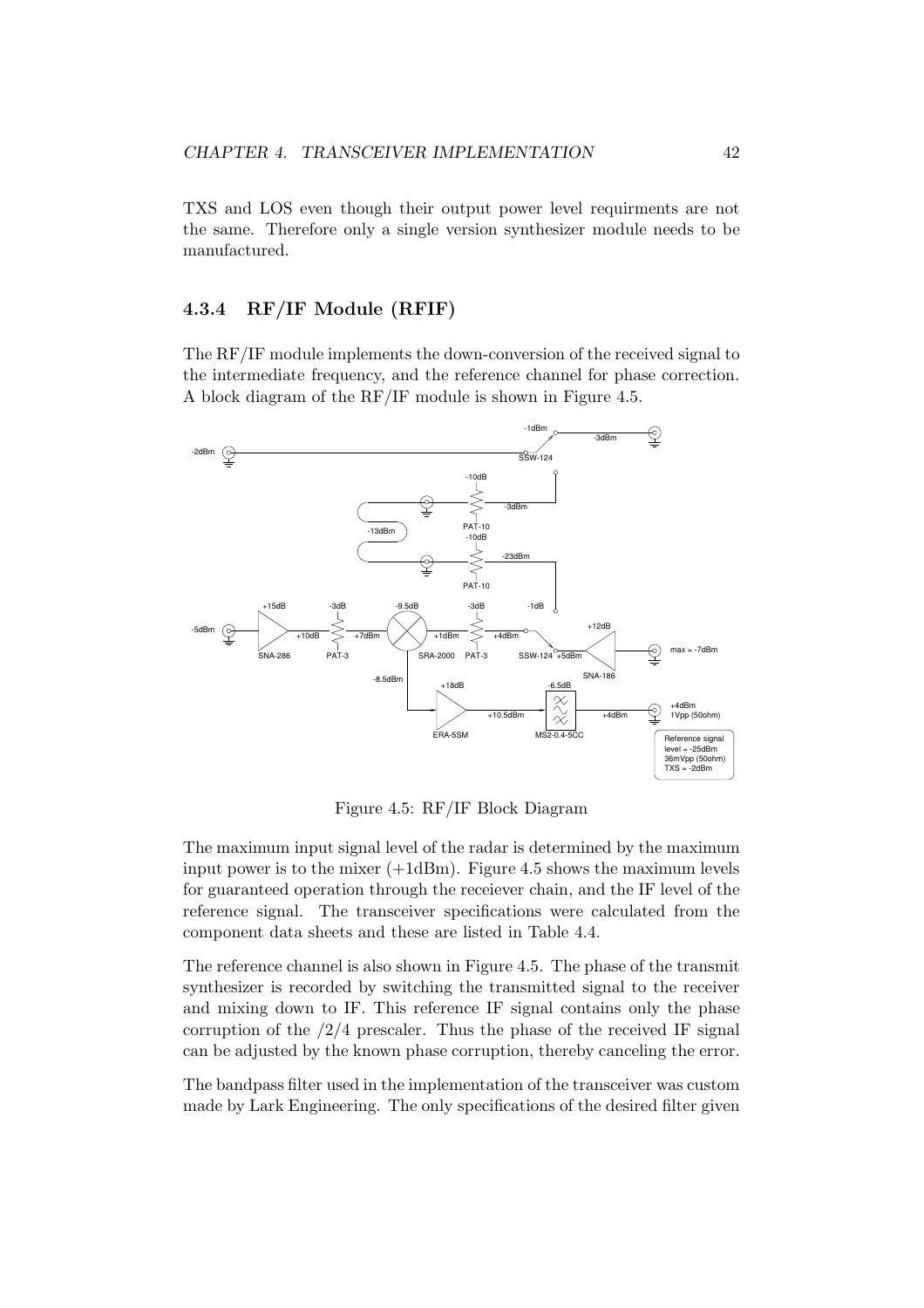TXS and LOS even though their output power level requirments are not the same. Therefore only a single version synthesizer module needs to be manufactured.

### 4.3.4 RF/IF Module (RFIF)

The RF/IF module implements the down-conversion of the received signal to the intermediate frequency, and the reference channel for phase correction. A block diagram of the RF/IF module is shown in Figure 4.5.

Figure 4.5: RF/IF Block Diagram

The maximum input signal level of the radar is determined by the maximum input power is to the mixer (+1dBm). Figure 4.5 shows the maximum levels for guaranteed operation through the receiever chain, and the IF level of the reference signal. The transceiver specifications were calculated from the component data sheets and these are listed in Table 4.4.

The reference channel is also shown in Figure 4.5. The phase of the transmit synthesizer is recorded by switching the transmitted signal to the receiver and mixing down to IF. This reference IF signal contains only the phase corruption of the /2/4 prescaler. Thus the phase of the received IF signal can be adjusted by the known phase corruption, thereby canceling the error.

The bandpass filter used in the implementation of the transceiver was custom made by Lark Engineering. The only specifications of the desired filter given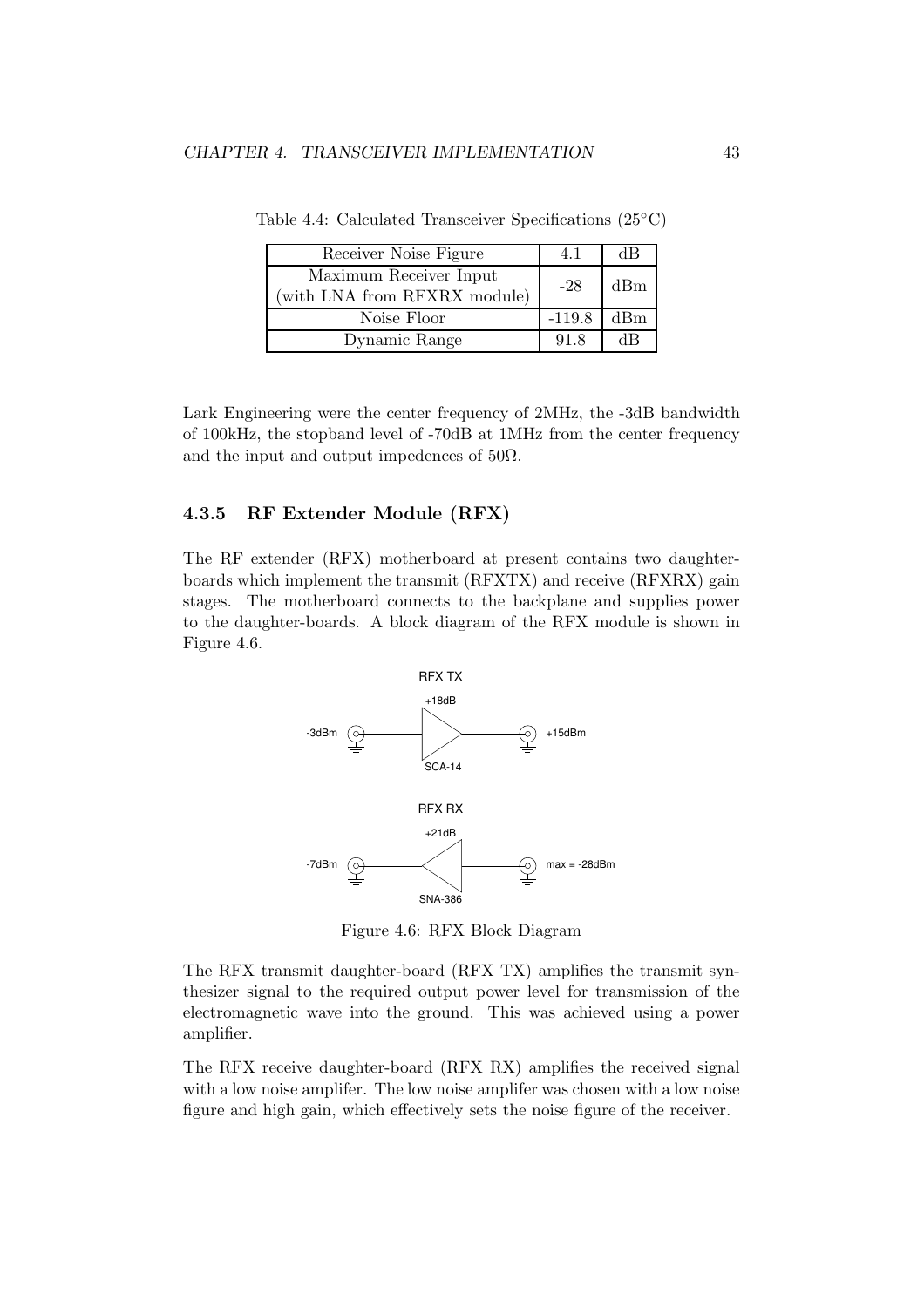Table 4.4: Calculated Transceiver Specifications (25°C)

| Receiver Noise Figure | 4.1 | dB |
|---|---|---|
| Maximum Receiver Input (with LNA from RFXRX module) | -28 | dBm |
| Noise Floor | -119.8 | dBm |
| Dynamic Range | 91.8 | dB |

Lark Engineering were the center frequency of 2MHz, the -3dB bandwidth of 100kHz, the stopband level of -70dB at 1MHz from the center frequency and the input and output impedences of 50Ω.

### 4.3.5 RF Extender Module (RFX)

The RF extender (RFX) motherboard at present contains two daughter-boards which implement the transmit (RFXTX) and receive (RFXRX) gain stages. The motherboard connects to the backplane and supplies power to the daughter-boards. A block diagram of the RFX module is shown in Figure 4.6.

Figure 4.6: RFX Block Diagram

The RFX transmit daughter-board (RFX TX) amplifies the transmit synthesizer signal to the required output power level for transmission of the electromagnetic wave into the ground. This was achieved using a power amplifier.

The RFX receive daughter-board (RFX RX) amplifies the received signal with a low noise amplifer. The low noise amplifer was chosen with a low noise figure and high gain, which effectively sets the noise figure of the receiver.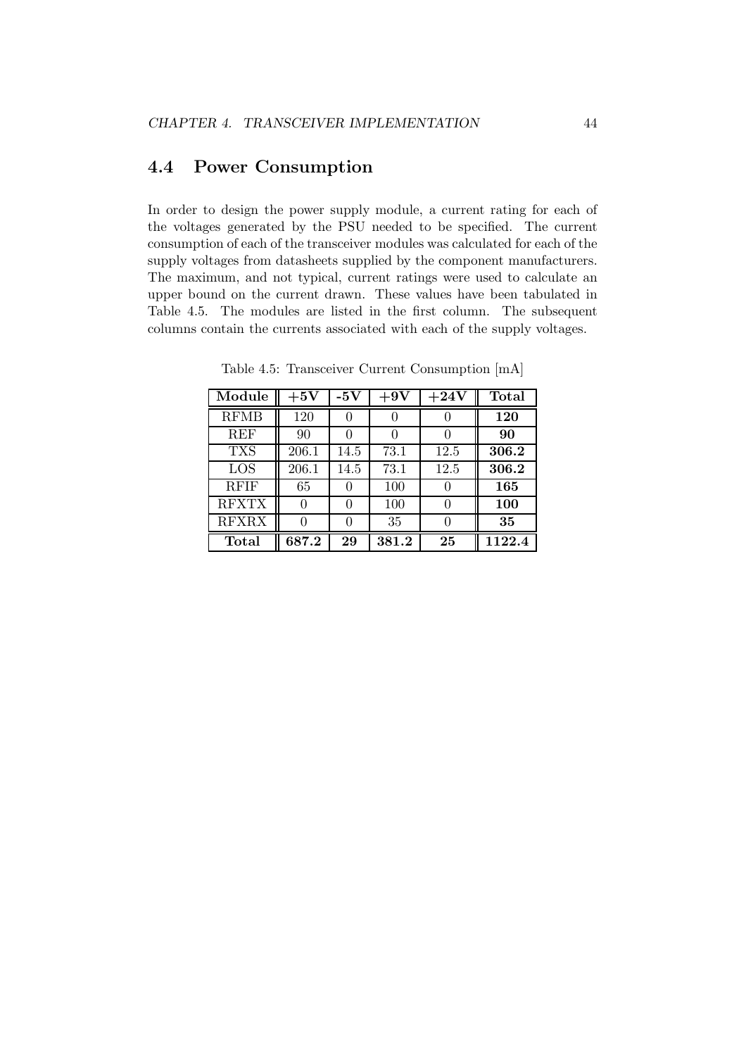## 4.4 Power Consumption

In order to design the power supply module, a current rating for each of the voltages generated by the PSU needed to be specified. The current consumption of each of the transceiver modules was calculated for each of the supply voltages from datasheets supplied by the component manufacturers. The maximum, and not typical, current ratings were used to calculate an upper bound on the current drawn. These values have been tabulated in Table 4.5. The modules are listed in the first column. The subsequent columns contain the currents associated with each of the supply voltages.

Table 4.5: Transceiver Current Consumption [mA]

| Module | +5V | -5V | +9V | +24V | Total |
|---|---|---|---|---|---|
| RFMB | 120 | 0 | 0 | 0 | **120** |
| REF | 90 | 0 | 0 | 0 | **90** |
| TXS | 206.1 | 14.5 | 73.1 | 12.5 | **306.2** |
| LOS | 206.1 | 14.5 | 73.1 | 12.5 | **306.2** |
| RFIF | 65 | 0 | 100 | 0 | **165** |
| RFXTX | 0 | 0 | 100 | 0 | **100** |
| RFXRX | 0 | 0 | 35 | 0 | **35** |
| **Total** | **687.2** | **29** | **381.2** | **25** | **1122.4** |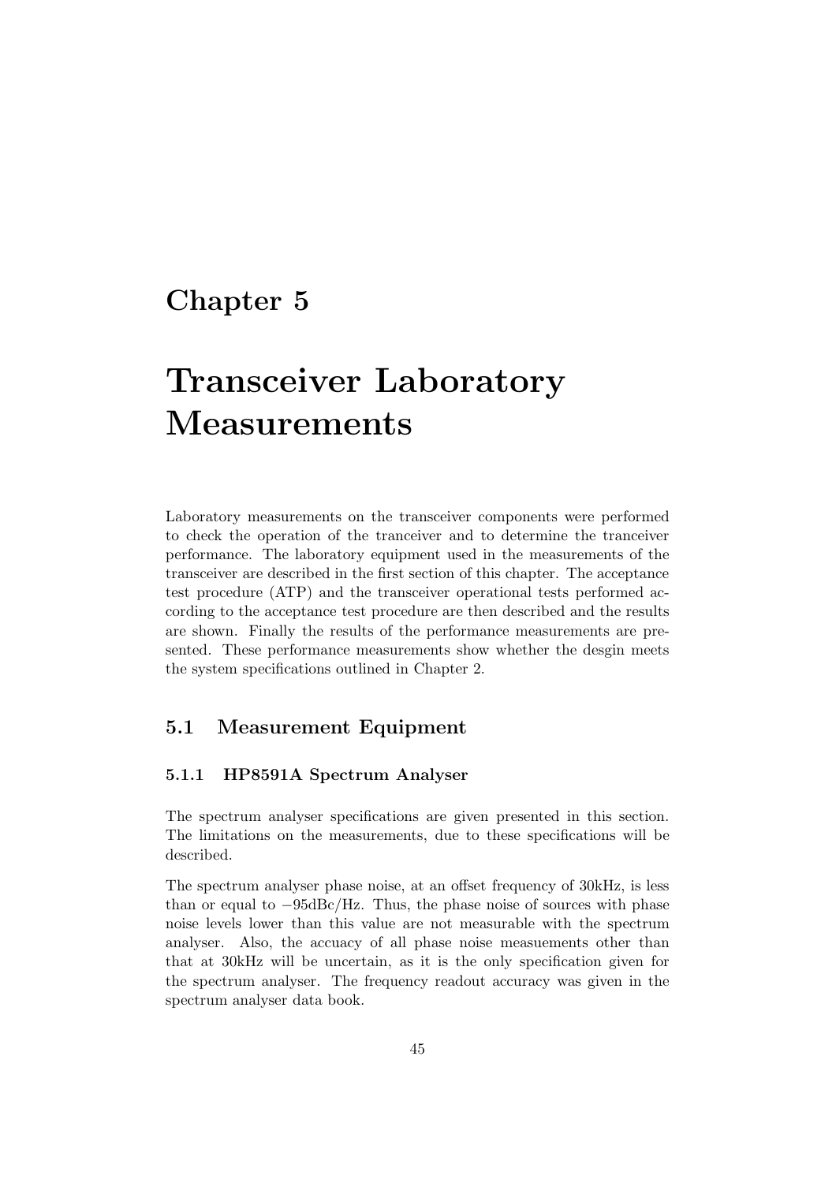# Chapter 5

# Transceiver Laboratory Measurements

Laboratory measurements on the transceiver components were performed to check the operation of the tranceiver and to determine the tranceiver performance. The laboratory equipment used in the measurements of the transceiver are described in the first section of this chapter. The acceptance test procedure (ATP) and the transceiver operational tests performed according to the acceptance test procedure are then described and the results are shown. Finally the results of the performance measurements are presented. These performance measurements show whether the desgin meets the system specifications outlined in Chapter 2.

## 5.1 Measurement Equipment

### 5.1.1 HP8591A Spectrum Analyser

The spectrum analyser specifications are given presented in this section. The limitations on the measurements, due to these specifications will be described.

The spectrum analyser phase noise, at an offset frequency of 30kHz, is less than or equal to −95dBc/Hz. Thus, the phase noise of sources with phase noise levels lower than this value are not measurable with the spectrum analyser. Also, the accuacy of all phase noise measuements other than that at 30kHz will be uncertain, as it is the only specification given for the spectrum analyser. The frequency readout accuracy was given in the spectrum analyser data book.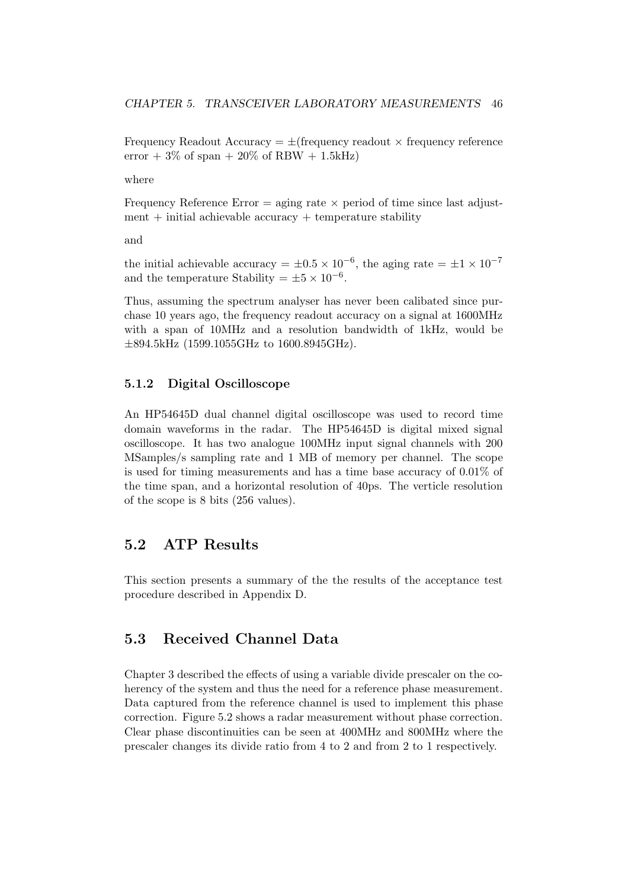Frequency Readout Accuracy = $\pm$(frequency readout $\times$ frequency reference error + 3% of span + 20% of RBW + 1.5kHz)

where

Frequency Reference Error = aging rate $\times$ period of time since last adjustment + initial achievable accuracy + temperature stability

and

the initial achievable accuracy = $\pm 0.5 \times 10^{-6}$, the aging rate = $\pm 1 \times 10^{-7}$ and the temperature Stability = $\pm 5 \times 10^{-6}$.

Thus, assuming the spectrum analyser has never been calibated since purchase 10 years ago, the frequency readout accuracy on a signal at 1600MHz with a span of 10MHz and a resolution bandwidth of 1kHz, would be $\pm$894.5kHz (1599.1055GHz to 1600.8945GHz).

### 5.1.2 Digital Oscilloscope

An HP54645D dual channel digital oscilloscope was used to record time domain waveforms in the radar. The HP54645D is digital mixed signal oscilloscope. It has two analogue 100MHz input signal channels with 200 MSamples/s sampling rate and 1 MB of memory per channel. The scope is used for timing measurements and has a time base accuracy of 0.01% of the time span, and a horizontal resolution of 40ps. The verticle resolution of the scope is 8 bits (256 values).

## 5.2 ATP Results

This section presents a summary of the the results of the acceptance test procedure described in Appendix D.

## 5.3 Received Channel Data

Chapter 3 described the effects of using a variable divide prescaler on the coherency of the system and thus the need for a reference phase measurement. Data captured from the reference channel is used to implement this phase correction. Figure 5.2 shows a radar measurement without phase correction. Clear phase discontinuities can be seen at 400MHz and 800MHz where the prescaler changes its divide ratio from 4 to 2 and from 2 to 1 respectively.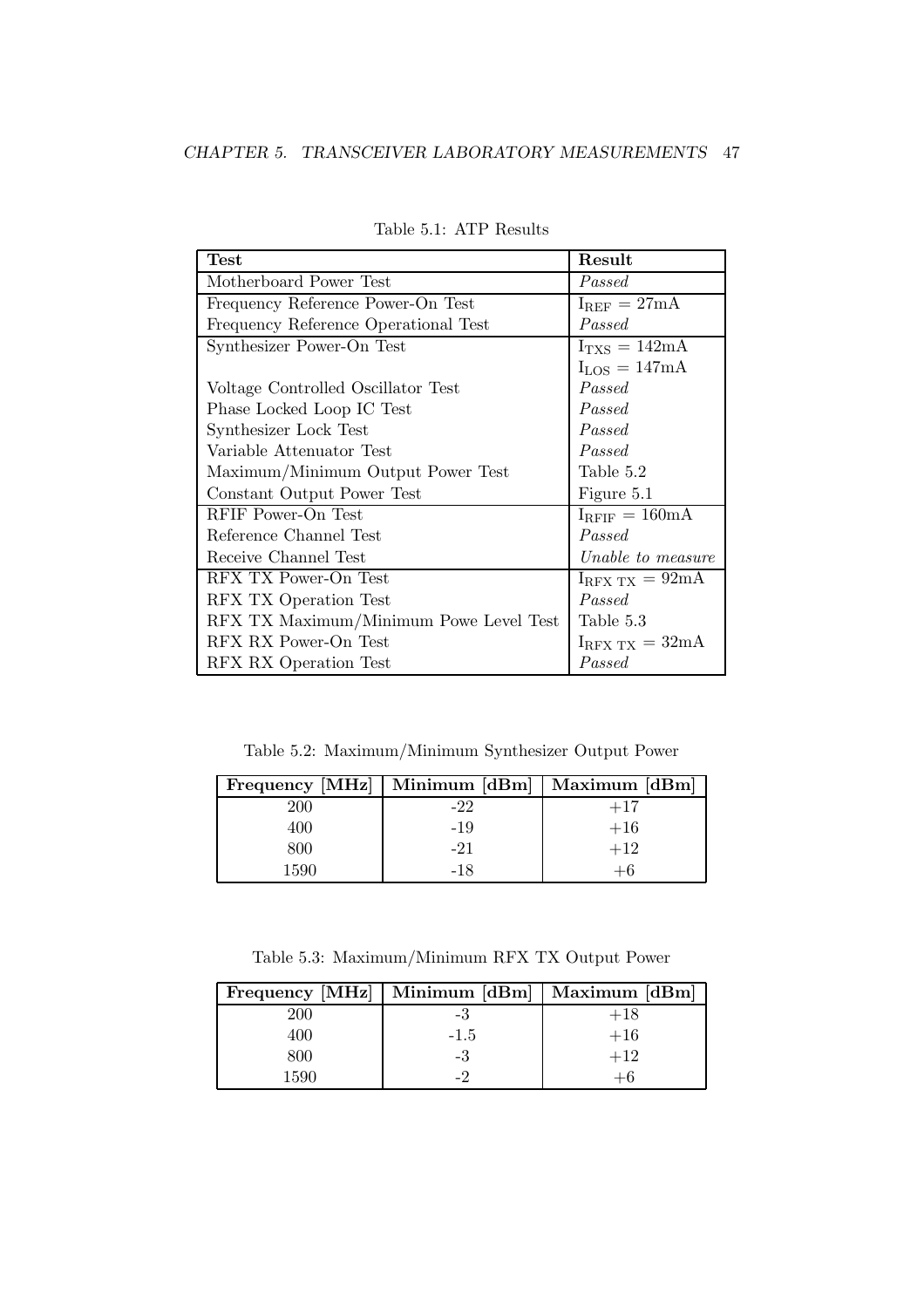Table 5.1: ATP Results

| **Test** | **Result** |
|---|---|
| Motherboard Power Test | *Passed* |
| Frequency Reference Power-On Test | $I_{REF} = 27mA$ |
| Frequency Reference Operational Test | *Passed* |
| Synthesizer Power-On Test | $I_{TXS} = 142mA$ |
| | $I_{LOS} = 147mA$ |
| Voltage Controlled Oscillator Test | *Passed* |
| Phase Locked Loop IC Test | *Passed* |
| Synthesizer Lock Test | *Passed* |
| Variable Attenuator Test | *Passed* |
| Maximum/Minimum Output Power Test | Table 5.2 |
| Constant Output Power Test | Figure 5.1 |
| RFIF Power-On Test | $I_{RFIF} = 160mA$ |
| Reference Channel Test | *Passed* |
| Receive Channel Test | *Unable to measure* |
| RFX TX Power-On Test | $I_{RFX\ TX} = 92mA$ |
| RFX TX Operation Test | *Passed* |
| RFX TX Maximum/Minimum Powe Level Test | Table 5.3 |
| RFX RX Power-On Test | $I_{RFX\ TX} = 32mA$ |
| RFX RX Operation Test | *Passed* |

Table 5.2: Maximum/Minimum Synthesizer Output Power

| **Frequency [MHz]** | **Minimum [dBm]** | **Maximum [dBm]** |
|---|---|---|
| 200 | -22 | +17 |
| 400 | -19 | +16 |
| 800 | -21 | +12 |
| 1590 | -18 | +6 |

Table 5.3: Maximum/Minimum RFX TX Output Power

| **Frequency [MHz]** | **Minimum [dBm]** | **Maximum [dBm]** |
|---|---|---|
| 200 | -3 | +18 |
| 400 | -1.5 | +16 |
| 800 | -3 | +12 |
| 1590 | -2 | +6 |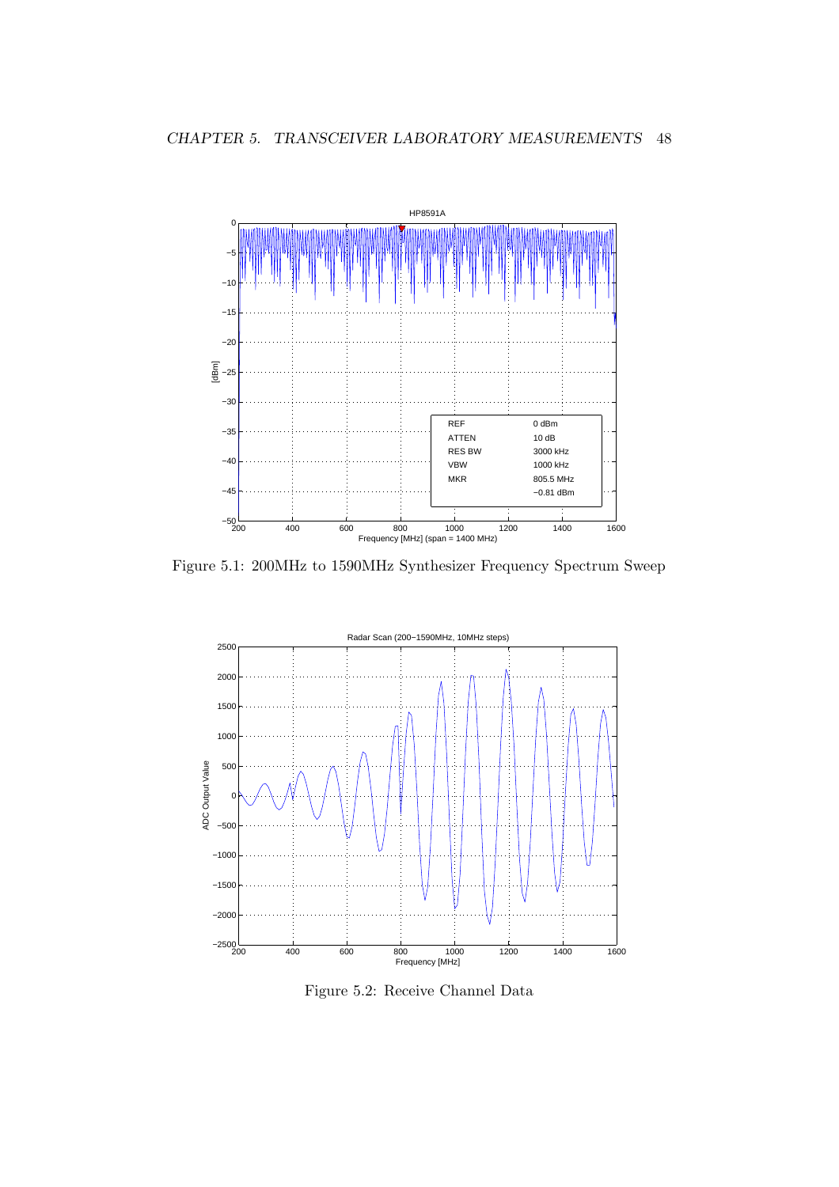Figure 5.1: 200MHz to 1590MHz Synthesizer Frequency Spectrum Sweep

Figure 5.2: Receive Channel Data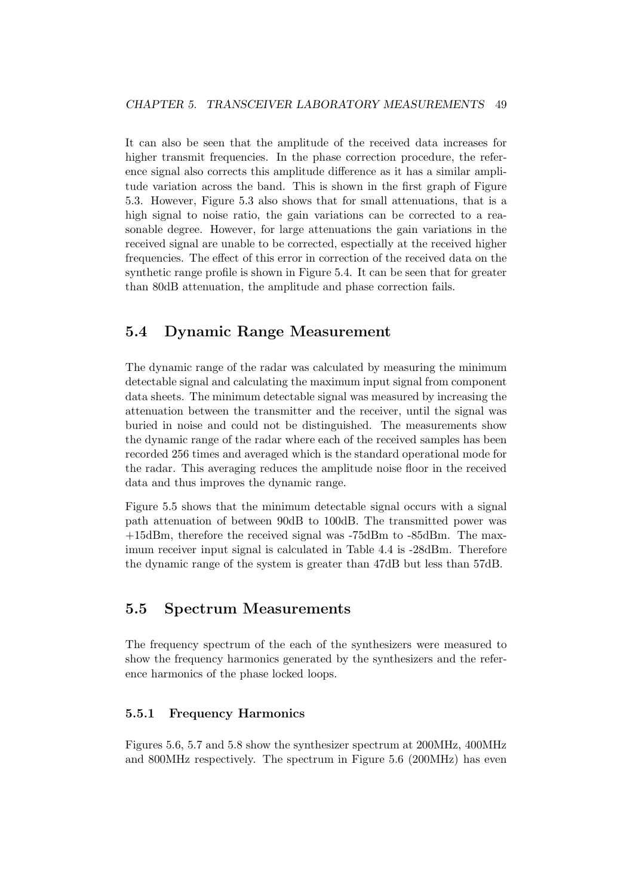It can also be seen that the amplitude of the received data increases for higher transmit frequencies. In the phase correction procedure, the reference signal also corrects this amplitude difference as it has a similar amplitude variation across the band. This is shown in the first graph of Figure 5.3. However, Figure 5.3 also shows that for small attenuations, that is a high signal to noise ratio, the gain variations can be corrected to a reasonable degree. However, for large attenuations the gain variations in the received signal are unable to be corrected, espectially at the received higher frequencies. The effect of this error in correction of the received data on the synthetic range profile is shown in Figure 5.4. It can be seen that for greater than 80dB attenuation, the amplitude and phase correction fails.

## 5.4 Dynamic Range Measurement

The dynamic range of the radar was calculated by measuring the minimum detectable signal and calculating the maximum input signal from component data sheets. The minimum detectable signal was measured by increasing the attenuation between the transmitter and the receiver, until the signal was buried in noise and could not be distinguished. The measurements show the dynamic range of the radar where each of the received samples has been recorded 256 times and averaged which is the standard operational mode for the radar. This averaging reduces the amplitude noise floor in the received data and thus improves the dynamic range.

Figure 5.5 shows that the minimum detectable signal occurs with a signal path attenuation of between 90dB to 100dB. The transmitted power was +15dBm, therefore the received signal was -75dBm to -85dBm. The maximum receiver input signal is calculated in Table 4.4 is -28dBm. Therefore the dynamic range of the system is greater than 47dB but less than 57dB.

## 5.5 Spectrum Measurements

The frequency spectrum of the each of the synthesizers were measured to show the frequency harmonics generated by the synthesizers and the reference harmonics of the phase locked loops.

### 5.5.1 Frequency Harmonics

Figures 5.6, 5.7 and 5.8 show the synthesizer spectrum at 200MHz, 400MHz and 800MHz respectively. The spectrum in Figure 5.6 (200MHz) has even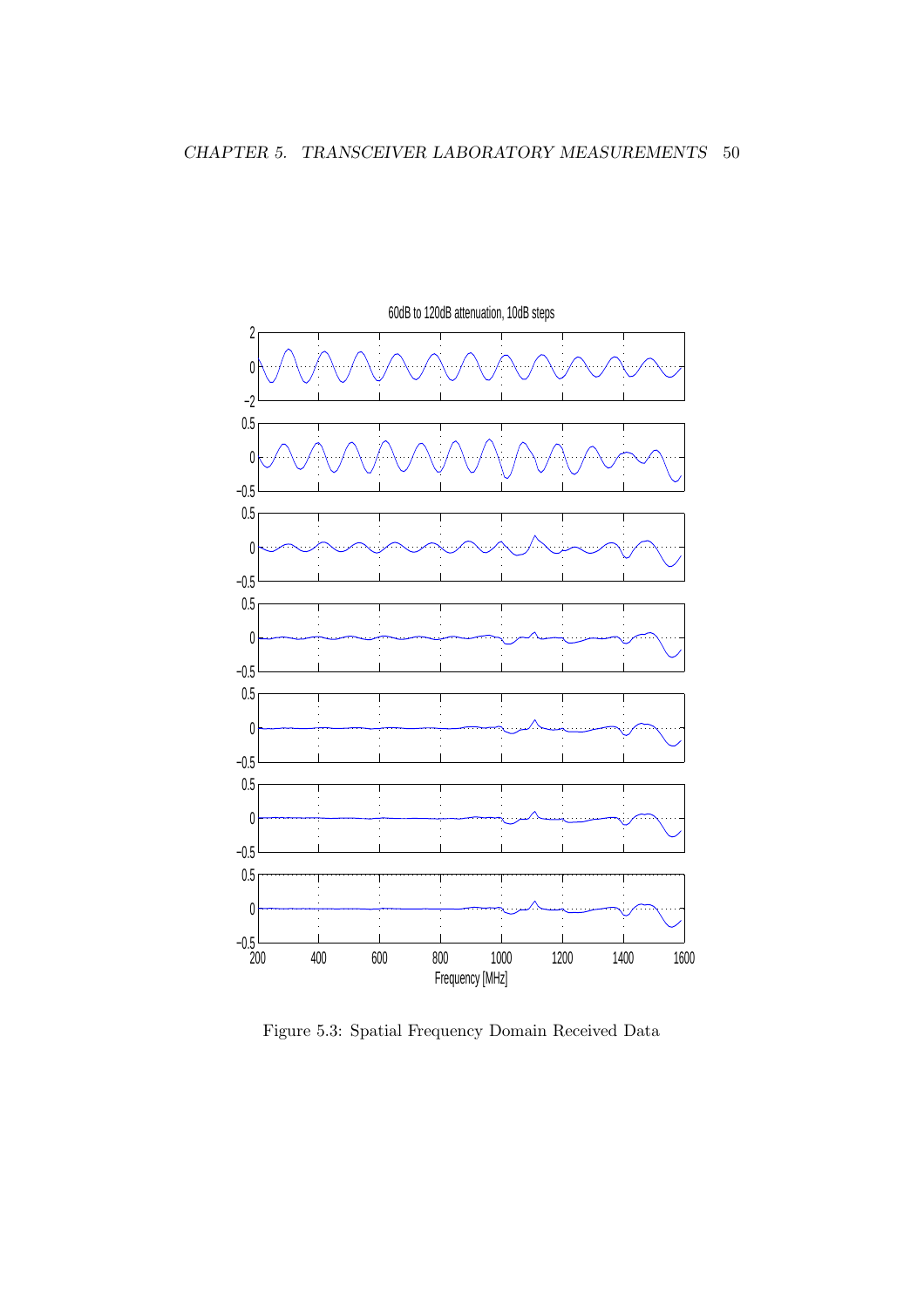Figure 5.3: Spatial Frequency Domain Received Data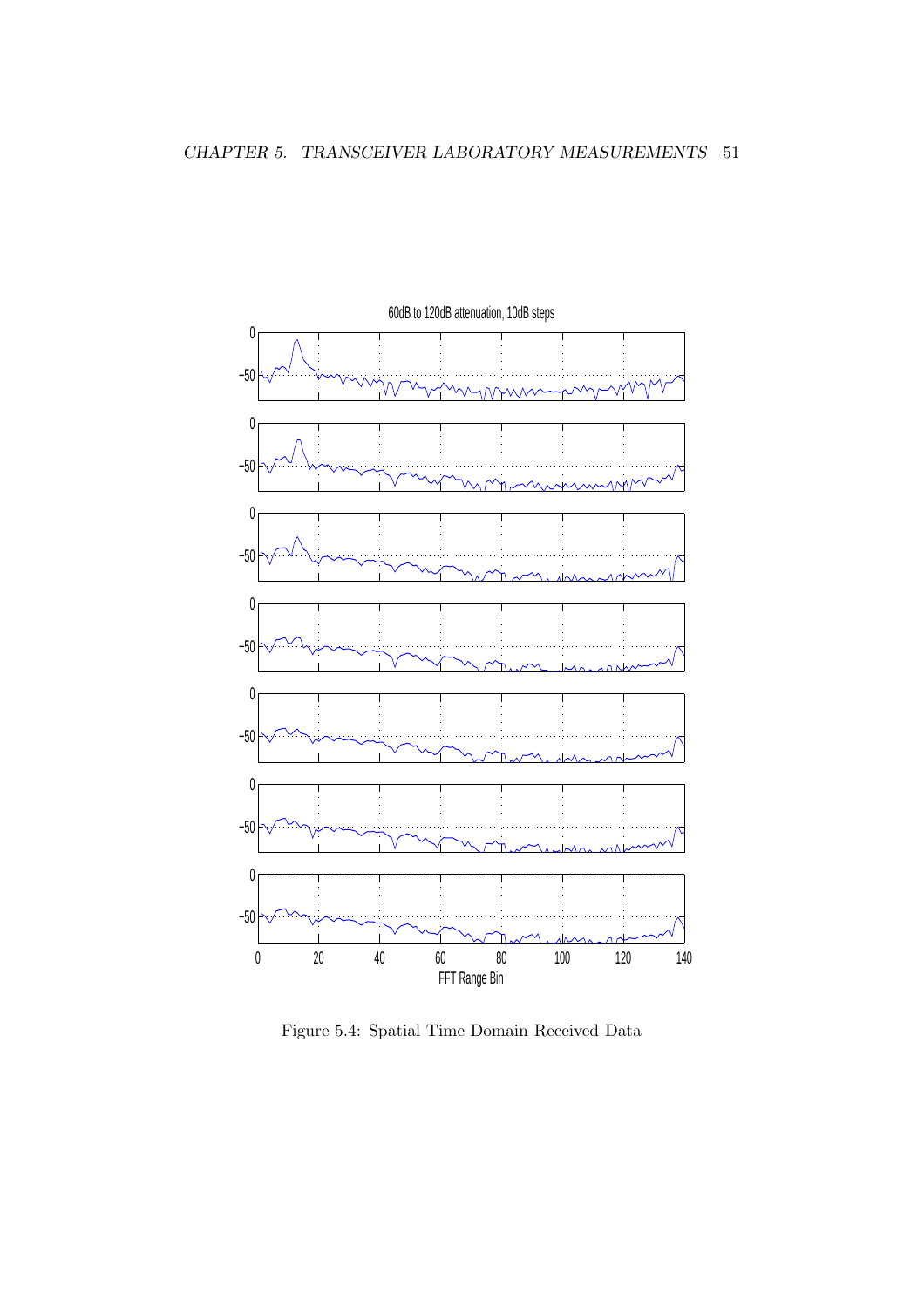Figure 5.4: Spatial Time Domain Received Data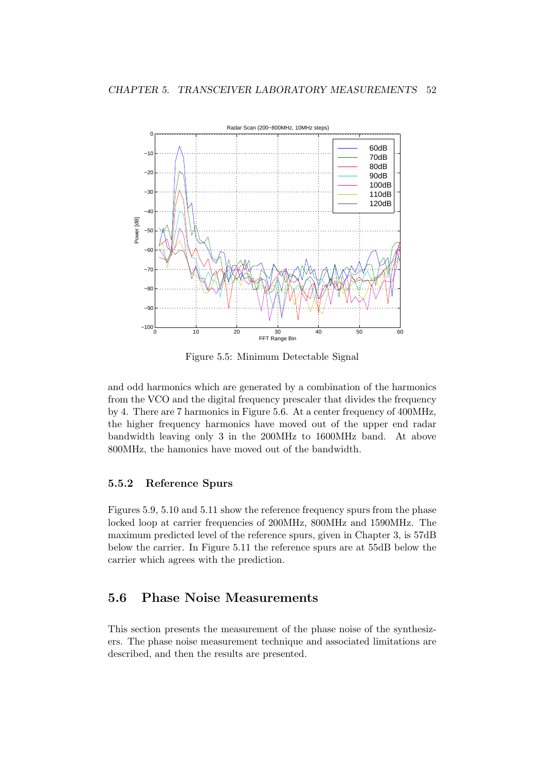Figure 5.5: Minimum Detectable Signal

and odd harmonics which are generated by a combination of the harmonics from the VCO and the digital frequency prescaler that divides the frequency by 4. There are 7 harmonics in Figure 5.6. At a center frequency of 400MHz, the higher frequency harmonics have moved out of the upper end radar bandwidth leaving only 3 in the 200MHz to 1600MHz band. At above 800MHz, the hamonics have moved out of the bandwidth.

### 5.5.2 Reference Spurs

Figures 5.9, 5.10 and 5.11 show the reference frequency spurs from the phase locked loop at carrier frequencies of 200MHz, 800MHz and 1590MHz. The maximum predicted level of the reference spurs, given in Chapter 3, is 57dB below the carrier. In Figure 5.11 the reference spurs are at 55dB below the carrier which agrees with the prediction.

## 5.6 Phase Noise Measurements

This section presents the measurement of the phase noise of the synthesizers. The phase noise measurement technique and associated limitations are described, and then the results are presented.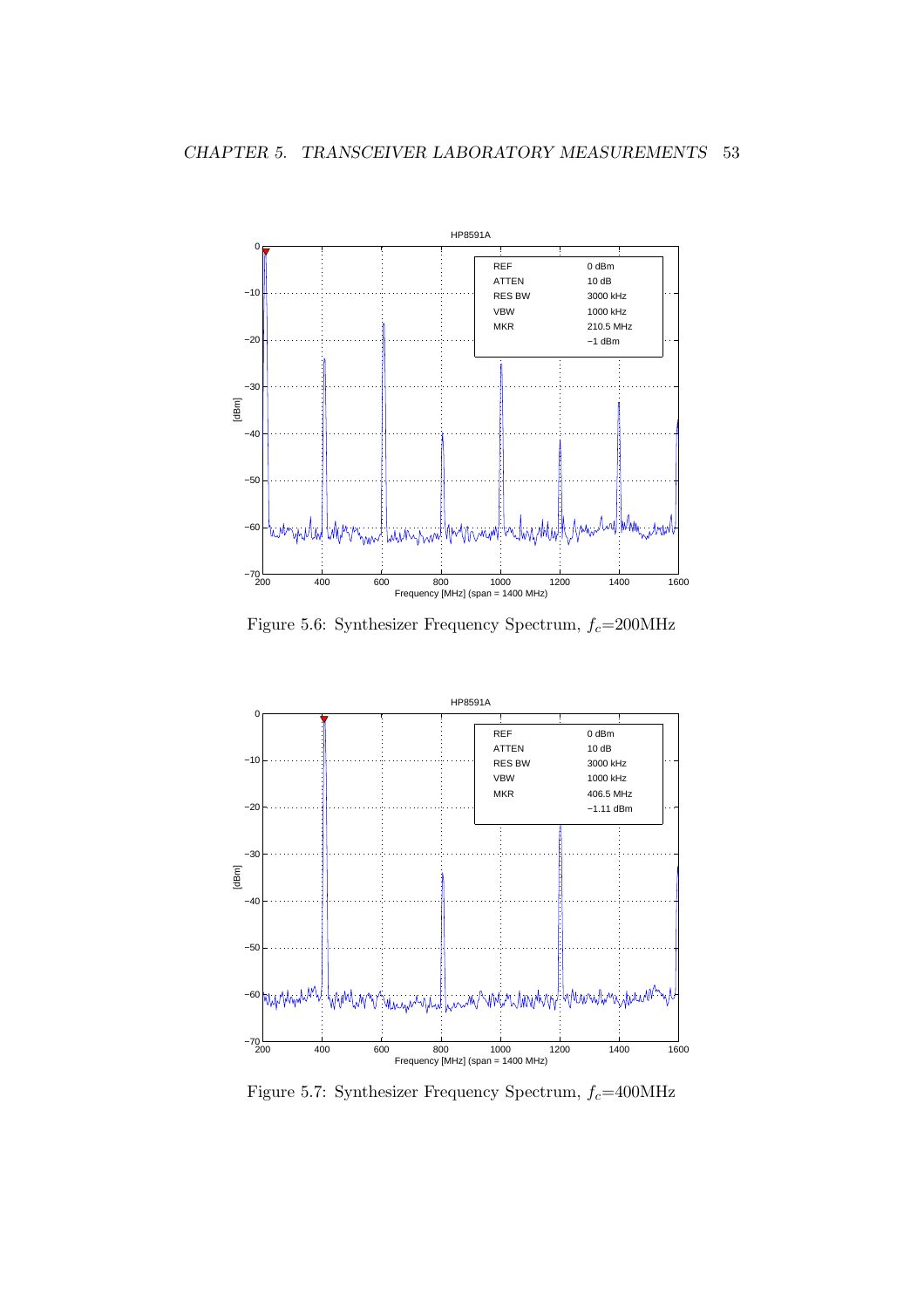Figure 5.6: Synthesizer Frequency Spectrum, $f_c$=200MHz

Figure 5.7: Synthesizer Frequency Spectrum, $f_c$=400MHz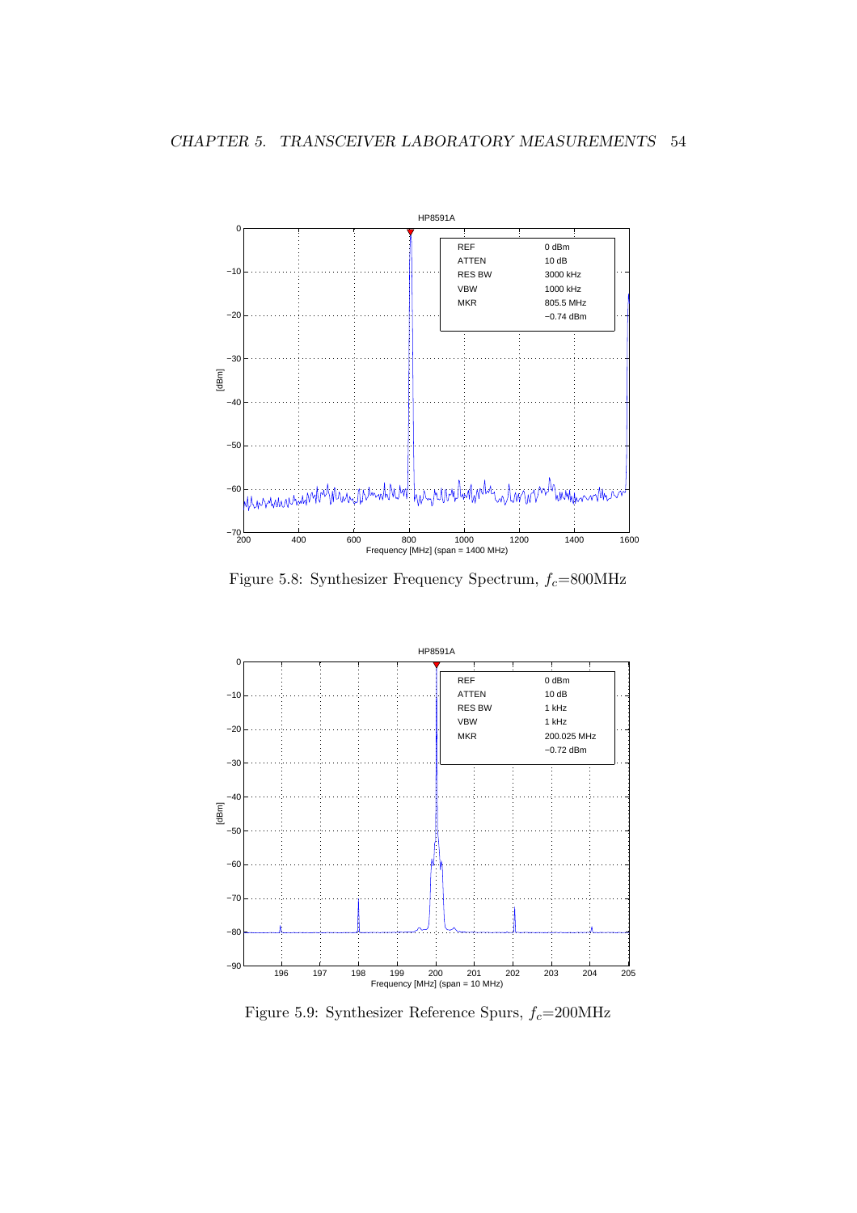Figure 5.8: Synthesizer Frequency Spectrum, $f_c$=800MHz

Figure 5.9: Synthesizer Reference Spurs, $f_c$=200MHz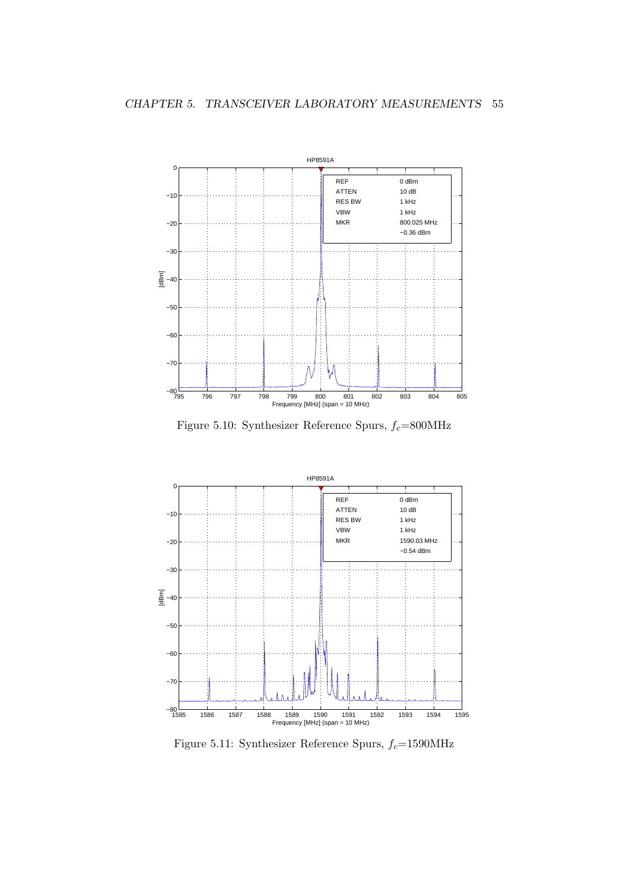Figure 5.10: Synthesizer Reference Spurs, $f_c$=800MHz

Figure 5.11: Synthesizer Reference Spurs, $f_c$=1590MHz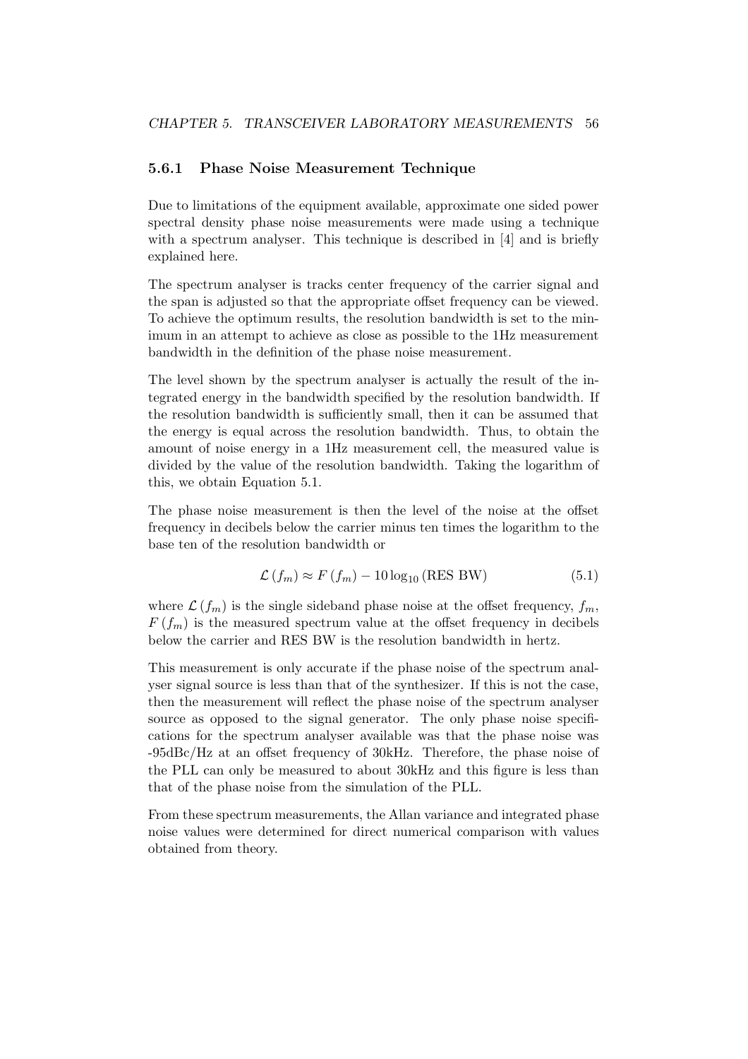### 5.6.1 Phase Noise Measurement Technique

Due to limitations of the equipment available, approximate one sided power spectral density phase noise measurements were made using a technique with a spectrum analyser. This technique is described in [4] and is briefly explained here.

The spectrum analyser is tracks center frequency of the carrier signal and the span is adjusted so that the appropriate offset frequency can be viewed. To achieve the optimum results, the resolution bandwidth is set to the minimum in an attempt to achieve as close as possible to the 1Hz measurement bandwidth in the definition of the phase noise measurement.

The level shown by the spectrum analyser is actually the result of the integrated energy in the bandwidth specified by the resolution bandwidth. If the resolution bandwidth is sufficiently small, then it can be assumed that the energy is equal across the resolution bandwidth. Thus, to obtain the amount of noise energy in a 1Hz measurement cell, the measured value is divided by the value of the resolution bandwidth. Taking the logarithm of this, we obtain Equation 5.1.

The phase noise measurement is then the level of the noise at the offset frequency in decibels below the carrier minus ten times the logarithm to the base ten of the resolution bandwidth or

$$\mathcal{L}(f_m) \approx F(f_m) - 10\log_{10}(\text{RES BW}) \tag{5.1}$$

where $\mathcal{L}(f_m)$ is the single sideband phase noise at the offset frequency, $f_m$, $F(f_m)$ is the measured spectrum value at the offset frequency in decibels below the carrier and RES BW is the resolution bandwidth in hertz.

This measurement is only accurate if the phase noise of the spectrum analyser signal source is less than that of the synthesizer. If this is not the case, then the measurement will reflect the phase noise of the spectrum analyser source as opposed to the signal generator. The only phase noise specifications for the spectrum analyser available was that the phase noise was -95dBc/Hz at an offset frequency of 30kHz. Therefore, the phase noise of the PLL can only be measured to about 30kHz and this figure is less than that of the phase noise from the simulation of the PLL.

From these spectrum measurements, the Allan variance and integrated phase noise values were determined for direct numerical comparison with values obtained from theory.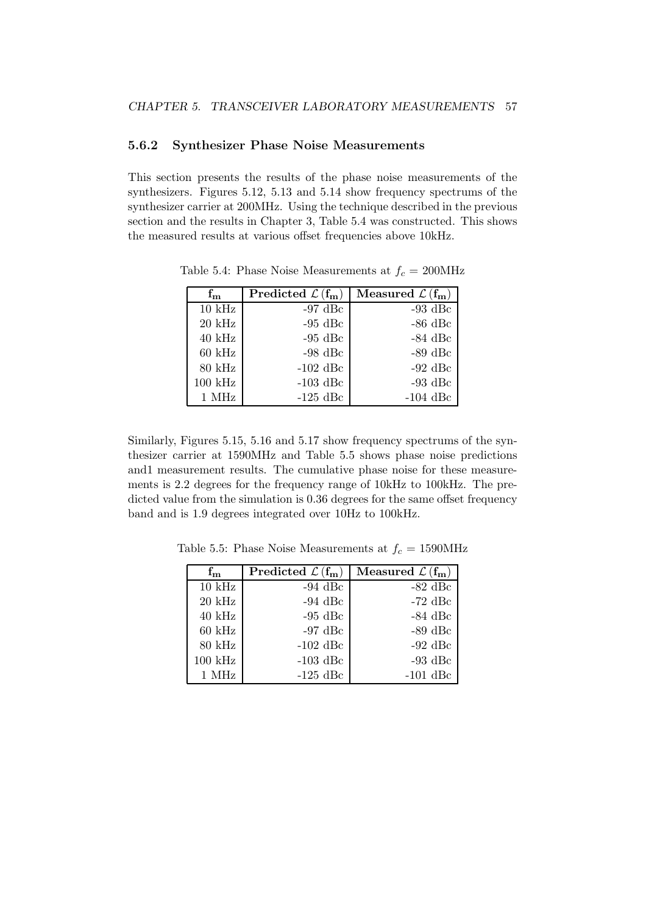### 5.6.2 Synthesizer Phase Noise Measurements

This section presents the results of the phase noise measurements of the synthesizers. Figures 5.12, 5.13 and 5.14 show frequency spectrums of the synthesizer carrier at 200MHz. Using the technique described in the previous section and the results in Chapter 3, Table 5.4 was constructed. This shows the measured results at various offset frequencies above 10kHz.

Table 5.4: Phase Noise Measurements at $f_c$ = 200MHz

| $\mathbf{f_m}$ | Predicted $\mathcal{L}(\mathbf{f_m})$ | Measured $\mathcal{L}(\mathbf{f_m})$ |
|---|---|---|
| 10 kHz | -97 dBc | -93 dBc |
| 20 kHz | -95 dBc | -86 dBc |
| 40 kHz | -95 dBc | -84 dBc |
| 60 kHz | -98 dBc | -89 dBc |
| 80 kHz | -102 dBc | -92 dBc |
| 100 kHz | -103 dBc | -93 dBc |
| 1 MHz | -125 dBc | -104 dBc |

Similarly, Figures 5.15, 5.16 and 5.17 show frequency spectrums of the synthesizer carrier at 1590MHz and Table 5.5 shows phase noise predictions and1 measurement results. The cumulative phase noise for these measurements is 2.2 degrees for the frequency range of 10kHz to 100kHz. The predicted value from the simulation is 0.36 degrees for the same offset frequency band and is 1.9 degrees integrated over 10Hz to 100kHz.

Table 5.5: Phase Noise Measurements at $f_c$ = 1590MHz

| $\mathbf{f_m}$ | Predicted $\mathcal{L}(\mathbf{f_m})$ | Measured $\mathcal{L}(\mathbf{f_m})$ |
|---|---|---|
| 10 kHz | -94 dBc | -82 dBc |
| 20 kHz | -94 dBc | -72 dBc |
| 40 kHz | -95 dBc | -84 dBc |
| 60 kHz | -97 dBc | -89 dBc |
| 80 kHz | -102 dBc | -92 dBc |
| 100 kHz | -103 dBc | -93 dBc |
| 1 MHz | -125 dBc | -101 dBc |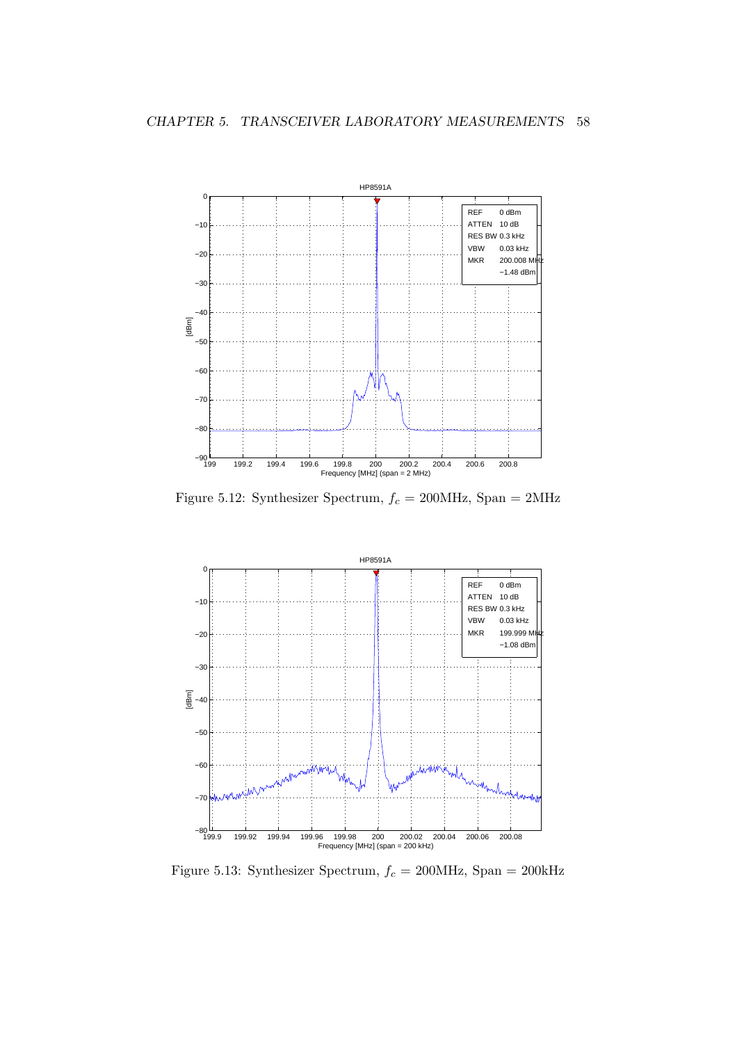Figure 5.12: Synthesizer Spectrum, $f_c = 200\text{MHz}$, Span $= 2\text{MHz}$

Figure 5.13: Synthesizer Spectrum, $f_c = 200\text{MHz}$, Span $= 200\text{kHz}$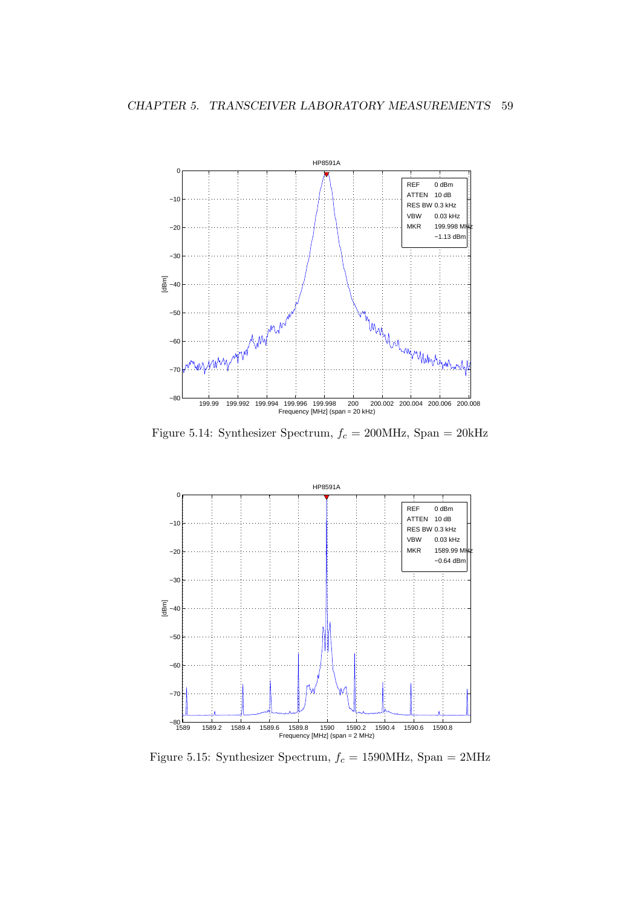Figure 5.14: Synthesizer Spectrum, $f_c$ = 200MHz, Span = 20kHz

Figure 5.15: Synthesizer Spectrum, $f_c$ = 1590MHz, Span = 2MHz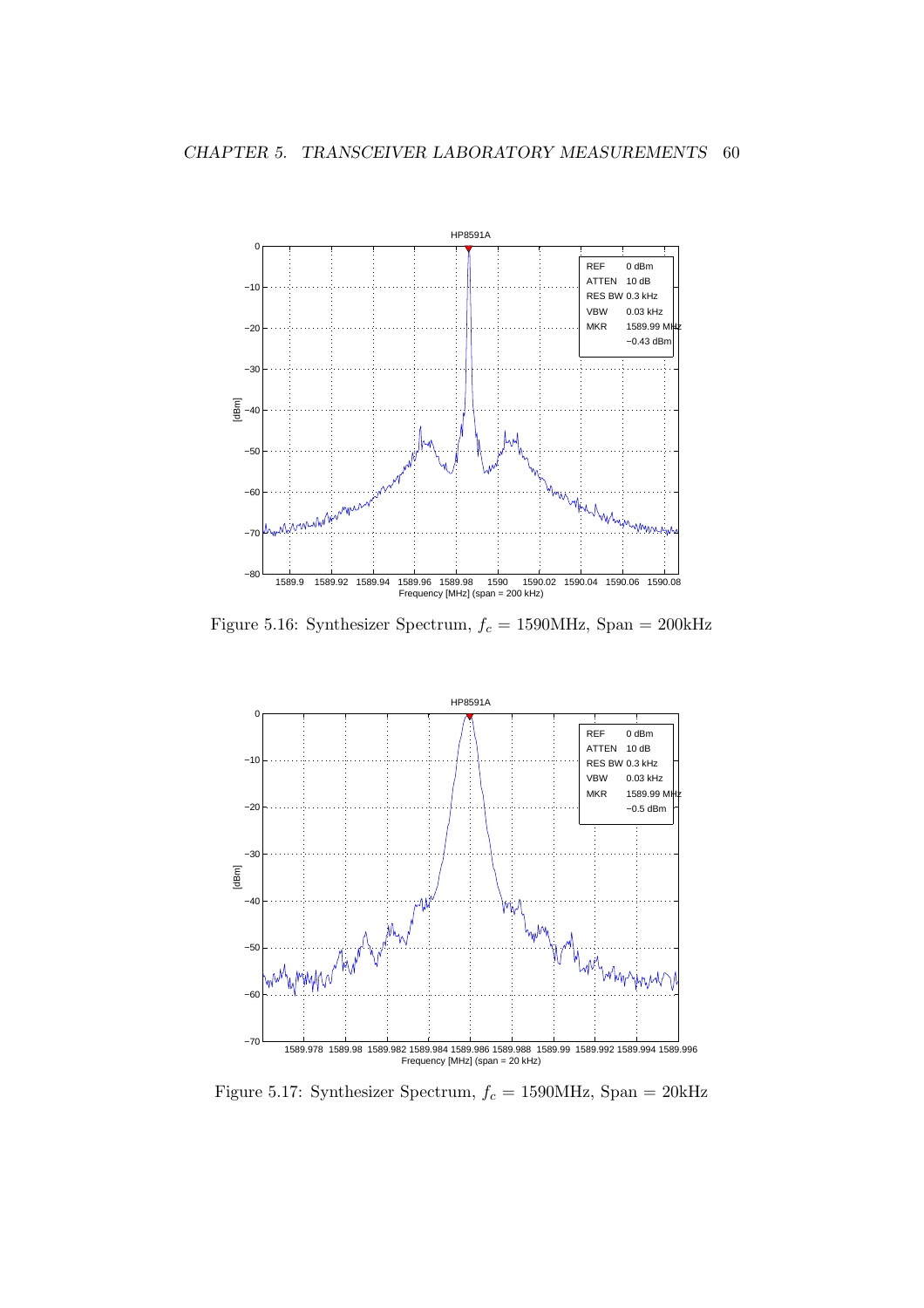Figure 5.16: Synthesizer Spectrum, $f_c$ = 1590MHz, Span = 200kHz

Figure 5.17: Synthesizer Spectrum, $f_c$ = 1590MHz, Span = 20kHz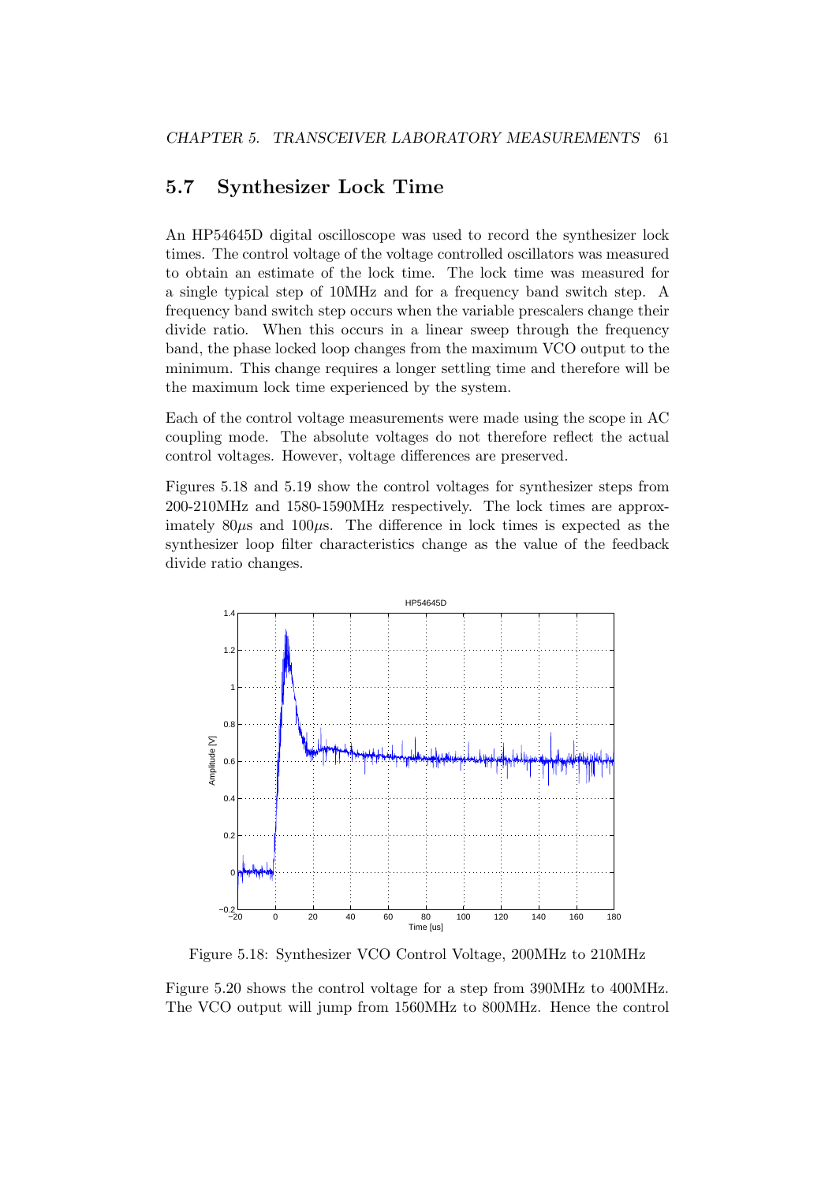## 5.7 Synthesizer Lock Time

An HP54645D digital oscilloscope was used to record the synthesizer lock times. The control voltage of the voltage controlled oscillators was measured to obtain an estimate of the lock time. The lock time was measured for a single typical step of 10MHz and for a frequency band switch step. A frequency band switch step occurs when the variable prescalers change their divide ratio. When this occurs in a linear sweep through the frequency band, the phase locked loop changes from the maximum VCO output to the minimum. This change requires a longer settling time and therefore will be the maximum lock time experienced by the system.

Each of the control voltage measurements were made using the scope in AC coupling mode. The absolute voltages do not therefore reflect the actual control voltages. However, voltage differences are preserved.

Figures 5.18 and 5.19 show the control voltages for synthesizer steps from 200-210MHz and 1580-1590MHz respectively. The lock times are approximately 80$\mu$s and 100$\mu$s. The difference in lock times is expected as the synthesizer loop filter characteristics change as the value of the feedback divide ratio changes.

Figure 5.18: Synthesizer VCO Control Voltage, 200MHz to 210MHz

Figure 5.20 shows the control voltage for a step from 390MHz to 400MHz. The VCO output will jump from 1560MHz to 800MHz. Hence the control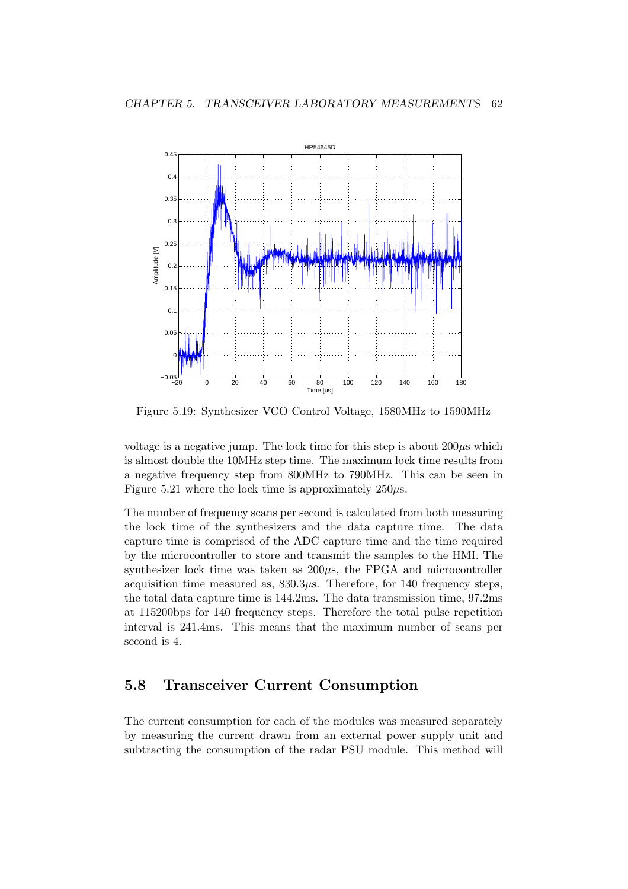Figure 5.19: Synthesizer VCO Control Voltage, 1580MHz to 1590MHz

voltage is a negative jump. The lock time for this step is about 200$\mu$s which is almost double the 10MHz step time. The maximum lock time results from a negative frequency step from 800MHz to 790MHz. This can be seen in Figure 5.21 where the lock time is approximately 250$\mu$s.

The number of frequency scans per second is calculated from both measuring the lock time of the synthesizers and the data capture time. The data capture time is comprised of the ADC capture time and the time required by the microcontroller to store and transmit the samples to the HMI. The synthesizer lock time was taken as 200$\mu$s, the FPGA and microcontroller acquisition time measured as, 830.3$\mu$s. Therefore, for 140 frequency steps, the total data capture time is 144.2ms. The data transmission time, 97.2ms at 115200bps for 140 frequency steps. Therefore the total pulse repetition interval is 241.4ms. This means that the maximum number of scans per second is 4.

## 5.8 Transceiver Current Consumption

The current consumption for each of the modules was measured separately by measuring the current drawn from an external power supply unit and subtracting the consumption of the radar PSU module. This method will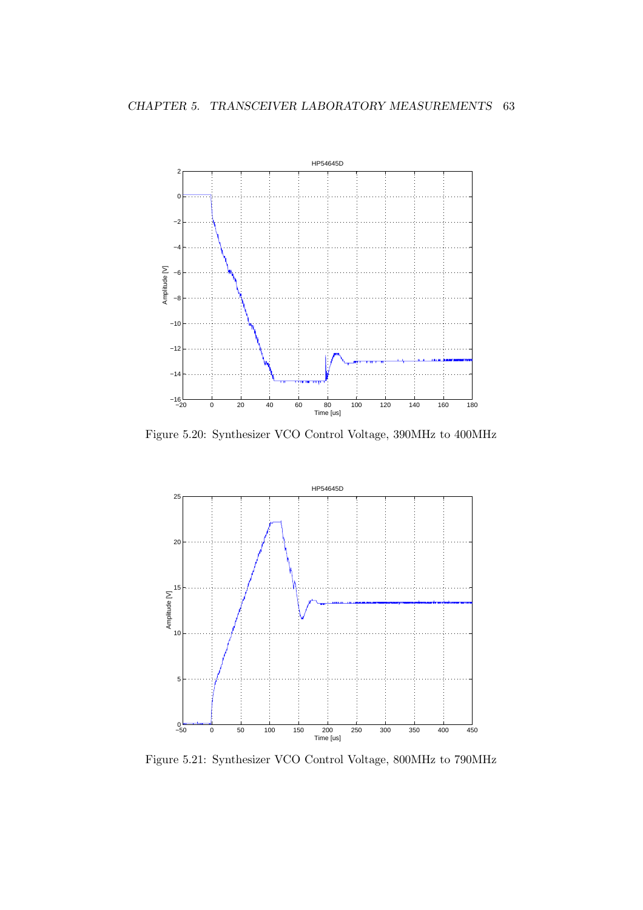Figure 5.20: Synthesizer VCO Control Voltage, 390MHz to 400MHz

Figure 5.21: Synthesizer VCO Control Voltage, 800MHz to 790MHz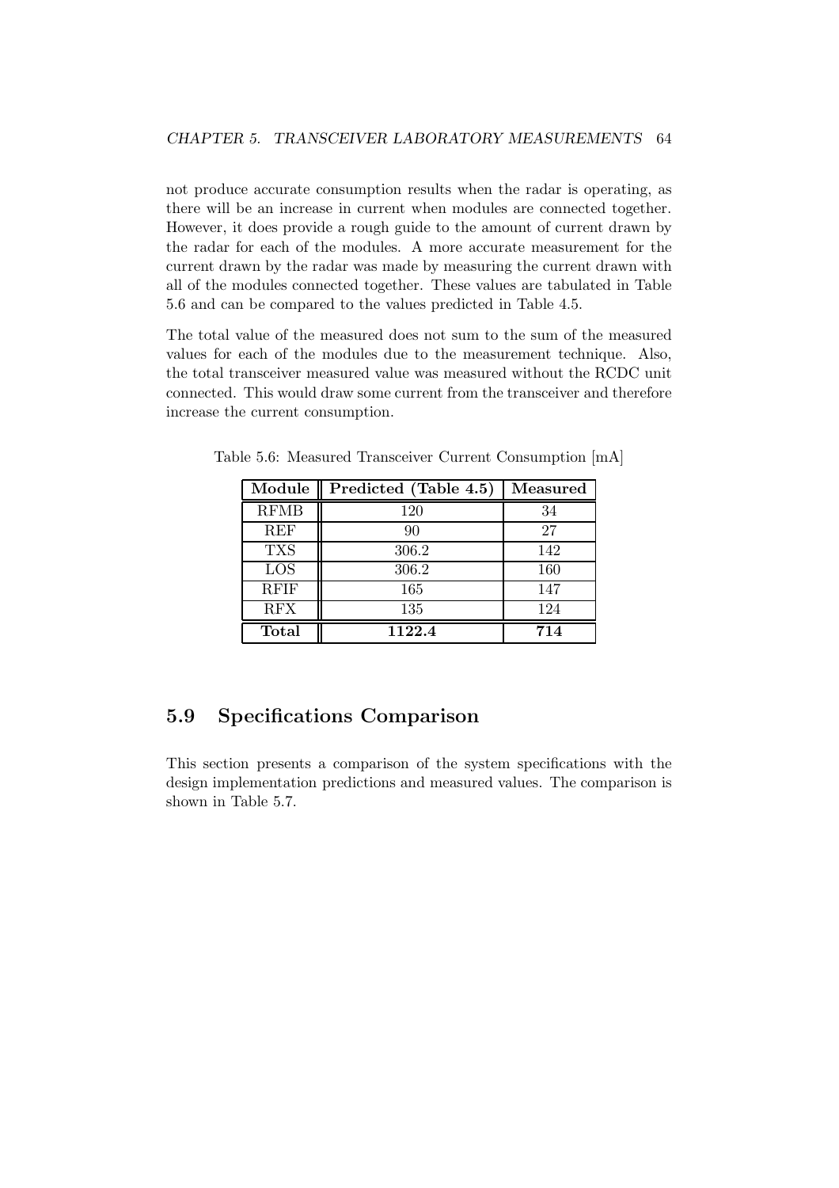not produce accurate consumption results when the radar is operating, as there will be an increase in current when modules are connected together. However, it does provide a rough guide to the amount of current drawn by the radar for each of the modules. A more accurate measurement for the current drawn by the radar was made by measuring the current drawn with all of the modules connected together. These values are tabulated in Table 5.6 and can be compared to the values predicted in Table 4.5.

The total value of the measured does not sum to the sum of the measured values for each of the modules due to the measurement technique. Also, the total transceiver measured value was measured without the RCDC unit connected. This would draw some current from the transceiver and therefore increase the current consumption.

Table 5.6: Measured Transceiver Current Consumption [mA]

| **Module** | **Predicted (Table 4.5)** | **Measured** |
|---|---|---|
| RFMB | 120 | 34 |
| REF | 90 | 27 |
| TXS | 306.2 | 142 |
| LOS | 306.2 | 160 |
| RFIF | 165 | 147 |
| RFX | 135 | 124 |
| **Total** | **1122.4** | **714** |

## 5.9 Specifications Comparison

This section presents a comparison of the system specifications with the design implementation predictions and measured values. The comparison is shown in Table 5.7.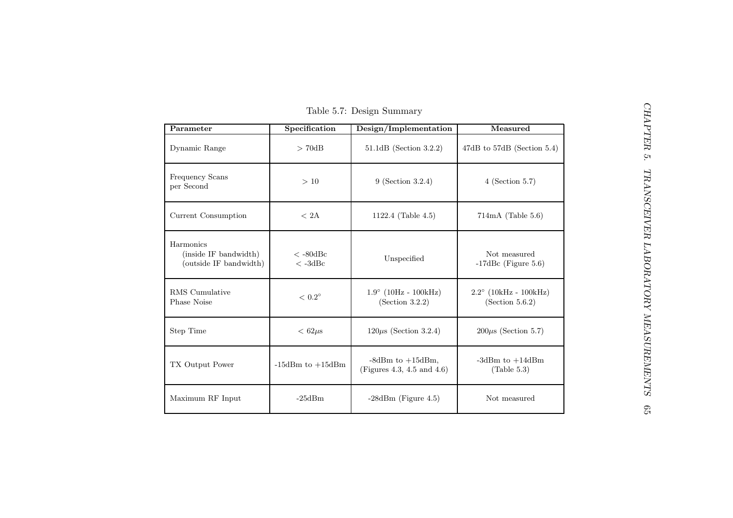Table 5.7: Design Summary

| Parameter | Specification | Design/Implementation | Measured |
|---|---|---|---|
| Dynamic Range | $> 70$dB | 51.1dB (Section 3.2.2) | 47dB to 57dB (Section 5.4) |
| Frequency Scans per Second | $> 10$ | 9 (Section 3.2.4) | 4 (Section 5.7) |
| Current Consumption | $< 2$A | 1122.4 (Table 4.5) | 714mA (Table 5.6) |
| Harmonics (inside IF bandwidth) (outside IF bandwidth) | $<$ -80dBc $<$ -3dBc | Unspecified | Not measured -17dBc (Figure 5.6) |
| RMS Cumulative Phase Noise | $< 0.2^{\circ}$ | $1.9^{\circ}$ (10Hz - 100kHz) (Section 3.2.2) | $2.2^{\circ}$ (10kHz - 100kHz) (Section 5.6.2) |
| Step Time | $< 62\mu$s | $120\mu$s (Section 3.2.4) | $200\mu$s (Section 5.7) |
| TX Output Power | -15dBm to +15dBm | -8dBm to +15dBm, (Figures 4.3, 4.5 and 4.6) | -3dBm to +14dBm (Table 5.3) |
| Maximum RF Input | -25dBm | -28dBm (Figure 4.5) | Not measured |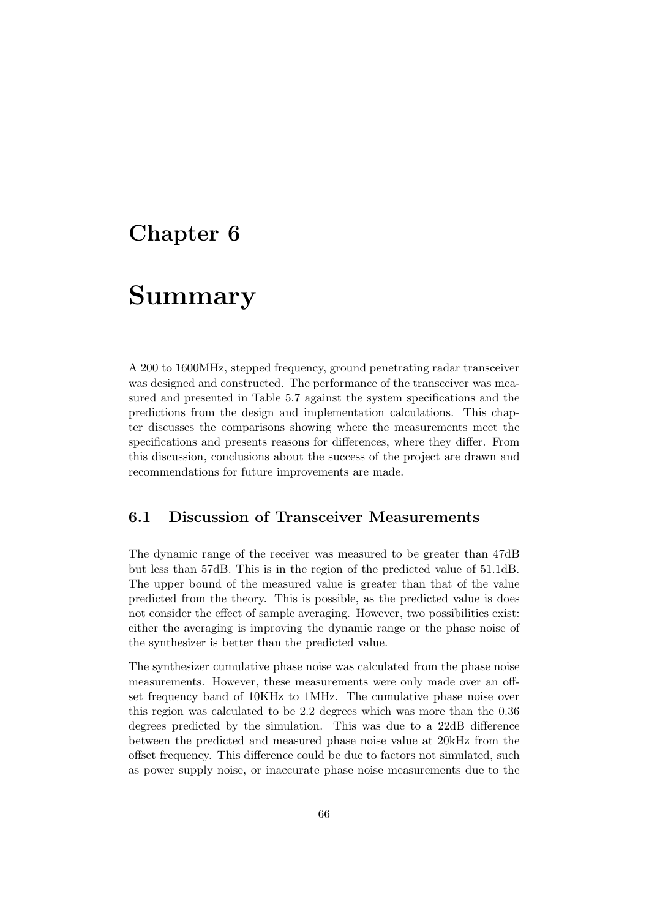# Chapter 6

# Summary

A 200 to 1600MHz, stepped frequency, ground penetrating radar transceiver was designed and constructed. The performance of the transceiver was measured and presented in Table 5.7 against the system specifications and the predictions from the design and implementation calculations. This chapter discusses the comparisons showing where the measurements meet the specifications and presents reasons for differences, where they differ. From this discussion, conclusions about the success of the project are drawn and recommendations for future improvements are made.

## 6.1 Discussion of Transceiver Measurements

The dynamic range of the receiver was measured to be greater than 47dB but less than 57dB. This is in the region of the predicted value of 51.1dB. The upper bound of the measured value is greater than that of the value predicted from the theory. This is possible, as the predicted value is does not consider the effect of sample averaging. However, two possibilities exist: either the averaging is improving the dynamic range or the phase noise of the synthesizer is better than the predicted value.

The synthesizer cumulative phase noise was calculated from the phase noise measurements. However, these measurements were only made over an offset frequency band of 10KHz to 1MHz. The cumulative phase noise over this region was calculated to be 2.2 degrees which was more than the 0.36 degrees predicted by the simulation. This was due to a 22dB difference between the predicted and measured phase noise value at 20kHz from the offset frequency. This difference could be due to factors not simulated, such as power supply noise, or inaccurate phase noise measurements due to the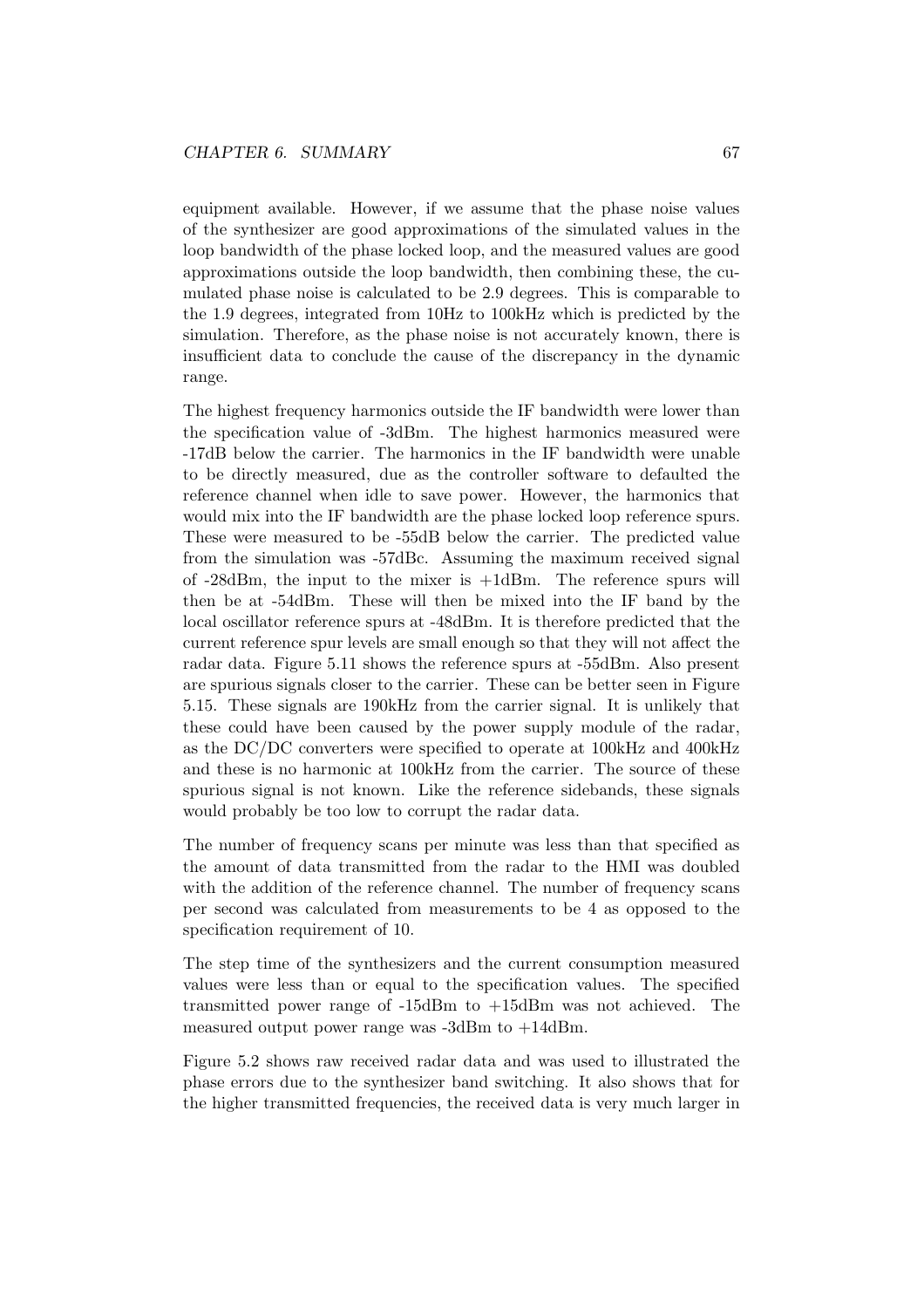equipment available. However, if we assume that the phase noise values of the synthesizer are good approximations of the simulated values in the loop bandwidth of the phase locked loop, and the measured values are good approximations outside the loop bandwidth, then combining these, the cumulated phase noise is calculated to be 2.9 degrees. This is comparable to the 1.9 degrees, integrated from 10Hz to 100kHz which is predicted by the simulation. Therefore, as the phase noise is not accurately known, there is insufficient data to conclude the cause of the discrepancy in the dynamic range.

The highest frequency harmonics outside the IF bandwidth were lower than the specification value of -3dBm. The highest harmonics measured were -17dB below the carrier. The harmonics in the IF bandwidth were unable to be directly measured, due as the controller software to defaulted the reference channel when idle to save power. However, the harmonics that would mix into the IF bandwidth are the phase locked loop reference spurs. These were measured to be -55dB below the carrier. The predicted value from the simulation was -57dBc. Assuming the maximum received signal of -28dBm, the input to the mixer is +1dBm. The reference spurs will then be at -54dBm. These will then be mixed into the IF band by the local oscillator reference spurs at -48dBm. It is therefore predicted that the current reference spur levels are small enough so that they will not affect the radar data. Figure 5.11 shows the reference spurs at -55dBm. Also present are spurious signals closer to the carrier. These can be better seen in Figure 5.15. These signals are 190kHz from the carrier signal. It is unlikely that these could have been caused by the power supply module of the radar, as the DC/DC converters were specified to operate at 100kHz and 400kHz and these is no harmonic at 100kHz from the carrier. The source of these spurious signal is not known. Like the reference sidebands, these signals would probably be too low to corrupt the radar data.

The number of frequency scans per minute was less than that specified as the amount of data transmitted from the radar to the HMI was doubled with the addition of the reference channel. The number of frequency scans per second was calculated from measurements to be 4 as opposed to the specification requirement of 10.

The step time of the synthesizers and the current consumption measured values were less than or equal to the specification values. The specified transmitted power range of -15dBm to +15dBm was not achieved. The measured output power range was -3dBm to +14dBm.

Figure 5.2 shows raw received radar data and was used to illustrated the phase errors due to the synthesizer band switching. It also shows that for the higher transmitted frequencies, the received data is very much larger in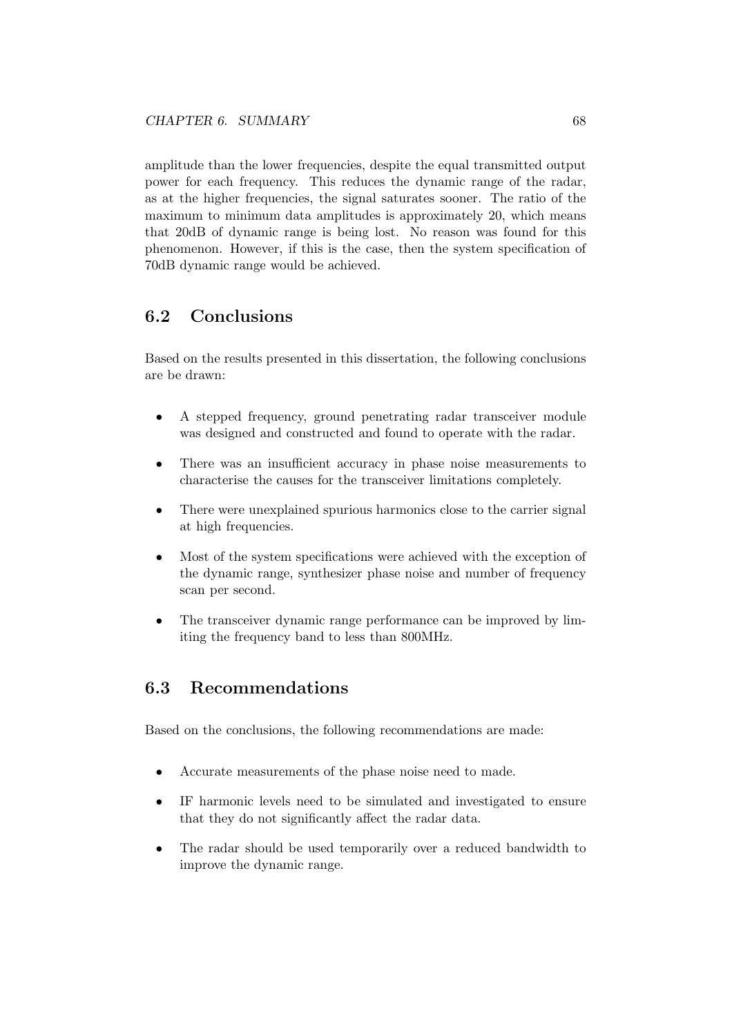amplitude than the lower frequencies, despite the equal transmitted output power for each frequency. This reduces the dynamic range of the radar, as at the higher frequencies, the signal saturates sooner. The ratio of the maximum to minimum data amplitudes is approximately 20, which means that 20dB of dynamic range is being lost. No reason was found for this phenomenon. However, if this is the case, then the system specification of 70dB dynamic range would be achieved.

## 6.2 Conclusions

Based on the results presented in this dissertation, the following conclusions are be drawn:

- A stepped frequency, ground penetrating radar transceiver module was designed and constructed and found to operate with the radar.
- There was an insufficient accuracy in phase noise measurements to characterise the causes for the transceiver limitations completely.
- There were unexplained spurious harmonics close to the carrier signal at high frequencies.
- Most of the system specifications were achieved with the exception of the dynamic range, synthesizer phase noise and number of frequency scan per second.
- The transceiver dynamic range performance can be improved by limiting the frequency band to less than 800MHz.

## 6.3 Recommendations

Based on the conclusions, the following recommendations are made:

- Accurate measurements of the phase noise need to made.
- IF harmonic levels need to be simulated and investigated to ensure that they do not significantly affect the radar data.
- The radar should be used temporarily over a reduced bandwidth to improve the dynamic range.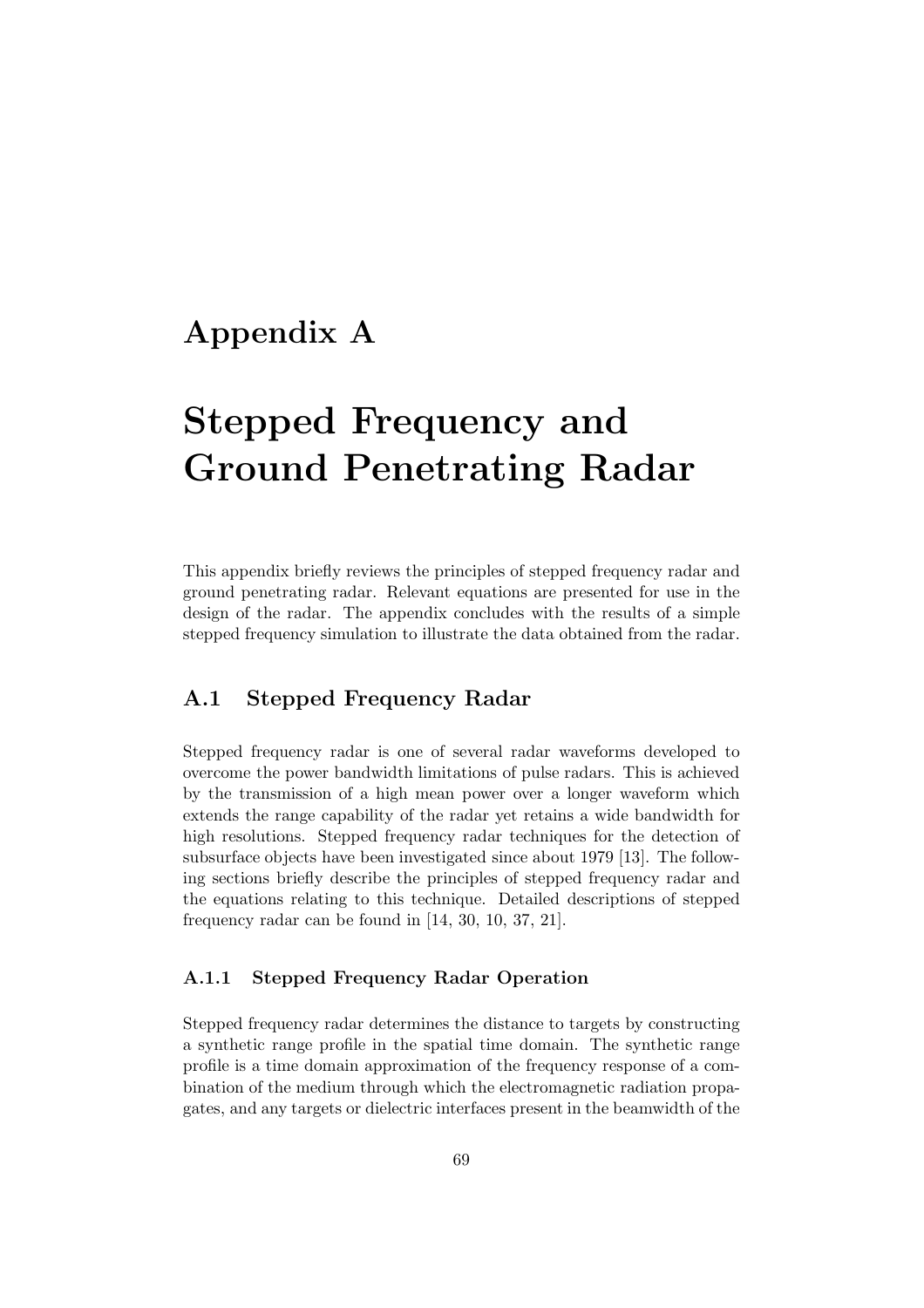# Appendix A

# Stepped Frequency and Ground Penetrating Radar

This appendix briefly reviews the principles of stepped frequency radar and ground penetrating radar. Relevant equations are presented for use in the design of the radar. The appendix concludes with the results of a simple stepped frequency simulation to illustrate the data obtained from the radar.

## A.1 Stepped Frequency Radar

Stepped frequency radar is one of several radar waveforms developed to overcome the power bandwidth limitations of pulse radars. This is achieved by the transmission of a high mean power over a longer waveform which extends the range capability of the radar yet retains a wide bandwidth for high resolutions. Stepped frequency radar techniques for the detection of subsurface objects have been investigated since about 1979 [13]. The following sections briefly describe the principles of stepped frequency radar and the equations relating to this technique. Detailed descriptions of stepped frequency radar can be found in [14, 30, 10, 37, 21].

### A.1.1 Stepped Frequency Radar Operation

Stepped frequency radar determines the distance to targets by constructing a synthetic range profile in the spatial time domain. The synthetic range profile is a time domain approximation of the frequency response of a combination of the medium through which the electromagnetic radiation propagates, and any targets or dielectric interfaces present in the beamwidth of the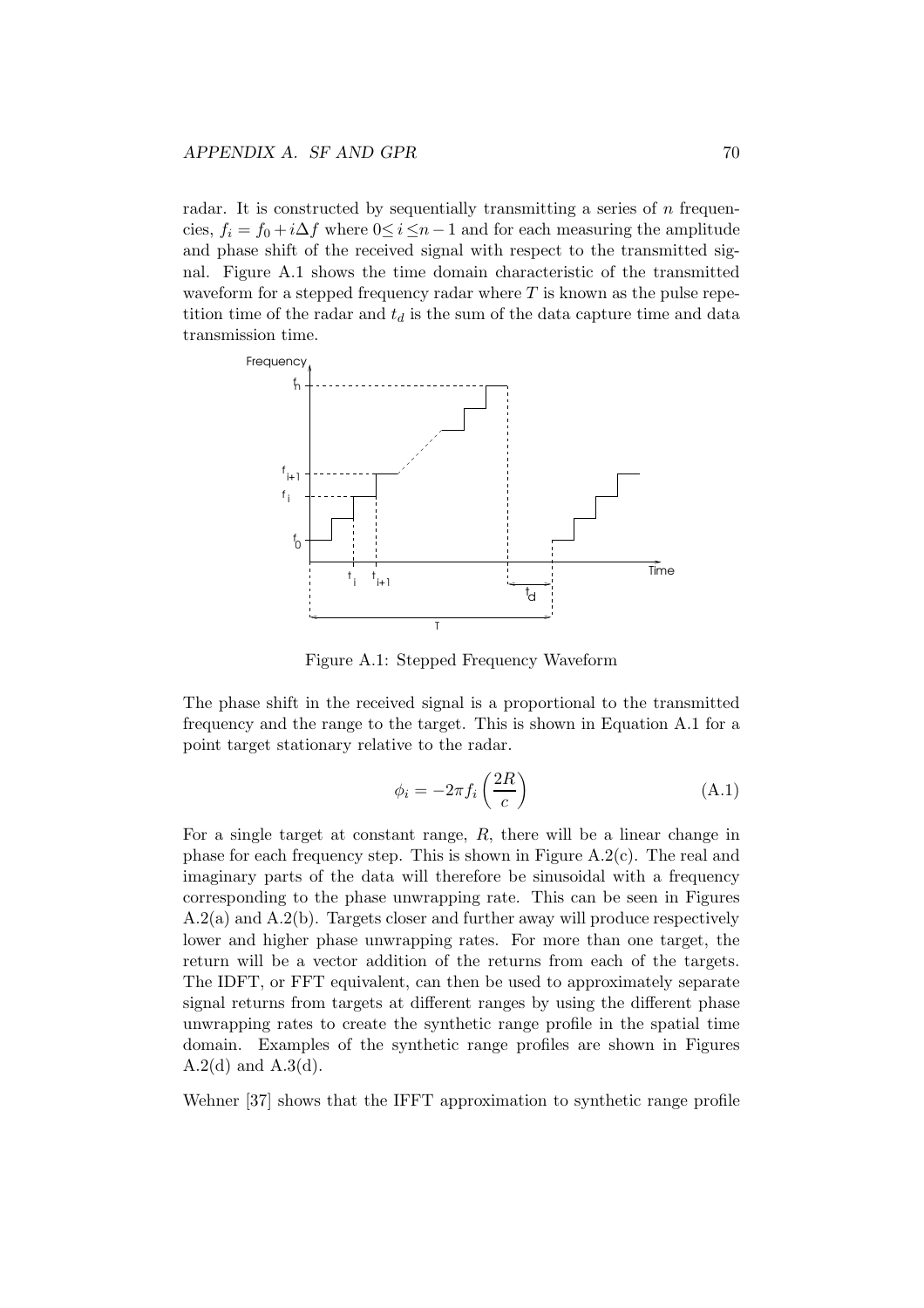radar. It is constructed by sequentially transmitting a series of $n$ frequencies, $f_i = f_0 + i\Delta f$ where $0 \leq i \leq n-1$ and for each measuring the amplitude and phase shift of the received signal with respect to the transmitted signal. Figure A.1 shows the time domain characteristic of the transmitted waveform for a stepped frequency radar where $T$ is known as the pulse repetition time of the radar and $t_d$ is the sum of the data capture time and data transmission time.

Figure A.1: Stepped Frequency Waveform

The phase shift in the received signal is a proportional to the transmitted frequency and the range to the target. This is shown in Equation A.1 for a point target stationary relative to the radar.

$$\phi_i = -2\pi f_i \left(\frac{2R}{c}\right) \tag{A.1}$$

For a single target at constant range, $R$, there will be a linear change in phase for each frequency step. This is shown in Figure A.2(c). The real and imaginary parts of the data will therefore be sinusoidal with a frequency corresponding to the phase unwrapping rate. This can be seen in Figures A.2(a) and A.2(b). Targets closer and further away will produce respectively lower and higher phase unwrapping rates. For more than one target, the return will be a vector addition of the returns from each of the targets. The IDFT, or FFT equivalent, can then be used to approximately separate signal returns from targets at different ranges by using the different phase unwrapping rates to create the synthetic range profile in the spatial time domain. Examples of the synthetic range profiles are shown in Figures A.2(d) and A.3(d).

Wehner [37] shows that the IFFT approximation to synthetic range profile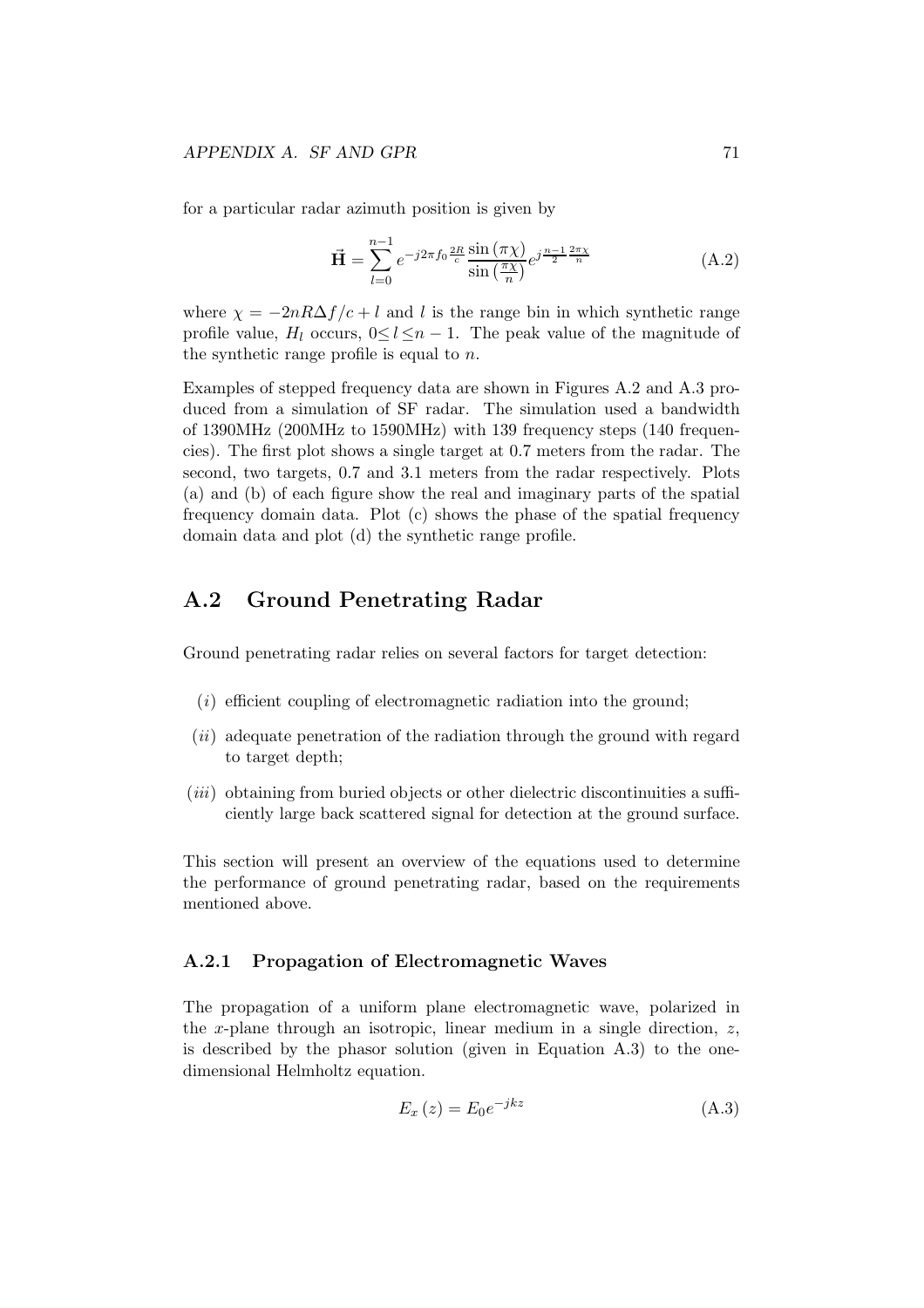for a particular radar azimuth position is given by

$$\vec{\mathbf{H}} = \sum_{l=0}^{n-1} e^{-j2\pi f_0 \frac{2R}{c}} \frac{\sin(\pi\chi)}{\sin\left(\frac{\pi\chi}{n}\right)} e^{j\frac{n-1}{2}\frac{2\pi\chi}{n}} \tag{A.2}$$

where $\chi = -2nR\Delta f/c + l$ and $l$ is the range bin in which synthetic range profile value, $H_l$ occurs, $0 \leq l \leq n-1$. The peak value of the magnitude of the synthetic range profile is equal to $n$.

Examples of stepped frequency data are shown in Figures A.2 and A.3 produced from a simulation of SF radar. The simulation used a bandwidth of 1390MHz (200MHz to 1590MHz) with 139 frequency steps (140 frequencies). The first plot shows a single target at 0.7 meters from the radar. The second, two targets, 0.7 and 3.1 meters from the radar respectively. Plots (a) and (b) of each figure show the real and imaginary parts of the spatial frequency domain data. Plot (c) shows the phase of the spatial frequency domain data and plot (d) the synthetic range profile.

## A.2 Ground Penetrating Radar

Ground penetrating radar relies on several factors for target detection:

($i$) efficient coupling of electromagnetic radiation into the ground;

($ii$) adequate penetration of the radiation through the ground with regard to target depth;

($iii$) obtaining from buried objects or other dielectric discontinuities a sufficiently large back scattered signal for detection at the ground surface.

This section will present an overview of the equations used to determine the performance of ground penetrating radar, based on the requirements mentioned above.

### A.2.1 Propagation of Electromagnetic Waves

The propagation of a uniform plane electromagnetic wave, polarized in the $x$-plane through an isotropic, linear medium in a single direction, $z$, is described by the phasor solution (given in Equation A.3) to the one-dimensional Helmholtz equation.

$$E_x(z) = E_0 e^{-jkz} \tag{A.3}$$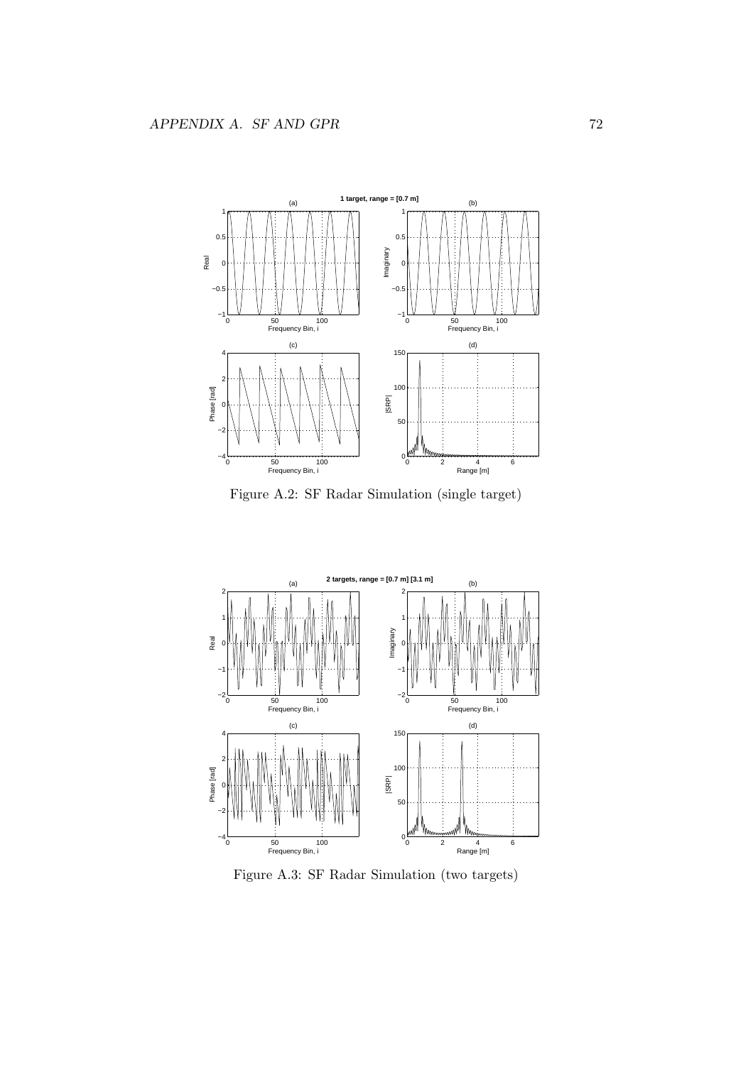Figure A.2: SF Radar Simulation (single target)

Figure A.3: SF Radar Simulation (two targets)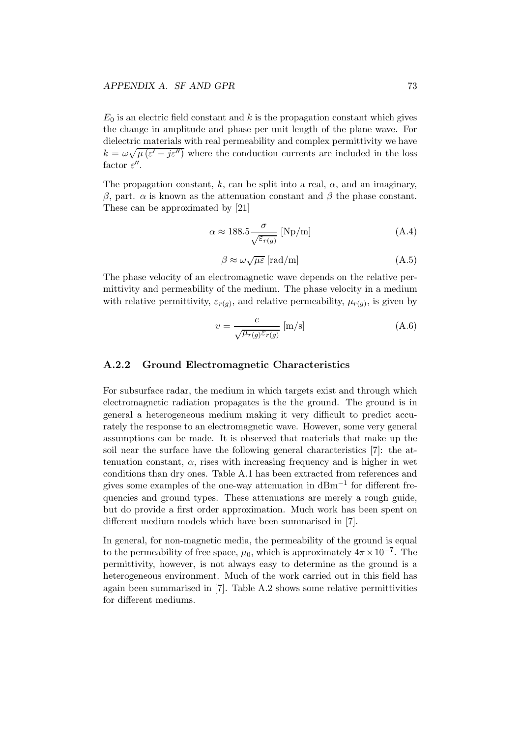$E_0$ is an electric field constant and $k$ is the propagation constant which gives the change in amplitude and phase per unit length of the plane wave. For dielectric materials with real permeability and complex permittivity we have $k = \omega\sqrt{\mu\left(\varepsilon' - j\varepsilon''\right)}$ where the conduction currents are included in the loss factor $\varepsilon''$.

The propagation constant, $k$, can be split into a real, $\alpha$, and an imaginary, $\beta$, part. $\alpha$ is known as the attenuation constant and $\beta$ the phase constant. These can be approximated by [21]

$$\alpha \approx 188.5 \frac{\sigma}{\sqrt{\varepsilon_{r(g)}}} \text{ [Np/m]} \tag{A.4}$$

$$\beta \approx \omega\sqrt{\mu\varepsilon} \text{ [rad/m]} \tag{A.5}$$

The phase velocity of an electromagnetic wave depends on the relative permittivity and permeability of the medium. The phase velocity in a medium with relative permittivity, $\varepsilon_{r(g)}$, and relative permeability, $\mu_{r(g)}$, is given by

$$v = \frac{c}{\sqrt{\mu_{r(g)}\varepsilon_{r(g)}}} \text{ [m/s]} \tag{A.6}$$

### A.2.2 Ground Electromagnetic Characteristics

For subsurface radar, the medium in which targets exist and through which electromagnetic radiation propagates is the the ground. The ground is in general a heterogeneous medium making it very difficult to predict accurately the response to an electromagnetic wave. However, some very general assumptions can be made. It is observed that materials that make up the soil near the surface have the following general characteristics [7]: the attenuation constant, $\alpha$, rises with increasing frequency and is higher in wet conditions than dry ones. Table A.1 has been extracted from references and gives some examples of the one-way attenuation in $\text{dBm}^{-1}$ for different frequencies and ground types. These attenuations are merely a rough guide, but do provide a first order approximation. Much work has been spent on different medium models which have been summarised in [7].

In general, for non-magnetic media, the permeability of the ground is equal to the permeability of free space, $\mu_0$, which is approximately $4\pi \times 10^{-7}$. The permittivity, however, is not always easy to determine as the ground is a heterogeneous environment. Much of the work carried out in this field has again been summarised in [7]. Table A.2 shows some relative permittivities for different mediums.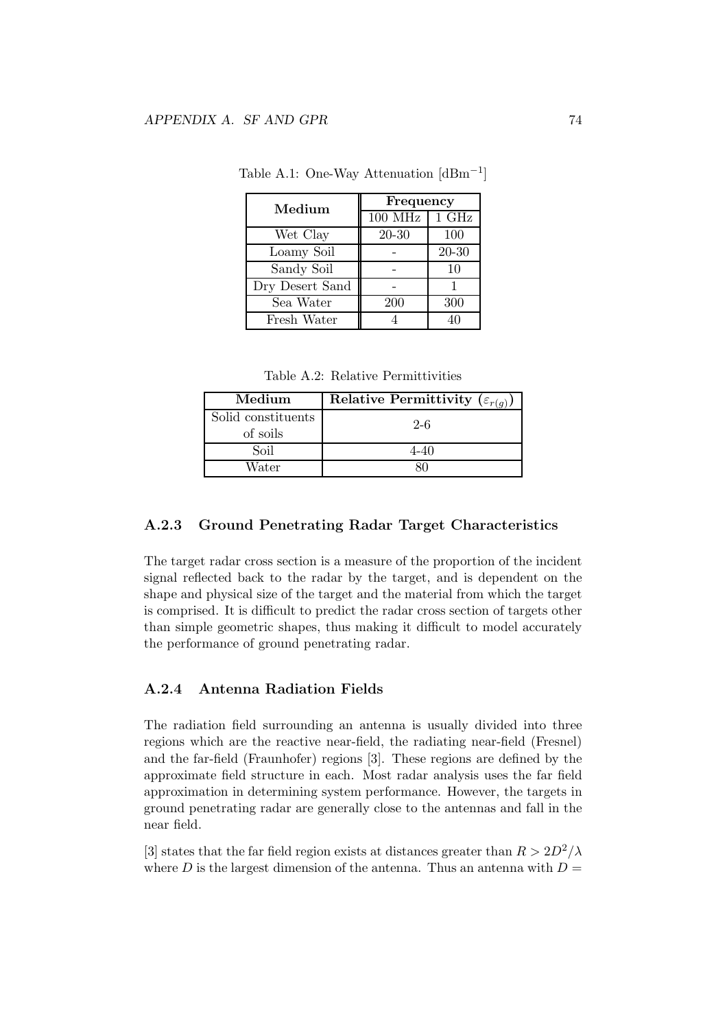Table A.1: One-Way Attenuation [$\mathrm{dBm}^{-1}$]

| Medium | Frequency | |
|---|---|---|
| | 100 MHz | 1 GHz |
| Wet Clay | 20-30 | 100 |
| Loamy Soil | - | 20-30 |
| Sandy Soil | - | 10 |
| Dry Desert Sand | - | 1 |
| Sea Water | 200 | 300 |
| Fresh Water | 4 | 40 |

Table A.2: Relative Permittivities

| Medium | Relative Permittivity ($\varepsilon_{r(g)}$) |
|---|---|
| Solid constituents of soils | 2-6 |
| Soil | 4-40 |
| Water | 80 |

### A.2.3 Ground Penetrating Radar Target Characteristics

The target radar cross section is a measure of the proportion of the incident signal reflected back to the radar by the target, and is dependent on the shape and physical size of the target and the material from which the target is comprised. It is difficult to predict the radar cross section of targets other than simple geometric shapes, thus making it difficult to model accurately the performance of ground penetrating radar.

### A.2.4 Antenna Radiation Fields

The radiation field surrounding an antenna is usually divided into three regions which are the reactive near-field, the radiating near-field (Fresnel) and the far-field (Fraunhofer) regions [3]. These regions are defined by the approximate field structure in each. Most radar analysis uses the far field approximation in determining system performance. However, the targets in ground penetrating radar are generally close to the antennas and fall in the near field.

[3] states that the far field region exists at distances greater than $R > 2D^2/\lambda$ where $D$ is the largest dimension of the antenna. Thus an antenna with $D =$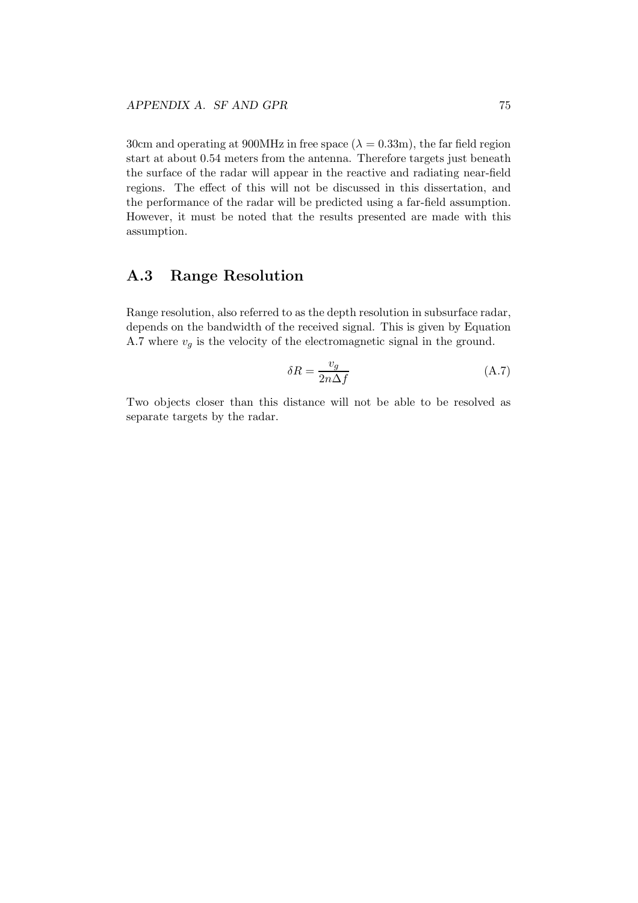30cm and operating at 900MHz in free space ($\lambda = 0.33$m), the far field region start at about 0.54 meters from the antenna. Therefore targets just beneath the surface of the radar will appear in the reactive and radiating near-field regions. The effect of this will not be discussed in this dissertation, and the performance of the radar will be predicted using a far-field assumption. However, it must be noted that the results presented are made with this assumption.

## A.3 Range Resolution

Range resolution, also referred to as the depth resolution in subsurface radar, depends on the bandwidth of the received signal. This is given by Equation A.7 where $v_g$ is the velocity of the electromagnetic signal in the ground.

$$\delta R = \frac{v_g}{2n\Delta f} \tag{A.7}$$

Two objects closer than this distance will not be able to be resolved as separate targets by the radar.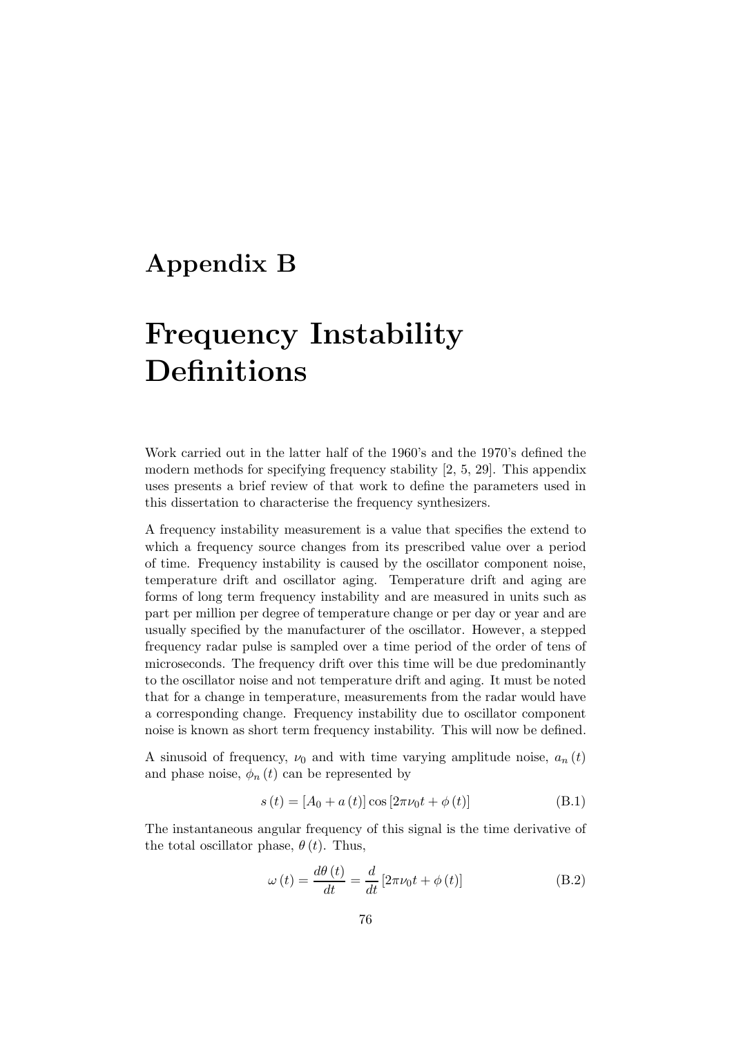# Appendix B

# Frequency Instability Definitions

Work carried out in the latter half of the 1960's and the 1970's defined the modern methods for specifying frequency stability [2, 5, 29]. This appendix uses presents a brief review of that work to define the parameters used in this dissertation to characterise the frequency synthesizers.

A frequency instability measurement is a value that specifies the extend to which a frequency source changes from its prescribed value over a period of time. Frequency instability is caused by the oscillator component noise, temperature drift and oscillator aging. Temperature drift and aging are forms of long term frequency instability and are measured in units such as part per million per degree of temperature change or per day or year and are usually specified by the manufacturer of the oscillator. However, a stepped frequency radar pulse is sampled over a time period of the order of tens of microseconds. The frequency drift over this time will be due predominantly to the oscillator noise and not temperature drift and aging. It must be noted that for a change in temperature, measurements from the radar would have a corresponding change. Frequency instability due to oscillator component noise is known as short term frequency instability. This will now be defined.

A sinusoid of frequency, $\nu_0$ and with time varying amplitude noise, $a_n(t)$ and phase noise, $\phi_n(t)$ can be represented by

$$s(t) = [A_0 + a(t)] \cos [2\pi\nu_0 t + \phi(t)] \tag{B.1}$$

The instantaneous angular frequency of this signal is the time derivative of the total oscillator phase, $\theta(t)$. Thus,

$$\omega(t) = \frac{d\theta(t)}{dt} = \frac{d}{dt}[2\pi\nu_0 t + \phi(t)] \tag{B.2}$$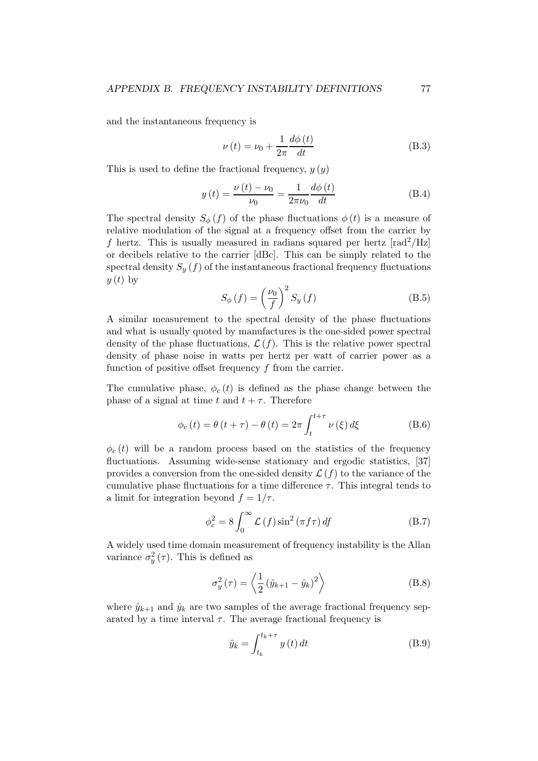and the instantaneous frequency is

$$\nu(t) = \nu_0 + \frac{1}{2\pi}\frac{d\phi(t)}{dt} \tag{B.3}$$

This is used to define the fractional frequency, $y(y)$

$$y(t) = \frac{\nu(t) - \nu_0}{\nu_0} = \frac{1}{2\pi\nu_0}\frac{d\phi(t)}{dt} \tag{B.4}$$

The spectral density $S_\phi(f)$ of the phase fluctuations $\phi(t)$ is a measure of relative modulation of the signal at a frequency offset from the carrier by $f$ hertz. This is usually measured in radians squared per hertz [$\mathrm{rad}^2/\mathrm{Hz}$] or decibels relative to the carrier [dBc]. This can be simply related to the spectral density $S_y(f)$ of the instantaneous fractional frequency fluctuations $y(t)$ by

$$S_\phi(f) = \left(\frac{\nu_0}{f}\right)^2 S_y(f) \tag{B.5}$$

A similar measurement to the spectral density of the phase fluctuations and what is usually quoted by manufactures is the one-sided power spectral density of the phase fluctuations, $\mathcal{L}(f)$. This is the relative power spectral density of phase noise in watts per hertz per watt of carrier power as a function of positive offset frequency $f$ from the carrier.

The cumulative phase, $\phi_c(t)$ is defined as the phase change between the phase of a signal at time $t$ and $t+\tau$. Therefore

$$\phi_c(t) = \theta(t+\tau) - \theta(t) = 2\pi\int_t^{t+\tau} \nu(\xi)\, d\xi \tag{B.6}$$

$\phi_c(t)$ will be a random process based on the statistics of the frequency fluctuations. Assuming wide-sense stationary and ergodic statistics, [37] provides a conversion from the one-sided density $\mathcal{L}(f)$ to the variance of the cumulative phase fluctuations for a time difference $\tau$. This integral tends to a limit for integration beyond $f = 1/\tau$.

$$\phi_c^2 = 8\int_0^\infty \mathcal{L}(f)\sin^2(\pi f\tau)\, df \tag{B.7}$$

A widely used time domain measurement of frequency instability is the Allan variance $\sigma_y^2(\tau)$. This is defined as

$$\sigma_y^2(\tau) = \left\langle \frac{1}{2}\left(\hat{y}_{k+1} - \hat{y}_k\right)^2 \right\rangle \tag{B.8}$$

where $\hat{y}_{k+1}$ and $\hat{y}_k$ are two samples of the average fractional frequency separated by a time interval $\tau$. The average fractional frequency is

$$\hat{y}_k = \int_{t_k}^{t_k+\tau} y(t)\, dt \tag{B.9}$$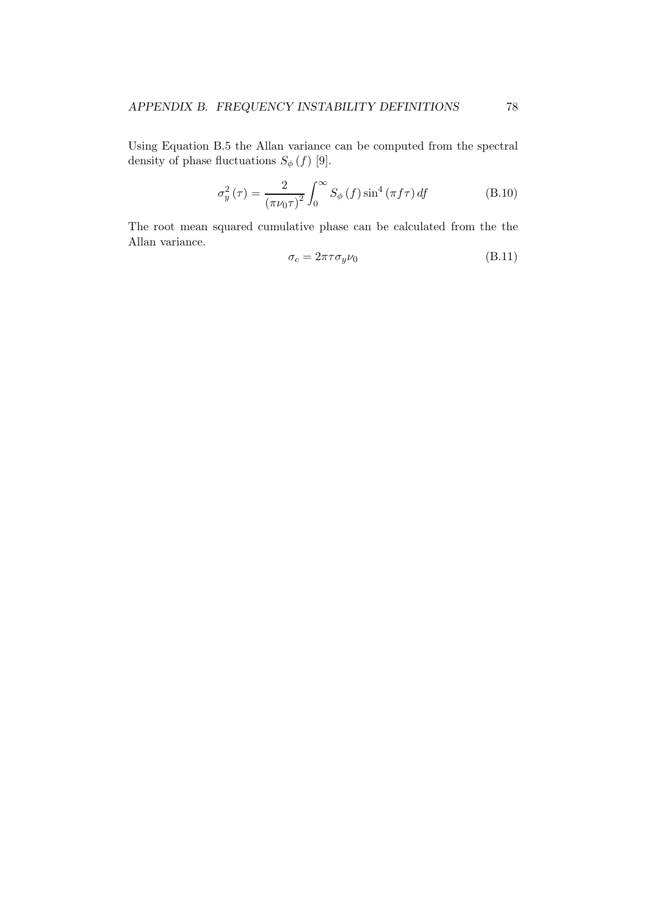Using Equation B.5 the Allan variance can be computed from the spectral density of phase fluctuations $S_\phi(f)$ [9].

$$\sigma_y^2(\tau) = \frac{2}{(\pi\nu_0\tau)^2} \int_0^\infty S_\phi(f) \sin^4(\pi f \tau)\, df \tag{B.10}$$

The root mean squared cumulative phase can be calculated from the the Allan variance.

$$\sigma_c = 2\pi\tau\sigma_y\nu_0 \tag{B.11}$$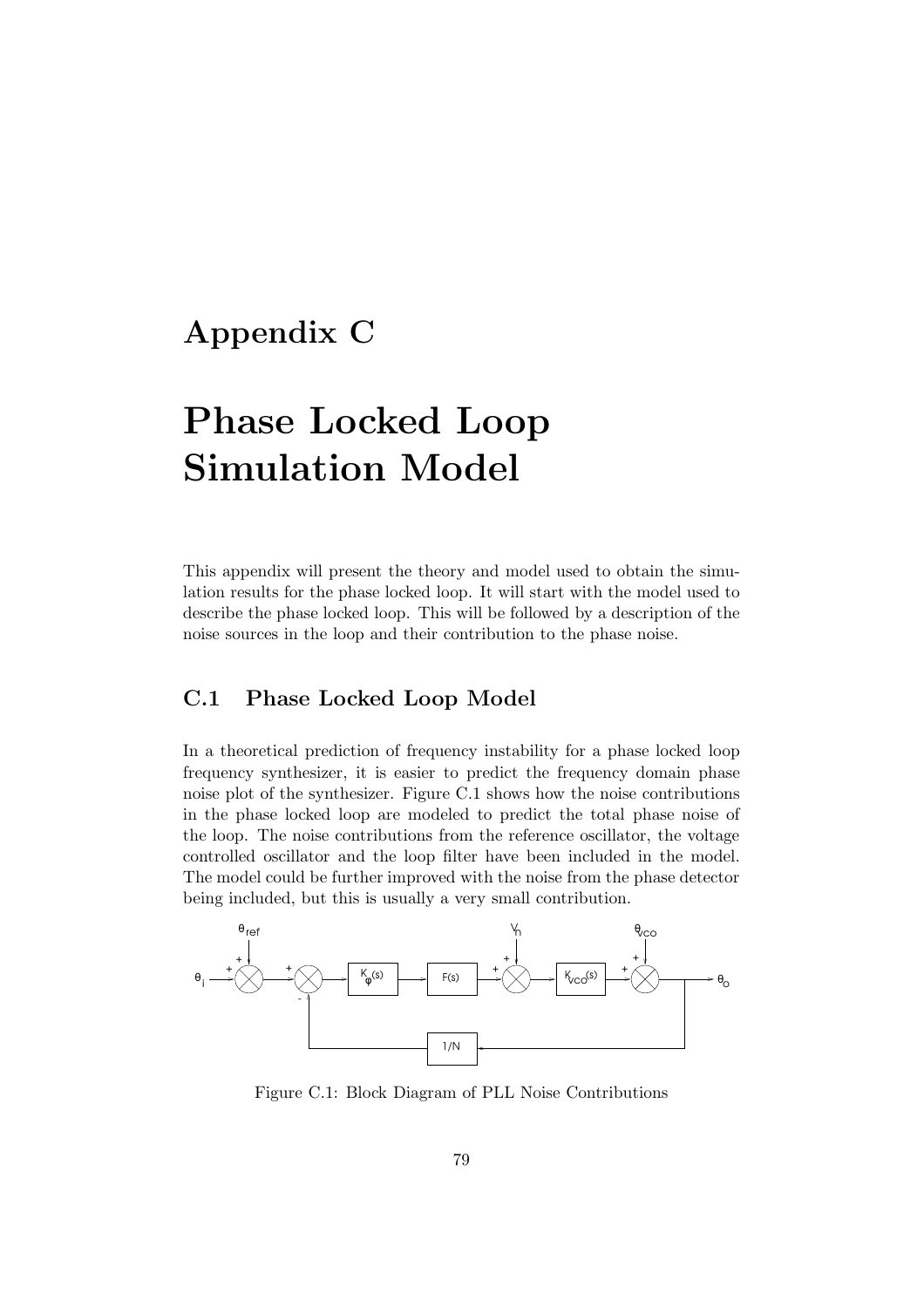# Appendix C

# Phase Locked Loop Simulation Model

This appendix will present the theory and model used to obtain the simulation results for the phase locked loop. It will start with the model used to describe the phase locked loop. This will be followed by a description of the noise sources in the loop and their contribution to the phase noise.

## C.1 Phase Locked Loop Model

In a theoretical prediction of frequency instability for a phase locked loop frequency synthesizer, it is easier to predict the frequency domain phase noise plot of the synthesizer. Figure C.1 shows how the noise contributions in the phase locked loop are modeled to predict the total phase noise of the loop. The noise contributions from the reference oscillator, the voltage controlled oscillator and the loop filter have been included in the model. The model could be further improved with the noise from the phase detector being included, but this is usually a very small contribution.

Figure C.1: Block Diagram of PLL Noise Contributions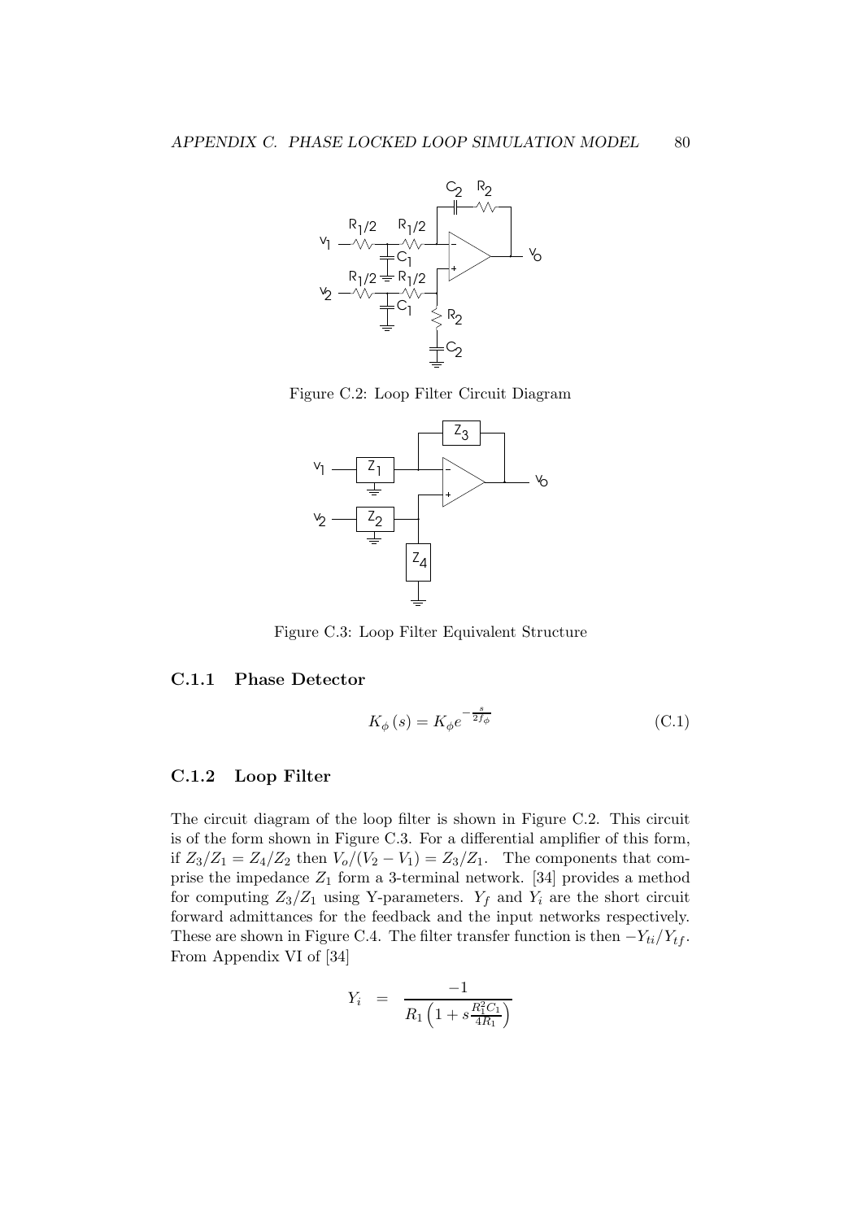Figure C.2: Loop Filter Circuit Diagram

Figure C.3: Loop Filter Equivalent Structure

### C.1.1 Phase Detector

$$K_{\phi}(s) = K_{\phi} e^{-\frac{s}{2f_{\phi}}} \tag{C.1}$$

### C.1.2 Loop Filter

The circuit diagram of the loop filter is shown in Figure C.2. This circuit is of the form shown in Figure C.3. For a differential amplifier of this form, if $Z_3/Z_1 = Z_4/Z_2$ then $V_o/(V_2 - V_1) = Z_3/Z_1$. The components that comprise the impedance $Z_1$ form a 3-terminal network. [34] provides a method for computing $Z_3/Z_1$ using Y-parameters. $Y_f$ and $Y_i$ are the short circuit forward admittances for the feedback and the input networks respectively. These are shown in Figure C.4. The filter transfer function is then $-Y_{ti}/Y_{tf}$. From Appendix VI of [34]

$$Y_i = \frac{-1}{R_1\left(1 + s\frac{R_1^2 C_1}{4R_1}\right)}$$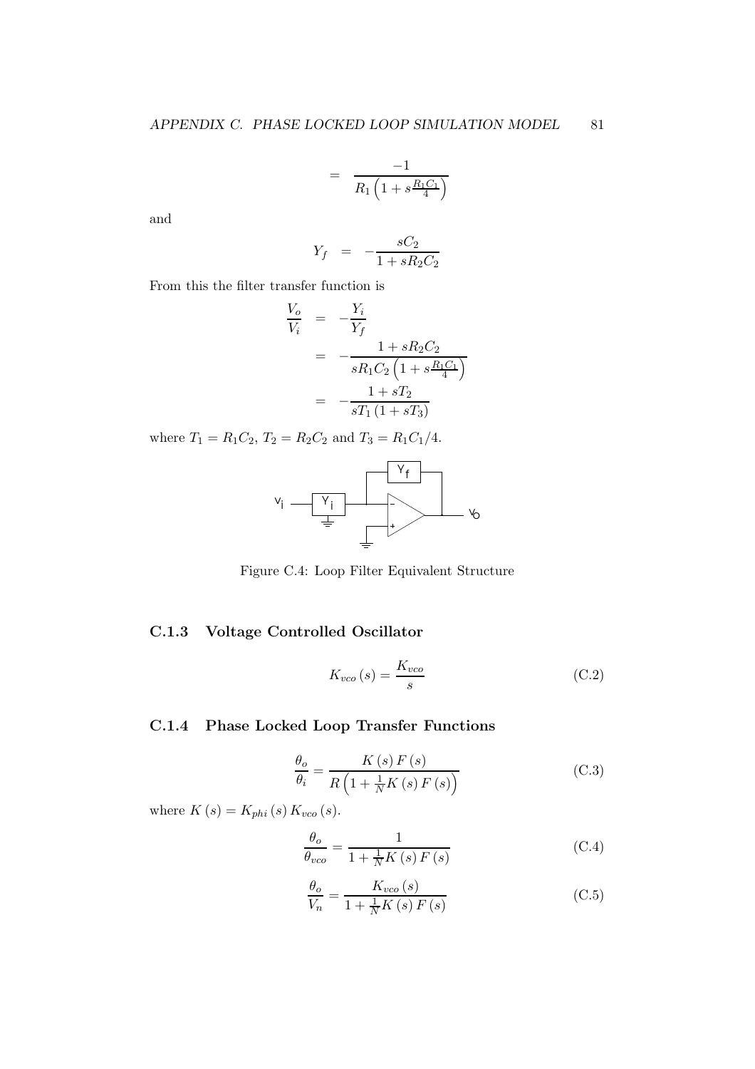$$= \frac{-1}{R_1\left(1+s\frac{R_1C_1}{4}\right)}$$

and

$$Y_f = -\frac{sC_2}{1+sR_2C_2}$$

From this the filter transfer function is

$$\begin{aligned}
\frac{V_o}{V_i} &= -\frac{Y_i}{Y_f} \\
&= -\frac{1+sR_2C_2}{sR_1C_2\left(1+s\frac{R_1C_1}{4}\right)} \\
&= -\frac{1+sT_2}{sT_1\left(1+sT_3\right)}
\end{aligned}$$

where $T_1 = R_1C_2$, $T_2 = R_2C_2$ and $T_3 = R_1C_1/4$.

Figure C.4: Loop Filter Equivalent Structure

### C.1.3 Voltage Controlled Oscillator

$$K_{vco}\left(s\right) = \frac{K_{vco}}{s} \tag{C.2}$$

### C.1.4 Phase Locked Loop Transfer Functions

$$\frac{\theta_o}{\theta_i} = \frac{K\left(s\right)F\left(s\right)}{R\left(1+\frac{1}{N}K\left(s\right)F\left(s\right)\right)} \tag{C.3}$$

where $K\left(s\right) = K_{phi}\left(s\right)K_{vco}\left(s\right)$.

$$\frac{\theta_o}{\theta_{vco}} = \frac{1}{1+\frac{1}{N}K\left(s\right)F\left(s\right)} \tag{C.4}$$

$$\frac{\theta_o}{V_n} = \frac{K_{vco}\left(s\right)}{1+\frac{1}{N}K\left(s\right)F\left(s\right)} \tag{C.5}$$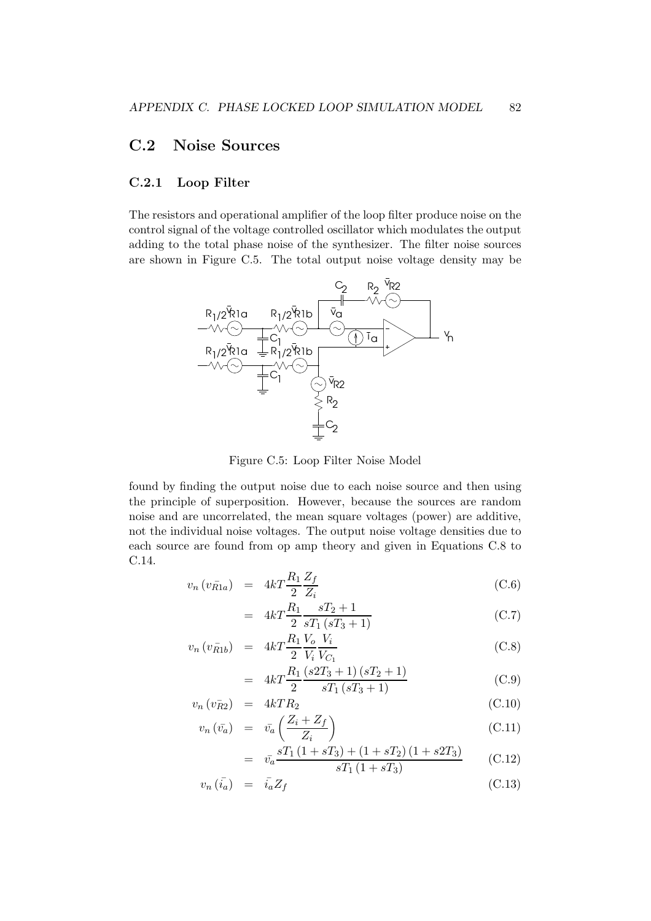## C.2 Noise Sources

### C.2.1 Loop Filter

The resistors and operational amplifier of the loop filter produce noise on the control signal of the voltage controlled oscillator which modulates the output adding to the total phase noise of the synthesizer. The filter noise sources are shown in Figure C.5. The total output noise voltage density may be

Figure C.5: Loop Filter Noise Model

found by finding the output noise due to each noise source and then using the principle of superposition. However, because the sources are random noise and are uncorrelated, the mean square voltages (power) are additive, not the individual noise voltages. The output noise voltage densities due to each source are found from op amp theory and given in Equations C.8 to C.14.

$$v_n\left(\bar{v_{R1a}}\right) = 4kT\frac{R_1}{2}\frac{Z_f}{Z_i} \tag{C.6}$$

$$= 4kT\frac{R_1}{2}\frac{sT_2+1}{sT_1\left(sT_3+1\right)} \tag{C.7}$$

$$v_n\left(\bar{v_{R1b}}\right) = 4kT\frac{R_1}{2}\frac{V_o}{V_i}\frac{V_i}{V_{C_1}} \tag{C.8}$$

$$= 4kT\frac{R_1}{2}\frac{\left(s2T_3+1\right)\left(sT_2+1\right)}{sT_1\left(sT_3+1\right)} \tag{C.9}$$

$$v_n\left(\bar{v_{R2}}\right) = 4kTR_2 \tag{C.10}$$

$$v_n\left(\bar{v_a}\right) = \bar{v_a}\left(\frac{Z_i+Z_f}{Z_i}\right) \tag{C.11}$$

$$= \bar{v_a}\frac{sT_1\left(1+sT_3\right)+\left(1+sT_2\right)\left(1+s2T_3\right)}{sT_1\left(1+sT_3\right)} \tag{C.12}$$

$$v_n\left(\bar{i_a}\right) = \bar{i_a}Z_f \tag{C.13}$$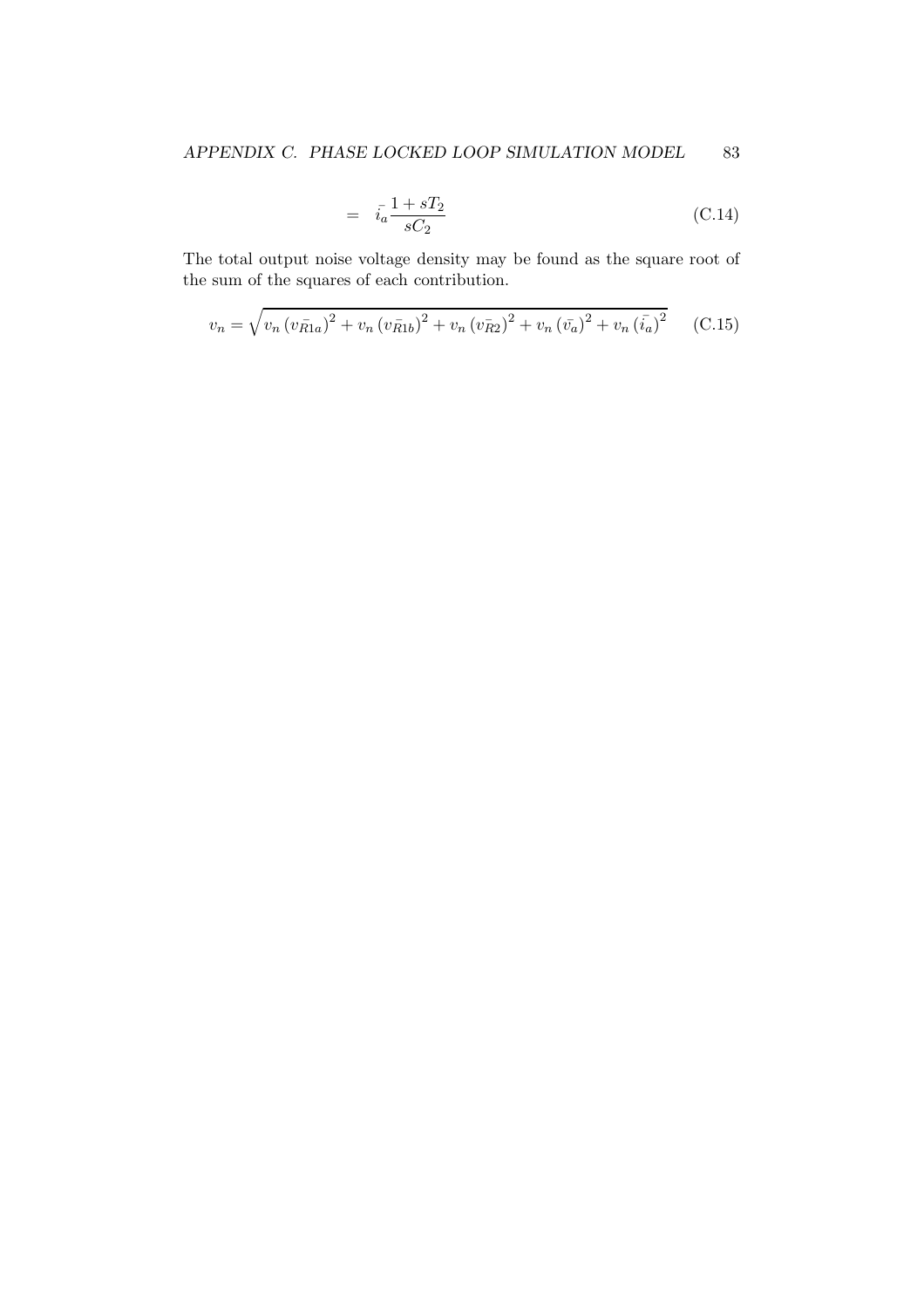$$= \bar{i_a} \frac{1 + sT_2}{sC_2} \tag{C.14}$$

The total output noise voltage density may be found as the square root of the sum of the squares of each contribution.

$$v_n = \sqrt{v_n \left(v_{\bar{R1a}}\right)^2 + v_n \left(v_{\bar{R1b}}\right)^2 + v_n \left(v_{\bar{R2}}\right)^2 + v_n \left(\bar{v_a}\right)^2 + v_n \left(\bar{i_a}\right)^2} \tag{C.15}$$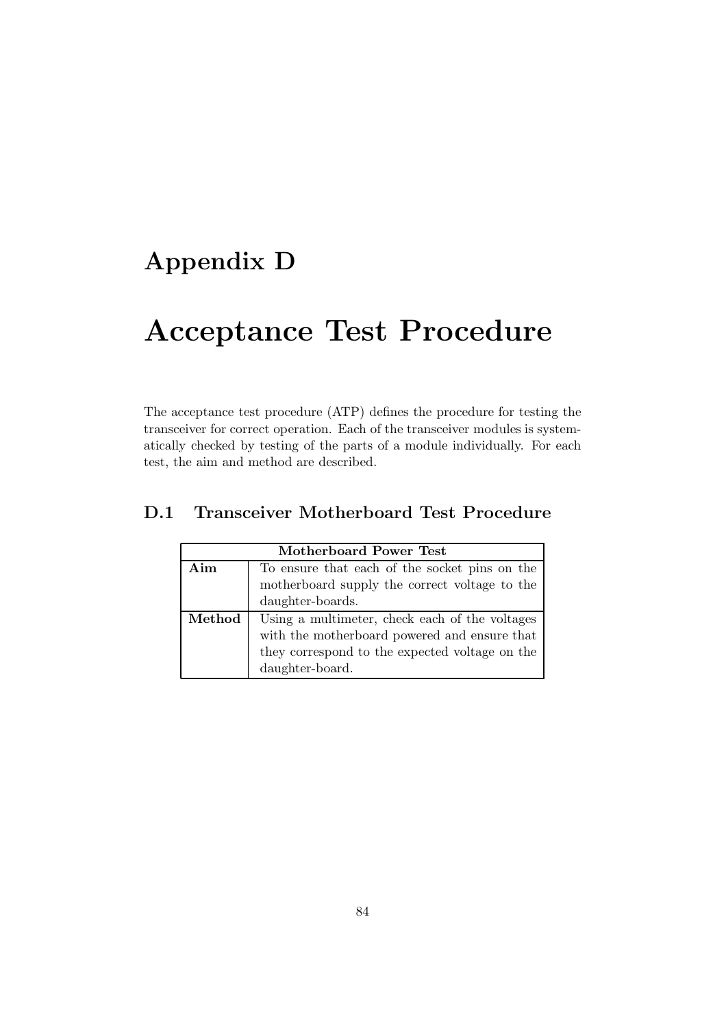# Appendix D

# Acceptance Test Procedure

The acceptance test procedure (ATP) defines the procedure for testing the transceiver for correct operation. Each of the transceiver modules is systematically checked by testing of the parts of a module individually. For each test, the aim and method are described.

## D.1 Transceiver Motherboard Test Procedure

| **Motherboard Power Test** | |
|---|---|
| **Aim** | To ensure that each of the socket pins on the motherboard supply the correct voltage to the daughter-boards. |
| **Method** | Using a multimeter, check each of the voltages with the motherboard powered and ensure that they correspond to the expected voltage on the daughter-board. |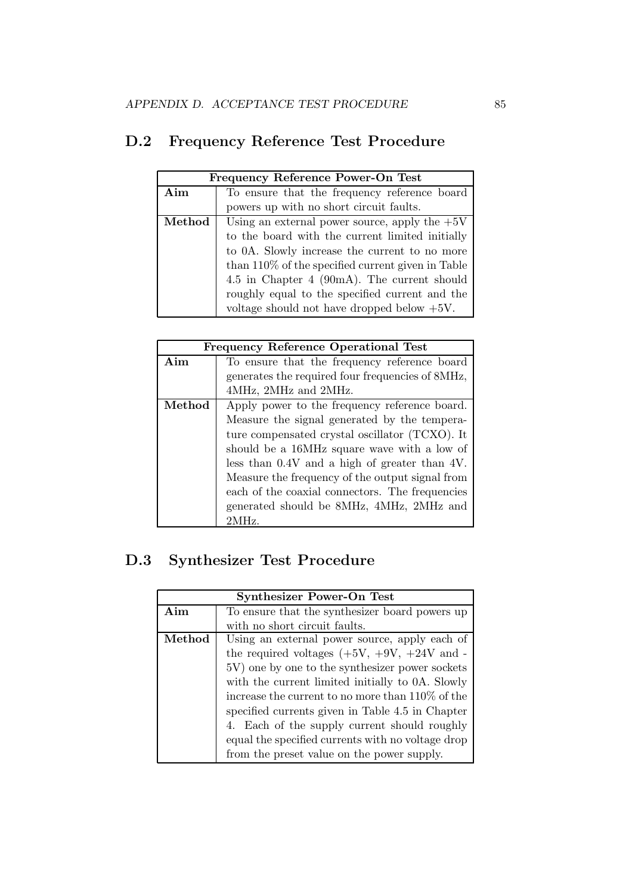## D.2 Frequency Reference Test Procedure

| **Frequency Reference Power-On Test** | |
|---|---|
| **Aim** | To ensure that the frequency reference board powers up with no short circuit faults. |
| **Method** | Using an external power source, apply the +5V to the board with the current limited initially to 0A. Slowly increase the current to no more than 110% of the specified current given in Table 4.5 in Chapter 4 (90mA). The current should roughly equal to the specified current and the voltage should not have dropped below +5V. |

| **Frequency Reference Operational Test** | |
|---|---|
| **Aim** | To ensure that the frequency reference board generates the required four frequencies of 8MHz, 4MHz, 2MHz and 2MHz. |
| **Method** | Apply power to the frequency reference board. Measure the signal generated by the temperature compensated crystal oscillator (TCXO). It should be a 16MHz square wave with a low of less than 0.4V and a high of greater than 4V. Measure the frequency of the output signal from each of the coaxial connectors. The frequencies generated should be 8MHz, 4MHz, 2MHz and 2MHz. |

## D.3 Synthesizer Test Procedure

| **Synthesizer Power-On Test** | |
|---|---|
| **Aim** | To ensure that the synthesizer board powers up with no short circuit faults. |
| **Method** | Using an external power source, apply each of the required voltages (+5V, +9V, +24V and -5V) one by one to the synthesizer power sockets with the current limited initially to 0A. Slowly increase the current to no more than 110% of the specified currents given in Table 4.5 in Chapter 4. Each of the supply current should roughly equal the specified currents with no voltage drop from the preset value on the power supply. |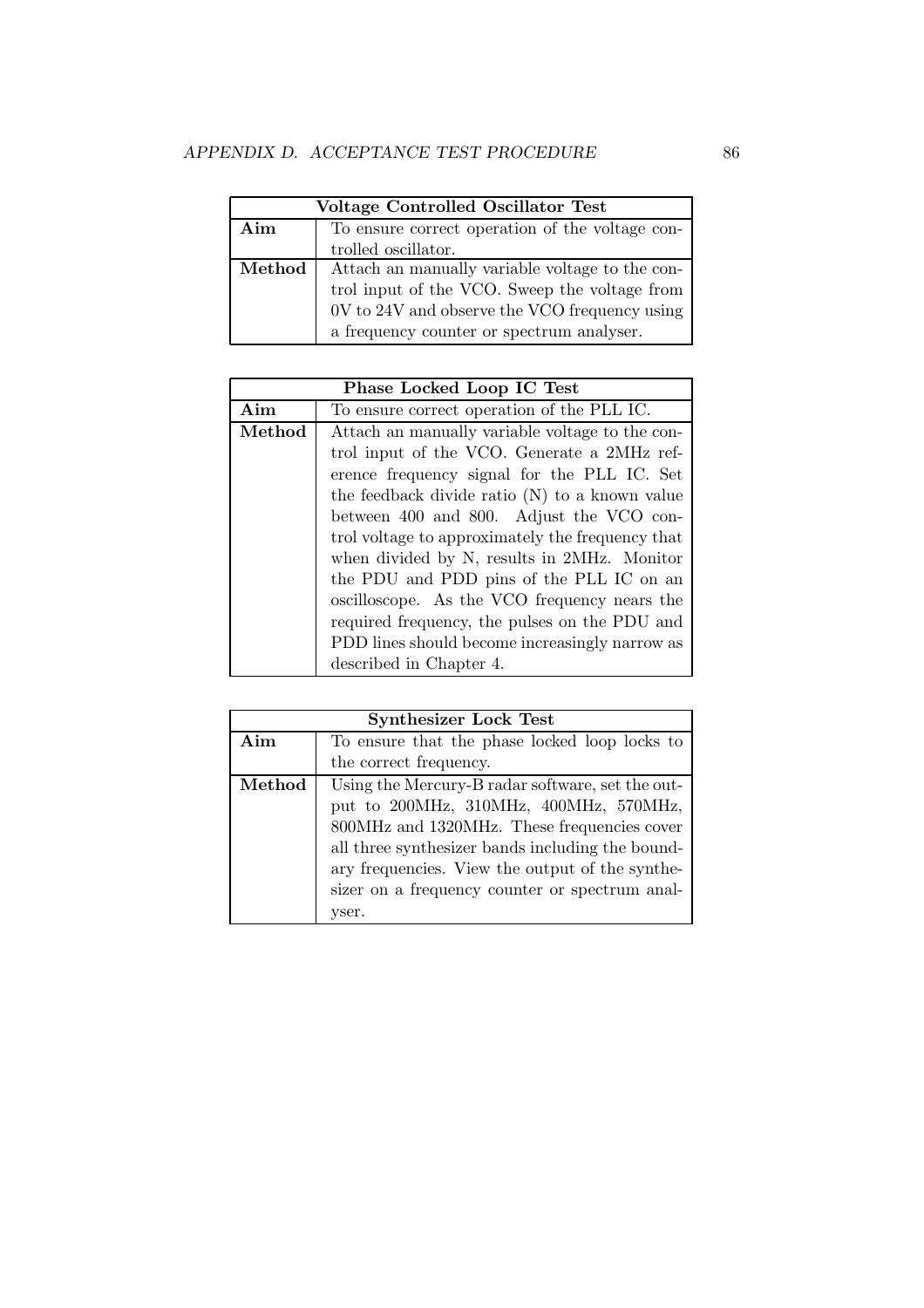| Voltage Controlled Oscillator Test | |
|---|---|
| **Aim** | To ensure correct operation of the voltage controlled oscillator. |
| **Method** | Attach an manually variable voltage to the control input of the VCO. Sweep the voltage from 0V to 24V and observe the VCO frequency using a frequency counter or spectrum analyser. |

| Phase Locked Loop IC Test | |
|---|---|
| **Aim** | To ensure correct operation of the PLL IC. |
| **Method** | Attach an manually variable voltage to the control input of the VCO. Generate a 2MHz reference frequency signal for the PLL IC. Set the feedback divide ratio (N) to a known value between 400 and 800. Adjust the VCO control voltage to approximately the frequency that when divided by N, results in 2MHz. Monitor the PDU and PDD pins of the PLL IC on an oscilloscope. As the VCO frequency nears the required frequency, the pulses on the PDU and PDD lines should become increasingly narrow as described in Chapter 4. |

| Synthesizer Lock Test | |
|---|---|
| **Aim** | To ensure that the phase locked loop locks to the correct frequency. |
| **Method** | Using the Mercury-B radar software, set the output to 200MHz, 310MHz, 400MHz, 570MHz, 800MHz and 1320MHz. These frequencies cover all three synthesizer bands including the boundary frequencies. View the output of the synthesizer on a frequency counter or spectrum analyser. |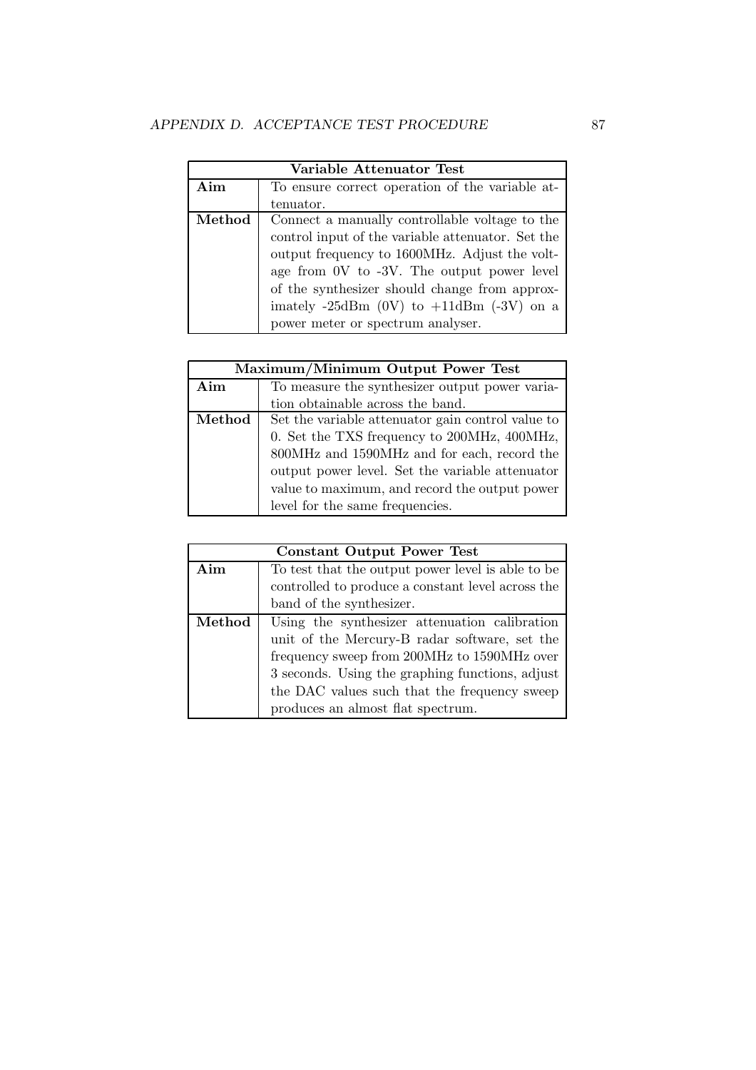| Variable Attenuator Test | |
|---|---|
| **Aim** | To ensure correct operation of the variable attenuator. |
| **Method** | Connect a manually controllable voltage to the control input of the variable attenuator. Set the output frequency to 1600MHz. Adjust the voltage from 0V to -3V. The output power level of the synthesizer should change from approximately -25dBm (0V) to +11dBm (-3V) on a power meter or spectrum analyser. |

| Maximum/Minimum Output Power Test | |
|---|---|
| **Aim** | To measure the synthesizer output power variation obtainable across the band. |
| **Method** | Set the variable attenuator gain control value to 0. Set the TXS frequency to 200MHz, 400MHz, 800MHz and 1590MHz and for each, record the output power level. Set the variable attenuator value to maximum, and record the output power level for the same frequencies. |

| Constant Output Power Test | |
|---|---|
| **Aim** | To test that the output power level is able to be controlled to produce a constant level across the band of the synthesizer. |
| **Method** | Using the synthesizer attenuation calibration unit of the Mercury-B radar software, set the frequency sweep from 200MHz to 1590MHz over 3 seconds. Using the graphing functions, adjust the DAC values such that the frequency sweep produces an almost flat spectrum. |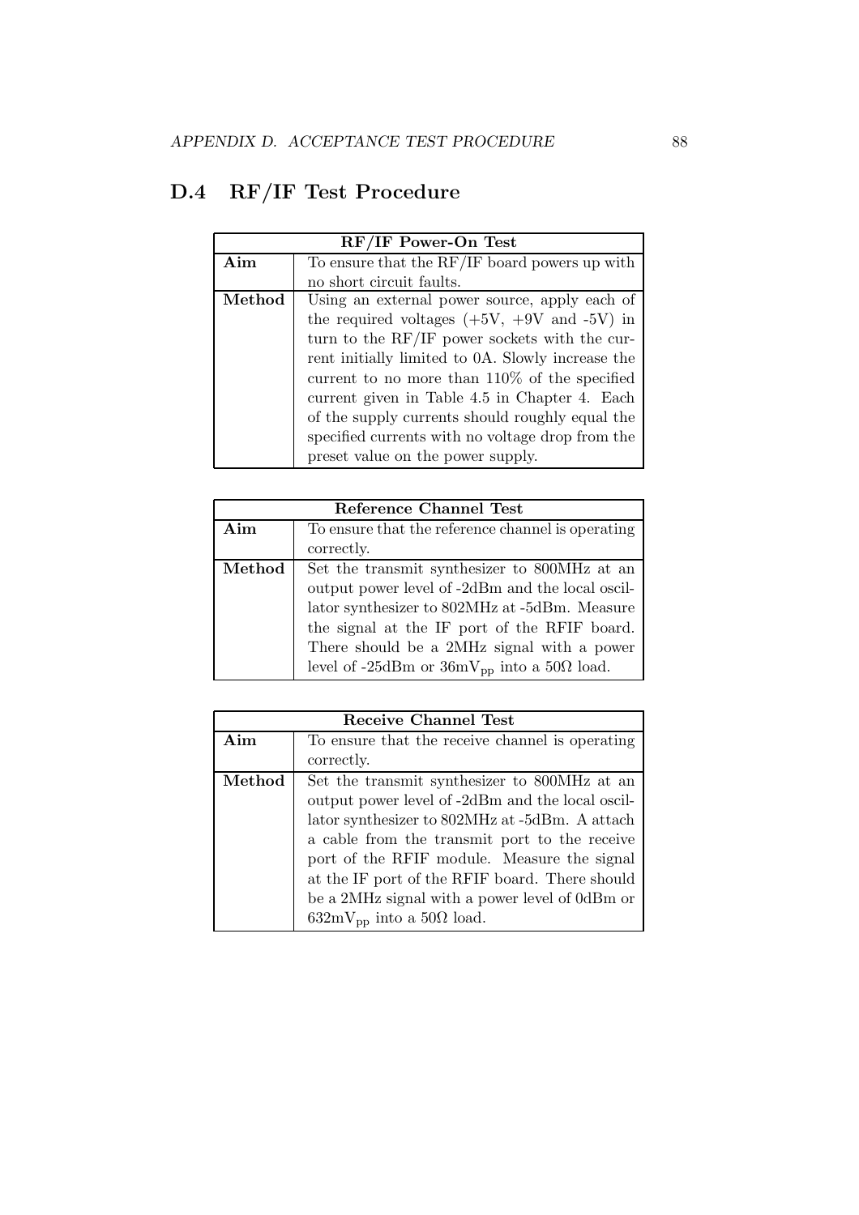## D.4 RF/IF Test Procedure

| RF/IF Power-On Test | |
|---|---|
| **Aim** | To ensure that the RF/IF board powers up with no short circuit faults. |
| **Method** | Using an external power source, apply each of the required voltages (+5V, +9V and -5V) in turn to the RF/IF power sockets with the current initially limited to 0A. Slowly increase the current to no more than 110% of the specified current given in Table 4.5 in Chapter 4. Each of the supply currents should roughly equal the specified currents with no voltage drop from the preset value on the power supply. |

| Reference Channel Test | |
|---|---|
| **Aim** | To ensure that the reference channel is operating correctly. |
| **Method** | Set the transmit synthesizer to 800MHz at an output power level of -2dBm and the local oscillator synthesizer to 802MHz at -5dBm. Measure the signal at the IF port of the RFIF board. There should be a 2MHz signal with a power level of -25dBm or 36mV$_{pp}$ into a 50Ω load. |

| Receive Channel Test | |
|---|---|
| **Aim** | To ensure that the receive channel is operating correctly. |
| **Method** | Set the transmit synthesizer to 800MHz at an output power level of -2dBm and the local oscillator synthesizer to 802MHz at -5dBm. A attach a cable from the transmit port to the receive port of the RFIF module. Measure the signal at the IF port of the RFIF board. There should be a 2MHz signal with a power level of 0dBm or 632mV$_{pp}$ into a 50Ω load. |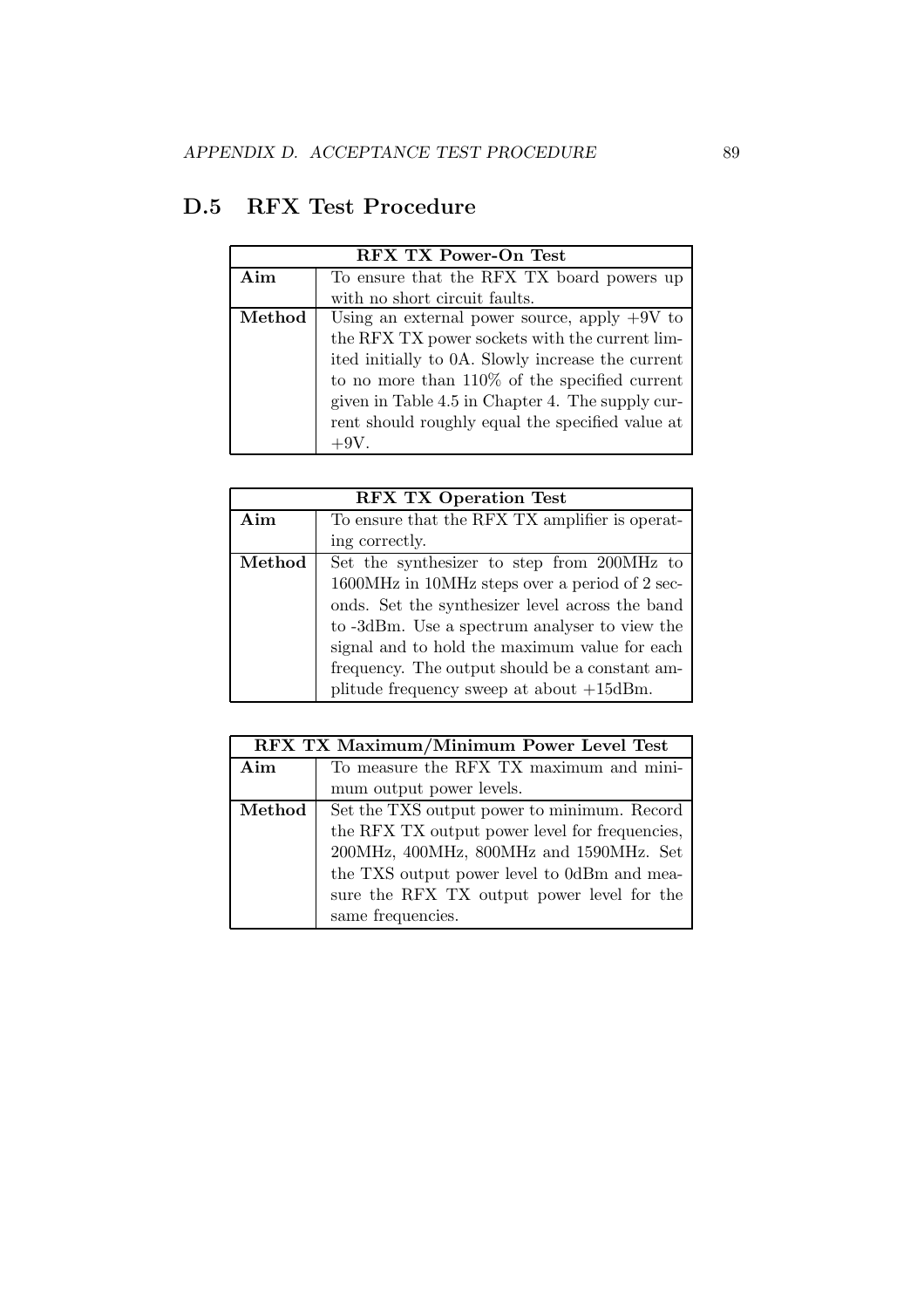## D.5 RFX Test Procedure

| RFX TX Power-On Test | |
|---|---|
| **Aim** | To ensure that the RFX TX board powers up with no short circuit faults. |
| **Method** | Using an external power source, apply +9V to the RFX TX power sockets with the current limited initially to 0A. Slowly increase the current to no more than 110% of the specified current given in Table 4.5 in Chapter 4. The supply current should roughly equal the specified value at +9V. |

| RFX TX Operation Test | |
|---|---|
| **Aim** | To ensure that the RFX TX amplifier is operating correctly. |
| **Method** | Set the synthesizer to step from 200MHz to 1600MHz in 10MHz steps over a period of 2 seconds. Set the synthesizer level across the band to -3dBm. Use a spectrum analyser to view the signal and to hold the maximum value for each frequency. The output should be a constant amplitude frequency sweep at about +15dBm. |

| RFX TX Maximum/Minimum Power Level Test | |
|---|---|
| **Aim** | To measure the RFX TX maximum and minimum output power levels. |
| **Method** | Set the TXS output power to minimum. Record the RFX TX output power level for frequencies, 200MHz, 400MHz, 800MHz and 1590MHz. Set the TXS output power level to 0dBm and measure the RFX TX output power level for the same frequencies. |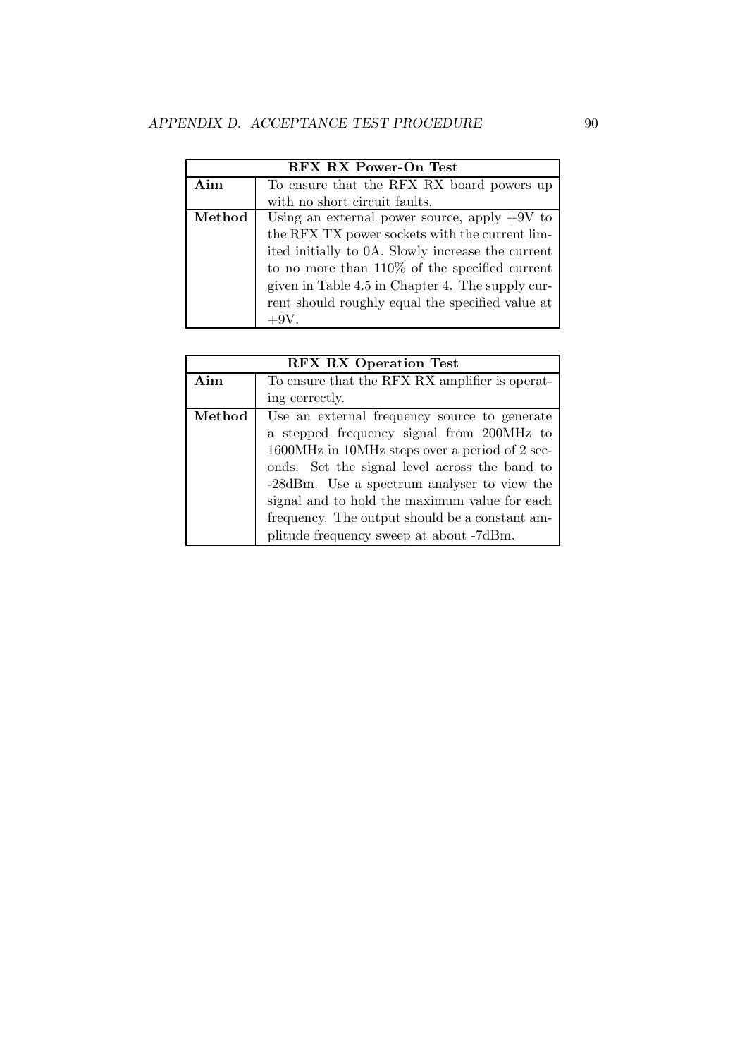| RFX RX Power-On Test | |
|---|---|
| **Aim** | To ensure that the RFX RX board powers up with no short circuit faults. |
| **Method** | Using an external power source, apply +9V to the RFX TX power sockets with the current limited initially to 0A. Slowly increase the current to no more than 110% of the specified current given in Table 4.5 in Chapter 4. The supply current should roughly equal the specified value at +9V. |

| RFX RX Operation Test | |
|---|---|
| **Aim** | To ensure that the RFX RX amplifier is operating correctly. |
| **Method** | Use an external frequency source to generate a stepped frequency signal from 200MHz to 1600MHz in 10MHz steps over a period of 2 seconds. Set the signal level across the band to -28dBm. Use a spectrum analyser to view the signal and to hold the maximum value for each frequency. The output should be a constant amplitude frequency sweep at about -7dBm. |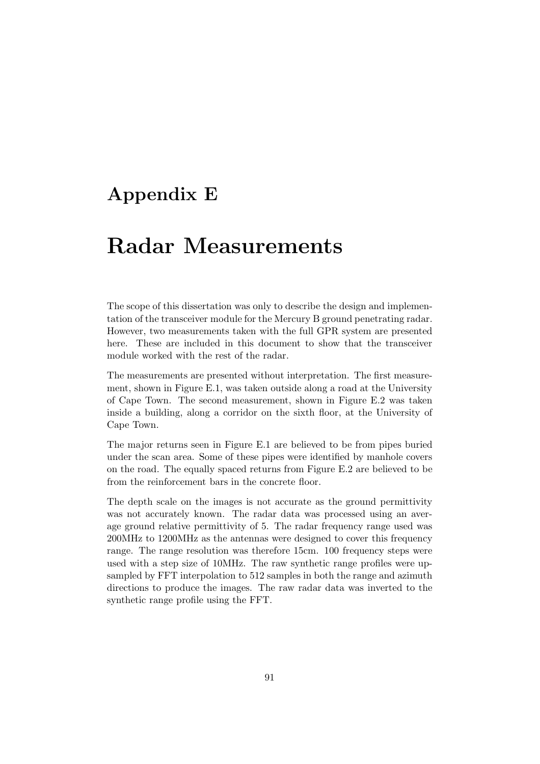# Appendix E

# Radar Measurements

The scope of this dissertation was only to describe the design and implementation of the transceiver module for the Mercury B ground penetrating radar. However, two measurements taken with the full GPR system are presented here. These are included in this document to show that the transceiver module worked with the rest of the radar.

The measurements are presented without interpretation. The first measurement, shown in Figure E.1, was taken outside along a road at the University of Cape Town. The second measurement, shown in Figure E.2 was taken inside a building, along a corridor on the sixth floor, at the University of Cape Town.

The major returns seen in Figure E.1 are believed to be from pipes buried under the scan area. Some of these pipes were identified by manhole covers on the road. The equally spaced returns from Figure E.2 are believed to be from the reinforcement bars in the concrete floor.

The depth scale on the images is not accurate as the ground permittivity was not accurately known. The radar data was processed using an average ground relative permittivity of 5. The radar frequency range used was 200MHz to 1200MHz as the antennas were designed to cover this frequency range. The range resolution was therefore 15cm. 100 frequency steps were used with a step size of 10MHz. The raw synthetic range profiles were upsampled by FFT interpolation to 512 samples in both the range and azimuth directions to produce the images. The raw radar data was inverted to the synthetic range profile using the FFT.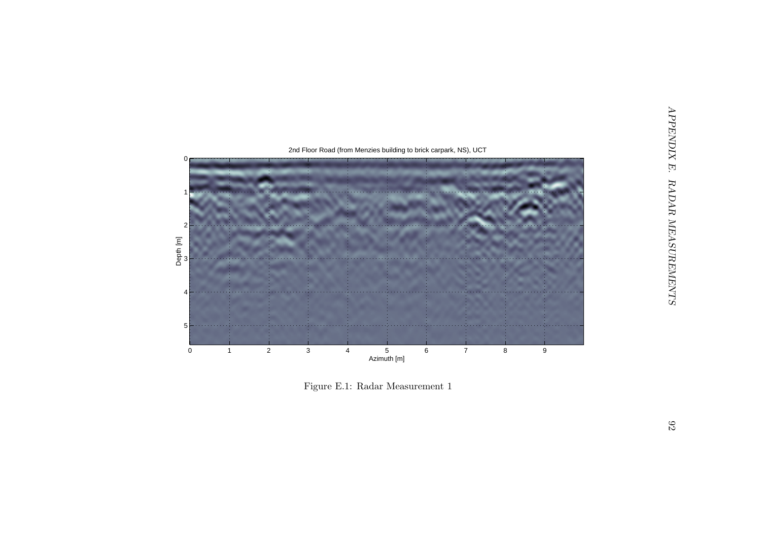Figure E.1: Radar Measurement 1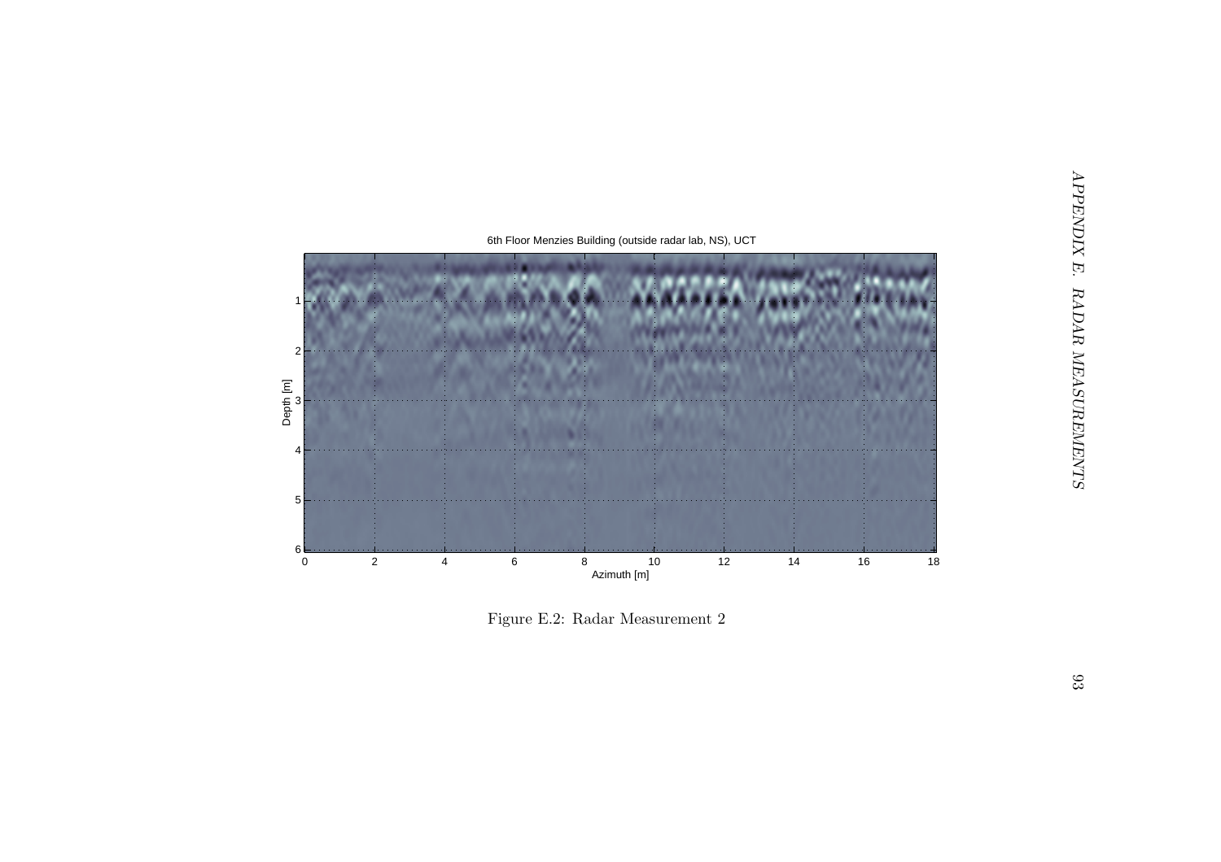Figure E.2: Radar Measurement 2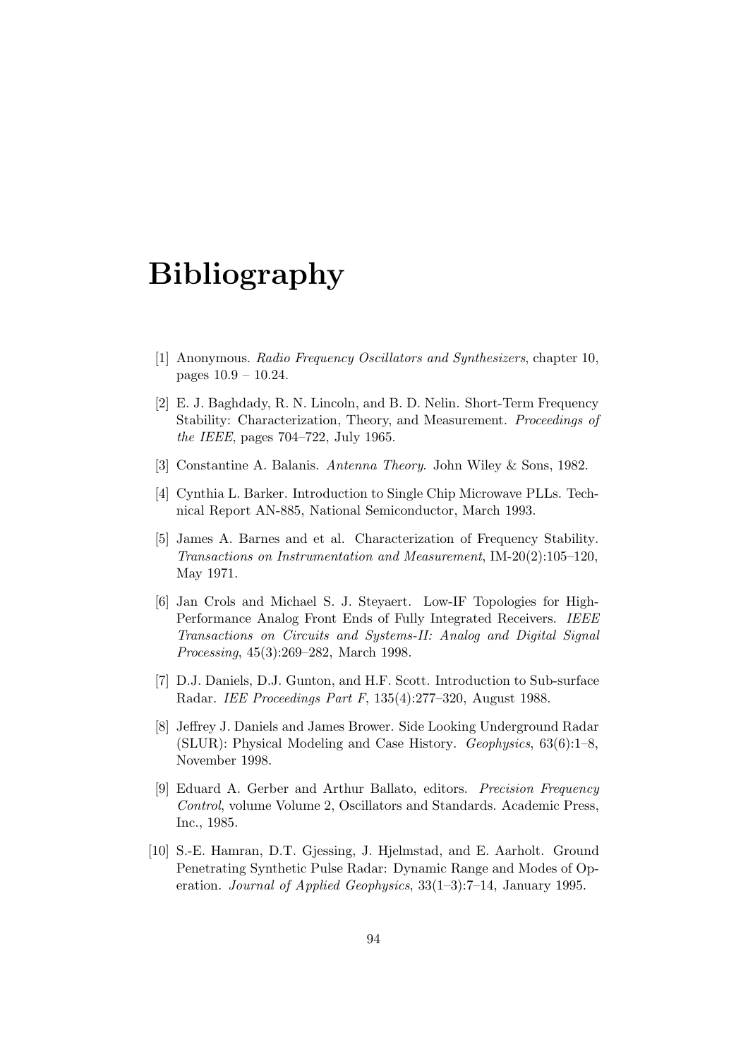# Bibliography

[1] Anonymous. *Radio Frequency Oscillators and Synthesizers*, chapter 10, pages 10.9 – 10.24.

[2] E. J. Baghdady, R. N. Lincoln, and B. D. Nelin. Short-Term Frequency Stability: Characterization, Theory, and Measurement. *Proceedings of the IEEE*, pages 704–722, July 1965.

[3] Constantine A. Balanis. *Antenna Theory*. John Wiley & Sons, 1982.

[4] Cynthia L. Barker. Introduction to Single Chip Microwave PLLs. Technical Report AN-885, National Semiconductor, March 1993.

[5] James A. Barnes and et al. Characterization of Frequency Stability. *Transactions on Instrumentation and Measurement*, IM-20(2):105–120, May 1971.

[6] Jan Crols and Michael S. J. Steyaert. Low-IF Topologies for High-Performance Analog Front Ends of Fully Integrated Receivers. *IEEE Transactions on Circuits and Systems-II: Analog and Digital Signal Processing*, 45(3):269–282, March 1998.

[7] D.J. Daniels, D.J. Gunton, and H.F. Scott. Introduction to Sub-surface Radar. *IEE Proceedings Part F*, 135(4):277–320, August 1988.

[8] Jeffrey J. Daniels and James Brower. Side Looking Underground Radar (SLUR): Physical Modeling and Case History. *Geophysics*, 63(6):1–8, November 1998.

[9] Eduard A. Gerber and Arthur Ballato, editors. *Precision Frequency Control*, volume Volume 2, Oscillators and Standards. Academic Press, Inc., 1985.

[10] S.-E. Hamran, D.T. Gjessing, J. Hjelmstad, and E. Aarholt. Ground Penetrating Synthetic Pulse Radar: Dynamic Range and Modes of Operation. *Journal of Applied Geophysics*, 33(1–3):7–14, January 1995.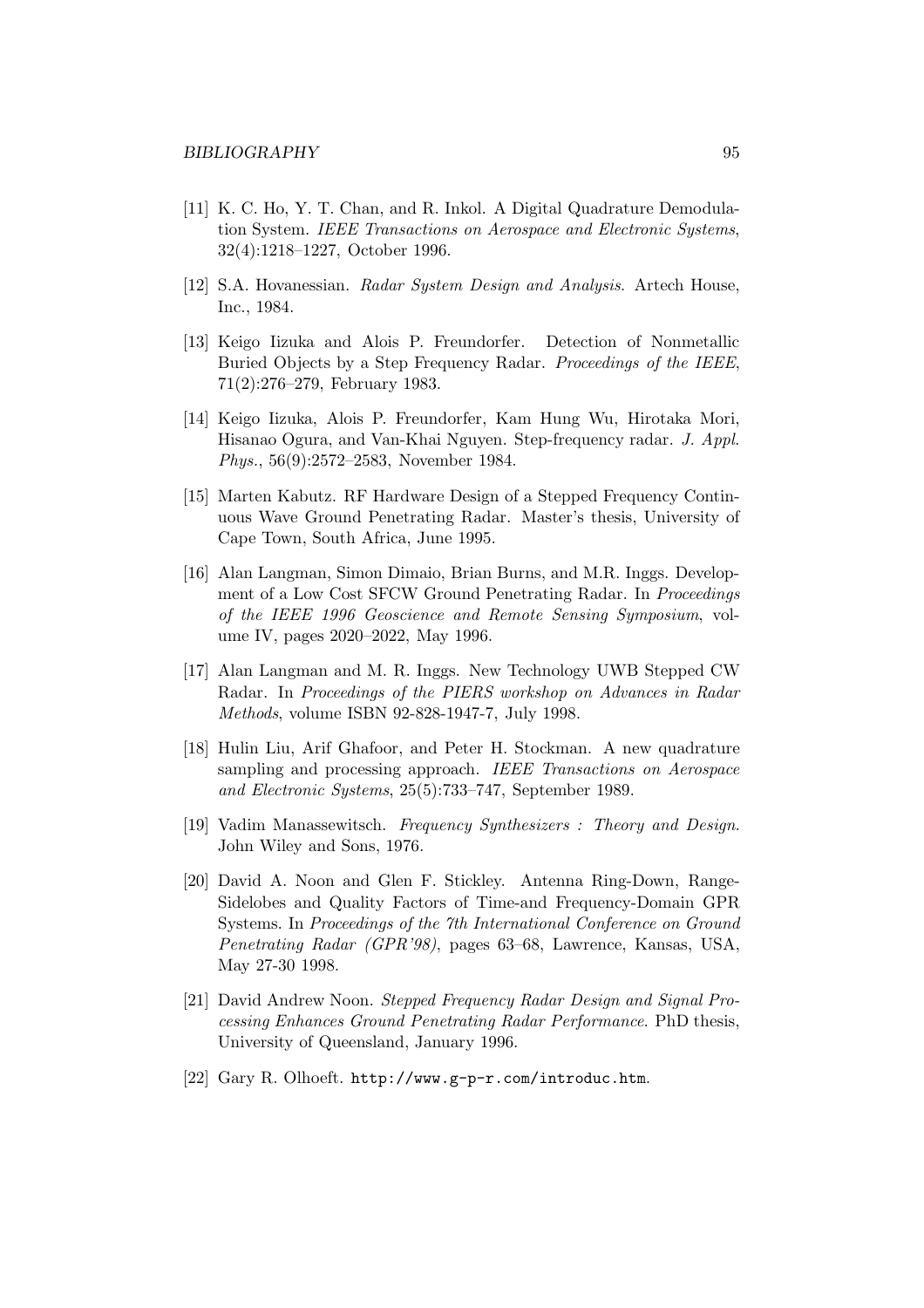[11] K. C. Ho, Y. T. Chan, and R. Inkol. A Digital Quadrature Demodulation System. *IEEE Transactions on Aerospace and Electronic Systems*, 32(4):1218–1227, October 1996.

[12] S.A. Hovanessian. *Radar System Design and Analysis*. Artech House, Inc., 1984.

[13] Keigo Iizuka and Alois P. Freundorfer. Detection of Nonmetallic Buried Objects by a Step Frequency Radar. *Proceedings of the IEEE*, 71(2):276–279, February 1983.

[14] Keigo Iizuka, Alois P. Freundorfer, Kam Hung Wu, Hirotaka Mori, Hisanao Ogura, and Van-Khai Nguyen. Step-frequency radar. *J. Appl. Phys.*, 56(9):2572–2583, November 1984.

[15] Marten Kabutz. RF Hardware Design of a Stepped Frequency Continuous Wave Ground Penetrating Radar. Master's thesis, University of Cape Town, South Africa, June 1995.

[16] Alan Langman, Simon Dimaio, Brian Burns, and M.R. Inggs. Development of a Low Cost SFCW Ground Penetrating Radar. In *Proceedings of the IEEE 1996 Geoscience and Remote Sensing Symposium*, volume IV, pages 2020–2022, May 1996.

[17] Alan Langman and M. R. Inggs. New Technology UWB Stepped CW Radar. In *Proceedings of the PIERS workshop on Advances in Radar Methods*, volume ISBN 92-828-1947-7, July 1998.

[18] Hulin Liu, Arif Ghafoor, and Peter H. Stockman. A new quadrature sampling and processing approach. *IEEE Transactions on Aerospace and Electronic Systems*, 25(5):733–747, September 1989.

[19] Vadim Manassewitsch. *Frequency Synthesizers : Theory and Design*. John Wiley and Sons, 1976.

[20] David A. Noon and Glen F. Stickley. Antenna Ring-Down, Range-Sidelobes and Quality Factors of Time-and Frequency-Domain GPR Systems. In *Proceedings of the 7th International Conference on Ground Penetrating Radar (GPR'98)*, pages 63–68, Lawrence, Kansas, USA, May 27-30 1998.

[21] David Andrew Noon. *Stepped Frequency Radar Design and Signal Processing Enhances Ground Penetrating Radar Performance*. PhD thesis, University of Queensland, January 1996.

[22] Gary R. Olhoeft. `http://www.g-p-r.com/introduc.htm`.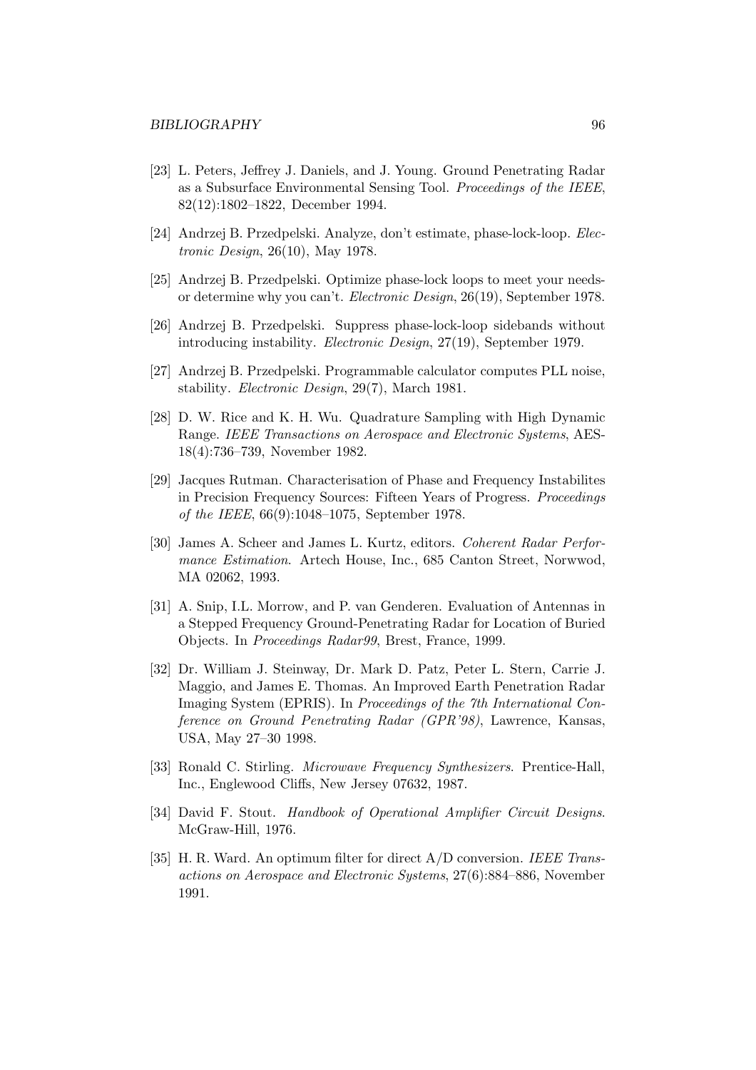[23] L. Peters, Jeffrey J. Daniels, and J. Young. Ground Penetrating Radar as a Subsurface Environmental Sensing Tool. *Proceedings of the IEEE*, 82(12):1802–1822, December 1994.

[24] Andrzej B. Przedpelski. Analyze, don't estimate, phase-lock-loop. *Electronic Design*, 26(10), May 1978.

[25] Andrzej B. Przedpelski. Optimize phase-lock loops to meet your needs-or determine why you can't. *Electronic Design*, 26(19), September 1978.

[26] Andrzej B. Przedpelski. Suppress phase-lock-loop sidebands without introducing instability. *Electronic Design*, 27(19), September 1979.

[27] Andrzej B. Przedpelski. Programmable calculator computes PLL noise, stability. *Electronic Design*, 29(7), March 1981.

[28] D. W. Rice and K. H. Wu. Quadrature Sampling with High Dynamic Range. *IEEE Transactions on Aerospace and Electronic Systems*, AES-18(4):736–739, November 1982.

[29] Jacques Rutman. Characterisation of Phase and Frequency Instabilites in Precision Frequency Sources: Fifteen Years of Progress. *Proceedings of the IEEE*, 66(9):1048–1075, September 1978.

[30] James A. Scheer and James L. Kurtz, editors. *Coherent Radar Performance Estimation*. Artech House, Inc., 685 Canton Street, Norwwod, MA 02062, 1993.

[31] A. Snip, I.L. Morrow, and P. van Genderen. Evaluation of Antennas in a Stepped Frequency Ground-Penetrating Radar for Location of Buried Objects. In *Proceedings Radar99*, Brest, France, 1999.

[32] Dr. William J. Steinway, Dr. Mark D. Patz, Peter L. Stern, Carrie J. Maggio, and James E. Thomas. An Improved Earth Penetration Radar Imaging System (EPRIS). In *Proceedings of the 7th International Conference on Ground Penetrating Radar (GPR'98)*, Lawrence, Kansas, USA, May 27–30 1998.

[33] Ronald C. Stirling. *Microwave Frequency Synthesizers*. Prentice-Hall, Inc., Englewood Cliffs, New Jersey 07632, 1987.

[34] David F. Stout. *Handbook of Operational Amplifier Circuit Designs*. McGraw-Hill, 1976.

[35] H. R. Ward. An optimum filter for direct A/D conversion. *IEEE Transactions on Aerospace and Electronic Systems*, 27(6):884–886, November 1991.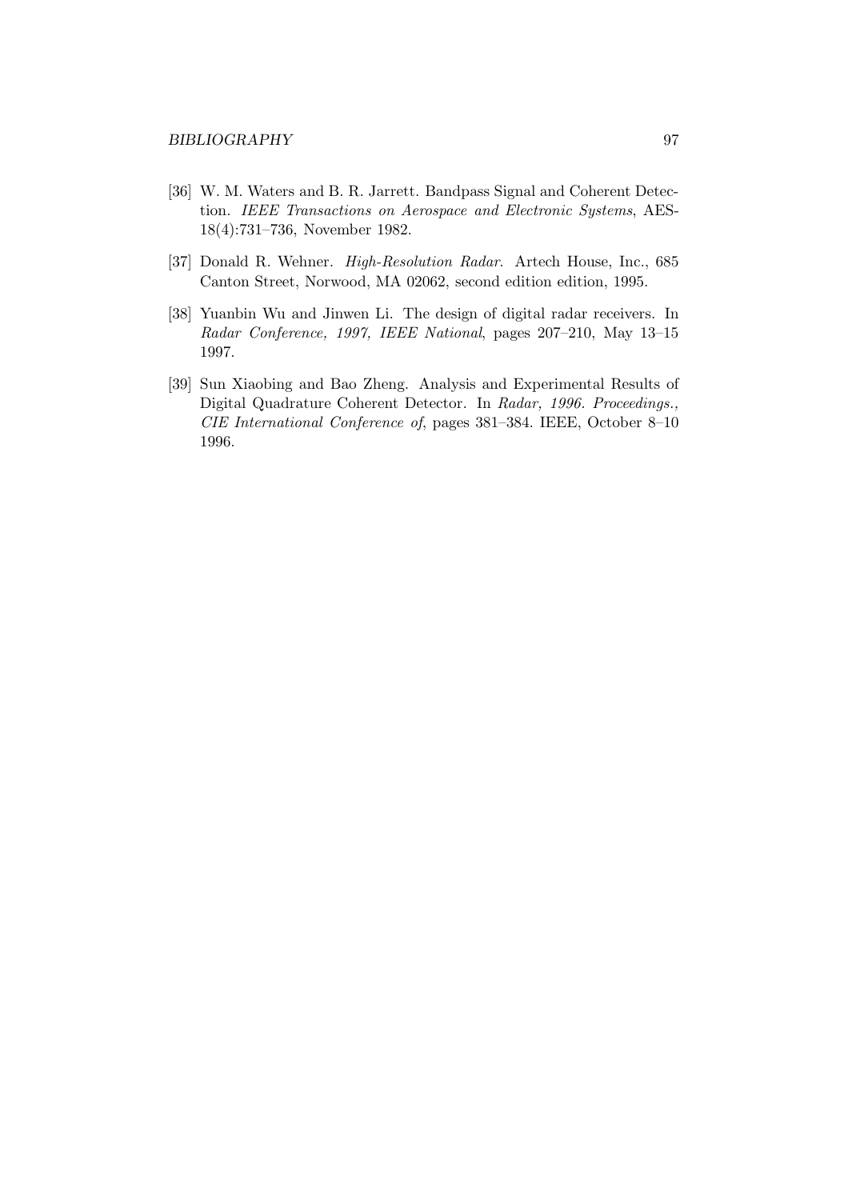[36] W. M. Waters and B. R. Jarrett. Bandpass Signal and Coherent Detection. *IEEE Transactions on Aerospace and Electronic Systems*, AES-18(4):731–736, November 1982.

[37] Donald R. Wehner. *High-Resolution Radar.* Artech House, Inc., 685 Canton Street, Norwood, MA 02062, second edition edition, 1995.

[38] Yuanbin Wu and Jinwen Li. The design of digital radar receivers. In *Radar Conference, 1997, IEEE National*, pages 207–210, May 13–15 1997.

[39] Sun Xiaobing and Bao Zheng. Analysis and Experimental Results of Digital Quadrature Coherent Detector. In *Radar, 1996. Proceedings., CIE International Conference of*, pages 381–384. IEEE, October 8–10 1996.